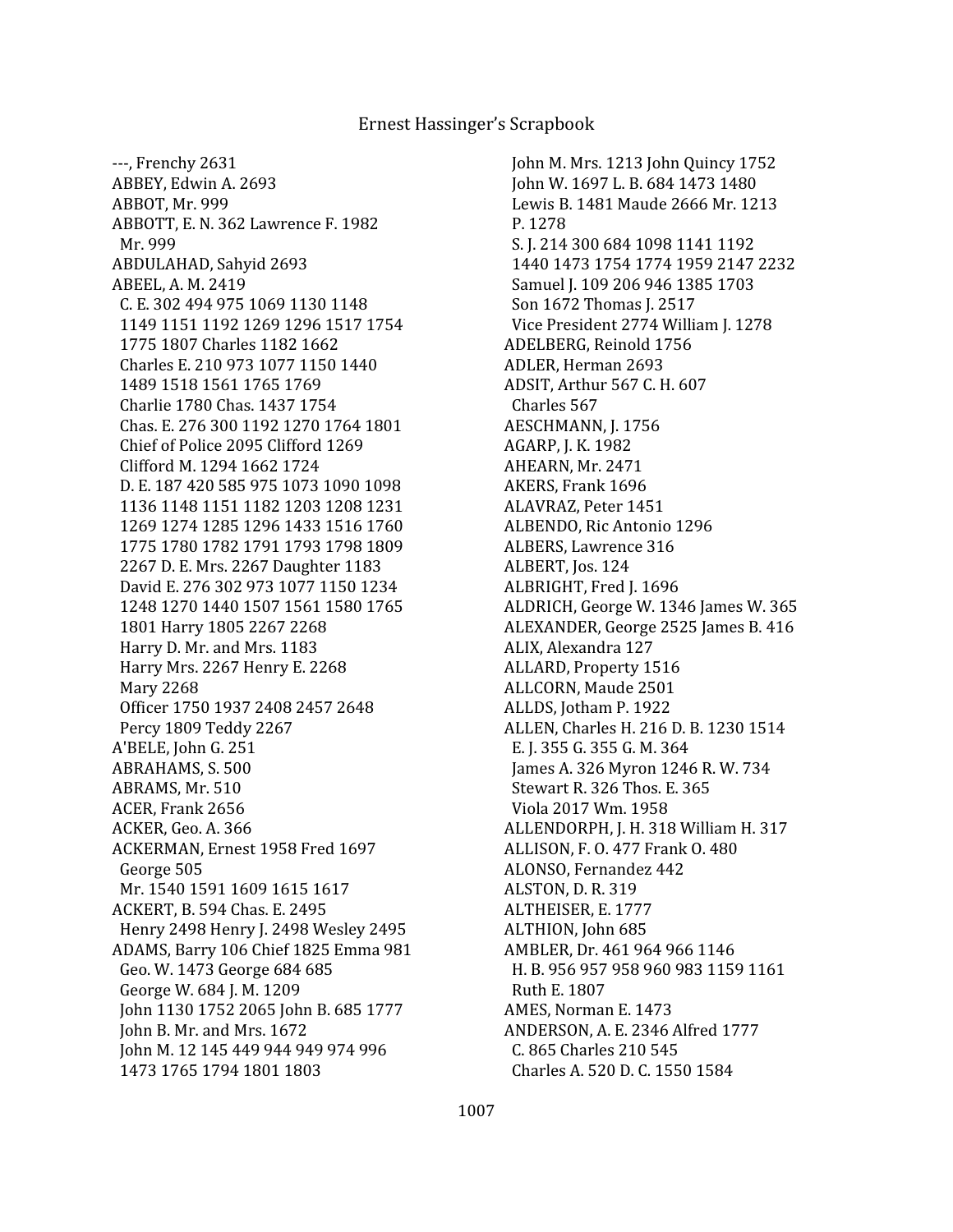---, Frenchy 2631
ABBEY, Edwin A. 2693
ABBOT, Mr. 999
ABBOTT, E. N. 362 Lawrence F. 1982
Mr. 999
ABDULAHAD, Sahyid 2693
ABEEL, A. M. 2419
C. E. 302 494 975 1069 1130 1148 1149 1151 1192 1269 1296 1517 1754 1775 1807 Charles 1182 1662
Charles E. 210 973 1077 1150 1440 1489 1518 1561 1765 1769
Charlie 1780 Chas. 1437 1754
Chas. E. 276 300 1192 1270 1764 1801
Chief of Police 2095 Clifford 1269
Clifford M. 1294 1662 1724
D. E. 187 420 585 975 1073 1090 1098 1136 1148 1151 1182 1203 1208 1231 1269 1274 1285 1296 1433 1516 1760 1775 1780 1782 1791 1793 1798 1809 2267 D. E. Mrs. 2267 Daughter 1183
David E. 276 302 973 1077 1150 1234 1248 1270 1440 1507 1561 1580 1765 1801 Harry 1805 2267 2268
Harry D. Mr. and Mrs. 1183
Harry Mrs. 2267 Henry E. 2268
Mary 2268
Officer 1750 1937 2408 2457 2648
Percy 1809 Teddy 2267
A'BELE, John G. 251
ABRAHAMS, S. 500
ABRAMS, Mr. 510
ACER, Frank 2656
ACKER, Geo. A. 366
ACKERMAN, Ernest 1958 Fred 1697
George 505
Mr. 1540 1591 1609 1615 1617
ACKERT, B. 594 Chas. E. 2495
Henry 2498 Henry J. 2498 Wesley 2495
ADAMS, Barry 106 Chief 1825 Emma 981
Geo. W. 1473 George 684 685
George W. 684 J. M. 1209
John 1130 1752 2065 John B. 685 1777
John B. Mr. and Mrs. 1672
John M. 12 145 449 944 949 974 996 1473 1765 1794 1801 1803
John M. Mrs. 1213 John Quincy 1752
John W. 1697 L. B. 684 1473 1480
Lewis B. 1481 Maude 2666 Mr. 1213
P. 1278
S. J. 214 300 684 1098 1141 1192 1440 1473 1754 1774 1959 2147 2232
Samuel J. 109 206 946 1385 1703
Son 1672 Thomas J. 2517
Vice President 2774 William J. 1278
ADELBERG, Reinold 1756
ADLER, Herman 2693
ADSIT, Arthur 567 C. H. 607
Charles 567
AESCHMANN, J. 1756
AGARP, J. K. 1982
AHEARN, Mr. 2471
AKERS, Frank 1696
ALAVRAZ, Peter 1451
ALBENDO, Ric Antonio 1296
ALBERS, Lawrence 316
ALBERT, Jos. 124
ALBRIGHT, Fred J. 1696
ALDRICH, George W. 1346 James W. 365
ALEXANDER, George 2525 James B. 416
ALIX, Alexandra 127
ALLARD, Property 1516
ALLCORN, Maude 2501
ALLDS, Jotham P. 1922
ALLEN, Charles H. 216 D. B. 1230 1514
E. J. 355 G. 355 G. M. 364
James A. 326 Myron 1246 R. W. 734
Stewart R. 326 Thos. E. 365
Viola 2017 Wm. 1958
ALLENDORPH, J. H. 318 William H. 317
ALLISON, F. O. 477 Frank O. 480
ALONSO, Fernandez 442
ALSTON, D. R. 319
ALTHEISER, E. 1777
ALTHION, John 685
AMBLER, Dr. 461 964 966 1146
H. B. 956 957 958 960 983 1159 1161
Ruth E. 1807
AMES, Norman E. 1473
ANDERSON, A. E. 2346 Alfred 1777
C. 865 Charles 210 545
Charles A. 520 D. C. 1550 1584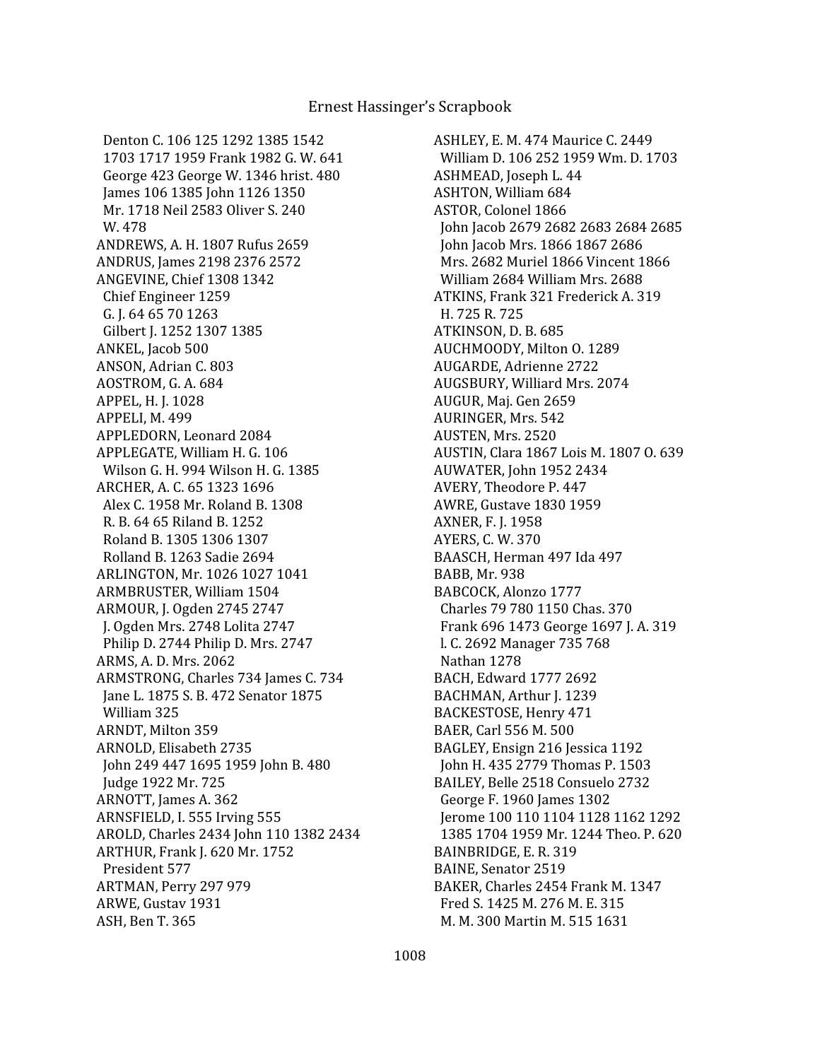Denton C. 106 125 1292 1385 1542
1703 1717 1959 Frank 1982 G. W. 641
George 423 George W. 1346 hrist. 480
James 106 1385 John 1126 1350
Mr. 1718 Neil 2583 Oliver S. 240
W. 478
ANDREWS, A. H. 1807 Rufus 2659
ANDRUS, James 2198 2376 2572
ANGEVINE, Chief 1308 1342
Chief Engineer 1259
G. J. 64 65 70 1263
Gilbert J. 1252 1307 1385
ANKEL, Jacob 500
ANSON, Adrian C. 803
AOSTROM, G. A. 684
APPEL, H. J. 1028
APPELI, M. 499
APPLEDORN, Leonard 2084
APPLEGATE, William H. G. 106
Wilson G. H. 994 Wilson H. G. 1385
ARCHER, A. C. 65 1323 1696
Alex C. 1958 Mr. Roland B. 1308
R. B. 64 65 Riland B. 1252
Roland B. 1305 1306 1307
Rolland B. 1263 Sadie 2694
ARLINGTON, Mr. 1026 1027 1041
ARMBRUSTER, William 1504
ARMOUR, J. Ogden 2745 2747
J. Ogden Mrs. 2748 Lolita 2747
Philip D. 2744 Philip D. Mrs. 2747
ARMS, A. D. Mrs. 2062
ARMSTRONG, Charles 734 James C. 734
Jane L. 1875 S. B. 472 Senator 1875
William 325
ARNDT, Milton 359
ARNOLD, Elisabeth 2735
John 249 447 1695 1959 John B. 480
Judge 1922 Mr. 725
ARNOTT, James A. 362
ARNSFIELD, I. 555 Irving 555
AROLD, Charles 2434 John 110 1382 2434
ARTHUR, Frank J. 620 Mr. 1752
President 577
ARTMAN, Perry 297 979
ARWE, Gustav 1931
ASH, Ben T. 365
ASHLEY, E. M. 474 Maurice C. 2449
William D. 106 252 1959 Wm. D. 1703
ASHMEAD, Joseph L. 44
ASHTON, William 684
ASTOR, Colonel 1866
John Jacob 2679 2682 2683 2684 2685
John Jacob Mrs. 1866 1867 2686
Mrs. 2682 Muriel 1866 Vincent 1866
William 2684 William Mrs. 2688
ATKINS, Frank 321 Frederick A. 319
H. 725 R. 725
ATKINSON, D. B. 685
AUCHMOODY, Milton O. 1289
AUGARDE, Adrienne 2722
AUGSBURY, Williard Mrs. 2074
AUGUR, Maj. Gen 2659
AURINGER, Mrs. 542
AUSTEN, Mrs. 2520
AUSTIN, Clara 1867 Lois M. 1807 O. 639
AUWATER, John 1952 2434
AVERY, Theodore P. 447
AWRE, Gustave 1830 1959
AXNER, F. J. 1958
AYERS, C. W. 370
BAASCH, Herman 497 Ida 497
BABB, Mr. 938
BABCOCK, Alonzo 1777
Charles 79 780 1150 Chas. 370
Frank 696 1473 George 1697 J. A. 319
l. C. 2692 Manager 735 768
Nathan 1278
BACH, Edward 1777 2692
BACHMAN, Arthur J. 1239
BACKESTOSE, Henry 471
BAER, Carl 556 M. 500
BAGLEY, Ensign 216 Jessica 1192
John H. 435 2779 Thomas P. 1503
BAILEY, Belle 2518 Consuelo 2732
George F. 1960 James 1302
Jerome 100 110 1104 1128 1162 1292
1385 1704 1959 Mr. 1244 Theo. P. 620
BAINBRIDGE, E. R. 319
BAINE, Senator 2519
BAKER, Charles 2454 Frank M. 1347
Fred S. 1425 M. 276 M. E. 315
M. M. 300 Martin M. 515 1631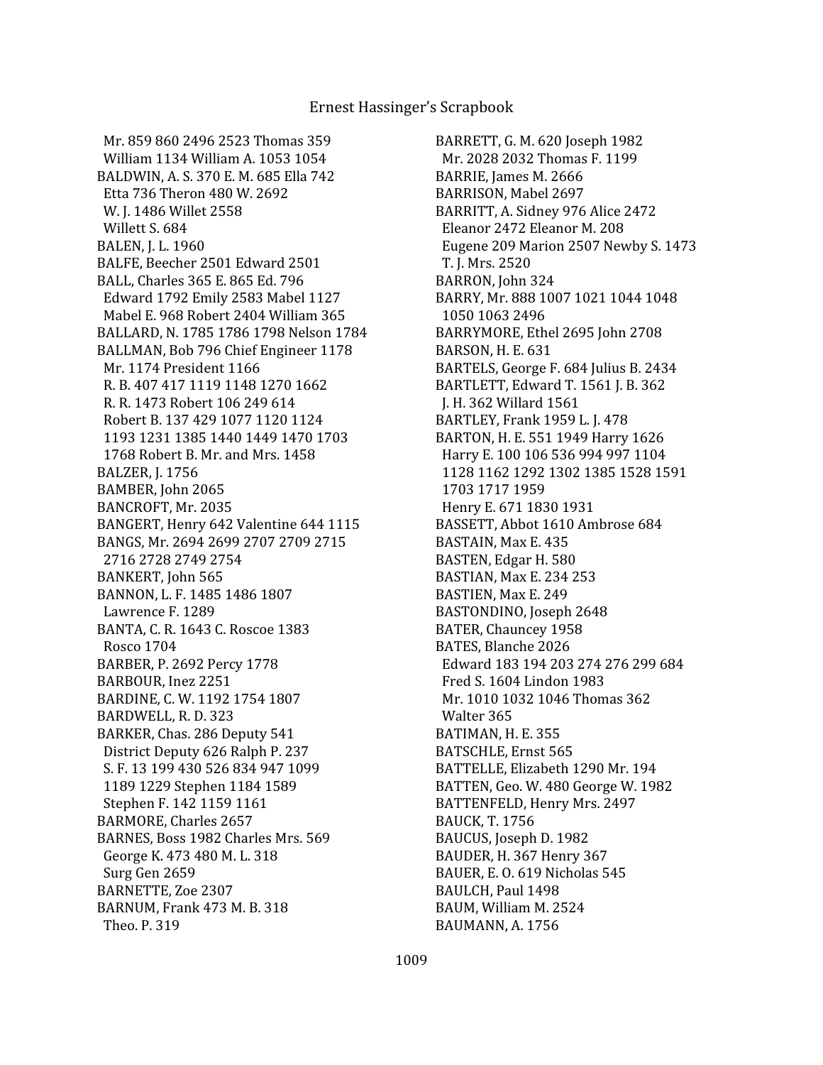Mr. 859 860 2496 2523 Thomas 359
William 1134 William A. 1053 1054
BALDWIN, A. S. 370 E. M. 685 Ella 742
Etta 736 Theron 480 W. 2692
W. J. 1486 Willet 2558
Willett S. 684
BALEN, J. L. 1960
BALFE, Beecher 2501 Edward 2501
BALL, Charles 365 E. 865 Ed. 796
Edward 1792 Emily 2583 Mabel 1127
Mabel E. 968 Robert 2404 William 365
BALLARD, N. 1785 1786 1798 Nelson 1784
BALLMAN, Bob 796 Chief Engineer 1178
Mr. 1174 President 1166
R. B. 407 417 1119 1148 1270 1662
R. R. 1473 Robert 106 249 614
Robert B. 137 429 1077 1120 1124
1193 1231 1385 1440 1449 1470 1703
1768 Robert B. Mr. and Mrs. 1458
BALZER, J. 1756
BAMBER, John 2065
BANCROFT, Mr. 2035
BANGERT, Henry 642 Valentine 644 1115
BANGS, Mr. 2694 2699 2707 2709 2715
2716 2728 2749 2754
BANKERT, John 565
BANNON, L. F. 1485 1486 1807
Lawrence F. 1289
BANTA, C. R. 1643 C. Roscoe 1383
Rosco 1704
BARBER, P. 2692 Percy 1778
BARBOUR, Inez 2251
BARDINE, C. W. 1192 1754 1807
BARDWELL, R. D. 323
BARKER, Chas. 286 Deputy 541
District Deputy 626 Ralph P. 237
S. F. 13 199 430 526 834 947 1099
1189 1229 Stephen 1184 1589
Stephen F. 142 1159 1161
BARMORE, Charles 2657
BARNES, Boss 1982 Charles Mrs. 569
George K. 473 480 M. L. 318
Surg Gen 2659
BARNETTE, Zoe 2307
BARNUM, Frank 473 M. B. 318
Theo. P. 319
BARRETT, G. M. 620 Joseph 1982
Mr. 2028 2032 Thomas F. 1199
BARRIE, James M. 2666
BARRISON, Mabel 2697
BARRITT, A. Sidney 976 Alice 2472
Eleanor 2472 Eleanor M. 208
Eugene 209 Marion 2507 Newby S. 1473
T. J. Mrs. 2520
BARRON, John 324
BARRY, Mr. 888 1007 1021 1044 1048
1050 1063 2496
BARRYMORE, Ethel 2695 John 2708
BARSON, H. E. 631
BARTELS, George F. 684 Julius B. 2434
BARTLETT, Edward T. 1561 J. B. 362
J. H. 362 Willard 1561
BARTLEY, Frank 1959 L. J. 478
BARTON, H. E. 551 1949 Harry 1626
Harry E. 100 106 536 994 997 1104
1128 1162 1292 1302 1385 1528 1591
1703 1717 1959
Henry E. 671 1830 1931
BASSETT, Abbot 1610 Ambrose 684
BASTAIN, Max E. 435
BASTEN, Edgar H. 580
BASTIAN, Max E. 234 253
BASTIEN, Max E. 249
BASTONDINO, Joseph 2648
BATER, Chauncey 1958
BATES, Blanche 2026
Edward 183 194 203 274 276 299 684
Fred S. 1604 Lindon 1983
Mr. 1010 1032 1046 Thomas 362
Walter 365
BATIMAN, H. E. 355
BATSCHLE, Ernst 565
BATTELLE, Elizabeth 1290 Mr. 194
BATTEN, Geo. W. 480 George W. 1982
BATTENFELD, Henry Mrs. 2497
BAUCK, T. 1756
BAUCUS, Joseph D. 1982
BAUDER, H. 367 Henry 367
BAUER, E. O. 619 Nicholas 545
BAULCH, Paul 1498
BAUM, William M. 2524
BAUMANN, A. 1756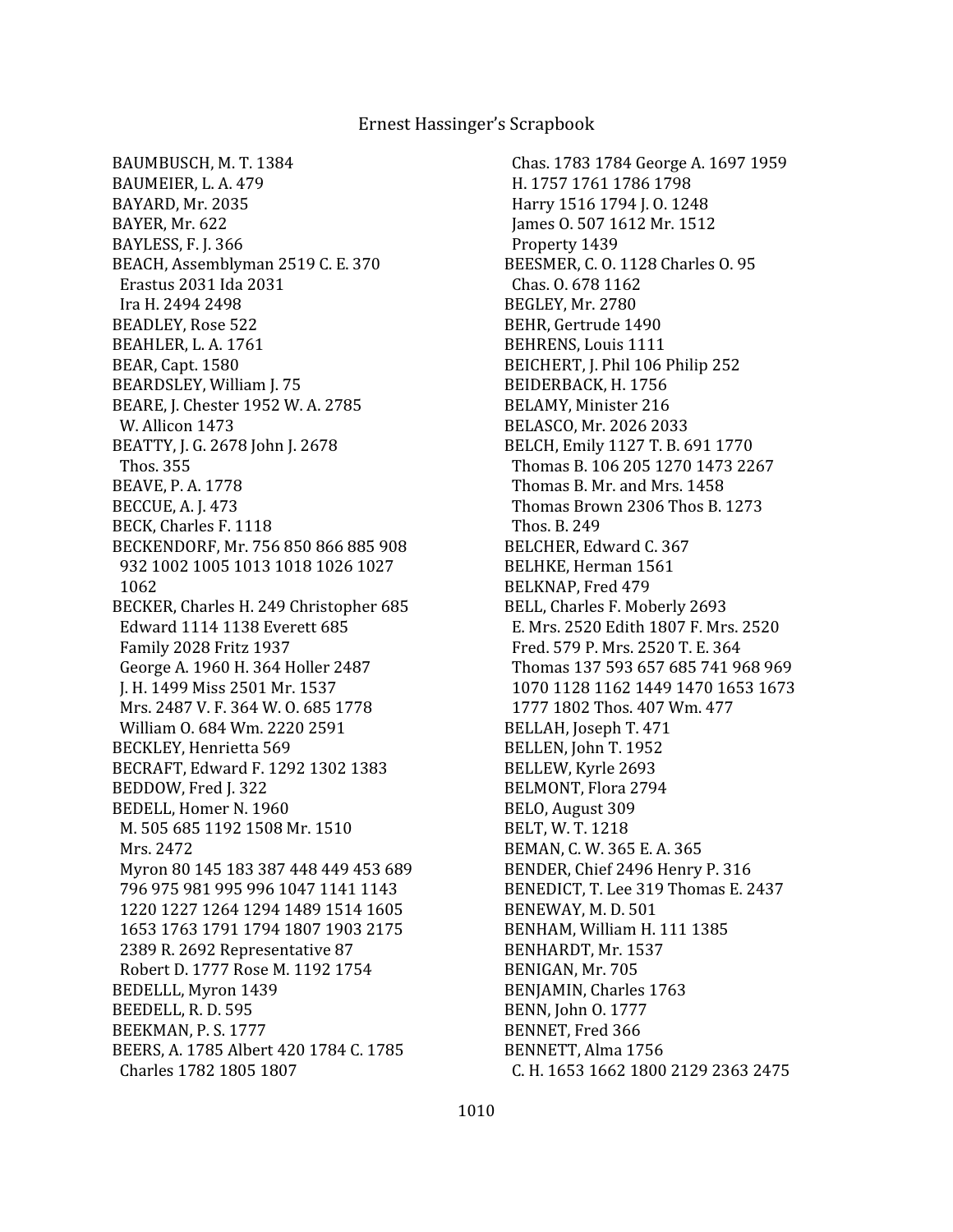BAUMBUSCH, M. T. 1384
BAUMEIER, L. A. 479
BAYARD, Mr. 2035
BAYER, Mr. 622
BAYLESS, F. J. 366
BEACH, Assemblyman 2519 C. E. 370
  Erastus 2031 Ida 2031
  Ira H. 2494 2498
BEADLEY, Rose 522
BEAHLER, L. A. 1761
BEAR, Capt. 1580
BEARDSLEY, William J. 75
BEARE, J. Chester 1952 W. A. 2785
  W. Allicon 1473
BEATTY, J. G. 2678 John J. 2678
  Thos. 355
BEAVE, P. A. 1778
BECCUE, A. J. 473
BECK, Charles F. 1118
BECKENDORF, Mr. 756 850 866 885 908
  932 1002 1005 1013 1018 1026 1027
  1062
BECKER, Charles H. 249 Christopher 685
  Edward 1114 1138 Everett 685
  Family 2028 Fritz 1937
  George A. 1960 H. 364 Holler 2487
  J. H. 1499 Miss 2501 Mr. 1537
  Mrs. 2487 V. F. 364 W. O. 685 1778
  William O. 684 Wm. 2220 2591
BECKLEY, Henrietta 569
BECRAFT, Edward F. 1292 1302 1383
BEDDOW, Fred J. 322
BEDELL, Homer N. 1960
  M. 505 685 1192 1508 Mr. 1510
  Mrs. 2472
  Myron 80 145 183 387 448 449 453 689
  796 975 981 995 996 1047 1141 1143
  1220 1227 1264 1294 1489 1514 1605
  1653 1763 1791 1794 1807 1903 2175
  2389 R. 2692 Representative 87
  Robert D. 1777 Rose M. 1192 1754
BEDELLL, Myron 1439
BEEDELL, R. D. 595
BEEKMAN, P. S. 1777
BEERS, A. 1785 Albert 420 1784 C. 1785
  Charles 1782 1805 1807
  Chas. 1783 1784 George A. 1697 1959
  H. 1757 1761 1786 1798
  Harry 1516 1794 J. O. 1248
  James O. 507 1612 Mr. 1512
  Property 1439
BEESMER, C. O. 1128 Charles O. 95
  Chas. O. 678 1162
BEGLEY, Mr. 2780
BEHR, Gertrude 1490
BEHRENS, Louis 1111
BEICHERT, J. Phil 106 Philip 252
BEIDERBACK, H. 1756
BELAMY, Minister 216
BELASCO, Mr. 2026 2033
BELCH, Emily 1127 T. B. 691 1770
  Thomas B. 106 205 1270 1473 2267
  Thomas B. Mr. and Mrs. 1458
  Thomas Brown 2306 Thos B. 1273
  Thos. B. 249
BELCHER, Edward C. 367
BELHKE, Herman 1561
BELKNAP, Fred 479
BELL, Charles F. Moberly 2693
  E. Mrs. 2520 Edith 1807 F. Mrs. 2520
  Fred. 579 P. Mrs. 2520 T. E. 364
  Thomas 137 593 657 685 741 968 969
  1070 1128 1162 1449 1470 1653 1673
  1777 1802 Thos. 407 Wm. 477
BELLAH, Joseph T. 471
BELLEN, John T. 1952
BELLEW, Kyrle 2693
BELMONT, Flora 2794
BELO, August 309
BELT, W. T. 1218
BEMAN, C. W. 365 E. A. 365
BENDER, Chief 2496 Henry P. 316
BENEDICT, T. Lee 319 Thomas E. 2437
BENEWAY, M. D. 501
BENHAM, William H. 111 1385
BENHARDT, Mr. 1537
BENIGAN, Mr. 705
BENJAMIN, Charles 1763
BENN, John O. 1777
BENNET, Fred 366
BENNETT, Alma 1756
  C. H. 1653 1662 1800 2129 2363 2475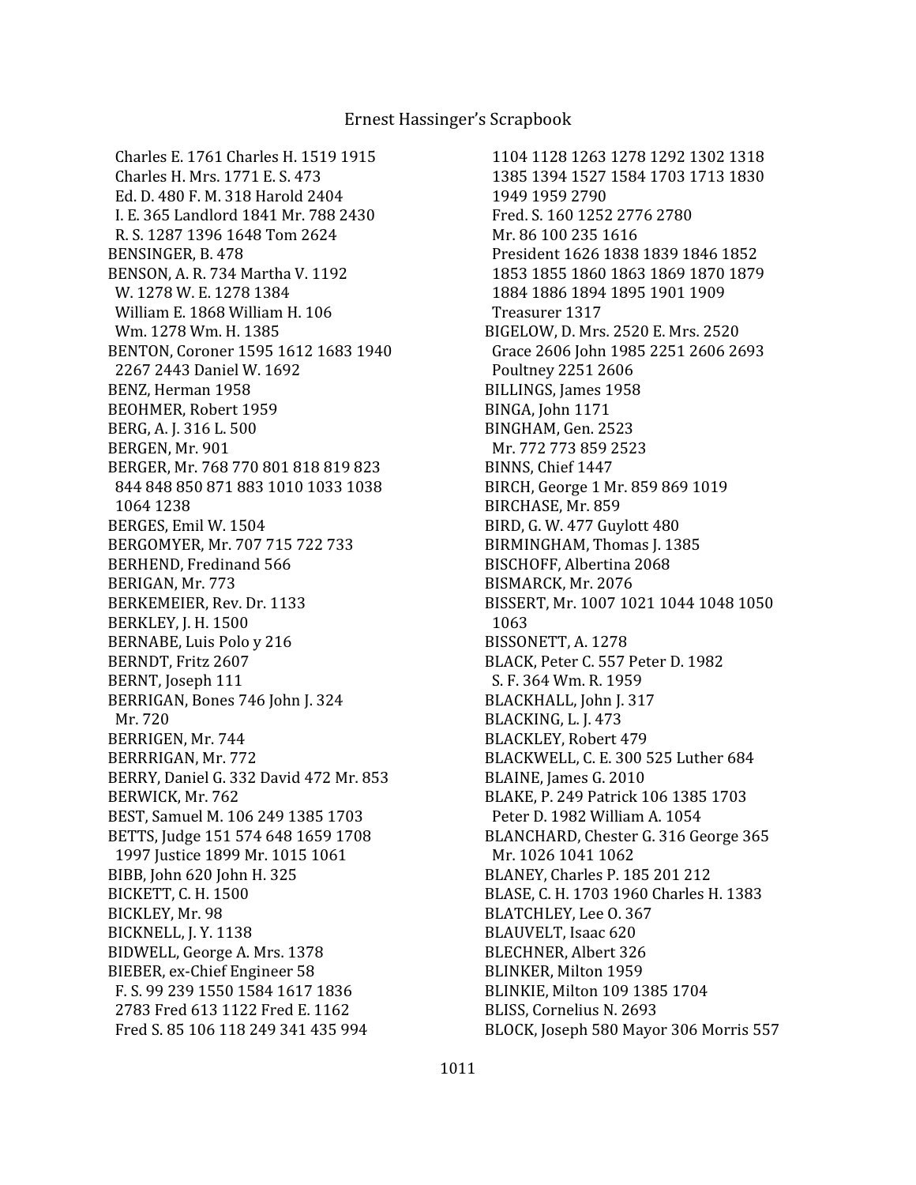Charles E. 1761 Charles H. 1519 1915
Charles H. Mrs. 1771 E. S. 473
Ed. D. 480 F. M. 318 Harold 2404
I. E. 365 Landlord 1841 Mr. 788 2430
R. S. 1287 1396 1648 Tom 2624

BENSINGER, B. 478
BENSON, A. R. 734 Martha V. 1192
W. 1278 W. E. 1278 1384
William E. 1868 William H. 106
Wm. 1278 Wm. H. 1385
BENTON, Coroner 1595 1612 1683 1940
2267 2443 Daniel W. 1692
BENZ, Herman 1958
BEOHMER, Robert 1959
BERG, A. J. 316 L. 500
BERGEN, Mr. 901
BERGER, Mr. 768 770 801 818 819 823
844 848 850 871 883 1010 1033 1038
1064 1238
BERGES, Emil W. 1504
BERGOMYER, Mr. 707 715 722 733
BERHEND, Fredinand 566
BERIGAN, Mr. 773
BERKEMEIER, Rev. Dr. 1133
BERKLEY, J. H. 1500
BERNABE, Luis Polo y 216
BERNDT, Fritz 2607
BERNT, Joseph 111
BERRIGAN, Bones 746 John J. 324
Mr. 720
BERRIGEN, Mr. 744
BERRRIGAN, Mr. 772
BERRY, Daniel G. 332 David 472 Mr. 853
BERWICK, Mr. 762
BEST, Samuel M. 106 249 1385 1703
BETTS, Judge 151 574 648 1659 1708
1997 Justice 1899 Mr. 1015 1061
BIBB, John 620 John H. 325
BICKETT, C. H. 1500
BICKLEY, Mr. 98
BICKNELL, J. Y. 1138
BIDWELL, George A. Mrs. 1378
BIEBER, ex-Chief Engineer 58
F. S. 99 239 1550 1584 1617 1836
2783 Fred 613 1122 Fred E. 1162
Fred S. 85 106 118 249 341 435 994
1104 1128 1263 1278 1292 1302 1318
1385 1394 1527 1584 1703 1713 1830
1949 1959 2790
Fred. S. 160 1252 2776 2780
Mr. 86 100 235 1616
President 1626 1838 1839 1846 1852
1853 1855 1860 1863 1869 1870 1879
1884 1886 1894 1895 1901 1909
Treasurer 1317
BIGELOW, D. Mrs. 2520 E. Mrs. 2520
Grace 2606 John 1985 2251 2606 2693
Poultney 2251 2606
BILLINGS, James 1958
BINGA, John 1171
BINGHAM, Gen. 2523
Mr. 772 773 859 2523
BINNS, Chief 1447
BIRCH, George 1 Mr. 859 869 1019
BIRCHASE, Mr. 859
BIRD, G. W. 477 Guylott 480
BIRMINGHAM, Thomas J. 1385
BISCHOFF, Albertina 2068
BISMARCK, Mr. 2076
BISSERT, Mr. 1007 1021 1044 1048 1050
1063
BISSONETT, A. 1278
BLACK, Peter C. 557 Peter D. 1982
S. F. 364 Wm. R. 1959
BLACKHALL, John J. 317
BLACKING, L. J. 473
BLACKLEY, Robert 479
BLACKWELL, C. E. 300 525 Luther 684
BLAINE, James G. 2010
BLAKE, P. 249 Patrick 106 1385 1703
Peter D. 1982 William A. 1054
BLANCHARD, Chester G. 316 George 365
Mr. 1026 1041 1062
BLANEY, Charles P. 185 201 212
BLASE, C. H. 1703 1960 Charles H. 1383
BLATCHLEY, Lee O. 367
BLAUVELT, Isaac 620
BLECHNER, Albert 326
BLINKER, Milton 1959
BLINKIE, Milton 109 1385 1704
BLISS, Cornelius N. 2693
BLOCK, Joseph 580 Mayor 306 Morris 557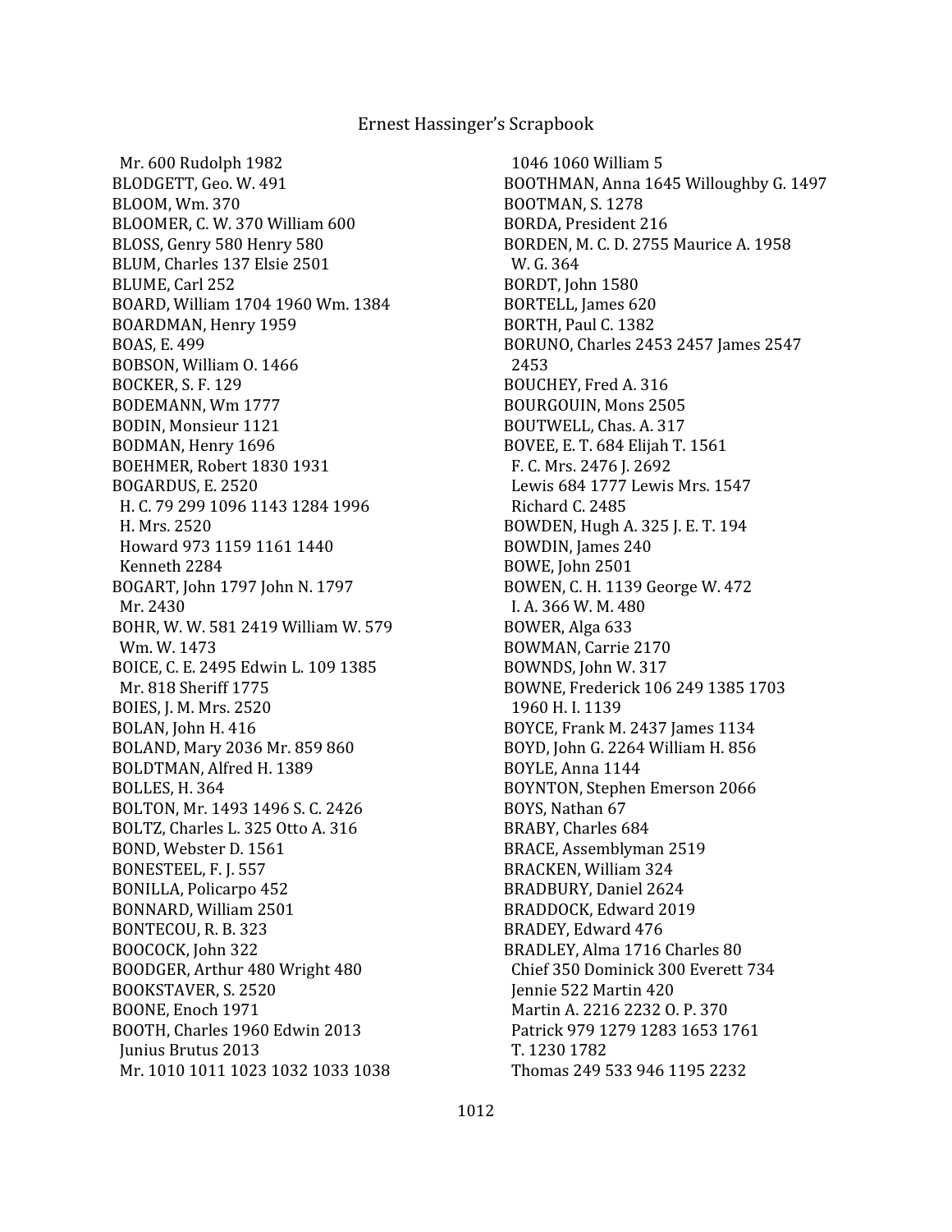Mr. 600 Rudolph 1982
BLODGETT, Geo. W. 491
BLOOM, Wm. 370
BLOOMER, C. W. 370 William 600
BLOSS, Genry 580 Henry 580
BLUM, Charles 137 Elsie 2501
BLUME, Carl 252
BOARD, William 1704 1960 Wm. 1384
BOARDMAN, Henry 1959
BOAS, E. 499
BOBSON, William O. 1466
BOCKER, S. F. 129
BODEMANN, Wm 1777
BODIN, Monsieur 1121
BODMAN, Henry 1696
BOEHMER, Robert 1830 1931
BOGARDUS, E. 2520
H. C. 79 299 1096 1143 1284 1996
H. Mrs. 2520
Howard 973 1159 1161 1440
Kenneth 2284
BOGART, John 1797 John N. 1797
Mr. 2430
BOHR, W. W. 581 2419 William W. 579
Wm. W. 1473
BOICE, C. E. 2495 Edwin L. 109 1385
Mr. 818 Sheriff 1775
BOIES, J. M. Mrs. 2520
BOLAN, John H. 416
BOLAND, Mary 2036 Mr. 859 860
BOLDTMAN, Alfred H. 1389
BOLLES, H. 364
BOLTON, Mr. 1493 1496 S. C. 2426
BOLTZ, Charles L. 325 Otto A. 316
BOND, Webster D. 1561
BONESTEEL, F. J. 557
BONILLA, Policarpo 452
BONNARD, William 2501
BONTECOU, R. B. 323
BOOCOCK, John 322
BOODGER, Arthur 480 Wright 480
BOOKSTAVER, S. 2520
BOONE, Enoch 1971
BOOTH, Charles 1960 Edwin 2013
Junius Brutus 2013
Mr. 1010 1011 1023 1032 1033 1038
1046 1060 William 5
BOOTHMAN, Anna 1645 Willoughby G. 1497
BOOTMAN, S. 1278
BORDA, President 216
BORDEN, M. C. D. 2755 Maurice A. 1958
W. G. 364
BORDT, John 1580
BORTELL, James 620
BORTH, Paul C. 1382
BORUNO, Charles 2453 2457 James 2547
2453
BOUCHEY, Fred A. 316
BOURGOUIN, Mons 2505
BOUTWELL, Chas. A. 317
BOVEE, E. T. 684 Elijah T. 1561
F. C. Mrs. 2476 J. 2692
Lewis 684 1777 Lewis Mrs. 1547
Richard C. 2485
BOWDEN, Hugh A. 325 J. E. T. 194
BOWDIN, James 240
BOWE, John 2501
BOWEN, C. H. 1139 George W. 472
I. A. 366 W. M. 480
BOWER, Alga 633
BOWMAN, Carrie 2170
BOWNDS, John W. 317
BOWNE, Frederick 106 249 1385 1703
1960 H. I. 1139
BOYCE, Frank M. 2437 James 1134
BOYD, John G. 2264 William H. 856
BOYLE, Anna 1144
BOYNTON, Stephen Emerson 2066
BOYS, Nathan 67
BRABY, Charles 684
BRACE, Assemblyman 2519
BRACKEN, William 324
BRADBURY, Daniel 2624
BRADDOCK, Edward 2019
BRADEY, Edward 476
BRADLEY, Alma 1716 Charles 80
Chief 350 Dominick 300 Everett 734
Jennie 522 Martin 420
Martin A. 2216 2232 O. P. 370
Patrick 979 1279 1283 1653 1761
T. 1230 1782
Thomas 249 533 946 1195 2232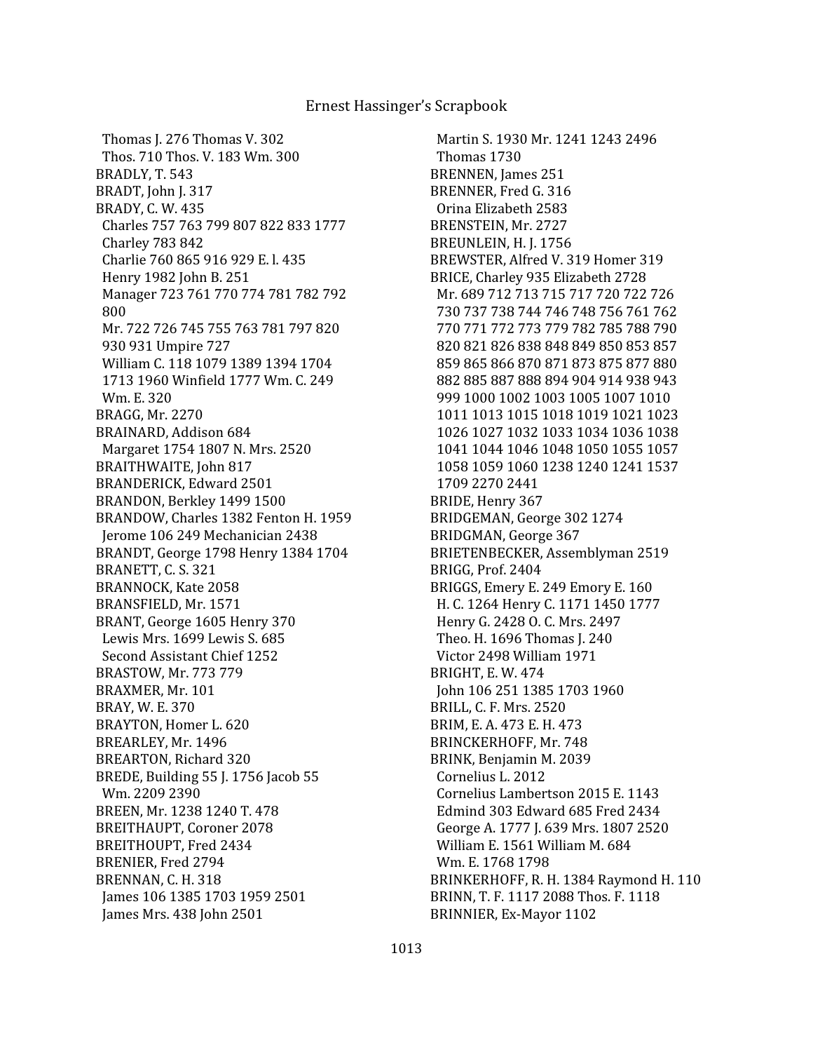Thomas J. 276 Thomas V. 302
Thos. 710 Thos. V. 183 Wm. 300
BRADLY, T. 543
BRADT, John J. 317
BRADY, C. W. 435
Charles 757 763 799 807 822 833 1777
Charley 783 842
Charlie 760 865 916 929 E. l. 435
Henry 1982 John B. 251
Manager 723 761 770 774 781 782 792 800
Mr. 722 726 745 755 763 781 797 820 930 931 Umpire 727
William C. 118 1079 1389 1394 1704 1713 1960 Winfield 1777 Wm. C. 249
Wm. E. 320
BRAGG, Mr. 2270
BRAINARD, Addison 684
Margaret 1754 1807 N. Mrs. 2520
BRAITHWAITE, John 817
BRANDERICK, Edward 2501
BRANDON, Berkley 1499 1500
BRANDOW, Charles 1382 Fenton H. 1959
Jerome 106 249 Mechanician 2438
BRANDT, George 1798 Henry 1384 1704
BRANETT, C. S. 321
BRANNOCK, Kate 2058
BRANSFIELD, Mr. 1571
BRANT, George 1605 Henry 370
Lewis Mrs. 1699 Lewis S. 685
Second Assistant Chief 1252
BRASTOW, Mr. 773 779
BRAXMER, Mr. 101
BRAY, W. E. 370
BRAYTON, Homer L. 620
BREARLEY, Mr. 1496
BREARTON, Richard 320
BREDE, Building 55 J. 1756 Jacob 55
Wm. 2209 2390
BREEN, Mr. 1238 1240 T. 478
BREITHAUPT, Coroner 2078
BREITHOUPT, Fred 2434
BRENIER, Fred 2794
BRENNAN, C. H. 318
James 106 1385 1703 1959 2501
James Mrs. 438 John 2501
Martin S. 1930 Mr. 1241 1243 2496
Thomas 1730
BRENNEN, James 251
BRENNER, Fred G. 316
Orina Elizabeth 2583
BRENSTEIN, Mr. 2727
BREUNLEIN, H. J. 1756
BREWSTER, Alfred V. 319 Homer 319
BRICE, Charley 935 Elizabeth 2728
Mr. 689 712 713 715 717 720 722 726 730 737 738 744 746 748 756 761 762 770 771 772 773 779 782 785 788 790 820 821 826 838 848 849 850 853 857 859 865 866 870 871 873 875 877 880 882 885 887 888 894 904 914 938 943 999 1000 1002 1003 1005 1007 1010 1011 1013 1015 1018 1019 1021 1023 1026 1027 1032 1033 1034 1036 1038 1041 1044 1046 1048 1050 1055 1057 1058 1059 1060 1238 1240 1241 1537 1709 2270 2441
BRIDE, Henry 367
BRIDGEMAN, George 302 1274
BRIDGMAN, George 367
BRIETENBECKER, Assemblyman 2519
BRIGG, Prof. 2404
BRIGGS, Emery E. 249 Emory E. 160
H. C. 1264 Henry C. 1171 1450 1777
Henry G. 2428 O. C. Mrs. 2497
Theo. H. 1696 Thomas J. 240
Victor 2498 William 1971
BRIGHT, E. W. 474
John 106 251 1385 1703 1960
BRILL, C. F. Mrs. 2520
BRIM, E. A. 473 E. H. 473
BRINCKERHOFF, Mr. 748
BRINK, Benjamin M. 2039
Cornelius L. 2012
Cornelius Lambertson 2015 E. 1143
Edmind 303 Edward 685 Fred 2434
George A. 1777 J. 639 Mrs. 1807 2520
William E. 1561 William M. 684
Wm. E. 1768 1798
BRINKERHOFF, R. H. 1384 Raymond H. 110
BRINN, T. F. 1117 2088 Thos. F. 1118
BRINNIER, Ex-Mayor 1102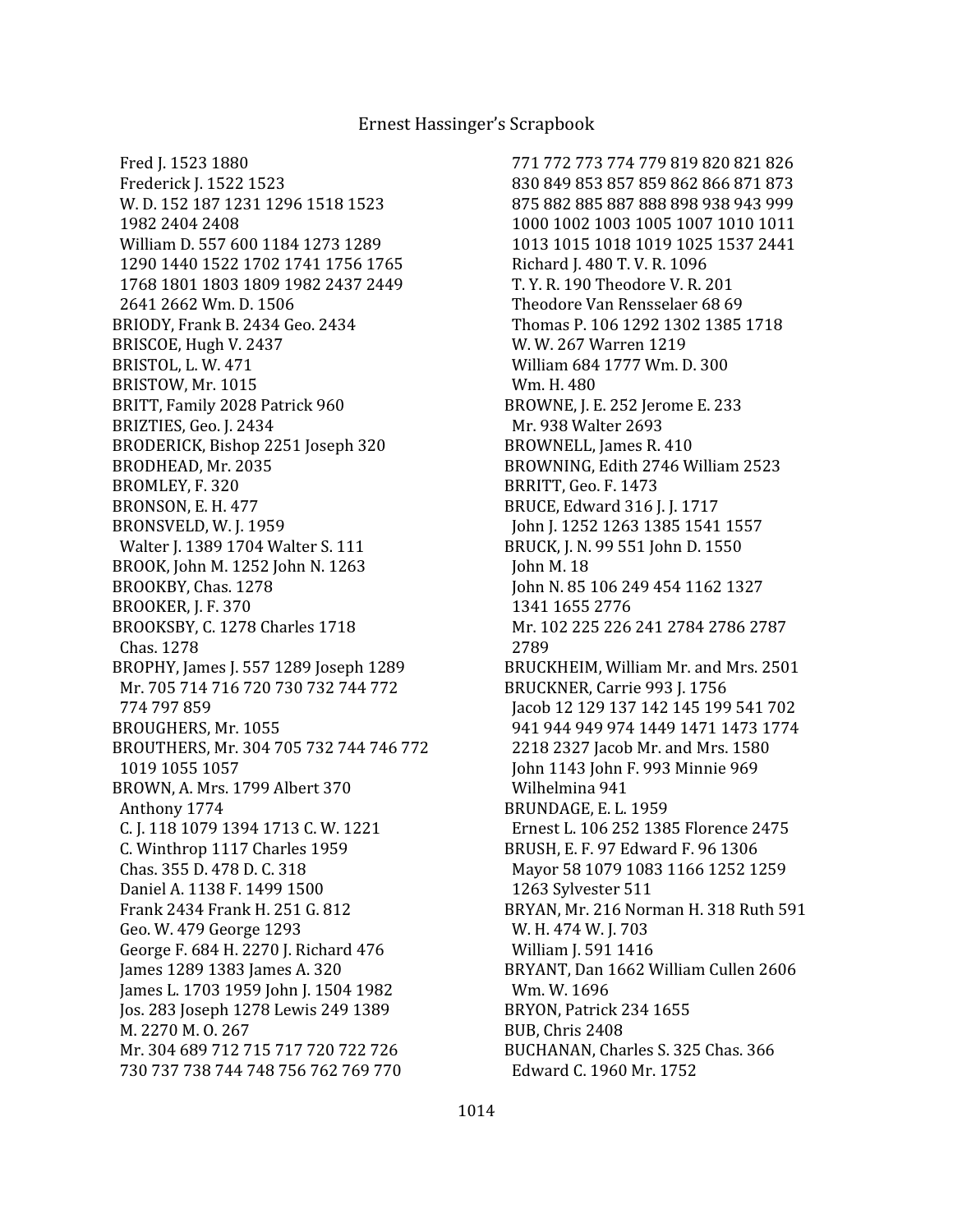Fred J. 1523 1880
Frederick J. 1522 1523
W. D. 152 187 1231 1296 1518 1523 1982 2404 2408
William D. 557 600 1184 1273 1289 1290 1440 1522 1702 1741 1756 1765 1768 1801 1803 1809 1982 2437 2449 2641 2662 Wm. D. 1506
BRIODY, Frank B. 2434 Geo. 2434
BRISCOE, Hugh V. 2437
BRISTOL, L. W. 471
BRISTOW, Mr. 1015
BRITT, Family 2028 Patrick 960
BRIZTIES, Geo. J. 2434
BRODERICK, Bishop 2251 Joseph 320
BRODHEAD, Mr. 2035
BROMLEY, F. 320
BRONSON, E. H. 477
BRONSVELD, W. J. 1959
Walter J. 1389 1704 Walter S. 111
BROOK, John M. 1252 John N. 1263
BROOKBY, Chas. 1278
BROOKER, J. F. 370
BROOKSBY, C. 1278 Charles 1718
Chas. 1278
BROPHY, James J. 557 1289 Joseph 1289
Mr. 705 714 716 720 730 732 744 772 774 797 859
BROUGHERS, Mr. 1055
BROUTHERS, Mr. 304 705 732 744 746 772 1019 1055 1057
BROWN, A. Mrs. 1799 Albert 370
Anthony 1774
C. J. 118 1079 1394 1713 C. W. 1221
C. Winthrop 1117 Charles 1959
Chas. 355 D. 478 D. C. 318
Daniel A. 1138 F. 1499 1500
Frank 2434 Frank H. 251 G. 812
Geo. W. 479 George 1293
George F. 684 H. 2270 J. Richard 476
James 1289 1383 James A. 320
James L. 1703 1959 John J. 1504 1982
Jos. 283 Joseph 1278 Lewis 249 1389
M. 2270 M. O. 267
Mr. 304 689 712 715 717 720 722 726 730 737 738 744 748 756 762 769 770 771 772 773 774 779 819 820 821 826 830 849 853 857 859 862 866 871 873 875 882 885 887 888 898 938 943 999 1000 1002 1003 1005 1007 1010 1011 1013 1015 1018 1019 1025 1537 2441
Richard J. 480 T. V. R. 1096
T. Y. R. 190 Theodore V. R. 201
Theodore Van Rensselaer 68 69
Thomas P. 106 1292 1302 1385 1718
W. W. 267 Warren 1219
William 684 1777 Wm. D. 300
Wm. H. 480
BROWNE, J. E. 252 Jerome E. 233
Mr. 938 Walter 2693
BROWNELL, James R. 410
BROWNING, Edith 2746 William 2523
BRRITT, Geo. F. 1473
BRUCE, Edward 316 J. J. 1717
John J. 1252 1263 1385 1541 1557
BRUCK, J. N. 99 551 John D. 1550
John M. 18
John N. 85 106 249 454 1162 1327 1341 1655 2776
Mr. 102 225 226 241 2784 2786 2787 2789
BRUCKHEIM, William Mr. and Mrs. 2501
BRUCKNER, Carrie 993 J. 1756
Jacob 12 129 137 142 145 199 541 702 941 944 949 974 1449 1471 1473 1774 2218 2327 Jacob Mr. and Mrs. 1580
John 1143 John F. 993 Minnie 969
Wilhelmina 941
BRUNDAGE, E. L. 1959
Ernest L. 106 252 1385 Florence 2475
BRUSH, E. F. 97 Edward F. 96 1306
Mayor 58 1079 1083 1166 1252 1259 1263 Sylvester 511
BRYAN, Mr. 216 Norman H. 318 Ruth 591
W. H. 474 W. J. 703
William J. 591 1416
BRYANT, Dan 1662 William Cullen 2606
Wm. W. 1696
BRYON, Patrick 234 1655
BUB, Chris 2408
BUCHANAN, Charles S. 325 Chas. 366
Edward C. 1960 Mr. 1752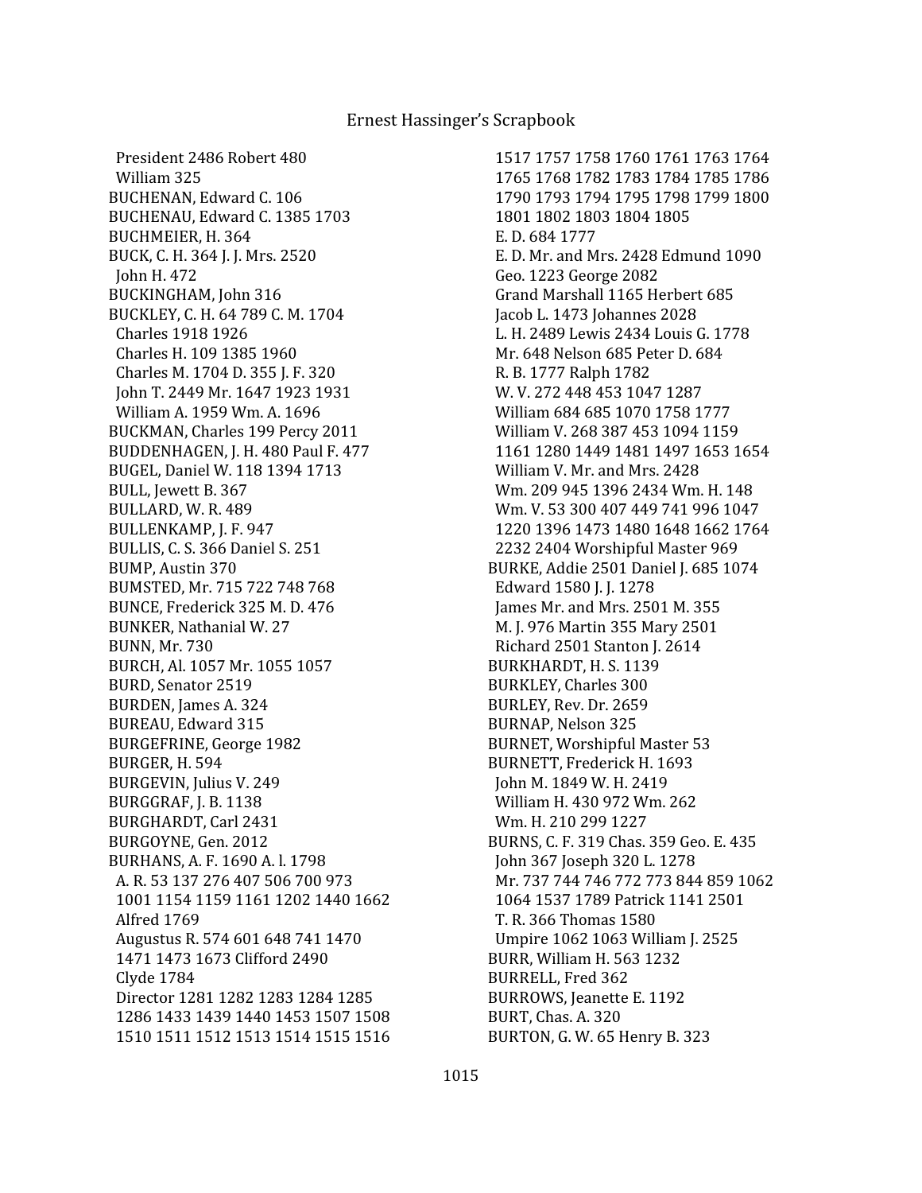President 2486 Robert 480
William 325
BUCHENAN, Edward C. 106
BUCHENAU, Edward C. 1385 1703
BUCHMEIER, H. 364
BUCK, C. H. 364 J. J. Mrs. 2520
John H. 472
BUCKINGHAM, John 316
BUCKLEY, C. H. 64 789 C. M. 1704
Charles 1918 1926
Charles H. 109 1385 1960
Charles M. 1704 D. 355 J. F. 320
John T. 2449 Mr. 1647 1923 1931
William A. 1959 Wm. A. 1696
BUCKMAN, Charles 199 Percy 2011
BUDDENHAGEN, J. H. 480 Paul F. 477
BUGEL, Daniel W. 118 1394 1713
BULL, Jewett B. 367
BULLARD, W. R. 489
BULLENKAMP, J. F. 947
BULLIS, C. S. 366 Daniel S. 251
BUMP, Austin 370
BUMSTED, Mr. 715 722 748 768
BUNCE, Frederick 325 M. D. 476
BUNKER, Nathanial W. 27
BUNN, Mr. 730
BURCH, Al. 1057 Mr. 1055 1057
BURD, Senator 2519
BURDEN, James A. 324
BUREAU, Edward 315
BURGEFRINE, George 1982
BURGER, H. 594
BURGEVIN, Julius V. 249
BURGGRAF, J. B. 1138
BURGHARDT, Carl 2431
BURGOYNE, Gen. 2012
BURHANS, A. F. 1690 A. l. 1798
A. R. 53 137 276 407 506 700 973
1001 1154 1159 1161 1202 1440 1662
Alfred 1769
Augustus R. 574 601 648 741 1470
1471 1473 1673 Clifford 2490
Clyde 1784
Director 1281 1282 1283 1284 1285
1286 1433 1439 1440 1453 1507 1508
1510 1511 1512 1513 1514 1515 1516
1517 1757 1758 1760 1761 1763 1764
1765 1768 1782 1783 1784 1785 1786
1790 1793 1794 1795 1798 1799 1800
1801 1802 1803 1804 1805
E. D. 684 1777
E. D. Mr. and Mrs. 2428 Edmund 1090
Geo. 1223 George 2082
Grand Marshall 1165 Herbert 685
Jacob L. 1473 Johannes 2028
L. H. 2489 Lewis 2434 Louis G. 1778
Mr. 648 Nelson 685 Peter D. 684
R. B. 1777 Ralph 1782
W. V. 272 448 453 1047 1287
William 684 685 1070 1758 1777
William V. 268 387 453 1094 1159
1161 1280 1449 1481 1497 1653 1654
William V. Mr. and Mrs. 2428
Wm. 209 945 1396 2434 Wm. H. 148
Wm. V. 53 300 407 449 741 996 1047
1220 1396 1473 1480 1648 1662 1764
2232 2404 Worshipful Master 969
BURKE, Addie 2501 Daniel J. 685 1074
Edward 1580 J. J. 1278
James Mr. and Mrs. 2501 M. 355
M. J. 976 Martin 355 Mary 2501
Richard 2501 Stanton J. 2614
BURKHARDT, H. S. 1139
BURKLEY, Charles 300
BURLEY, Rev. Dr. 2659
BURNAP, Nelson 325
BURNET, Worshipful Master 53
BURNETT, Frederick H. 1693
John M. 1849 W. H. 2419
William H. 430 972 Wm. 262
Wm. H. 210 299 1227
BURNS, C. F. 319 Chas. 359 Geo. E. 435
John 367 Joseph 320 L. 1278
Mr. 737 744 746 772 773 844 859 1062
1064 1537 1789 Patrick 1141 2501
T. R. 366 Thomas 1580
Umpire 1062 1063 William J. 2525
BURR, William H. 563 1232
BURRELL, Fred 362
BURROWS, Jeanette E. 1192
BURT, Chas. A. 320
BURTON, G. W. 65 Henry B. 323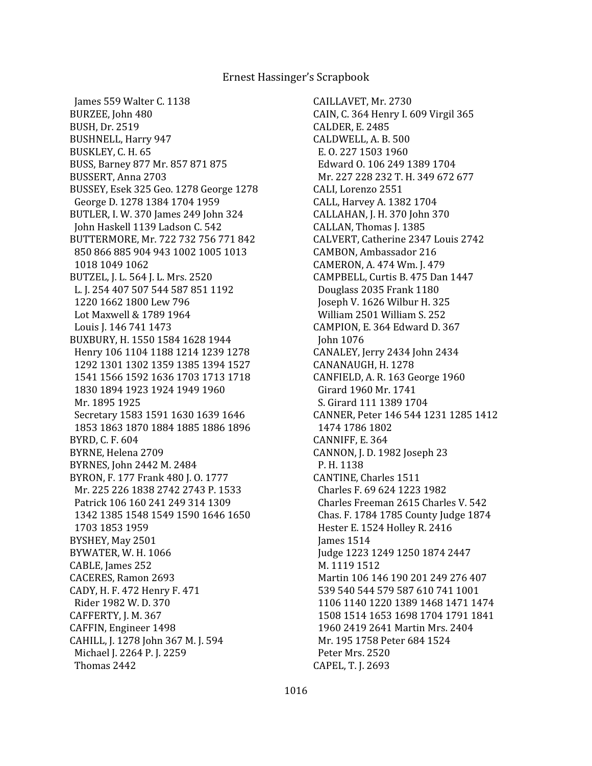James 559 Walter C. 1138
BURZEE, John 480
BUSH, Dr. 2519
BUSHNELL, Harry 947
BUSKLEY, C. H. 65
BUSS, Barney 877 Mr. 857 871 875
BUSSERT, Anna 2703
BUSSEY, Esek 325 Geo. 1278 George 1278
George D. 1278 1384 1704 1959
BUTLER, I. W. 370 James 249 John 324
John Haskell 1139 Ladson C. 542
BUTTERMORE, Mr. 722 732 756 771 842
850 866 885 904 943 1002 1005 1013
1018 1049 1062
BUTZEL, J. L. 564 J. L. Mrs. 2520
L. J. 254 407 507 544 587 851 1192
1220 1662 1800 Lew 796
Lot Maxwell & 1789 1964
Louis J. 146 741 1473
BUXBURY, H. 1550 1584 1628 1944
Henry 106 1104 1188 1214 1239 1278
1292 1301 1302 1359 1385 1394 1527
1541 1566 1592 1636 1703 1713 1718
1830 1894 1923 1924 1949 1960
Mr. 1895 1925
Secretary 1583 1591 1630 1639 1646
1853 1863 1870 1884 1885 1886 1896
BYRD, C. F. 604
BYRNE, Helena 2709
BYRNES, John 2442 M. 2484
BYRON, F. 177 Frank 480 J. O. 1777
Mr. 225 226 1838 2742 2743 P. 1533
Patrick 106 160 241 249 314 1309
1342 1385 1548 1549 1590 1646 1650
1703 1853 1959
BYSHEY, May 2501
BYWATER, W. H. 1066
CABLE, James 252
CACERES, Ramon 2693
CADY, H. F. 472 Henry F. 471
Rider 1982 W. D. 370
CAFFERTY, J. M. 367
CAFFIN, Engineer 1498
CAHILL, J. 1278 John 367 M. J. 594
Michael J. 2264 P. J. 2259
Thomas 2442
CAILLAVET, Mr. 2730
CAIN, C. 364 Henry I. 609 Virgil 365
CALDER, E. 2485
CALDWELL, A. B. 500
E. O. 227 1503 1960
Edward O. 106 249 1389 1704
Mr. 227 228 232 T. H. 349 672 677
CALI, Lorenzo 2551
CALL, Harvey A. 1382 1704
CALLAHAN, J. H. 370 John 370
CALLAN, Thomas J. 1385
CALVERT, Catherine 2347 Louis 2742
CAMBON, Ambassador 216
CAMERON, A. 474 Wm. J. 479
CAMPBELL, Curtis B. 475 Dan 1447
Douglass 2035 Frank 1180
Joseph V. 1626 Wilbur H. 325
William 2501 William S. 252
CAMPION, E. 364 Edward D. 367
John 1076
CANALEY, Jerry 2434 John 2434
CANANAUGH, H. 1278
CANFIELD, A. R. 163 George 1960
Girard 1960 Mr. 1741
S. Girard 111 1389 1704
CANNER, Peter 146 544 1231 1285 1412
1474 1786 1802
CANNIFF, E. 364
CANNON, J. D. 1982 Joseph 23
P. H. 1138
CANTINE, Charles 1511
Charles F. 69 624 1223 1982
Charles Freeman 2615 Charles V. 542
Chas. F. 1784 1785 County Judge 1874
Hester E. 1524 Holley R. 2416
James 1514
Judge 1223 1249 1250 1874 2447
M. 1119 1512
Martin 106 146 190 201 249 276 407
539 540 544 579 587 610 741 1001
1106 1140 1220 1389 1468 1471 1474
1508 1514 1653 1698 1704 1791 1841
1960 2419 2641 Martin Mrs. 2404
Mr. 195 1758 Peter 684 1524
Peter Mrs. 2520
CAPEL, T. J. 2693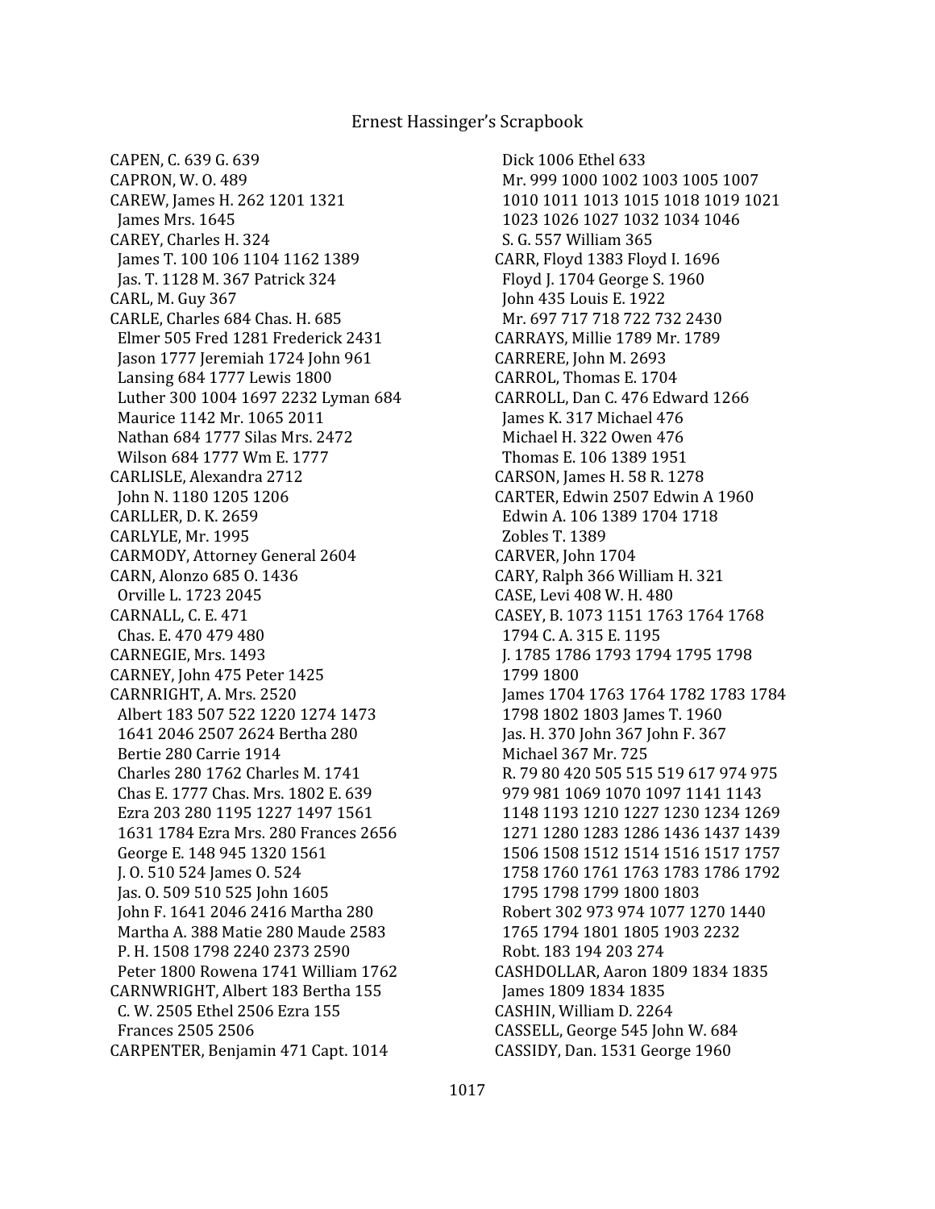CAPEN, C. 639 G. 639
CAPRON, W. O. 489
CAREW, James H. 262 1201 1321
 James Mrs. 1645
CAREY, Charles H. 324
 James T. 100 106 1104 1162 1389
 Jas. T. 1128 M. 367 Patrick 324
CARL, M. Guy 367
CARLE, Charles 684 Chas. H. 685
 Elmer 505 Fred 1281 Frederick 2431
 Jason 1777 Jeremiah 1724 John 961
 Lansing 684 1777 Lewis 1800
 Luther 300 1004 1697 2232 Lyman 684
 Maurice 1142 Mr. 1065 2011
 Nathan 684 1777 Silas Mrs. 2472
 Wilson 684 1777 Wm E. 1777
CARLISLE, Alexandra 2712
 John N. 1180 1205 1206
CARLLER, D. K. 2659
CARLYLE, Mr. 1995
CARMODY, Attorney General 2604
CARN, Alonzo 685 O. 1436
 Orville L. 1723 2045
CARNALL, C. E. 471
 Chas. E. 470 479 480
CARNEGIE, Mrs. 1493
CARNEY, John 475 Peter 1425
CARNRIGHT, A. Mrs. 2520
 Albert 183 507 522 1220 1274 1473
 1641 2046 2507 2624 Bertha 280
 Bertie 280 Carrie 1914
 Charles 280 1762 Charles M. 1741
 Chas E. 1777 Chas. Mrs. 1802 E. 639
 Ezra 203 280 1195 1227 1497 1561
 1631 1784 Ezra Mrs. 280 Frances 2656
 George E. 148 945 1320 1561
 J. O. 510 524 James O. 524
 Jas. O. 509 510 525 John 1605
 John F. 1641 2046 2416 Martha 280
 Martha A. 388 Matie 280 Maude 2583
 P. H. 1508 1798 2240 2373 2590
 Peter 1800 Rowena 1741 William 1762
CARNWRIGHT, Albert 183 Bertha 155
 C. W. 2505 Ethel 2506 Ezra 155
 Frances 2505 2506
CARPENTER, Benjamin 471 Capt. 1014
 Dick 1006 Ethel 633
 Mr. 999 1000 1002 1003 1005 1007
 1010 1011 1013 1015 1018 1019 1021
 1023 1026 1027 1032 1034 1046
 S. G. 557 William 365
CARR, Floyd 1383 Floyd I. 1696
 Floyd J. 1704 George S. 1960
 John 435 Louis E. 1922
 Mr. 697 717 718 722 732 2430
CARRAYS, Millie 1789 Mr. 1789
CARRERE, John M. 2693
CARROL, Thomas E. 1704
CARROLL, Dan C. 476 Edward 1266
 James K. 317 Michael 476
 Michael H. 322 Owen 476
 Thomas E. 106 1389 1951
CARSON, James H. 58 R. 1278
CARTER, Edwin 2507 Edwin A 1960
 Edwin A. 106 1389 1704 1718
 Zobles T. 1389
CARVER, John 1704
CARY, Ralph 366 William H. 321
CASE, Levi 408 W. H. 480
CASEY, B. 1073 1151 1763 1764 1768
 1794 C. A. 315 E. 1195
 J. 1785 1786 1793 1794 1795 1798
 1799 1800
 James 1704 1763 1764 1782 1783 1784
 1798 1802 1803 James T. 1960
 Jas. H. 370 John 367 John F. 367
 Michael 367 Mr. 725
 R. 79 80 420 505 515 519 617 974 975
 979 981 1069 1070 1097 1141 1143
 1148 1193 1210 1227 1230 1234 1269
 1271 1280 1283 1286 1436 1437 1439
 1506 1508 1512 1514 1516 1517 1757
 1758 1760 1761 1763 1783 1786 1792
 1795 1798 1799 1800 1803
 Robert 302 973 974 1077 1270 1440
 1765 1794 1801 1805 1903 2232
 Robt. 183 194 203 274
CASHDOLLAR, Aaron 1809 1834 1835
 James 1809 1834 1835
CASHIN, William D. 2264
CASSELL, George 545 John W. 684
CASSIDY, Dan. 1531 George 1960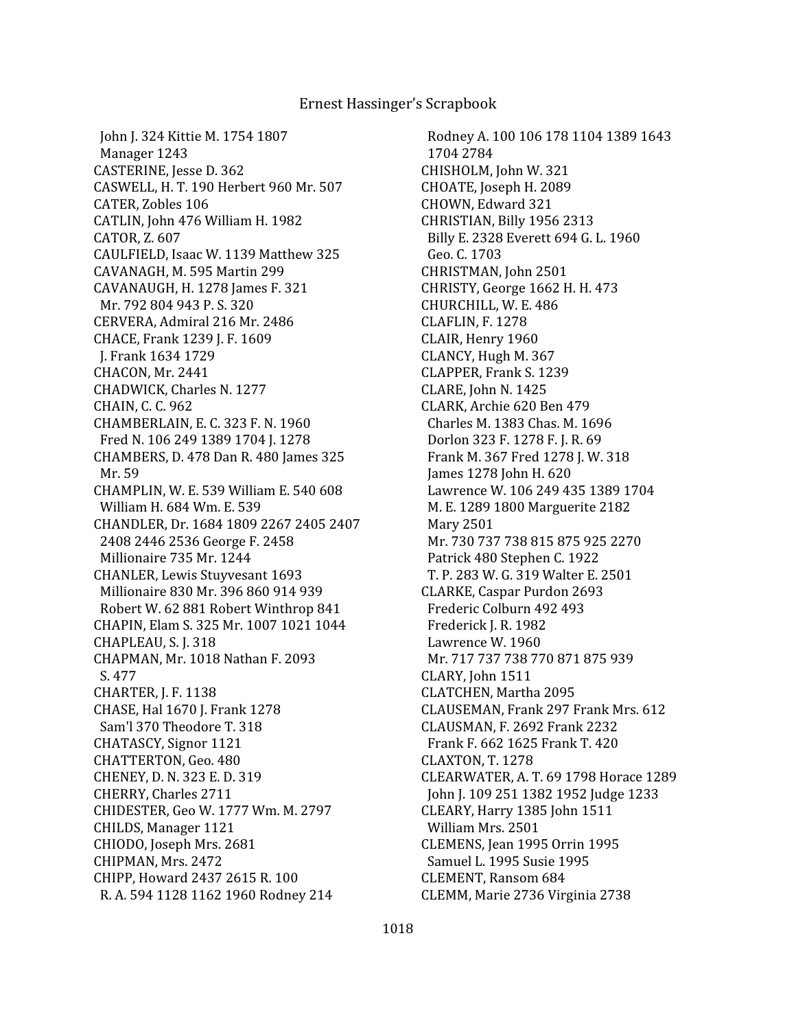John J. 324 Kittie M. 1754 1807
Manager 1243
CASTERINE, Jesse D. 362
CASWELL, H. T. 190 Herbert 960 Mr. 507
CATER, Zobles 106
CATLIN, John 476 William H. 1982
CATOR, Z. 607
CAULFIELD, Isaac W. 1139 Matthew 325
CAVANAGH, M. 595 Martin 299
CAVANAUGH, H. 1278 James F. 321
Mr. 792 804 943 P. S. 320
CERVERA, Admiral 216 Mr. 2486
CHACE, Frank 1239 J. F. 1609
J. Frank 1634 1729
CHACON, Mr. 2441
CHADWICK, Charles N. 1277
CHAIN, C. C. 962
CHAMBERLAIN, E. C. 323 F. N. 1960
Fred N. 106 249 1389 1704 J. 1278
CHAMBERS, D. 478 Dan R. 480 James 325
Mr. 59
CHAMPLIN, W. E. 539 William E. 540 608
William H. 684 Wm. E. 539
CHANDLER, Dr. 1684 1809 2267 2405 2407
2408 2446 2536 George F. 2458
Millionaire 735 Mr. 1244
CHANLER, Lewis Stuyvesant 1693
Millionaire 830 Mr. 396 860 914 939
Robert W. 62 881 Robert Winthrop 841
CHAPIN, Elam S. 325 Mr. 1007 1021 1044
CHAPLEAU, S. J. 318
CHAPMAN, Mr. 1018 Nathan F. 2093
S. 477
CHARTER, J. F. 1138
CHASE, Hal 1670 J. Frank 1278
Sam'l 370 Theodore T. 318
CHATASCY, Signor 1121
CHATTERTON, Geo. 480
CHENEY, D. N. 323 E. D. 319
CHERRY, Charles 2711
CHIDESTER, Geo W. 1777 Wm. M. 2797
CHILDS, Manager 1121
CHIODO, Joseph Mrs. 2681
CHIPMAN, Mrs. 2472
CHIPP, Howard 2437 2615 R. 100
R. A. 594 1128 1162 1960 Rodney 214
Rodney A. 100 106 178 1104 1389 1643
1704 2784
CHISHOLM, John W. 321
CHOATE, Joseph H. 2089
CHOWN, Edward 321
CHRISTIAN, Billy 1956 2313
Billy E. 2328 Everett 694 G. L. 1960
Geo. C. 1703
CHRISTMAN, John 2501
CHRISTY, George 1662 H. H. 473
CHURCHILL, W. E. 486
CLAFLIN, F. 1278
CLAIR, Henry 1960
CLANCY, Hugh M. 367
CLAPPER, Frank S. 1239
CLARE, John N. 1425
CLARK, Archie 620 Ben 479
Charles M. 1383 Chas. M. 1696
Dorlon 323 F. 1278 F. J. R. 69
Frank M. 367 Fred 1278 J. W. 318
James 1278 John H. 620
Lawrence W. 106 249 435 1389 1704
M. E. 1289 1800 Marguerite 2182
Mary 2501
Mr. 730 737 738 815 875 925 2270
Patrick 480 Stephen C. 1922
T. P. 283 W. G. 319 Walter E. 2501
CLARKE, Caspar Purdon 2693
Frederic Colburn 492 493
Frederick J. R. 1982
Lawrence W. 1960
Mr. 717 737 738 770 871 875 939
CLARY, John 1511
CLATCHEN, Martha 2095
CLAUSEMAN, Frank 297 Frank Mrs. 612
CLAUSMAN, F. 2692 Frank 2232
Frank F. 662 1625 Frank T. 420
CLAXTON, T. 1278
CLEARWATER, A. T. 69 1798 Horace 1289
John J. 109 251 1382 1952 Judge 1233
CLEARY, Harry 1385 John 1511
William Mrs. 2501
CLEMENS, Jean 1995 Orrin 1995
Samuel L. 1995 Susie 1995
CLEMENT, Ransom 684
CLEMM, Marie 2736 Virginia 2738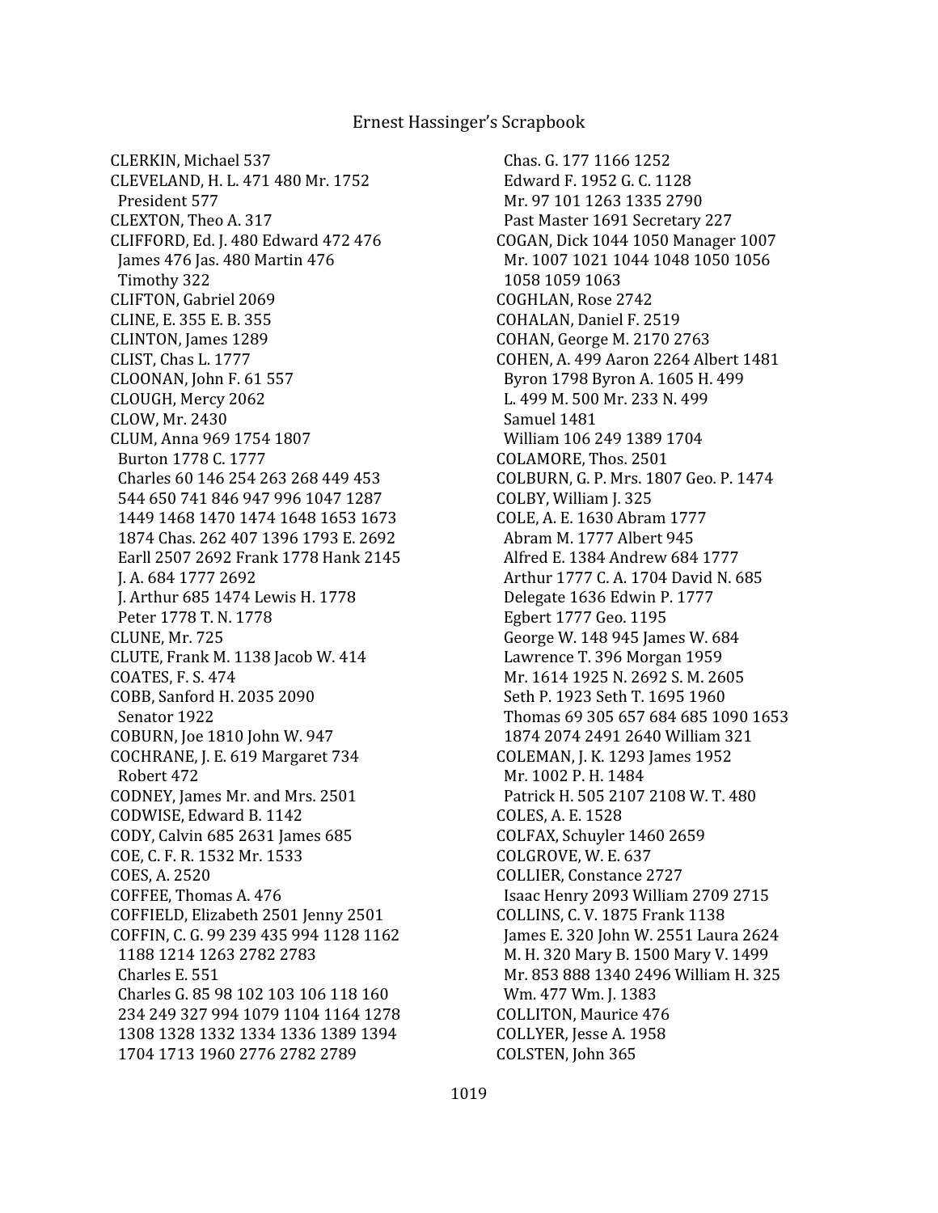CLERKIN, Michael 537
CLEVELAND, H. L. 471 480 Mr. 1752
President 577
CLEXTON, Theo A. 317
CLIFFORD, Ed. J. 480 Edward 472 476
James 476 Jas. 480 Martin 476
Timothy 322
CLIFTON, Gabriel 2069
CLINE, E. 355 E. B. 355
CLINTON, James 1289
CLIST, Chas L. 1777
CLOONAN, John F. 61 557
CLOUGH, Mercy 2062
CLOW, Mr. 2430
CLUM, Anna 969 1754 1807
Burton 1778 C. 1777
Charles 60 146 254 263 268 449 453
544 650 741 846 947 996 1047 1287
1449 1468 1470 1474 1648 1653 1673
1874 Chas. 262 407 1396 1793 E. 2692
Earll 2507 2692 Frank 1778 Hank 2145
J. A. 684 1777 2692
J. Arthur 685 1474 Lewis H. 1778
Peter 1778 T. N. 1778
CLUNE, Mr. 725
CLUTE, Frank M. 1138 Jacob W. 414
COATES, F. S. 474
COBB, Sanford H. 2035 2090
Senator 1922
COBURN, Joe 1810 John W. 947
COCHRANE, J. E. 619 Margaret 734
Robert 472
CODNEY, James Mr. and Mrs. 2501
CODWISE, Edward B. 1142
CODY, Calvin 685 2631 James 685
COE, C. F. R. 1532 Mr. 1533
COES, A. 2520
COFFEE, Thomas A. 476
COFFIELD, Elizabeth 2501 Jenny 2501
COFFIN, C. G. 99 239 435 994 1128 1162
1188 1214 1263 2782 2783
Charles E. 551
Charles G. 85 98 102 103 106 118 160
234 249 327 994 1079 1104 1164 1278
1308 1328 1332 1334 1336 1389 1394
1704 1713 1960 2776 2782 2789
Chas. G. 177 1166 1252
Edward F. 1952 G. C. 1128
Mr. 97 101 1263 1335 2790
Past Master 1691 Secretary 227
COGAN, Dick 1044 1050 Manager 1007
Mr. 1007 1021 1044 1048 1050 1056
1058 1059 1063
COGHLAN, Rose 2742
COHALAN, Daniel F. 2519
COHAN, George M. 2170 2763
COHEN, A. 499 Aaron 2264 Albert 1481
Byron 1798 Byron A. 1605 H. 499
L. 499 M. 500 Mr. 233 N. 499
Samuel 1481
William 106 249 1389 1704
COLAMORE, Thos. 2501
COLBURN, G. P. Mrs. 1807 Geo. P. 1474
COLBY, William J. 325
COLE, A. E. 1630 Abram 1777
Abram M. 1777 Albert 945
Alfred E. 1384 Andrew 684 1777
Arthur 1777 C. A. 1704 David N. 685
Delegate 1636 Edwin P. 1777
Egbert 1777 Geo. 1195
George W. 148 945 James W. 684
Lawrence T. 396 Morgan 1959
Mr. 1614 1925 N. 2692 S. M. 2605
Seth P. 1923 Seth T. 1695 1960
Thomas 69 305 657 684 685 1090 1653
1874 2074 2491 2640 William 321
COLEMAN, J. K. 1293 James 1952
Mr. 1002 P. H. 1484
Patrick H. 505 2107 2108 W. T. 480
COLES, A. E. 1528
COLFAX, Schuyler 1460 2659
COLGROVE, W. E. 637
COLLIER, Constance 2727
Isaac Henry 2093 William 2709 2715
COLLINS, C. V. 1875 Frank 1138
James E. 320 John W. 2551 Laura 2624
M. H. 320 Mary B. 1500 Mary V. 1499
Mr. 853 888 1340 2496 William H. 325
Wm. 477 Wm. J. 1383
COLLITON, Maurice 476
COLLYER, Jesse A. 1958
COLSTEN, John 365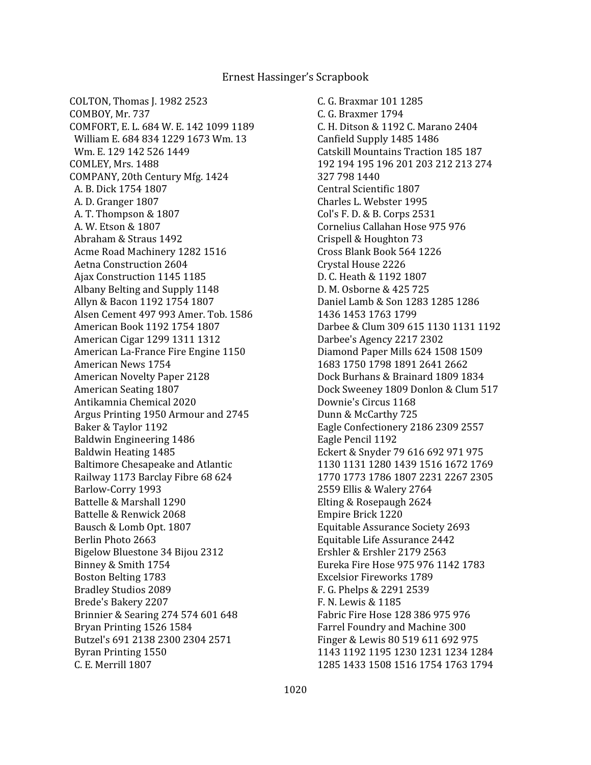COLTON, Thomas J. 1982 2523
COMBOY, Mr. 737
COMFORT, E. L. 684 W. E. 142 1099 1189
  William E. 684 834 1229 1673 Wm. 13
  Wm. E. 129 142 526 1449
COMLEY, Mrs. 1488
COMPANY, 20th Century Mfg. 1424
  A. B. Dick 1754 1807
  A. D. Granger 1807
  A. T. Thompson & 1807
  A. W. Etson & 1807
  Abraham & Straus 1492
  Acme Road Machinery 1282 1516
  Aetna Construction 2604
  Ajax Construction 1145 1185
  Albany Belting and Supply 1148
  Allyn & Bacon 1192 1754 1807
  Alsen Cement 497 993 Amer. Tob. 1586
  American Book 1192 1754 1807
  American Cigar 1299 1311 1312
  American La-France Fire Engine 1150
  American News 1754
  American Novelty Paper 2128
  American Seating 1807
  Antikamnia Chemical 2020
  Argus Printing 1950 Armour and 2745
  Baker & Taylor 1192
  Baldwin Engineering 1486
  Baldwin Heating 1485
  Baltimore Chesapeake and Atlantic
  Railway 1173 Barclay Fibre 68 624
  Barlow-Corry 1993
  Battelle & Marshall 1290
  Battelle & Renwick 2068
  Bausch & Lomb Opt. 1807
  Berlin Photo 2663
  Bigelow Bluestone 34 Bijou 2312
  Binney & Smith 1754
  Boston Belting 1783
  Bradley Studios 2089
  Brede's Bakery 2207
  Brinnier & Searing 274 574 601 648
  Bryan Printing 1526 1584
  Butzel's 691 2138 2300 2304 2571
  Byran Printing 1550
  C. E. Merrill 1807
  C. G. Braxmar 101 1285
  C. G. Braxmer 1794
  C. H. Ditson & 1192 C. Marano 2404
  Canfield Supply 1485 1486
  Catskill Mountains Traction 185 187
  192 194 195 196 201 203 212 213 274
  327 798 1440
  Central Scientific 1807
  Charles L. Webster 1995
  Col's F. D. & B. Corps 2531
  Cornelius Callahan Hose 975 976
  Crispell & Houghton 73
  Cross Blank Book 564 1226
  Crystal House 2226
  D. C. Heath & 1192 1807
  D. M. Osborne & 425 725
  Daniel Lamb & Son 1283 1285 1286
  1436 1453 1763 1799
  Darbee & Clum 309 615 1130 1131 1192
  Darbee's Agency 2217 2302
  Diamond Paper Mills 624 1508 1509
  1683 1750 1798 1891 2641 2662
  Dock Burhans & Brainard 1809 1834
  Dock Sweeney 1809 Donlon & Clum 517
  Downie's Circus 1168
  Dunn & McCarthy 725
  Eagle Confectionery 2186 2309 2557
  Eagle Pencil 1192
  Eckert & Snyder 79 616 692 971 975
  1130 1131 1280 1439 1516 1672 1769
  1770 1773 1786 1807 2231 2267 2305
  2559 Ellis & Walery 2764
  Elting & Rosepaugh 2624
  Empire Brick 1220
  Equitable Assurance Society 2693
  Equitable Life Assurance 2442
  Ershler & Ershler 2179 2563
  Eureka Fire Hose 975 976 1142 1783
  Excelsior Fireworks 1789
  F. G. Phelps & 2291 2539
  F. N. Lewis & 1185
  Fabric Fire Hose 128 386 975 976
  Farrel Foundry and Machine 300
  Finger & Lewis 80 519 611 692 975
  1143 1192 1195 1230 1231 1234 1284
  1285 1433 1508 1516 1754 1763 1794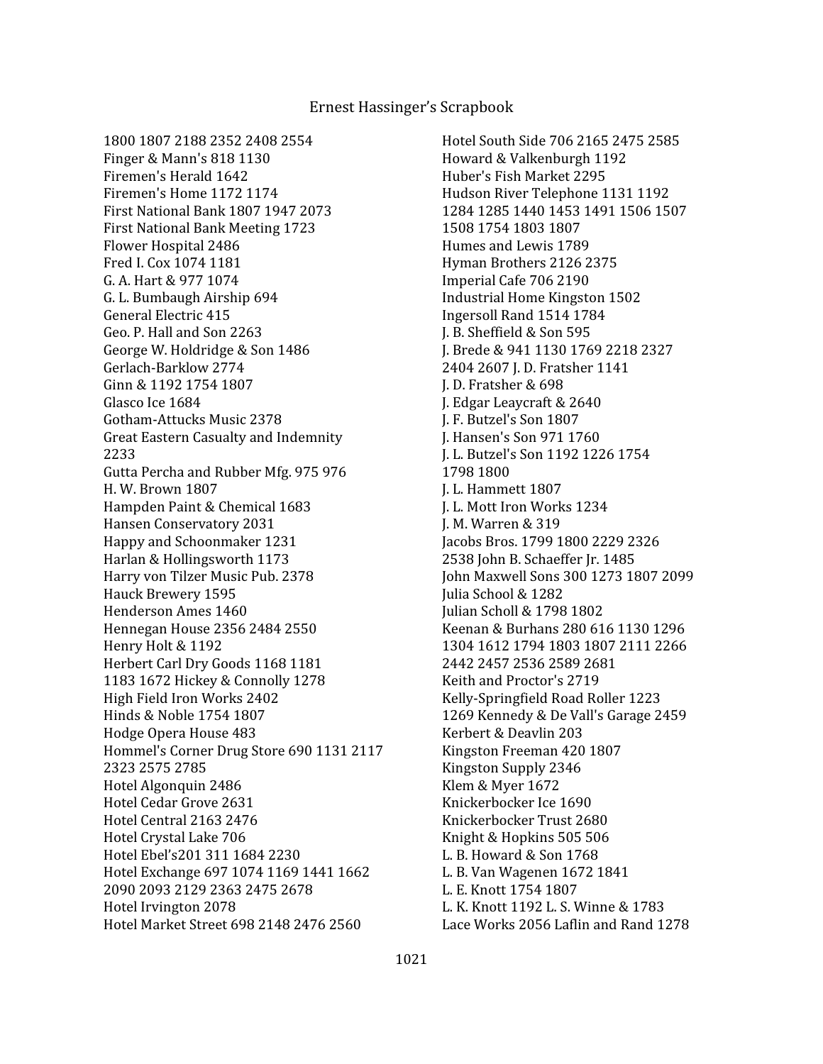1800 1807 2188 2352 2408 2554
Finger & Mann's 818 1130
Firemen's Herald 1642
Firemen's Home 1172 1174
First National Bank 1807 1947 2073
First National Bank Meeting 1723
Flower Hospital 2486
Fred I. Cox 1074 1181
G. A. Hart & 977 1074
G. L. Bumbaugh Airship 694
General Electric 415
Geo. P. Hall and Son 2263
George W. Holdridge & Son 1486
Gerlach-Barklow 2774
Ginn & 1192 1754 1807
Glasco Ice 1684
Gotham-Attucks Music 2378
Great Eastern Casualty and Indemnity 2233
Gutta Percha and Rubber Mfg. 975 976
H. W. Brown 1807
Hampden Paint & Chemical 1683
Hansen Conservatory 2031
Happy and Schoonmaker 1231
Harlan & Hollingsworth 1173
Harry von Tilzer Music Pub. 2378
Hauck Brewery 1595
Henderson Ames 1460
Hennegan House 2356 2484 2550
Henry Holt & 1192
Herbert Carl Dry Goods 1168 1181 1183 1672 Hickey & Connolly 1278
High Field Iron Works 2402
Hinds & Noble 1754 1807
Hodge Opera House 483
Hommel's Corner Drug Store 690 1131 2117 2323 2575 2785
Hotel Algonquin 2486
Hotel Cedar Grove 2631
Hotel Central 2163 2476
Hotel Crystal Lake 706
Hotel Ebel's201 311 1684 2230
Hotel Exchange 697 1074 1169 1441 1662 2090 2093 2129 2363 2475 2678
Hotel Irvington 2078
Hotel Market Street 698 2148 2476 2560
Hotel South Side 706 2165 2475 2585
Howard & Valkenburgh 1192
Huber's Fish Market 2295
Hudson River Telephone 1131 1192 1284 1285 1440 1453 1491 1506 1507 1508 1754 1803 1807
Humes and Lewis 1789
Hyman Brothers 2126 2375
Imperial Cafe 706 2190
Industrial Home Kingston 1502
Ingersoll Rand 1514 1784
J. B. Sheffield & Son 595
J. Brede & 941 1130 1769 2218 2327 2404 2607 J. D. Fratsher 1141
J. D. Fratsher & 698
J. Edgar Leaycraft & 2640
J. F. Butzel's Son 1807
J. Hansen's Son 971 1760
J. L. Butzel's Son 1192 1226 1754 1798 1800
J. L. Hammett 1807
J. L. Mott Iron Works 1234
J. M. Warren & 319
Jacobs Bros. 1799 1800 2229 2326 2538 John B. Schaeffer Jr. 1485
John Maxwell Sons 300 1273 1807 2099
Julia School & 1282
Julian Scholl & 1798 1802
Keenan & Burhans 280 616 1130 1296 1304 1612 1794 1803 1807 2111 2266 2442 2457 2536 2589 2681
Keith and Proctor's 2719
Kelly-Springfield Road Roller 1223 1269 Kennedy & De Vall's Garage 2459
Kerbert & Deavlin 203
Kingston Freeman 420 1807
Kingston Supply 2346
Klem & Myer 1672
Knickerbocker Ice 1690
Knickerbocker Trust 2680
Knight & Hopkins 505 506
L. B. Howard & Son 1768
L. B. Van Wagenen 1672 1841
L. E. Knott 1754 1807
L. K. Knott 1192 L. S. Winne & 1783
Lace Works 2056 Laflin and Rand 1278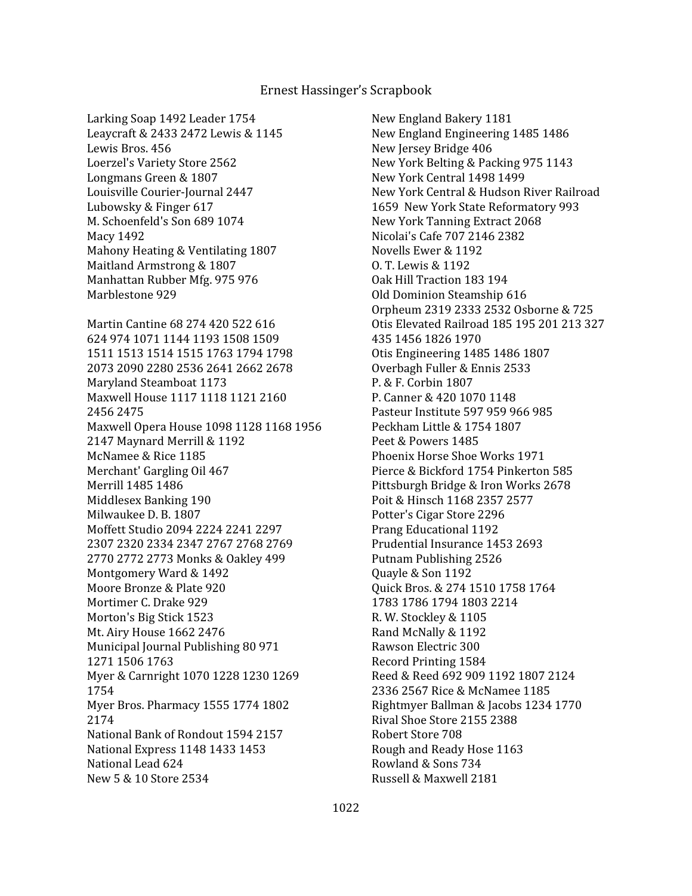Larking Soap 1492 Leader 1754
Leaycraft & 2433 2472 Lewis & 1145
Lewis Bros. 456
Loerzel's Variety Store 2562
Longmans Green & 1807
Louisville Courier-Journal 2447
Lubowsky & Finger 617
M. Schoenfeld's Son 689 1074
Macy 1492
Mahony Heating & Ventilating 1807
Maitland Armstrong & 1807
Manhattan Rubber Mfg. 975 976
Marblestone 929

Martin Cantine 68 274 420 522 616 624 974 1071 1144 1193 1508 1509 1511 1513 1514 1515 1763 1794 1798 2073 2090 2280 2536 2641 2662 2678
Maryland Steamboat 1173
Maxwell House 1117 1118 1121 2160 2456 2475
Maxwell Opera House 1098 1128 1168 1956 2147 Maynard Merrill & 1192
McNamee & Rice 1185
Merchant' Gargling Oil 467
Merrill 1485 1486
Middlesex Banking 190
Milwaukee D. B. 1807
Moffett Studio 2094 2224 2241 2297 2307 2320 2334 2347 2767 2768 2769 2770 2772 2773 Monks & Oakley 499
Montgomery Ward & 1492
Moore Bronze & Plate 920
Mortimer C. Drake 929
Morton's Big Stick 1523
Mt. Airy House 1662 2476
Municipal Journal Publishing 80 971 1271 1506 1763
Myer & Carnright 1070 1228 1230 1269 1754
Myer Bros. Pharmacy 1555 1774 1802 2174
National Bank of Rondout 1594 2157
National Express 1148 1433 1453
National Lead 624
New 5 & 10 Store 2534
New England Bakery 1181
New England Engineering 1485 1486
New Jersey Bridge 406
New York Belting & Packing 975 1143
New York Central 1498 1499
New York Central & Hudson River Railroad 1659 New York State Reformatory 993
New York Tanning Extract 2068
Nicolai's Cafe 707 2146 2382
Novells Ewer & 1192
O. T. Lewis & 1192
Oak Hill Traction 183 194
Old Dominion Steamship 616
Orpheum 2319 2333 2532 Osborne & 725
Otis Elevated Railroad 185 195 201 213 327 435 1456 1826 1970
Otis Engineering 1485 1486 1807
Overbagh Fuller & Ennis 2533
P. & F. Corbin 1807
P. Canner & 420 1070 1148
Pasteur Institute 597 959 966 985
Peckham Little & 1754 1807
Peet & Powers 1485
Phoenix Horse Shoe Works 1971
Pierce & Bickford 1754 Pinkerton 585
Pittsburgh Bridge & Iron Works 2678
Poit & Hinsch 1168 2357 2577
Potter's Cigar Store 2296
Prang Educational 1192
Prudential Insurance 1453 2693
Putnam Publishing 2526
Quayle & Son 1192
Quick Bros. & 274 1510 1758 1764 1783 1786 1794 1803 2214
R. W. Stockley & 1105
Rand McNally & 1192
Rawson Electric 300
Record Printing 1584
Reed & Reed 692 909 1192 1807 2124 2336 2567 Rice & McNamee 1185
Rightmyer Ballman & Jacobs 1234 1770
Rival Shoe Store 2155 2388
Robert Store 708
Rough and Ready Hose 1163
Rowland & Sons 734
Russell & Maxwell 2181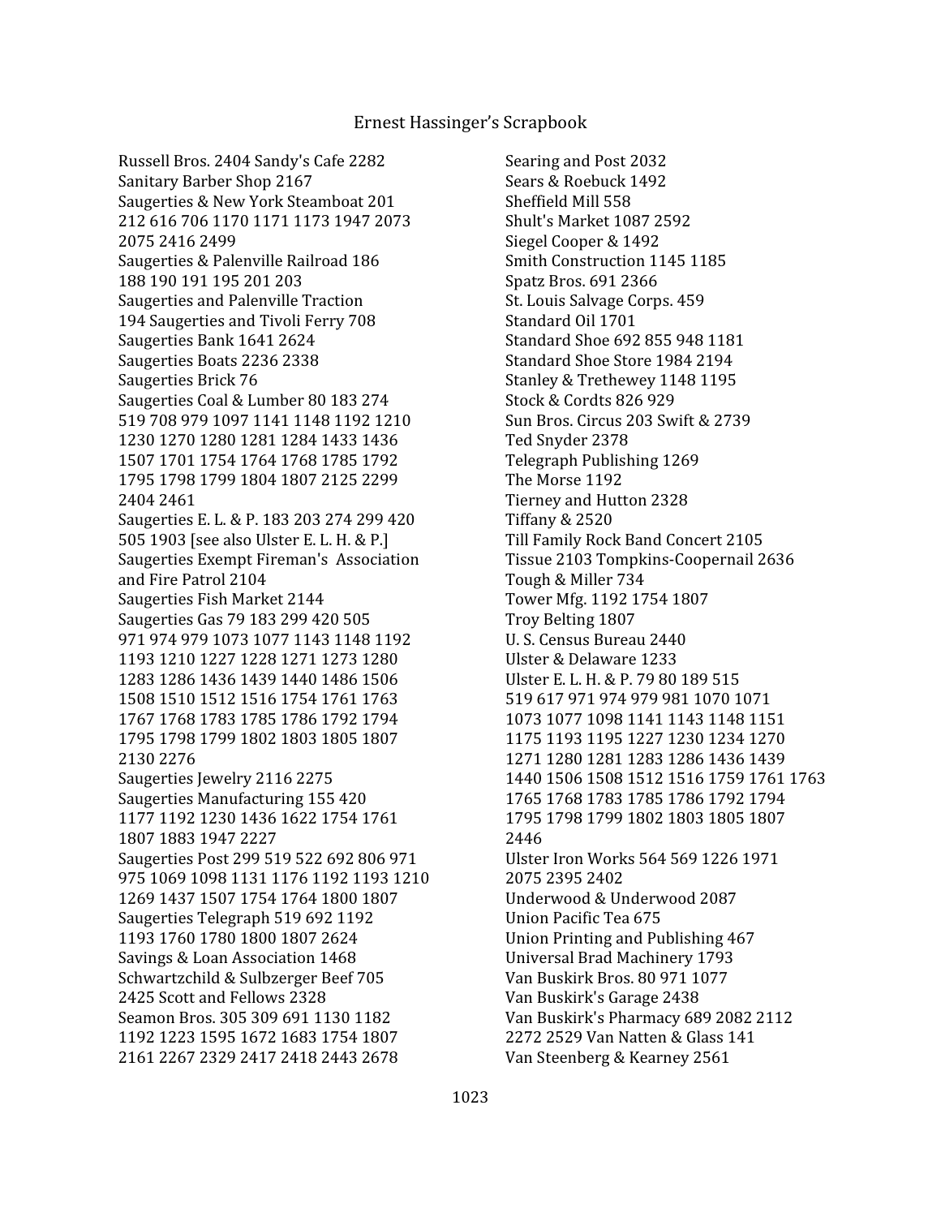Russell Bros. 2404 Sandy's Cafe 2282
Sanitary Barber Shop 2167
Saugerties & New York Steamboat 201 212 616 706 1170 1171 1173 1947 2073 2075 2416 2499
Saugerties & Palenville Railroad 186 188 190 191 195 201 203
Saugerties and Palenville Traction 194 Saugerties and Tivoli Ferry 708
Saugerties Bank 1641 2624
Saugerties Boats 2236 2338
Saugerties Brick 76
Saugerties Coal & Lumber 80 183 274 519 708 979 1097 1141 1148 1192 1210 1230 1270 1280 1281 1284 1433 1436 1507 1701 1754 1764 1768 1785 1792 1795 1798 1799 1804 1807 2125 2299 2404 2461
Saugerties E. L. & P. 183 203 274 299 420 505 1903 [see also Ulster E. L. H. & P.]
Saugerties Exempt Fireman's Association and Fire Patrol 2104
Saugerties Fish Market 2144
Saugerties Gas 79 183 299 420 505 971 974 979 1073 1077 1143 1148 1192 1193 1210 1227 1228 1271 1273 1280 1283 1286 1436 1439 1440 1486 1506 1508 1510 1512 1516 1754 1761 1763 1767 1768 1783 1785 1786 1792 1794 1795 1798 1799 1802 1803 1805 1807 2130 2276
Saugerties Jewelry 2116 2275
Saugerties Manufacturing 155 420 1177 1192 1230 1436 1622 1754 1761 1807 1883 1947 2227
Saugerties Post 299 519 522 692 806 971 975 1069 1098 1131 1176 1192 1193 1210 1269 1437 1507 1754 1764 1800 1807
Saugerties Telegraph 519 692 1192 1193 1760 1780 1800 1807 2624
Savings & Loan Association 1468
Schwartzchild & Sulbzerger Beef 705 2425 Scott and Fellows 2328
Seamon Bros. 305 309 691 1130 1182 1192 1223 1595 1672 1683 1754 1807 2161 2267 2329 2417 2418 2443 2678
Searing and Post 2032
Sears & Roebuck 1492
Sheffield Mill 558
Shult's Market 1087 2592
Siegel Cooper & 1492
Smith Construction 1145 1185
Spatz Bros. 691 2366
St. Louis Salvage Corps. 459
Standard Oil 1701
Standard Shoe 692 855 948 1181
Standard Shoe Store 1984 2194
Stanley & Trethewey 1148 1195
Stock & Cordts 826 929
Sun Bros. Circus 203 Swift & 2739
Ted Snyder 2378
Telegraph Publishing 1269
The Morse 1192
Tierney and Hutton 2328
Tiffany & 2520
Till Family Rock Band Concert 2105
Tissue 2103 Tompkins-Coopernail 2636
Tough & Miller 734
Tower Mfg. 1192 1754 1807
Troy Belting 1807
U. S. Census Bureau 2440
Ulster & Delaware 1233
Ulster E. L. H. & P. 79 80 189 515 519 617 971 974 979 981 1070 1071 1073 1077 1098 1141 1143 1148 1151 1175 1193 1195 1227 1230 1234 1270 1271 1280 1281 1283 1286 1436 1439 1440 1506 1508 1512 1516 1759 1761 1763 1765 1768 1783 1785 1786 1792 1794 1795 1798 1799 1802 1803 1805 1807 2446
Ulster Iron Works 564 569 1226 1971 2075 2395 2402
Underwood & Underwood 2087
Union Pacific Tea 675
Union Printing and Publishing 467
Universal Brad Machinery 1793
Van Buskirk Bros. 80 971 1077
Van Buskirk's Garage 2438
Van Buskirk's Pharmacy 689 2082 2112 2272 2529 Van Natten & Glass 141
Van Steenberg & Kearney 2561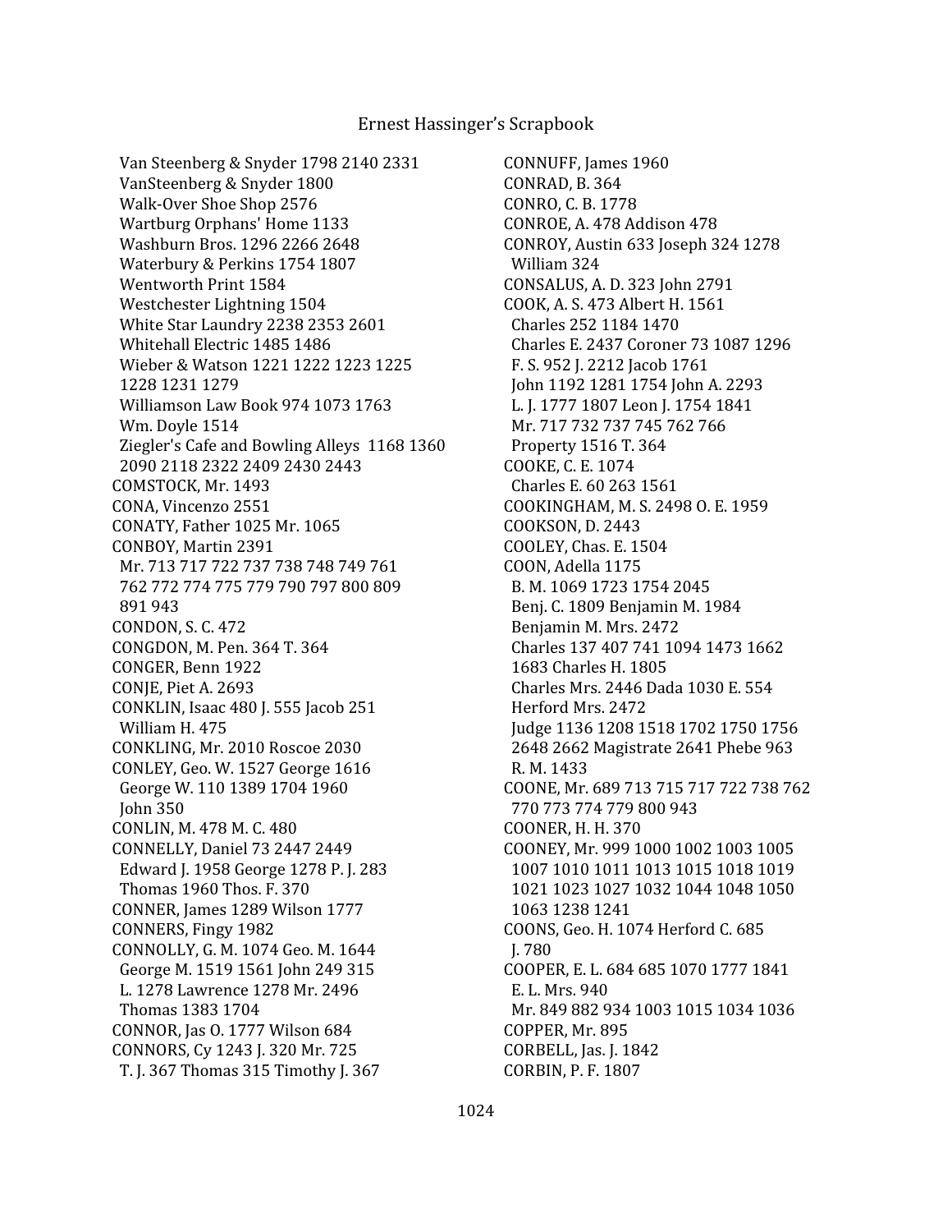Van Steenberg & Snyder 1798 2140 2331
VanSteenberg & Snyder 1800
Walk-Over Shoe Shop 2576
Wartburg Orphans' Home 1133
Washburn Bros. 1296 2266 2648
Waterbury & Perkins 1754 1807
Wentworth Print 1584
Westchester Lightning 1504
White Star Laundry 2238 2353 2601
Whitehall Electric 1485 1486
Wieber & Watson 1221 1222 1223 1225 1228 1231 1279
Williamson Law Book 974 1073 1763
Wm. Doyle 1514
Ziegler's Cafe and Bowling Alleys 1168 1360 2090 2118 2322 2409 2430 2443

COMSTOCK, Mr. 1493
CONA, Vincenzo 2551
CONATY, Father 1025 Mr. 1065
CONBOY, Martin 2391
Mr. 713 717 722 737 738 748 749 761 762 772 774 775 779 790 797 800 809 891 943
CONDON, S. C. 472
CONGDON, M. Pen. 364 T. 364
CONGER, Benn 1922
CONJE, Piet A. 2693
CONKLIN, Isaac 480 J. 555 Jacob 251
William H. 475
CONKLING, Mr. 2010 Roscoe 2030
CONLEY, Geo. W. 1527 George 1616
George W. 110 1389 1704 1960
John 350
CONLIN, M. 478 M. C. 480
CONNELLY, Daniel 73 2447 2449
Edward J. 1958 George 1278 P. J. 283
Thomas 1960 Thos. F. 370
CONNER, James 1289 Wilson 1777
CONNERS, Fingy 1982
CONNOLLY, G. M. 1074 Geo. M. 1644
George M. 1519 1561 John 249 315
L. 1278 Lawrence 1278 Mr. 2496
Thomas 1383 1704
CONNOR, Jas O. 1777 Wilson 684
CONNORS, Cy 1243 J. 320 Mr. 725
T. J. 367 Thomas 315 Timothy J. 367
CONNUFF, James 1960
CONRAD, B. 364
CONRO, C. B. 1778
CONROE, A. 478 Addison 478
CONROY, Austin 633 Joseph 324 1278
William 324
CONSALUS, A. D. 323 John 2791
COOK, A. S. 473 Albert H. 1561
Charles 252 1184 1470
Charles E. 2437 Coroner 73 1087 1296
F. S. 952 J. 2212 Jacob 1761
John 1192 1281 1754 John A. 2293
L. J. 1777 1807 Leon J. 1754 1841
Mr. 717 732 737 745 762 766
Property 1516 T. 364
COOKE, C. E. 1074
Charles E. 60 263 1561
COOKINGHAM, M. S. 2498 O. E. 1959
COOKSON, D. 2443
COOLEY, Chas. E. 1504
COON, Adella 1175
B. M. 1069 1723 1754 2045
Benj. C. 1809 Benjamin M. 1984
Benjamin M. Mrs. 2472
Charles 137 407 741 1094 1473 1662 1683 Charles H. 1805
Charles Mrs. 2446 Dada 1030 E. 554
Herford Mrs. 2472
Judge 1136 1208 1518 1702 1750 1756 2648 2662 Magistrate 2641 Phebe 963
R. M. 1433
COONE, Mr. 689 713 715 717 722 738 762 770 773 774 779 800 943
COONER, H. H. 370
COONEY, Mr. 999 1000 1002 1003 1005 1007 1010 1011 1013 1015 1018 1019 1021 1023 1027 1032 1044 1048 1050 1063 1238 1241
COONS, Geo. H. 1074 Herford C. 685
J. 780
COOPER, E. L. 684 685 1070 1777 1841
E. L. Mrs. 940
Mr. 849 882 934 1003 1015 1034 1036
COPPER, Mr. 895
CORBELL, Jas. J. 1842
CORBIN, P. F. 1807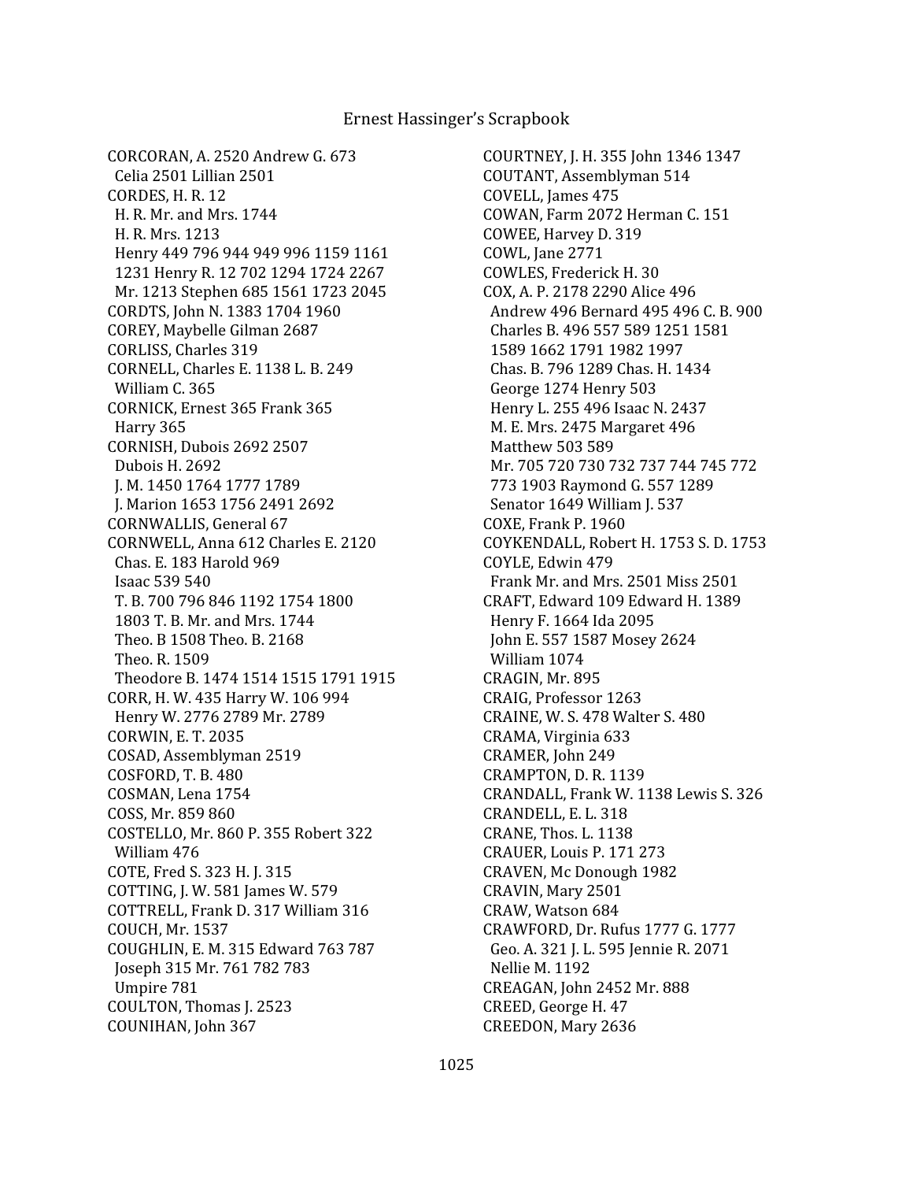CORCORAN, A. 2520 Andrew G. 673
Celia 2501 Lillian 2501
CORDES, H. R. 12
H. R. Mr. and Mrs. 1744
H. R. Mrs. 1213
Henry 449 796 944 949 996 1159 1161
1231 Henry R. 12 702 1294 1724 2267
Mr. 1213 Stephen 685 1561 1723 2045
CORDTS, John N. 1383 1704 1960
COREY, Maybelle Gilman 2687
CORLISS, Charles 319
CORNELL, Charles E. 1138 L. B. 249
William C. 365
CORNICK, Ernest 365 Frank 365
Harry 365
CORNISH, Dubois 2692 2507
Dubois H. 2692
J. M. 1450 1764 1777 1789
J. Marion 1653 1756 2491 2692
CORNWALLIS, General 67
CORNWELL, Anna 612 Charles E. 2120
Chas. E. 183 Harold 969
Isaac 539 540
T. B. 700 796 846 1192 1754 1800
1803 T. B. Mr. and Mrs. 1744
Theo. B 1508 Theo. B. 2168
Theo. R. 1509
Theodore B. 1474 1514 1515 1791 1915
CORR, H. W. 435 Harry W. 106 994
Henry W. 2776 2789 Mr. 2789
CORWIN, E. T. 2035
COSAD, Assemblyman 2519
COSFORD, T. B. 480
COSMAN, Lena 1754
COSS, Mr. 859 860
COSTELLO, Mr. 860 P. 355 Robert 322
William 476
COTE, Fred S. 323 H. J. 315
COTTING, J. W. 581 James W. 579
COTTRELL, Frank D. 317 William 316
COUCH, Mr. 1537
COUGHLIN, E. M. 315 Edward 763 787
Joseph 315 Mr. 761 782 783
Umpire 781
COULTON, Thomas J. 2523
COUNIHAN, John 367
COURTNEY, J. H. 355 John 1346 1347
COUTANT, Assemblyman 514
COVELL, James 475
COWAN, Farm 2072 Herman C. 151
COWEE, Harvey D. 319
COWL, Jane 2771
COWLES, Frederick H. 30
COX, A. P. 2178 2290 Alice 496
Andrew 496 Bernard 495 496 C. B. 900
Charles B. 496 557 589 1251 1581
1589 1662 1791 1982 1997
Chas. B. 796 1289 Chas. H. 1434
George 1274 Henry 503
Henry L. 255 496 Isaac N. 2437
M. E. Mrs. 2475 Margaret 496
Matthew 503 589
Mr. 705 720 730 732 737 744 745 772
773 1903 Raymond G. 557 1289
Senator 1649 William J. 537
COXE, Frank P. 1960
COYKENDALL, Robert H. 1753 S. D. 1753
COYLE, Edwin 479
Frank Mr. and Mrs. 2501 Miss 2501
CRAFT, Edward 109 Edward H. 1389
Henry F. 1664 Ida 2095
John E. 557 1587 Mosey 2624
William 1074
CRAGIN, Mr. 895
CRAIG, Professor 1263
CRAINE, W. S. 478 Walter S. 480
CRAMA, Virginia 633
CRAMER, John 249
CRAMPTON, D. R. 1139
CRANDALL, Frank W. 1138 Lewis S. 326
CRANDELL, E. L. 318
CRANE, Thos. L. 1138
CRAUER, Louis P. 171 273
CRAVEN, Mc Donough 1982
CRAVIN, Mary 2501
CRAW, Watson 684
CRAWFORD, Dr. Rufus 1777 G. 1777
Geo. A. 321 J. L. 595 Jennie R. 2071
Nellie M. 1192
CREAGAN, John 2452 Mr. 888
CREED, George H. 47
CREEDON, Mary 2636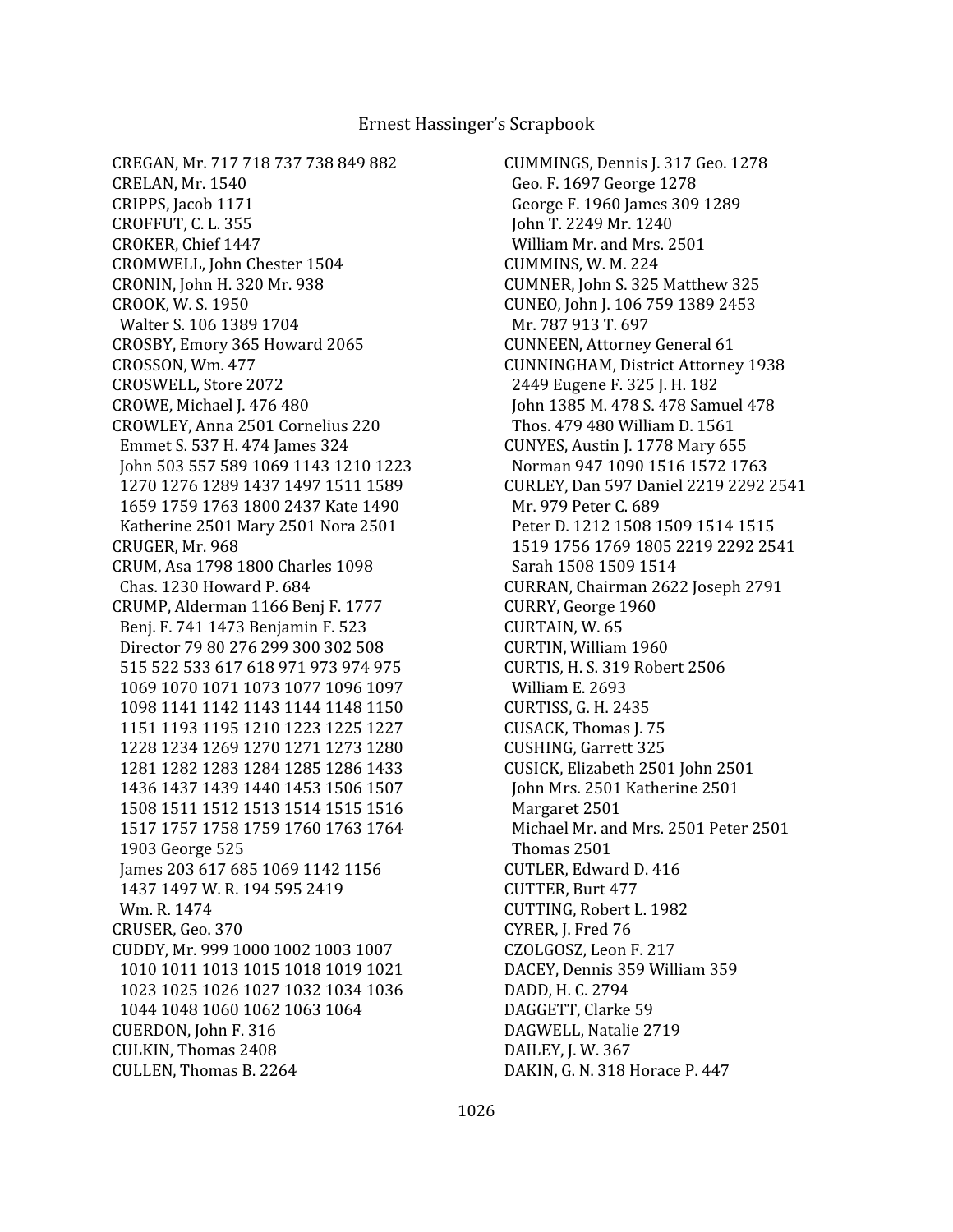CREGAN, Mr. 717 718 737 738 849 882
CRELAN, Mr. 1540
CRIPPS, Jacob 1171
CROFFUT, C. L. 355
CROKER, Chief 1447
CROMWELL, John Chester 1504
CRONIN, John H. 320 Mr. 938
CROOK, W. S. 1950
Walter S. 106 1389 1704
CROSBY, Emory 365 Howard 2065
CROSSON, Wm. 477
CROSWELL, Store 2072
CROWE, Michael J. 476 480
CROWLEY, Anna 2501 Cornelius 220
Emmet S. 537 H. 474 James 324
John 503 557 589 1069 1143 1210 1223
1270 1276 1289 1437 1497 1511 1589
1659 1759 1763 1800 2437 Kate 1490
Katherine 2501 Mary 2501 Nora 2501
CRUGER, Mr. 968
CRUM, Asa 1798 1800 Charles 1098
Chas. 1230 Howard P. 684
CRUMP, Alderman 1166 Benj F. 1777
Benj. F. 741 1473 Benjamin F. 523
Director 79 80 276 299 300 302 508
515 522 533 617 618 971 973 974 975
1069 1070 1071 1073 1077 1096 1097
1098 1141 1142 1143 1144 1148 1150
1151 1193 1195 1210 1223 1225 1227
1228 1234 1269 1270 1271 1273 1280
1281 1282 1283 1284 1285 1286 1433
1436 1437 1439 1440 1453 1506 1507
1508 1511 1512 1513 1514 1515 1516
1517 1757 1758 1759 1760 1763 1764
1903 George 525
James 203 617 685 1069 1142 1156
1437 1497 W. R. 194 595 2419
Wm. R. 1474
CRUSER, Geo. 370
CUDDY, Mr. 999 1000 1002 1003 1007
1010 1011 1013 1015 1018 1019 1021
1023 1025 1026 1027 1032 1034 1036
1044 1048 1060 1062 1063 1064
CUERDON, John F. 316
CULKIN, Thomas 2408
CULLEN, Thomas B. 2264
CUMMINGS, Dennis J. 317 Geo. 1278
Geo. F. 1697 George 1278
George F. 1960 James 309 1289
John T. 2249 Mr. 1240
William Mr. and Mrs. 2501
CUMMINS, W. M. 224
CUMNER, John S. 325 Matthew 325
CUNEO, John J. 106 759 1389 2453
Mr. 787 913 T. 697
CUNNEEN, Attorney General 61
CUNNINGHAM, District Attorney 1938
2449 Eugene F. 325 J. H. 182
John 1385 M. 478 S. 478 Samuel 478
Thos. 479 480 William D. 1561
CUNYES, Austin J. 1778 Mary 655
Norman 947 1090 1516 1572 1763
CURLEY, Dan 597 Daniel 2219 2292 2541
Mr. 979 Peter C. 689
Peter D. 1212 1508 1509 1514 1515
1519 1756 1769 1805 2219 2292 2541
Sarah 1508 1509 1514
CURRAN, Chairman 2622 Joseph 2791
CURRY, George 1960
CURTAIN, W. 65
CURTIN, William 1960
CURTIS, H. S. 319 Robert 2506
William E. 2693
CURTISS, G. H. 2435
CUSACK, Thomas J. 75
CUSHING, Garrett 325
CUSICK, Elizabeth 2501 John 2501
John Mrs. 2501 Katherine 2501
Margaret 2501
Michael Mr. and Mrs. 2501 Peter 2501
Thomas 2501
CUTLER, Edward D. 416
CUTTER, Burt 477
CUTTING, Robert L. 1982
CYRER, J. Fred 76
CZOLGOSZ, Leon F. 217
DACEY, Dennis 359 William 359
DADD, H. C. 2794
DAGGETT, Clarke 59
DAGWELL, Natalie 2719
DAILEY, J. W. 367
DAKIN, G. N. 318 Horace P. 447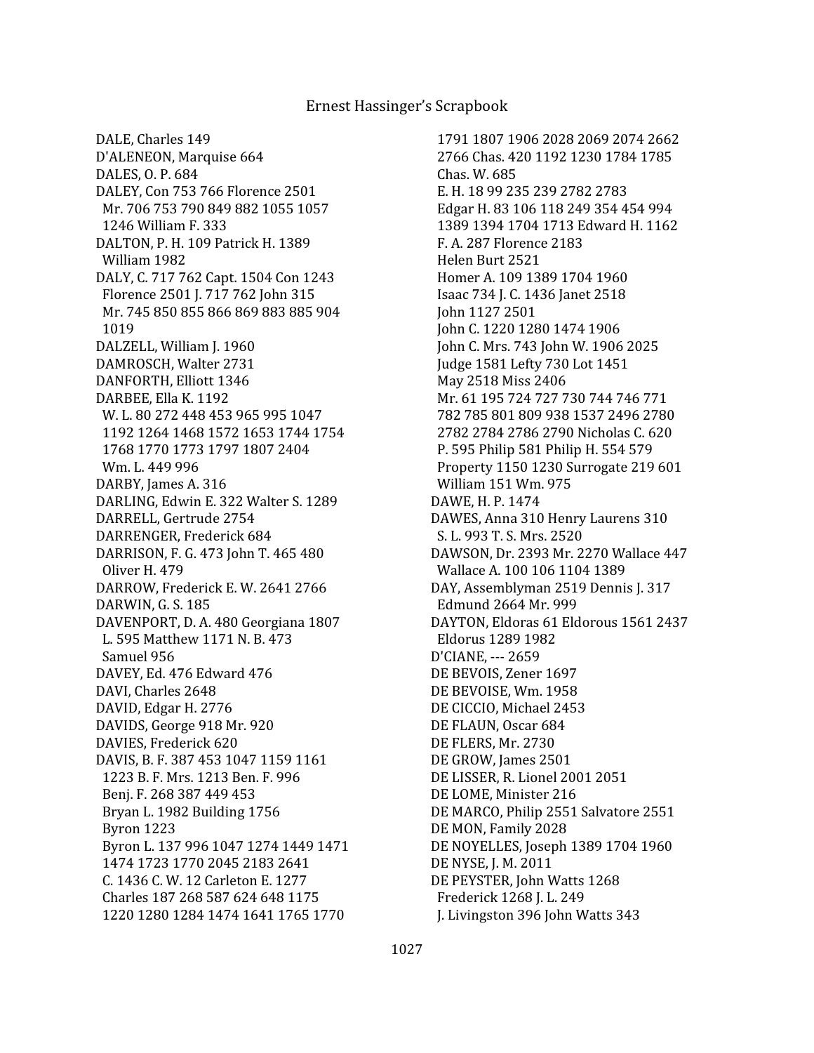DALE, Charles 149
D'ALENEON, Marquise 664
DALES, O. P. 684
DALEY, Con 753 766 Florence 2501
Mr. 706 753 790 849 882 1055 1057
1246 William F. 333
DALTON, P. H. 109 Patrick H. 1389
William 1982
DALY, C. 717 762 Capt. 1504 Con 1243
Florence 2501 J. 717 762 John 315
Mr. 745 850 855 866 869 883 885 904
1019
DALZELL, William J. 1960
DAMROSCH, Walter 2731
DANFORTH, Elliott 1346
DARBEE, Ella K. 1192
W. L. 80 272 448 453 965 995 1047
1192 1264 1468 1572 1653 1744 1754
1768 1770 1773 1797 1807 2404
Wm. L. 449 996
DARBY, James A. 316
DARLING, Edwin E. 322 Walter S. 1289
DARRELL, Gertrude 2754
DARRENGER, Frederick 684
DARRISON, F. G. 473 John T. 465 480
Oliver H. 479
DARROW, Frederick E. W. 2641 2766
DARWIN, G. S. 185
DAVENPORT, D. A. 480 Georgiana 1807
L. 595 Matthew 1171 N. B. 473
Samuel 956
DAVEY, Ed. 476 Edward 476
DAVI, Charles 2648
DAVID, Edgar H. 2776
DAVIDS, George 918 Mr. 920
DAVIES, Frederick 620
DAVIS, B. F. 387 453 1047 1159 1161
1223 B. F. Mrs. 1213 Ben. F. 996
Benj. F. 268 387 449 453
Bryan L. 1982 Building 1756
Byron 1223
Byron L. 137 996 1047 1274 1449 1471
1474 1723 1770 2045 2183 2641
C. 1436 C. W. 12 Carleton E. 1277
Charles 187 268 587 624 648 1175
1220 1280 1284 1474 1641 1765 1770
1791 1807 1906 2028 2069 2074 2662
2766 Chas. 420 1192 1230 1784 1785
Chas. W. 685
E. H. 18 99 235 239 2782 2783
Edgar H. 83 106 118 249 354 454 994
1389 1394 1704 1713 Edward H. 1162
F. A. 287 Florence 2183
Helen Burt 2521
Homer A. 109 1389 1704 1960
Isaac 734 J. C. 1436 Janet 2518
John 1127 2501
John C. 1220 1280 1474 1906
John C. Mrs. 743 John W. 1906 2025
Judge 1581 Lefty 730 Lot 1451
May 2518 Miss 2406
Mr. 61 195 724 727 730 744 746 771
782 785 801 809 938 1537 2496 2780
2782 2784 2786 2790 Nicholas C. 620
P. 595 Philip 581 Philip H. 554 579
Property 1150 1230 Surrogate 219 601
William 151 Wm. 975
DAWE, H. P. 1474
DAWES, Anna 310 Henry Laurens 310
S. L. 993 T. S. Mrs. 2520
DAWSON, Dr. 2393 Mr. 2270 Wallace 447
Wallace A. 100 106 1104 1389
DAY, Assemblyman 2519 Dennis J. 317
Edmund 2664 Mr. 999
DAYTON, Eldoras 61 Eldorous 1561 2437
Eldorus 1289 1982
D'CIANE, --- 2659
DE BEVOIS, Zener 1697
DE BEVOISE, Wm. 1958
DE CICCIO, Michael 2453
DE FLAUN, Oscar 684
DE FLERS, Mr. 2730
DE GROW, James 2501
DE LISSER, R. Lionel 2001 2051
DE LOME, Minister 216
DE MARCO, Philip 2551 Salvatore 2551
DE MON, Family 2028
DE NOYELLES, Joseph 1389 1704 1960
DE NYSE, J. M. 2011
DE PEYSTER, John Watts 1268
Frederick 1268 J. L. 249
J. Livingston 396 John Watts 343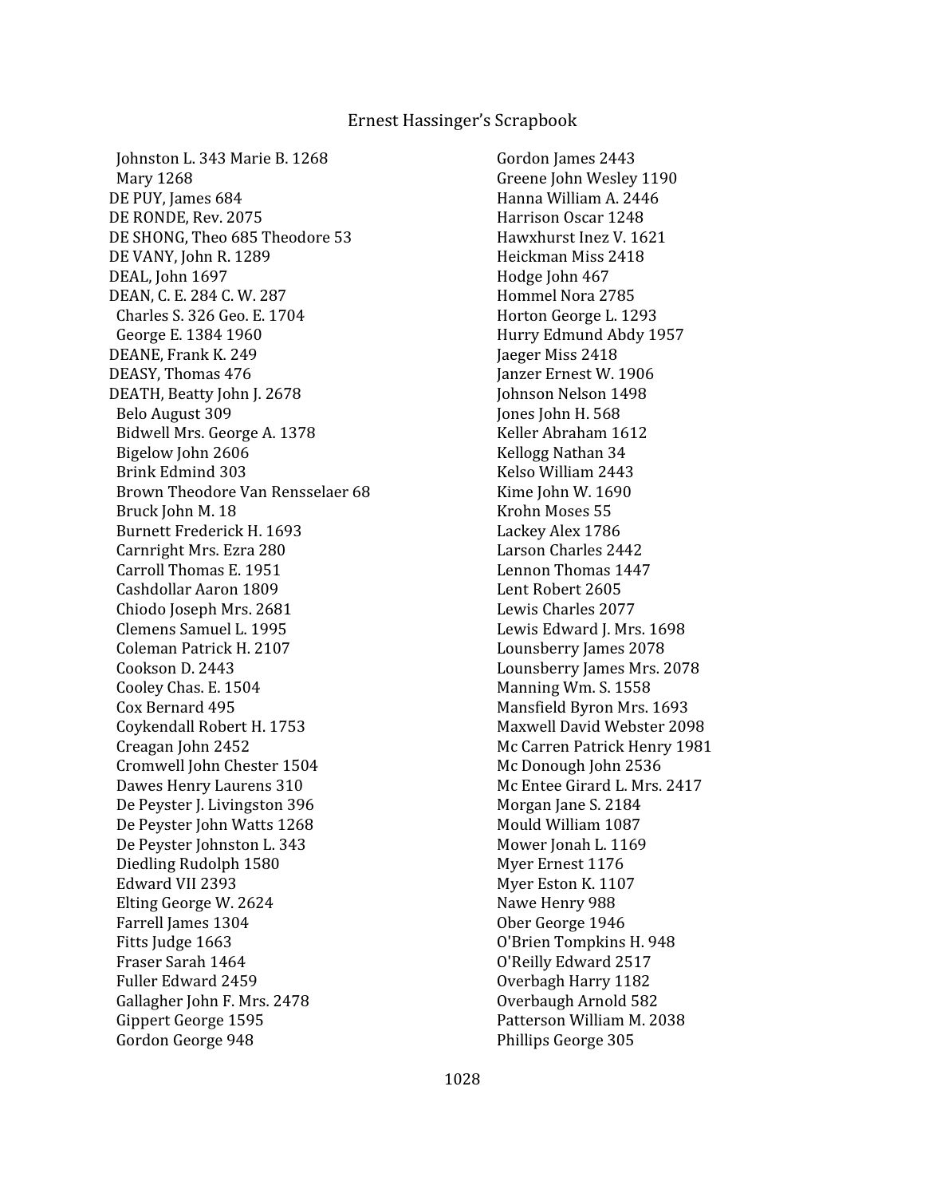Johnston L. 343 Marie B. 1268
Mary 1268
DE PUY, James 684
DE RONDE, Rev. 2075
DE SHONG, Theo 685 Theodore 53
DE VANY, John R. 1289
DEAL, John 1697
DEAN, C. E. 284 C. W. 287
Charles S. 326 Geo. E. 1704
George E. 1384 1960
DEANE, Frank K. 249
DEASY, Thomas 476
DEATH, Beatty John J. 2678
Belo August 309
Bidwell Mrs. George A. 1378
Bigelow John 2606
Brink Edmind 303
Brown Theodore Van Rensselaer 68
Bruck John M. 18
Burnett Frederick H. 1693
Carnright Mrs. Ezra 280
Carroll Thomas E. 1951
Cashdollar Aaron 1809
Chiodo Joseph Mrs. 2681
Clemens Samuel L. 1995
Coleman Patrick H. 2107
Cookson D. 2443
Cooley Chas. E. 1504
Cox Bernard 495
Coykendall Robert H. 1753
Creagan John 2452
Cromwell John Chester 1504
Dawes Henry Laurens 310
De Peyster J. Livingston 396
De Peyster John Watts 1268
De Peyster Johnston L. 343
Diedling Rudolph 1580
Edward VII 2393
Elting George W. 2624
Farrell James 1304
Fitts Judge 1663
Fraser Sarah 1464
Fuller Edward 2459
Gallagher John F. Mrs. 2478
Gippert George 1595
Gordon George 948
Gordon James 2443
Greene John Wesley 1190
Hanna William A. 2446
Harrison Oscar 1248
Hawxhurst Inez V. 1621
Heickman Miss 2418
Hodge John 467
Hommel Nora 2785
Horton George L. 1293
Hurry Edmund Abdy 1957
Jaeger Miss 2418
Janzer Ernest W. 1906
Johnson Nelson 1498
Jones John H. 568
Keller Abraham 1612
Kellogg Nathan 34
Kelso William 2443
Kime John W. 1690
Krohn Moses 55
Lackey Alex 1786
Larson Charles 2442
Lennon Thomas 1447
Lent Robert 2605
Lewis Charles 2077
Lewis Edward J. Mrs. 1698
Lounsberry James 2078
Lounsberry James Mrs. 2078
Manning Wm. S. 1558
Mansfield Byron Mrs. 1693
Maxwell David Webster 2098
Mc Carren Patrick Henry 1981
Mc Donough John 2536
Mc Entee Girard L. Mrs. 2417
Morgan Jane S. 2184
Mould William 1087
Mower Jonah L. 1169
Myer Ernest 1176
Myer Eston K. 1107
Nawe Henry 988
Ober George 1946
O'Brien Tompkins H. 948
O'Reilly Edward 2517
Overbagh Harry 1182
Overbaugh Arnold 582
Patterson William M. 2038
Phillips George 305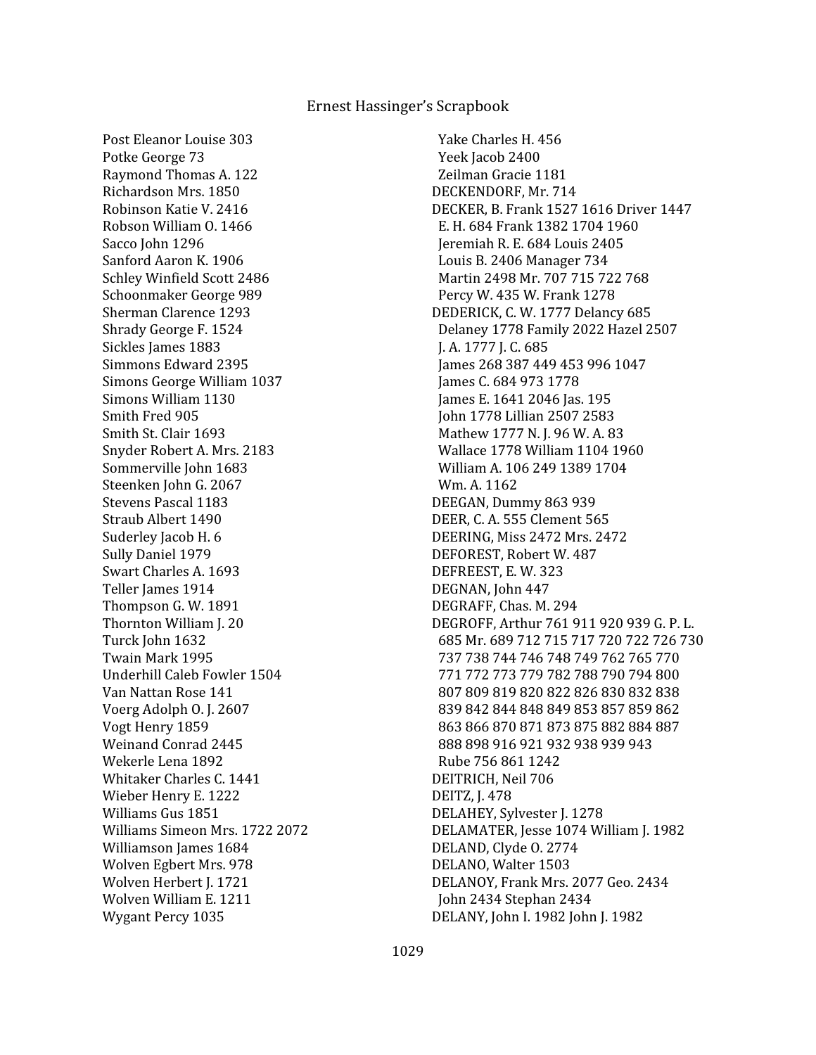Post Eleanor Louise 303
Potke George 73
Raymond Thomas A. 122
Richardson Mrs. 1850
Robinson Katie V. 2416
Robson William O. 1466
Sacco John 1296
Sanford Aaron K. 1906
Schley Winfield Scott 2486
Schoonmaker George 989
Sherman Clarence 1293
Shrady George F. 1524
Sickles James 1883
Simmons Edward 2395
Simons George William 1037
Simons William 1130
Smith Fred 905
Smith St. Clair 1693
Snyder Robert A. Mrs. 2183
Sommerville John 1683
Steenken John G. 2067
Stevens Pascal 1183
Straub Albert 1490
Suderley Jacob H. 6
Sully Daniel 1979
Swart Charles A. 1693
Teller James 1914
Thompson G. W. 1891
Thornton William J. 20
Turck John 1632
Twain Mark 1995
Underhill Caleb Fowler 1504
Van Nattan Rose 141
Voerg Adolph O. J. 2607
Vogt Henry 1859
Weinand Conrad 2445
Wekerle Lena 1892
Whitaker Charles C. 1441
Wieber Henry E. 1222
Williams Gus 1851
Williams Simeon Mrs. 1722 2072
Williamson James 1684
Wolven Egbert Mrs. 978
Wolven Herbert J. 1721
Wolven William E. 1211
Wygant Percy 1035
Yake Charles H. 456
Yeek Jacob 2400
Zeilman Gracie 1181

DECKENDORF, Mr. 714

DECKER, B. Frank 1527 1616 Driver 1447
E. H. 684 Frank 1382 1704 1960
Jeremiah R. E. 684 Louis 2405
Louis B. 2406 Manager 734
Martin 2498 Mr. 707 715 722 768
Percy W. 435 W. Frank 1278

DEDERICK, C. W. 1777 Delancy 685
Delaney 1778 Family 2022 Hazel 2507
J. A. 1777 J. C. 685
James 268 387 449 453 996 1047
James C. 684 973 1778
James E. 1641 2046 Jas. 195
John 1778 Lillian 2507 2583
Mathew 1777 N. J. 96 W. A. 83
Wallace 1778 William 1104 1960
William A. 106 249 1389 1704
Wm. A. 1162

DEEGAN, Dummy 863 939

DEER, C. A. 555 Clement 565

DEERING, Miss 2472 Mrs. 2472

DEFOREST, Robert W. 487

DEFREEST, E. W. 323

DEGNAN, John 447

DEGRAFF, Chas. M. 294

DEGROFF, Arthur 761 911 920 939 G. P. L.
685 Mr. 689 712 715 717 720 722 726 730
737 738 744 746 748 749 762 765 770
771 772 773 779 782 788 790 794 800
807 809 819 820 822 826 830 832 838
839 842 844 848 849 853 857 859 862
863 866 870 871 873 875 882 884 887
888 898 916 921 932 938 939 943
Rube 756 861 1242

DEITRICH, Neil 706

DEITZ, J. 478

DELAHEY, Sylvester J. 1278

DELAMATER, Jesse 1074 William J. 1982

DELAND, Clyde O. 2774

DELANO, Walter 1503

DELANOY, Frank Mrs. 2077 Geo. 2434
John 2434 Stephan 2434

DELANY, John I. 1982 John J. 1982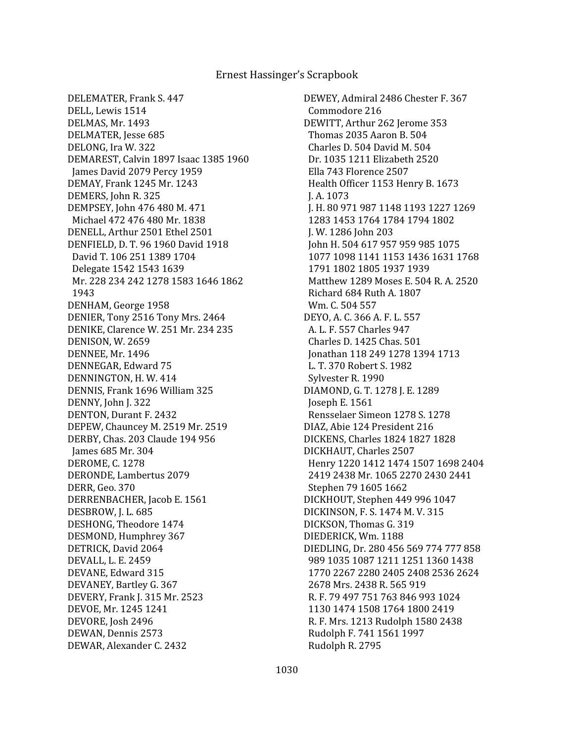DELEMATER, Frank S. 447
DELL, Lewis 1514
DELMAS, Mr. 1493
DELMATER, Jesse 685
DELONG, Ira W. 322
DEMAREST, Calvin 1897 Isaac 1385 1960
James David 2079 Percy 1959
DEMAY, Frank 1245 Mr. 1243
DEMERS, John R. 325
DEMPSEY, John 476 480 M. 471
Michael 472 476 480 Mr. 1838
DENELL, Arthur 2501 Ethel 2501
DENFIELD, D. T. 96 1960 David 1918
David T. 106 251 1389 1704
Delegate 1542 1543 1639
Mr. 228 234 242 1278 1583 1646 1862
1943
DENHAM, George 1958
DENIER, Tony 2516 Tony Mrs. 2464
DENIKE, Clarence W. 251 Mr. 234 235
DENISON, W. 2659
DENNEE, Mr. 1496
DENNEGAR, Edward 75
DENNINGTON, H. W. 414
DENNIS, Frank 1696 William 325
DENNY, John J. 322
DENTON, Durant F. 2432
DEPEW, Chauncey M. 2519 Mr. 2519
DERBY, Chas. 203 Claude 194 956
James 685 Mr. 304
DEROME, C. 1278
DERONDE, Lambertus 2079
DERR, Geo. 370
DERRENBACHER, Jacob E. 1561
DESBROW, J. L. 685
DESHONG, Theodore 1474
DESMOND, Humphrey 367
DETRICK, David 2064
DEVALL, L. E. 2459
DEVANE, Edward 315
DEVANEY, Bartley G. 367
DEVERY, Frank J. 315 Mr. 2523
DEVOE, Mr. 1245 1241
DEVORE, Josh 2496
DEWAN, Dennis 2573
DEWAR, Alexander C. 2432
DEWEY, Admiral 2486 Chester F. 367
Commodore 216
DEWITT, Arthur 262 Jerome 353
Thomas 2035 Aaron B. 504
Charles D. 504 David M. 504
Dr. 1035 1211 Elizabeth 2520
Ella 743 Florence 2507
Health Officer 1153 Henry B. 1673
J. A. 1073
J. H. 80 971 987 1148 1193 1227 1269
1283 1453 1764 1784 1794 1802
J. W. 1286 John 203
John H. 504 617 957 959 985 1075
1077 1098 1141 1153 1436 1631 1768
1791 1802 1805 1937 1939
Matthew 1289 Moses E. 504 R. A. 2520
Richard 684 Ruth A. 1807
Wm. C. 504 557
DEYO, A. C. 366 A. F. L. 557
A. L. F. 557 Charles 947
Charles D. 1425 Chas. 501
Jonathan 118 249 1278 1394 1713
L. T. 370 Robert S. 1982
Sylvester R. 1990
DIAMOND, G. T. 1278 J. E. 1289
Joseph E. 1561
Rensselaer Simeon 1278 S. 1278
DIAZ, Abie 124 President 216
DICKENS, Charles 1824 1827 1828
DICKHAUT, Charles 2507
Henry 1220 1412 1474 1507 1698 2404
2419 2438 Mr. 1065 2270 2430 2441
Stephen 79 1605 1662
DICKHOUT, Stephen 449 996 1047
DICKINSON, F. S. 1474 M. V. 315
DICKSON, Thomas G. 319
DIEDERICK, Wm. 1188
DIEDLING, Dr. 280 456 569 774 777 858
989 1035 1087 1211 1251 1360 1438
1770 2267 2280 2405 2408 2536 2624
2678 Mrs. 2438 R. 565 919
R. F. 79 497 751 763 846 993 1024
1130 1474 1508 1764 1800 2419
R. F. Mrs. 1213 Rudolph 1580 2438
Rudolph F. 741 1561 1997
Rudolph R. 2795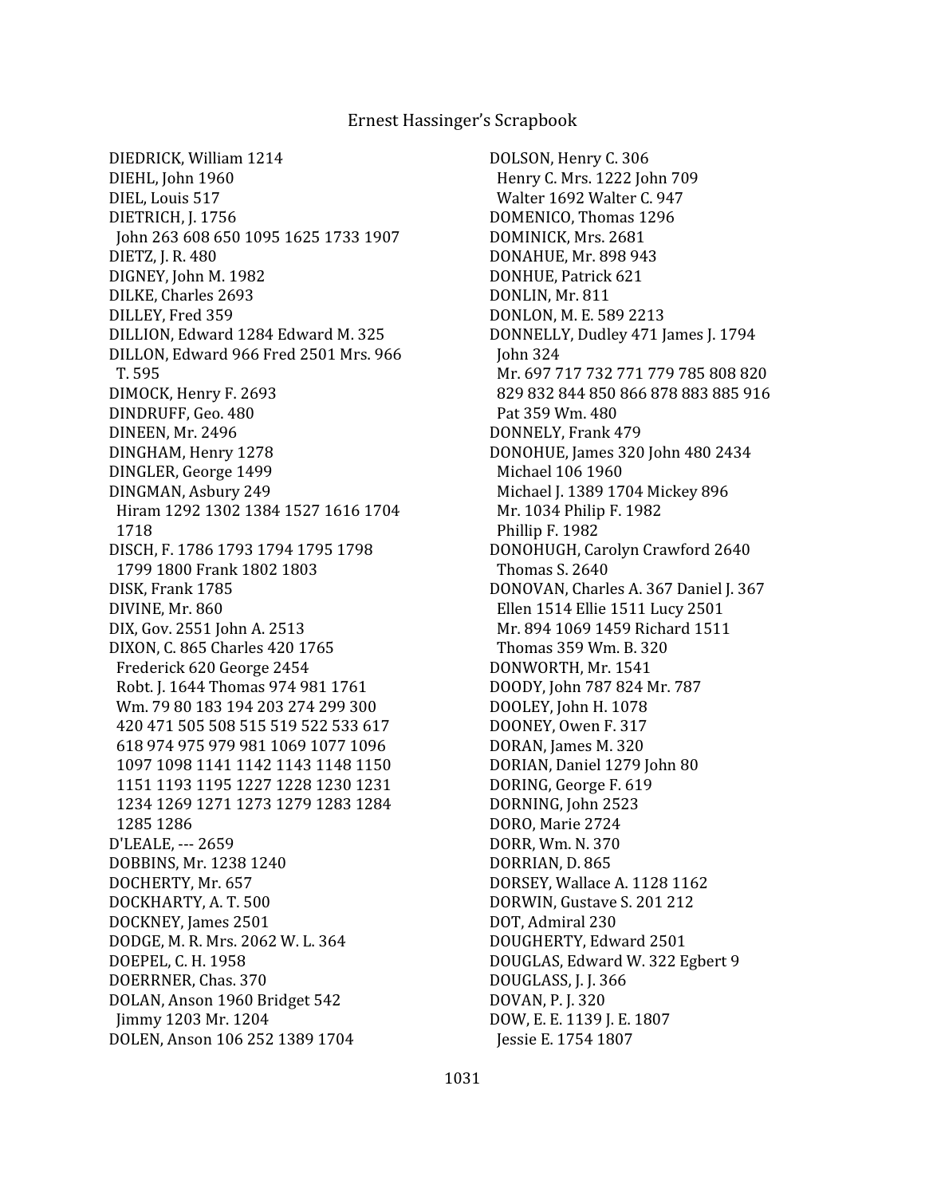DIEDRICK, William 1214
DIEHL, John 1960
DIEL, Louis 517
DIETRICH, J. 1756
John 263 608 650 1095 1625 1733 1907
DIETZ, J. R. 480
DIGNEY, John M. 1982
DILKE, Charles 2693
DILLEY, Fred 359
DILLION, Edward 1284 Edward M. 325
DILLON, Edward 966 Fred 2501 Mrs. 966
T. 595
DIMOCK, Henry F. 2693
DINDRUFF, Geo. 480
DINEEN, Mr. 2496
DINGHAM, Henry 1278
DINGLER, George 1499
DINGMAN, Asbury 249
Hiram 1292 1302 1384 1527 1616 1704
1718
DISCH, F. 1786 1793 1794 1795 1798
1799 1800 Frank 1802 1803
DISK, Frank 1785
DIVINE, Mr. 860
DIX, Gov. 2551 John A. 2513
DIXON, C. 865 Charles 420 1765
Frederick 620 George 2454
Robt. J. 1644 Thomas 974 981 1761
Wm. 79 80 183 194 203 274 299 300
420 471 505 508 515 519 522 533 617
618 974 975 979 981 1069 1077 1096
1097 1098 1141 1142 1143 1148 1150
1151 1193 1195 1227 1228 1230 1231
1234 1269 1271 1273 1279 1283 1284
1285 1286
D'LEALE, --- 2659
DOBBINS, Mr. 1238 1240
DOCHERTY, Mr. 657
DOCKHARTY, A. T. 500
DOCKNEY, James 2501
DODGE, M. R. Mrs. 2062 W. L. 364
DOEPEL, C. H. 1958
DOERRNER, Chas. 370
DOLAN, Anson 1960 Bridget 542
Jimmy 1203 Mr. 1204
DOLEN, Anson 106 252 1389 1704
DOLSON, Henry C. 306
Henry C. Mrs. 1222 John 709
Walter 1692 Walter C. 947
DOMENICO, Thomas 1296
DOMINICK, Mrs. 2681
DONAHUE, Mr. 898 943
DONHUE, Patrick 621
DONLIN, Mr. 811
DONLON, M. E. 589 2213
DONNELLY, Dudley 471 James J. 1794
John 324
Mr. 697 717 732 771 779 785 808 820
829 832 844 850 866 878 883 885 916
Pat 359 Wm. 480
DONNELY, Frank 479
DONOHUE, James 320 John 480 2434
Michael 106 1960
Michael J. 1389 1704 Mickey 896
Mr. 1034 Philip F. 1982
Phillip F. 1982
DONOHUGH, Carolyn Crawford 2640
Thomas S. 2640
DONOVAN, Charles A. 367 Daniel J. 367
Ellen 1514 Ellie 1511 Lucy 2501
Mr. 894 1069 1459 Richard 1511
Thomas 359 Wm. B. 320
DONWORTH, Mr. 1541
DOODY, John 787 824 Mr. 787
DOOLEY, John H. 1078
DOONEY, Owen F. 317
DORAN, James M. 320
DORIAN, Daniel 1279 John 80
DORING, George F. 619
DORNING, John 2523
DORO, Marie 2724
DORR, Wm. N. 370
DORRIAN, D. 865
DORSEY, Wallace A. 1128 1162
DORWIN, Gustave S. 201 212
DOT, Admiral 230
DOUGHERTY, Edward 2501
DOUGLAS, Edward W. 322 Egbert 9
DOUGLASS, J. J. 366
DOVAN, P. J. 320
DOW, E. E. 1139 J. E. 1807
Jessie E. 1754 1807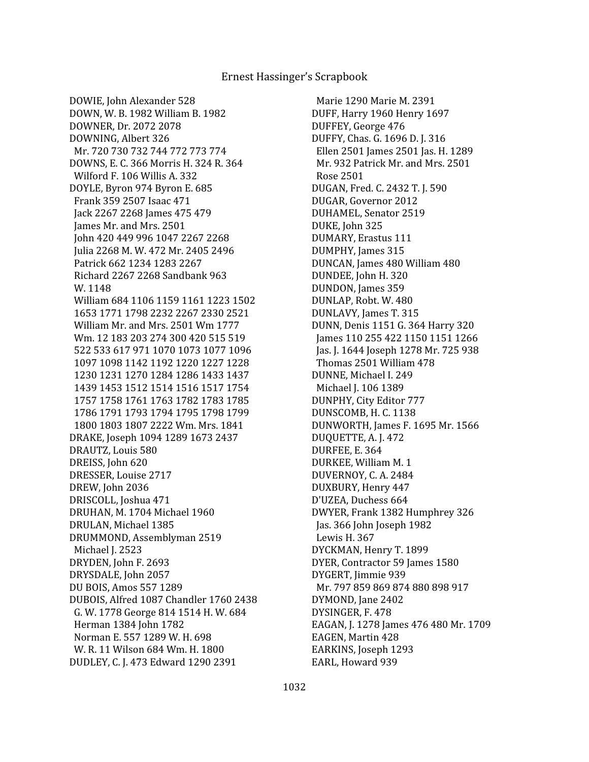DOWIE, John Alexander 528
DOWN, W. B. 1982 William B. 1982
DOWNER, Dr. 2072 2078
DOWNING, Albert 326
 Mr. 720 730 732 744 772 773 774
DOWNS, E. C. 366 Morris H. 324 R. 364
 Wilford F. 106 Willis A. 332
DOYLE, Byron 974 Byron E. 685
 Frank 359 2507 Isaac 471
 Jack 2267 2268 James 475 479
 James Mr. and Mrs. 2501
 John 420 449 996 1047 2267 2268
 Julia 2268 M. W. 472 Mr. 2405 2496
 Patrick 662 1234 1283 2267
 Richard 2267 2268 Sandbank 963
 W. 1148
 William 684 1106 1159 1161 1223 1502
 1653 1771 1798 2232 2267 2330 2521
 William Mr. and Mrs. 2501 Wm 1777
 Wm. 12 183 203 274 300 420 515 519
 522 533 617 971 1070 1073 1077 1096
 1097 1098 1142 1192 1220 1227 1228
 1230 1231 1270 1284 1286 1433 1437
 1439 1453 1512 1514 1516 1517 1754
 1757 1758 1761 1763 1782 1783 1785
 1786 1791 1793 1794 1795 1798 1799
 1800 1803 1807 2222 Wm. Mrs. 1841
DRAKE, Joseph 1094 1289 1673 2437
DRAUTZ, Louis 580
DREISS, John 620
DRESSER, Louise 2717
DREW, John 2036
DRISCOLL, Joshua 471
DRUHAN, M. 1704 Michael 1960
DRULAN, Michael 1385
DRUMMOND, Assemblyman 2519
 Michael J. 2523
DRYDEN, John F. 2693
DRYSDALE, John 2057
DU BOIS, Amos 557 1289
DUBOIS, Alfred 1087 Chandler 1760 2438
 G. W. 1778 George 814 1514 H. W. 684
 Herman 1384 John 1782
 Norman E. 557 1289 W. H. 698
 W. R. 11 Wilson 684 Wm. H. 1800
DUDLEY, C. J. 473 Edward 1290 2391
 Marie 1290 Marie M. 2391
DUFF, Harry 1960 Henry 1697
DUFFEY, George 476
DUFFY, Chas. G. 1696 D. J. 316
 Ellen 2501 James 2501 Jas. H. 1289
 Mr. 932 Patrick Mr. and Mrs. 2501
 Rose 2501
DUGAN, Fred. C. 2432 T. J. 590
DUGAR, Governor 2012
DUHAMEL, Senator 2519
DUKE, John 325
DUMARY, Erastus 111
DUMPHY, James 315
DUNCAN, James 480 William 480
DUNDEE, John H. 320
DUNDON, James 359
DUNLAP, Robt. W. 480
DUNLAVY, James T. 315
DUNN, Denis 1151 G. 364 Harry 320
 James 110 255 422 1150 1151 1266
 Jas. J. 1644 Joseph 1278 Mr. 725 938
 Thomas 2501 William 478
DUNNE, Michael I. 249
 Michael J. 106 1389
DUNPHY, City Editor 777
DUNSCOMB, H. C. 1138
DUNWORTH, James F. 1695 Mr. 1566
DUQUETTE, A. J. 472
DURFEE, E. 364
DURKEE, William M. 1
DUVERNOY, C. A. 2484
DUXBURY, Henry 447
D'UZEA, Duchess 664
DWYER, Frank 1382 Humphrey 326
 Jas. 366 John Joseph 1982
 Lewis H. 367
DYCKMAN, Henry T. 1899
DYER, Contractor 59 James 1580
DYGERT, Jimmie 939
 Mr. 797 859 869 874 880 898 917
DYMOND, Jane 2402
DYSINGER, F. 478
EAGAN, J. 1278 James 476 480 Mr. 1709
EAGEN, Martin 428
EARKINS, Joseph 1293
EARL, Howard 939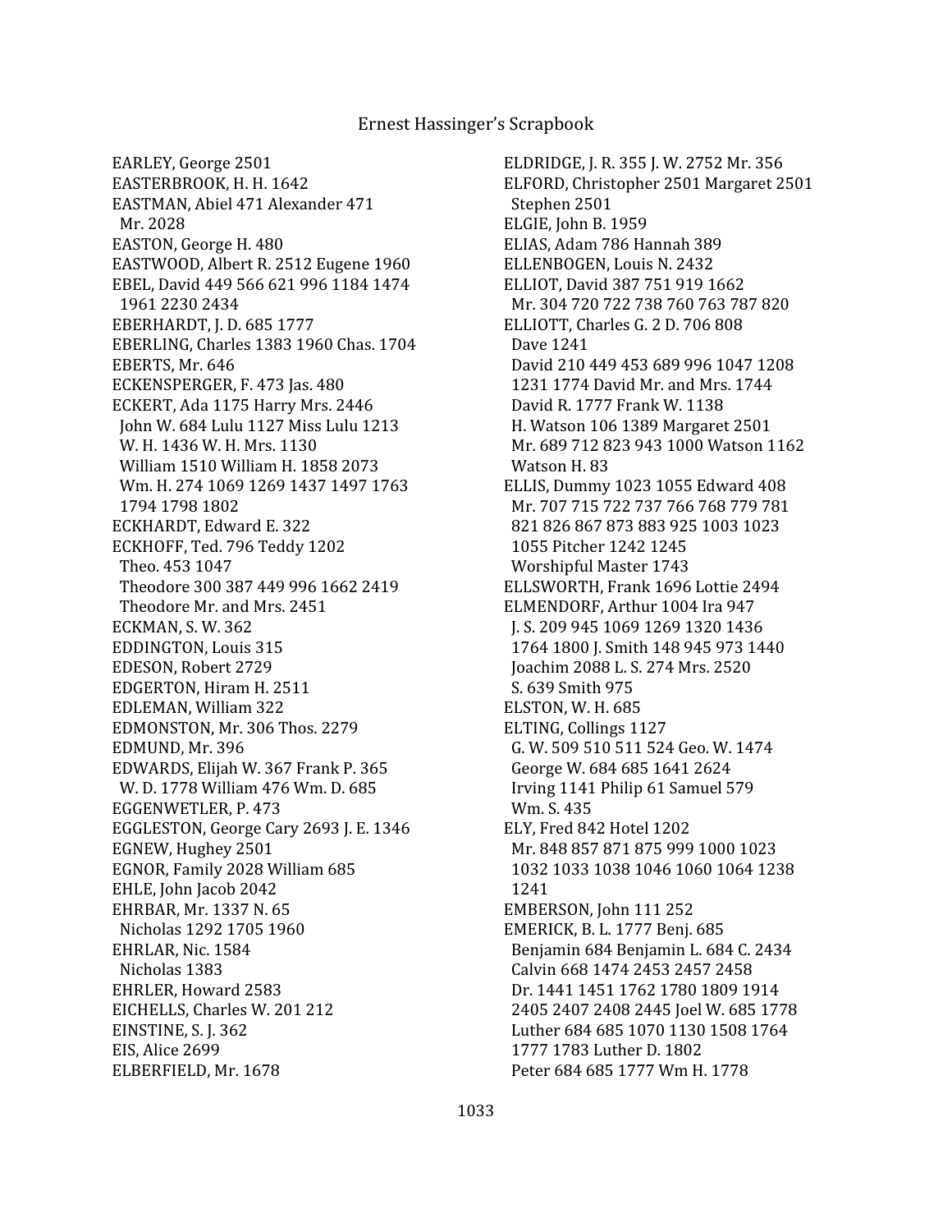EARLEY, George 2501
EASTERBROOK, H. H. 1642
EASTMAN, Abiel 471 Alexander 471
 Mr. 2028
EASTON, George H. 480
EASTWOOD, Albert R. 2512 Eugene 1960
EBEL, David 449 566 621 996 1184 1474
 1961 2230 2434
EBERHARDT, J. D. 685 1777
EBERLING, Charles 1383 1960 Chas. 1704
EBERTS, Mr. 646
ECKENSPERGER, F. 473 Jas. 480
ECKERT, Ada 1175 Harry Mrs. 2446
 John W. 684 Lulu 1127 Miss Lulu 1213
 W. H. 1436 W. H. Mrs. 1130
 William 1510 William H. 1858 2073
 Wm. H. 274 1069 1269 1437 1497 1763
 1794 1798 1802
ECKHARDT, Edward E. 322
ECKHOFF, Ted. 796 Teddy 1202
 Theo. 453 1047
 Theodore 300 387 449 996 1662 2419
 Theodore Mr. and Mrs. 2451
ECKMAN, S. W. 362
EDDINGTON, Louis 315
EDESON, Robert 2729
EDGERTON, Hiram H. 2511
EDLEMAN, William 322
EDMONSTON, Mr. 306 Thos. 2279
EDMUND, Mr. 396
EDWARDS, Elijah W. 367 Frank P. 365
 W. D. 1778 William 476 Wm. D. 685
EGGENWETLER, P. 473
EGGLESTON, George Cary 2693 J. E. 1346
EGNEW, Hughey 2501
EGNOR, Family 2028 William 685
EHLE, John Jacob 2042
EHRBAR, Mr. 1337 N. 65
 Nicholas 1292 1705 1960
EHRLAR, Nic. 1584
 Nicholas 1383
EHRLER, Howard 2583
EICHELLS, Charles W. 201 212
EINSTINE, S. J. 362
EIS, Alice 2699
ELBERFIELD, Mr. 1678
ELDRIDGE, J. R. 355 J. W. 2752 Mr. 356
ELFORD, Christopher 2501 Margaret 2501
 Stephen 2501
ELGIE, John B. 1959
ELIAS, Adam 786 Hannah 389
ELLENBOGEN, Louis N. 2432
ELLIOT, David 387 751 919 1662
 Mr. 304 720 722 738 760 763 787 820
ELLIOTT, Charles G. 2 D. 706 808
 Dave 1241
 David 210 449 453 689 996 1047 1208
 1231 1774 David Mr. and Mrs. 1744
 David R. 1777 Frank W. 1138
 H. Watson 106 1389 Margaret 2501
 Mr. 689 712 823 943 1000 Watson 1162
 Watson H. 83
ELLIS, Dummy 1023 1055 Edward 408
 Mr. 707 715 722 737 766 768 779 781
 821 826 867 873 883 925 1003 1023
 1055 Pitcher 1242 1245
 Worshipful Master 1743
ELLSWORTH, Frank 1696 Lottie 2494
ELMENDORF, Arthur 1004 Ira 947
 J. S. 209 945 1069 1269 1320 1436
 1764 1800 J. Smith 148 945 973 1440
 Joachim 2088 L. S. 274 Mrs. 2520
 S. 639 Smith 975
ELSTON, W. H. 685
ELTING, Collings 1127
 G. W. 509 510 511 524 Geo. W. 1474
 George W. 684 685 1641 2624
 Irving 1141 Philip 61 Samuel 579
 Wm. S. 435
ELY, Fred 842 Hotel 1202
 Mr. 848 857 871 875 999 1000 1023
 1032 1033 1038 1046 1060 1064 1238
 1241
EMBERSON, John 111 252
EMERICK, B. L. 1777 Benj. 685
 Benjamin 684 Benjamin L. 684 C. 2434
 Calvin 668 1474 2453 2457 2458
 Dr. 1441 1451 1762 1780 1809 1914
 2405 2407 2408 2445 Joel W. 685 1778
 Luther 684 685 1070 1130 1508 1764
 1777 1783 Luther D. 1802
 Peter 684 685 1777 Wm H. 1778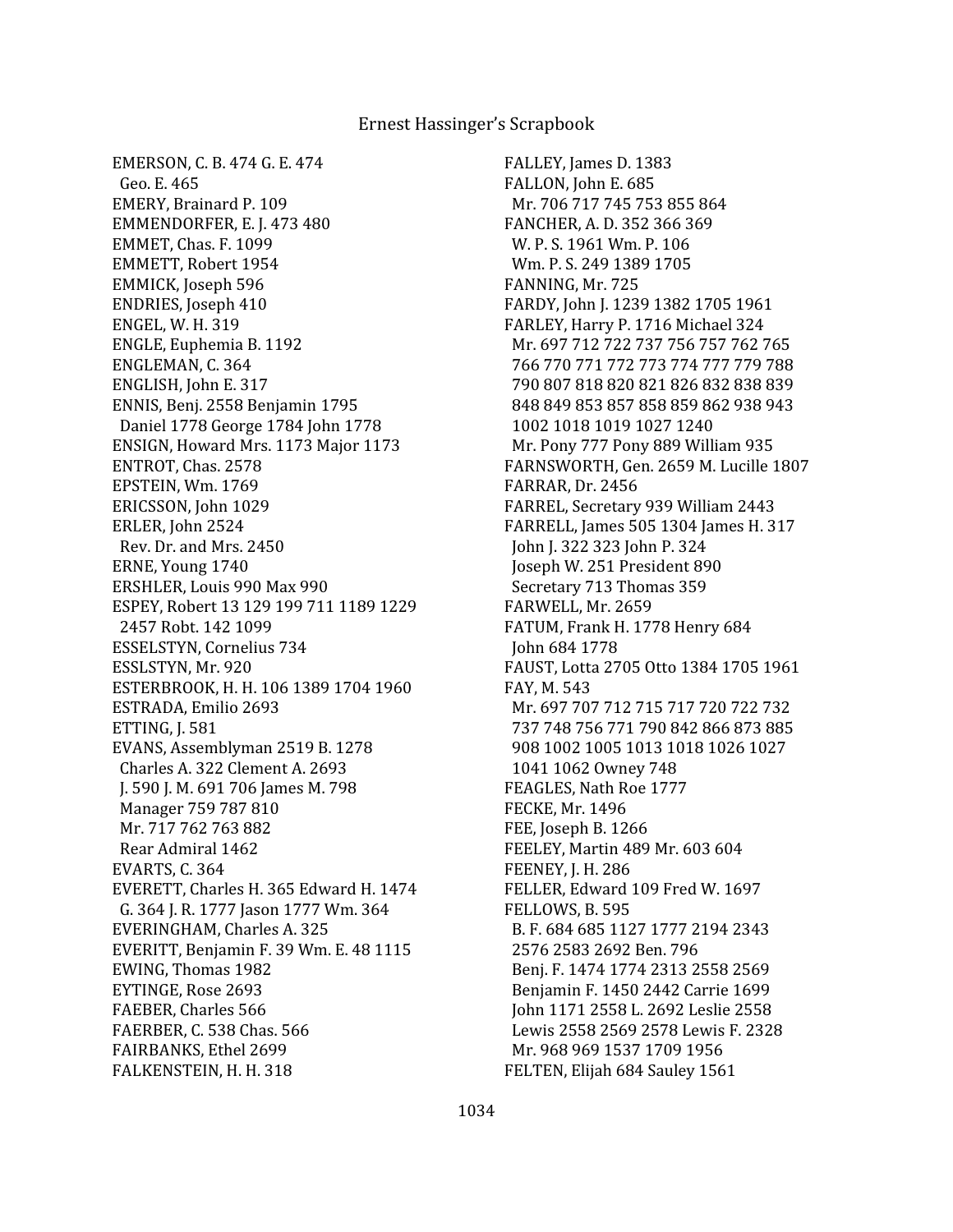EMERSON, C. B. 474 G. E. 474
 Geo. E. 465
EMERY, Brainard P. 109
EMMENDORFER, E. J. 473 480
EMMET, Chas. F. 1099
EMMETT, Robert 1954
EMMICK, Joseph 596
ENDRIES, Joseph 410
ENGEL, W. H. 319
ENGLE, Euphemia B. 1192
ENGLEMAN, C. 364
ENGLISH, John E. 317
ENNIS, Benj. 2558 Benjamin 1795
 Daniel 1778 George 1784 John 1778
ENSIGN, Howard Mrs. 1173 Major 1173
ENTROT, Chas. 2578
EPSTEIN, Wm. 1769
ERICSSON, John 1029
ERLER, John 2524
 Rev. Dr. and Mrs. 2450
ERNE, Young 1740
ERSHLER, Louis 990 Max 990
ESPEY, Robert 13 129 199 711 1189 1229
 2457 Robt. 142 1099
ESSELSTYN, Cornelius 734
ESSLSTYN, Mr. 920
ESTERBROOK, H. H. 106 1389 1704 1960
ESTRADA, Emilio 2693
ETTING, J. 581
EVANS, Assemblyman 2519 B. 1278
 Charles A. 322 Clement A. 2693
 J. 590 J. M. 691 706 James M. 798
 Manager 759 787 810
 Mr. 717 762 763 882
 Rear Admiral 1462
EVARTS, C. 364
EVERETT, Charles H. 365 Edward H. 1474
 G. 364 J. R. 1777 Jason 1777 Wm. 364
EVERINGHAM, Charles A. 325
EVERITT, Benjamin F. 39 Wm. E. 48 1115
EWING, Thomas 1982
EYTINGE, Rose 2693
FAEBER, Charles 566
FAERBER, C. 538 Chas. 566
FAIRBANKS, Ethel 2699
FALKENSTEIN, H. H. 318
FALLEY, James D. 1383
FALLON, John E. 685
 Mr. 706 717 745 753 855 864
FANCHER, A. D. 352 366 369
 W. P. S. 1961 Wm. P. 106
 Wm. P. S. 249 1389 1705
FANNING, Mr. 725
FARDY, John J. 1239 1382 1705 1961
FARLEY, Harry P. 1716 Michael 324
 Mr. 697 712 722 737 756 757 762 765
 766 770 771 772 773 774 777 779 788
 790 807 818 820 821 826 832 838 839
 848 849 853 857 858 859 862 938 943
 1002 1018 1019 1027 1240
 Mr. Pony 777 Pony 889 William 935
FARNSWORTH, Gen. 2659 M. Lucille 1807
FARRAR, Dr. 2456
FARREL, Secretary 939 William 2443
FARRELL, James 505 1304 James H. 317
 John J. 322 323 John P. 324
 Joseph W. 251 President 890
 Secretary 713 Thomas 359
FARWELL, Mr. 2659
FATUM, Frank H. 1778 Henry 684
 John 684 1778
FAUST, Lotta 2705 Otto 1384 1705 1961
FAY, M. 543
 Mr. 697 707 712 715 717 720 722 732
 737 748 756 771 790 842 866 873 885
 908 1002 1005 1013 1018 1026 1027
 1041 1062 Owney 748
FEAGLES, Nath Roe 1777
FECKE, Mr. 1496
FEE, Joseph B. 1266
FEELEY, Martin 489 Mr. 603 604
FEENEY, J. H. 286
FELLER, Edward 109 Fred W. 1697
FELLOWS, B. 595
 B. F. 684 685 1127 1777 2194 2343
 2576 2583 2692 Ben. 796
 Benj. F. 1474 1774 2313 2558 2569
 Benjamin F. 1450 2442 Carrie 1699
 John 1171 2558 L. 2692 Leslie 2558
 Lewis 2558 2569 2578 Lewis F. 2328
 Mr. 968 969 1537 1709 1956
FELTEN, Elijah 684 Sauley 1561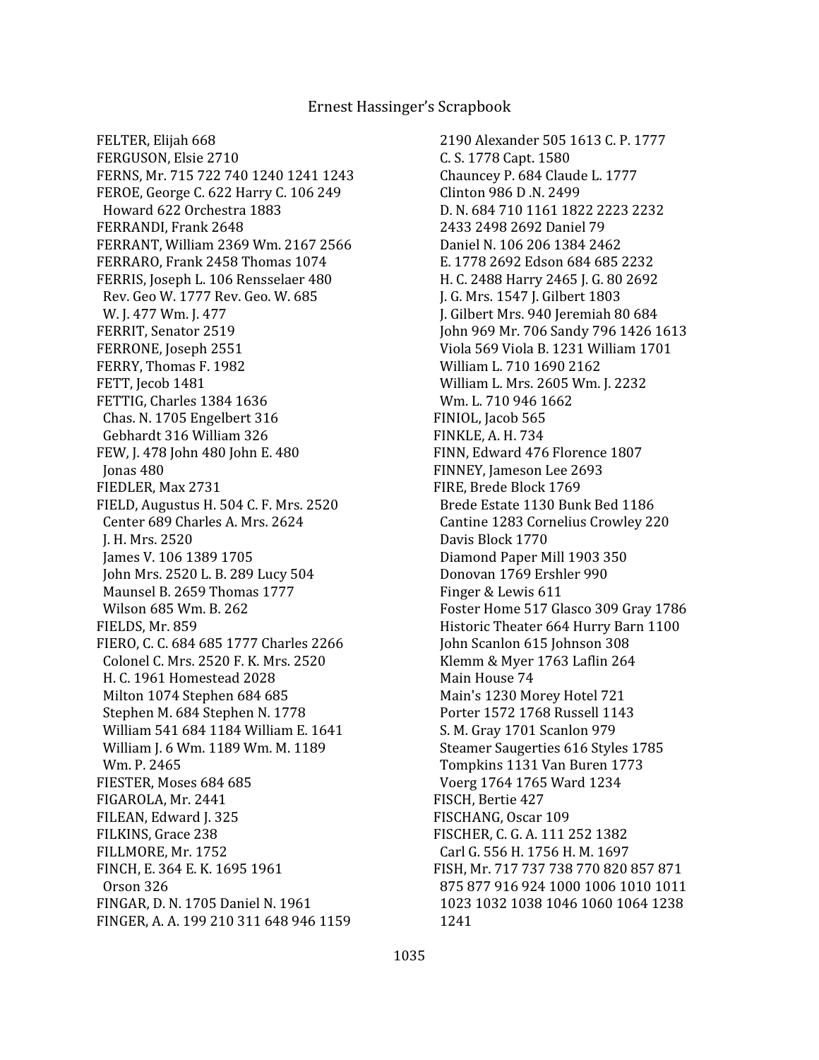FELTER, Elijah 668
FERGUSON, Elsie 2710
FERNS, Mr. 715 722 740 1240 1241 1243
FEROE, George C. 622 Harry C. 106 249
 Howard 622 Orchestra 1883
FERRANDI, Frank 2648
FERRANT, William 2369 Wm. 2167 2566
FERRARO, Frank 2458 Thomas 1074
FERRIS, Joseph L. 106 Rensselaer 480
 Rev. Geo W. 1777 Rev. Geo. W. 685
 W. J. 477 Wm. J. 477
FERRIT, Senator 2519
FERRONE, Joseph 2551
FERRY, Thomas F. 1982
FETT, Jecob 1481
FETTIG, Charles 1384 1636
 Chas. N. 1705 Engelbert 316
 Gebhardt 316 William 326
FEW, J. 478 John 480 John E. 480
 Jonas 480
FIEDLER, Max 2731
FIELD, Augustus H. 504 C. F. Mrs. 2520
 Center 689 Charles A. Mrs. 2624
 J. H. Mrs. 2520
 James V. 106 1389 1705
 John Mrs. 2520 L. B. 289 Lucy 504
 Maunsel B. 2659 Thomas 1777
 Wilson 685 Wm. B. 262
FIELDS, Mr. 859
FIERO, C. C. 684 685 1777 Charles 2266
 Colonel C. Mrs. 2520 F. K. Mrs. 2520
 H. C. 1961 Homestead 2028
 Milton 1074 Stephen 684 685
 Stephen M. 684 Stephen N. 1778
 William 541 684 1184 William E. 1641
 William J. 6 Wm. 1189 Wm. M. 1189
 Wm. P. 2465
FIESTER, Moses 684 685
FIGAROLA, Mr. 2441
FILEAN, Edward J. 325
FILKINS, Grace 238
FILLMORE, Mr. 1752
FINCH, E. 364 E. K. 1695 1961
 Orson 326
FINGAR, D. N. 1705 Daniel N. 1961
FINGER, A. A. 199 210 311 648 946 1159
 2190 Alexander 505 1613 C. P. 1777
 C. S. 1778 Capt. 1580
 Chauncey P. 684 Claude L. 1777
 Clinton 986 D .N. 2499
 D. N. 684 710 1161 1822 2223 2232
 2433 2498 2692 Daniel 79
 Daniel N. 106 206 1384 2462
 E. 1778 2692 Edson 684 685 2232
 H. C. 2488 Harry 2465 J. G. 80 2692
 J. G. Mrs. 1547 J. Gilbert 1803
 J. Gilbert Mrs. 940 Jeremiah 80 684
 John 969 Mr. 706 Sandy 796 1426 1613
 Viola 569 Viola B. 1231 William 1701
 William L. 710 1690 2162
 William L. Mrs. 2605 Wm. J. 2232
 Wm. L. 710 946 1662
FINIOL, Jacob 565
FINKLE, A. H. 734
FINN, Edward 476 Florence 1807
FINNEY, Jameson Lee 2693
FIRE, Brede Block 1769
 Brede Estate 1130 Bunk Bed 1186
 Cantine 1283 Cornelius Crowley 220
 Davis Block 1770
 Diamond Paper Mill 1903 350
 Donovan 1769 Ershler 990
 Finger & Lewis 611
 Foster Home 517 Glasco 309 Gray 1786
 Historic Theater 664 Hurry Barn 1100
 John Scanlon 615 Johnson 308
 Klemm & Myer 1763 Laflin 264
 Main House 74
 Main's 1230 Morey Hotel 721
 Porter 1572 1768 Russell 1143
 S. M. Gray 1701 Scanlon 979
 Steamer Saugerties 616 Styles 1785
 Tompkins 1131 Van Buren 1773
 Voerg 1764 1765 Ward 1234
FISCH, Bertie 427
FISCHANG, Oscar 109
FISCHER, C. G. A. 111 252 1382
 Carl G. 556 H. 1756 H. M. 1697
FISH, Mr. 717 737 738 770 820 857 871
 875 877 916 924 1000 1006 1010 1011
 1023 1032 1038 1046 1060 1064 1238
 1241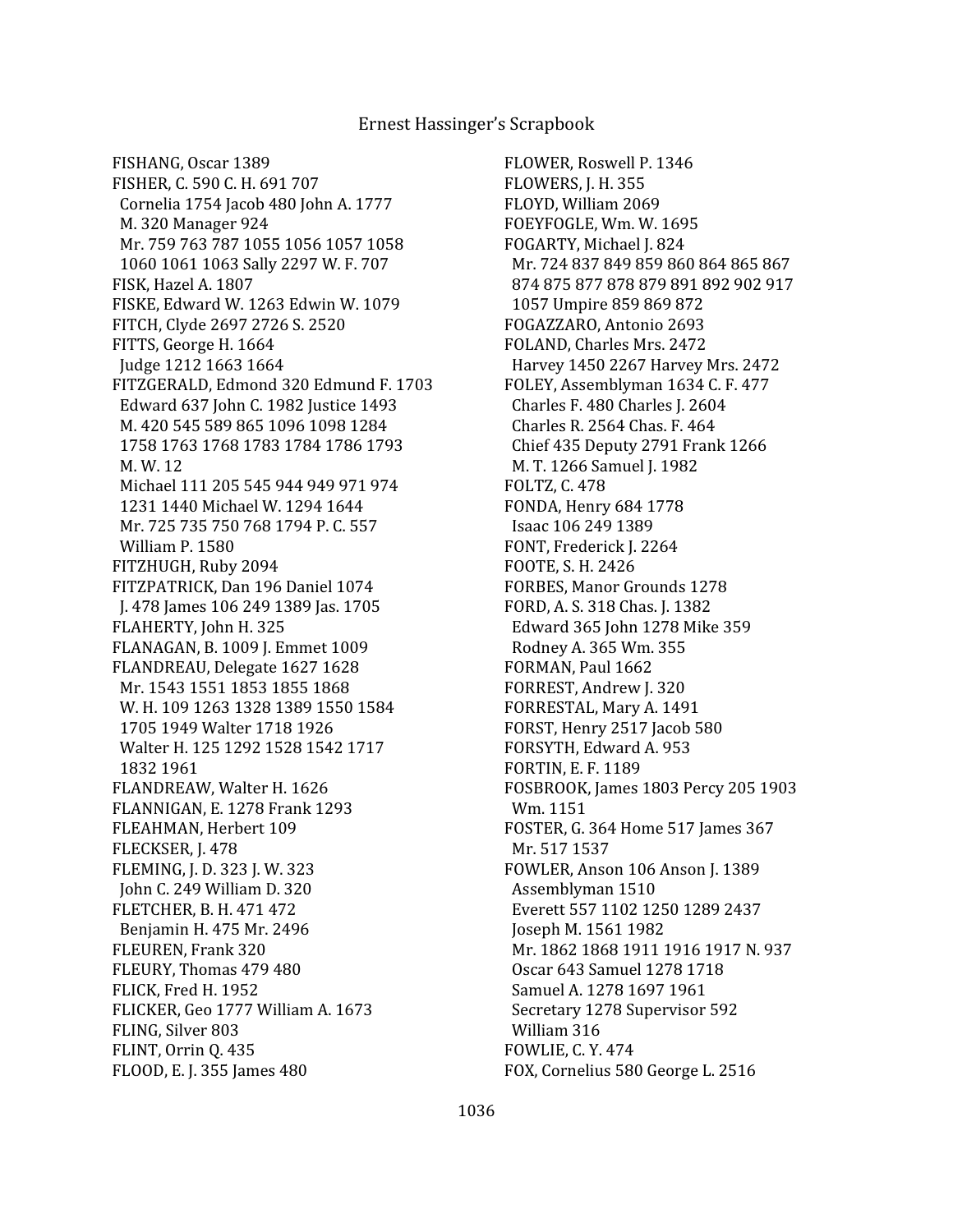FISHANG, Oscar 1389
FISHER, C. 590 C. H. 691 707
Cornelia 1754 Jacob 480 John A. 1777
M. 320 Manager 924
Mr. 759 763 787 1055 1056 1057 1058
1060 1061 1063 Sally 2297 W. F. 707
FISK, Hazel A. 1807
FISKE, Edward W. 1263 Edwin W. 1079
FITCH, Clyde 2697 2726 S. 2520
FITTS, George H. 1664
Judge 1212 1663 1664
FITZGERALD, Edmond 320 Edmund F. 1703
Edward 637 John C. 1982 Justice 1493
M. 420 545 589 865 1096 1098 1284
1758 1763 1768 1783 1784 1786 1793
M. W. 12
Michael 111 205 545 944 949 971 974
1231 1440 Michael W. 1294 1644
Mr. 725 735 750 768 1794 P. C. 557
William P. 1580
FITZHUGH, Ruby 2094
FITZPATRICK, Dan 196 Daniel 1074
J. 478 James 106 249 1389 Jas. 1705
FLAHERTY, John H. 325
FLANAGAN, B. 1009 J. Emmet 1009
FLANDREAU, Delegate 1627 1628
Mr. 1543 1551 1853 1855 1868
W. H. 109 1263 1328 1389 1550 1584
1705 1949 Walter 1718 1926
Walter H. 125 1292 1528 1542 1717
1832 1961
FLANDREAW, Walter H. 1626
FLANNIGAN, E. 1278 Frank 1293
FLEAHMAN, Herbert 109
FLECKSER, J. 478
FLEMING, J. D. 323 J. W. 323
John C. 249 William D. 320
FLETCHER, B. H. 471 472
Benjamin H. 475 Mr. 2496
FLEUREN, Frank 320
FLEURY, Thomas 479 480
FLICK, Fred H. 1952
FLICKER, Geo 1777 William A. 1673
FLING, Silver 803
FLINT, Orrin Q. 435
FLOOD, E. J. 355 James 480
FLOWER, Roswell P. 1346
FLOWERS, J. H. 355
FLOYD, William 2069
FOEYFOGLE, Wm. W. 1695
FOGARTY, Michael J. 824
Mr. 724 837 849 859 860 864 865 867
874 875 877 878 879 891 892 902 917
1057 Umpire 859 869 872
FOGAZZARO, Antonio 2693
FOLAND, Charles Mrs. 2472
Harvey 1450 2267 Harvey Mrs. 2472
FOLEY, Assemblyman 1634 C. F. 477
Charles F. 480 Charles J. 2604
Charles R. 2564 Chas. F. 464
Chief 435 Deputy 2791 Frank 1266
M. T. 1266 Samuel J. 1982
FOLTZ, C. 478
FONDA, Henry 684 1778
Isaac 106 249 1389
FONT, Frederick J. 2264
FOOTE, S. H. 2426
FORBES, Manor Grounds 1278
FORD, A. S. 318 Chas. J. 1382
Edward 365 John 1278 Mike 359
Rodney A. 365 Wm. 355
FORMAN, Paul 1662
FORREST, Andrew J. 320
FORRESTAL, Mary A. 1491
FORST, Henry 2517 Jacob 580
FORSYTH, Edward A. 953
FORTIN, E. F. 1189
FOSBROOK, James 1803 Percy 205 1903
Wm. 1151
FOSTER, G. 364 Home 517 James 367
Mr. 517 1537
FOWLER, Anson 106 Anson J. 1389
Assemblyman 1510
Everett 557 1102 1250 1289 2437
Joseph M. 1561 1982
Mr. 1862 1868 1911 1916 1917 N. 937
Oscar 643 Samuel 1278 1718
Samuel A. 1278 1697 1961
Secretary 1278 Supervisor 592
William 316
FOWLIE, C. Y. 474
FOX, Cornelius 580 George L. 2516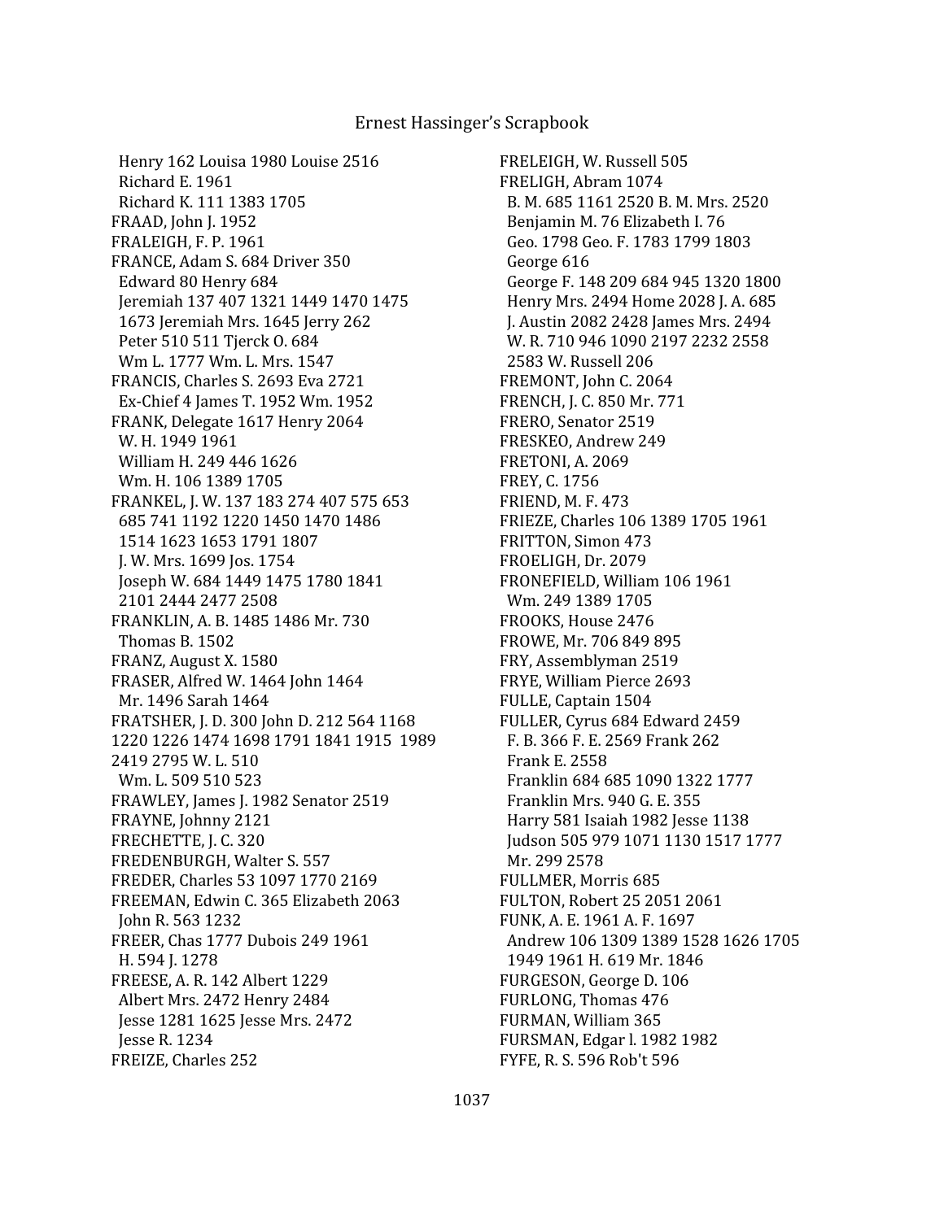Henry 162 Louisa 1980 Louise 2516
Richard E. 1961
Richard K. 111 1383 1705
FRAAD, John J. 1952
FRALEIGH, F. P. 1961
FRANCE, Adam S. 684 Driver 350
Edward 80 Henry 684
Jeremiah 137 407 1321 1449 1470 1475
1673 Jeremiah Mrs. 1645 Jerry 262
Peter 510 511 Tjerck O. 684
Wm L. 1777 Wm. L. Mrs. 1547
FRANCIS, Charles S. 2693 Eva 2721
Ex-Chief 4 James T. 1952 Wm. 1952
FRANK, Delegate 1617 Henry 2064
W. H. 1949 1961
William H. 249 446 1626
Wm. H. 106 1389 1705
FRANKEL, J. W. 137 183 274 407 575 653
685 741 1192 1220 1450 1470 1486
1514 1623 1653 1791 1807
J. W. Mrs. 1699 Jos. 1754
Joseph W. 684 1449 1475 1780 1841
2101 2444 2477 2508
FRANKLIN, A. B. 1485 1486 Mr. 730
Thomas B. 1502
FRANZ, August X. 1580
FRASER, Alfred W. 1464 John 1464
Mr. 1496 Sarah 1464
FRATSHER, J. D. 300 John D. 212 564 1168
1220 1226 1474 1698 1791 1841 1915 1989
2419 2795 W. L. 510
Wm. L. 509 510 523
FRAWLEY, James J. 1982 Senator 2519
FRAYNE, Johnny 2121
FRECHETTE, J. C. 320
FREDENBURGH, Walter S. 557
FREDER, Charles 53 1097 1770 2169
FREEMAN, Edwin C. 365 Elizabeth 2063
John R. 563 1232
FREER, Chas 1777 Dubois 249 1961
H. 594 J. 1278
FREESE, A. R. 142 Albert 1229
Albert Mrs. 2472 Henry 2484
Jesse 1281 1625 Jesse Mrs. 2472
Jesse R. 1234
FREIZE, Charles 252
FRELEIGH, W. Russell 505
FRELIGH, Abram 1074
B. M. 685 1161 2520 B. M. Mrs. 2520
Benjamin M. 76 Elizabeth I. 76
Geo. 1798 Geo. F. 1783 1799 1803
George 616
George F. 148 209 684 945 1320 1800
Henry Mrs. 2494 Home 2028 J. A. 685
J. Austin 2082 2428 James Mrs. 2494
W. R. 710 946 1090 2197 2232 2558
2583 W. Russell 206
FREMONT, John C. 2064
FRENCH, J. C. 850 Mr. 771
FRERO, Senator 2519
FRESKEO, Andrew 249
FRETONI, A. 2069
FREY, C. 1756
FRIEND, M. F. 473
FRIEZE, Charles 106 1389 1705 1961
FRITTON, Simon 473
FROELIGH, Dr. 2079
FRONEFIELD, William 106 1961
Wm. 249 1389 1705
FROOKS, House 2476
FROWE, Mr. 706 849 895
FRY, Assemblyman 2519
FRYE, William Pierce 2693
FULLE, Captain 1504
FULLER, Cyrus 684 Edward 2459
F. B. 366 F. E. 2569 Frank 262
Frank E. 2558
Franklin 684 685 1090 1322 1777
Franklin Mrs. 940 G. E. 355
Harry 581 Isaiah 1982 Jesse 1138
Judson 505 979 1071 1130 1517 1777
Mr. 299 2578
FULLMER, Morris 685
FULTON, Robert 25 2051 2061
FUNK, A. E. 1961 A. F. 1697
Andrew 106 1309 1389 1528 1626 1705
1949 1961 H. 619 Mr. 1846
FURGESON, George D. 106
FURLONG, Thomas 476
FURMAN, William 365
FURSMAN, Edgar l. 1982 1982
FYFE, R. S. 596 Rob't 596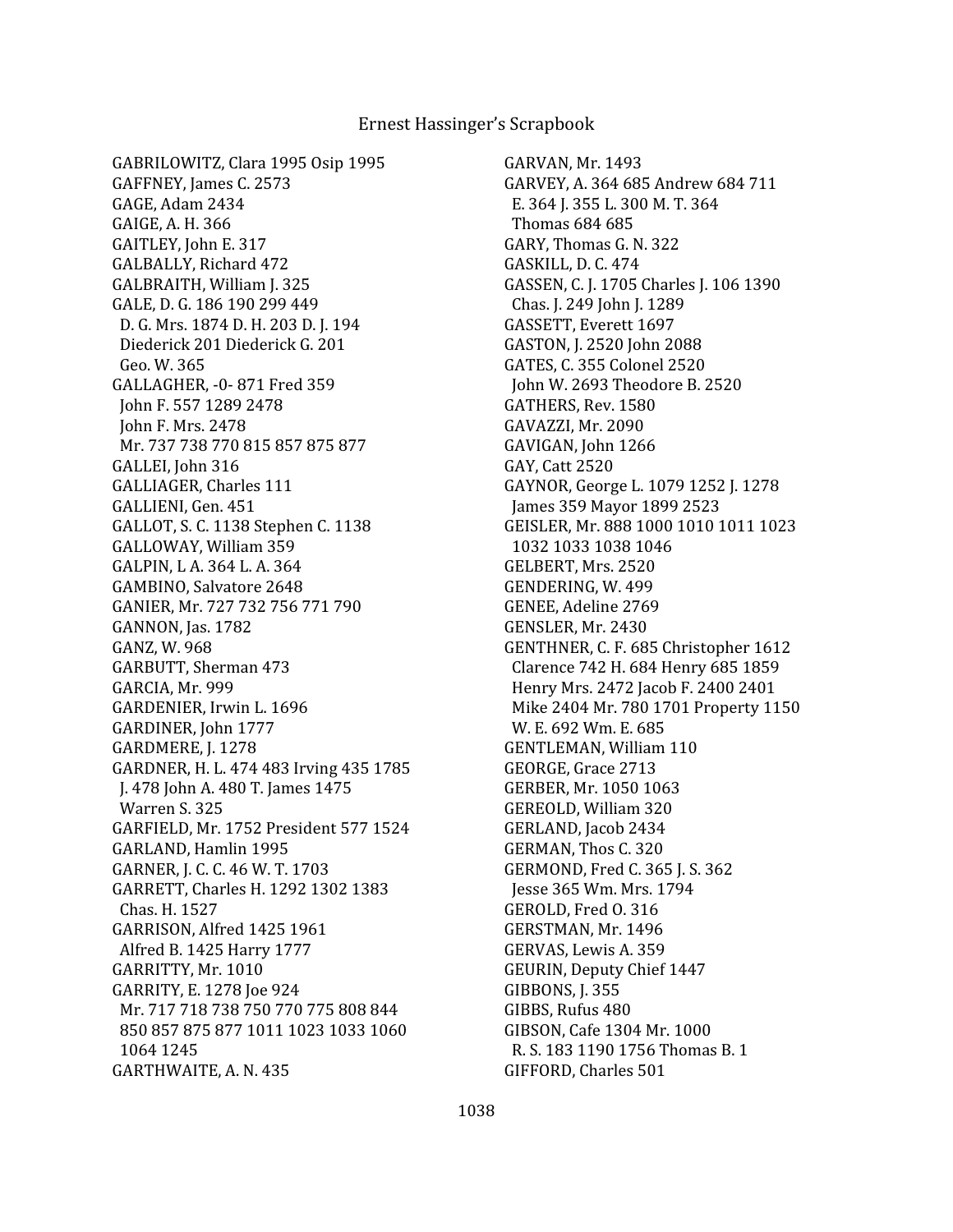GABRILOWITZ, Clara 1995 Osip 1995
GAFFNEY, James C. 2573
GAGE, Adam 2434
GAIGE, A. H. 366
GAITLEY, John E. 317
GALBALLY, Richard 472
GALBRAITH, William J. 325
GALE, D. G. 186 190 299 449
 D. G. Mrs. 1874 D. H. 203 D. J. 194
 Diederick 201 Diederick G. 201
 Geo. W. 365
GALLAGHER, -0- 871 Fred 359
 John F. 557 1289 2478
 John F. Mrs. 2478
 Mr. 737 738 770 815 857 875 877
GALLEI, John 316
GALLIAGER, Charles 111
GALLIENI, Gen. 451
GALLOT, S. C. 1138 Stephen C. 1138
GALLOWAY, William 359
GALPIN, L A. 364 L. A. 364
GAMBINO, Salvatore 2648
GANIER, Mr. 727 732 756 771 790
GANNON, Jas. 1782
GANZ, W. 968
GARBUTT, Sherman 473
GARCIA, Mr. 999
GARDENIER, Irwin L. 1696
GARDINER, John 1777
GARDMERE, J. 1278
GARDNER, H. L. 474 483 Irving 435 1785
 J. 478 John A. 480 T. James 1475
 Warren S. 325
GARFIELD, Mr. 1752 President 577 1524
GARLAND, Hamlin 1995
GARNER, J. C. C. 46 W. T. 1703
GARRETT, Charles H. 1292 1302 1383
 Chas. H. 1527
GARRISON, Alfred 1425 1961
 Alfred B. 1425 Harry 1777
GARRITTY, Mr. 1010
GARRITY, E. 1278 Joe 924
 Mr. 717 718 738 750 770 775 808 844
 850 857 875 877 1011 1023 1033 1060
 1064 1245
GARTHWAITE, A. N. 435
GARVAN, Mr. 1493
GARVEY, A. 364 685 Andrew 684 711
 E. 364 J. 355 L. 300 M. T. 364
 Thomas 684 685
GARY, Thomas G. N. 322
GASKILL, D. C. 474
GASSEN, C. J. 1705 Charles J. 106 1390
 Chas. J. 249 John J. 1289
GASSETT, Everett 1697
GASTON, J. 2520 John 2088
GATES, C. 355 Colonel 2520
 John W. 2693 Theodore B. 2520
GATHERS, Rev. 1580
GAVAZZI, Mr. 2090
GAVIGAN, John 1266
GAY, Catt 2520
GAYNOR, George L. 1079 1252 J. 1278
 James 359 Mayor 1899 2523
GEISLER, Mr. 888 1000 1010 1011 1023
 1032 1033 1038 1046
GELBERT, Mrs. 2520
GENDERING, W. 499
GENEE, Adeline 2769
GENSLER, Mr. 2430
GENTHNER, C. F. 685 Christopher 1612
 Clarence 742 H. 684 Henry 685 1859
 Henry Mrs. 2472 Jacob F. 2400 2401
 Mike 2404 Mr. 780 1701 Property 1150
 W. E. 692 Wm. E. 685
GENTLEMAN, William 110
GEORGE, Grace 2713
GERBER, Mr. 1050 1063
GEREOLD, William 320
GERLAND, Jacob 2434
GERMAN, Thos C. 320
GERMOND, Fred C. 365 J. S. 362
 Jesse 365 Wm. Mrs. 1794
GEROLD, Fred O. 316
GERSTMAN, Mr. 1496
GERVAS, Lewis A. 359
GEURIN, Deputy Chief 1447
GIBBONS, J. 355
GIBBS, Rufus 480
GIBSON, Cafe 1304 Mr. 1000
 R. S. 183 1190 1756 Thomas B. 1
GIFFORD, Charles 501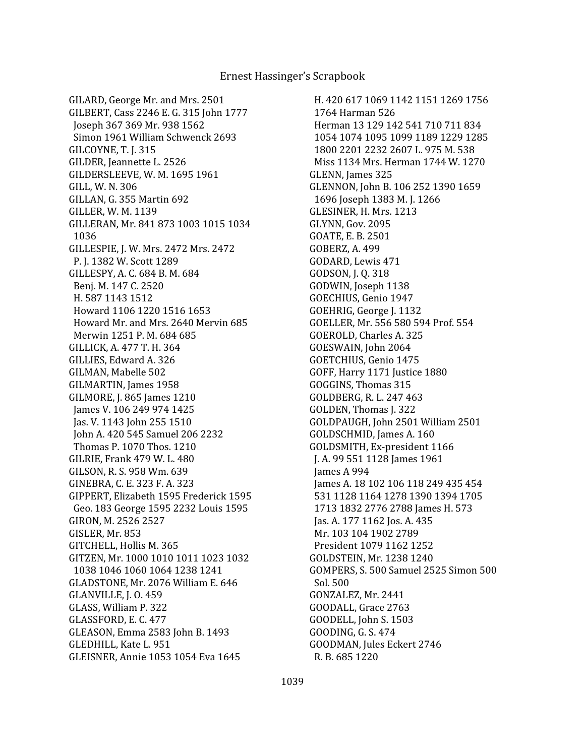GILARD, George Mr. and Mrs. 2501
GILBERT, Cass 2246 E. G. 315 John 1777
Joseph 367 369 Mr. 938 1562
Simon 1961 William Schwenck 2693
GILCOYNE, T. J. 315
GILDER, Jeannette L. 2526
GILDERSLEEVE, W. M. 1695 1961
GILL, W. N. 306
GILLAN, G. 355 Martin 692
GILLER, W. M. 1139
GILLERAN, Mr. 841 873 1003 1015 1034
1036
GILLESPIE, J. W. Mrs. 2472 Mrs. 2472
P. J. 1382 W. Scott 1289
GILLESPY, A. C. 684 B. M. 684
Benj. M. 147 C. 2520
H. 587 1143 1512
Howard 1106 1220 1516 1653
Howard Mr. and Mrs. 2640 Mervin 685
Merwin 1251 P. M. 684 685
GILLICK, A. 477 T. H. 364
GILLIES, Edward A. 326
GILMAN, Mabelle 502
GILMARTIN, James 1958
GILMORE, J. 865 James 1210
James V. 106 249 974 1425
Jas. V. 1143 John 255 1510
John A. 420 545 Samuel 206 2232
Thomas P. 1070 Thos. 1210
GILRIE, Frank 479 W. L. 480
GILSON, R. S. 958 Wm. 639
GINEBRA, C. E. 323 F. A. 323
GIPPERT, Elizabeth 1595 Frederick 1595
Geo. 183 George 1595 2232 Louis 1595
GIRON, M. 2526 2527
GISLER, Mr. 853
GITCHELL, Hollis M. 365
GITZEN, Mr. 1000 1010 1011 1023 1032
1038 1046 1060 1064 1238 1241
GLADSTONE, Mr. 2076 William E. 646
GLANVILLE, J. O. 459
GLASS, William P. 322
GLASSFORD, E. C. 477
GLEASON, Emma 2583 John B. 1493
GLEDHILL, Kate L. 951
GLEISNER, Annie 1053 1054 Eva 1645
H. 420 617 1069 1142 1151 1269 1756
1764 Harman 526
Herman 13 129 142 541 710 711 834
1054 1074 1095 1099 1189 1229 1285
1800 2201 2232 2607 L. 975 M. 538
Miss 1134 Mrs. Herman 1744 W. 1270
GLENN, James 325
GLENNON, John B. 106 252 1390 1659
1696 Joseph 1383 M. J. 1266
GLESINER, H. Mrs. 1213
GLYNN, Gov. 2095
GOATE, E. B. 2501
GOBERZ, A. 499
GODARD, Lewis 471
GODSON, J. Q. 318
GODWIN, Joseph 1138
GOECHIUS, Genio 1947
GOEHRIG, George J. 1132
GOELLER, Mr. 556 580 594 Prof. 554
GOEROLD, Charles A. 325
GOESWAIN, John 2064
GOETCHIUS, Genio 1475
GOFF, Harry 1171 Justice 1880
GOGGINS, Thomas 315
GOLDBERG, R. L. 247 463
GOLDEN, Thomas J. 322
GOLDPAUGH, John 2501 William 2501
GOLDSCHMID, James A. 160
GOLDSMITH, Ex-president 1166
J. A. 99 551 1128 James 1961
James A 994
James A. 18 102 106 118 249 435 454
531 1128 1164 1278 1390 1394 1705
1713 1832 2776 2788 James H. 573
Jas. A. 177 1162 Jos. A. 435
Mr. 103 104 1902 2789
President 1079 1162 1252
GOLDSTEIN, Mr. 1238 1240
GOMPERS, S. 500 Samuel 2525 Simon 500
Sol. 500
GONZALEZ, Mr. 2441
GOODALL, Grace 2763
GOODELL, John S. 1503
GOODING, G. S. 474
GOODMAN, Jules Eckert 2746
R. B. 685 1220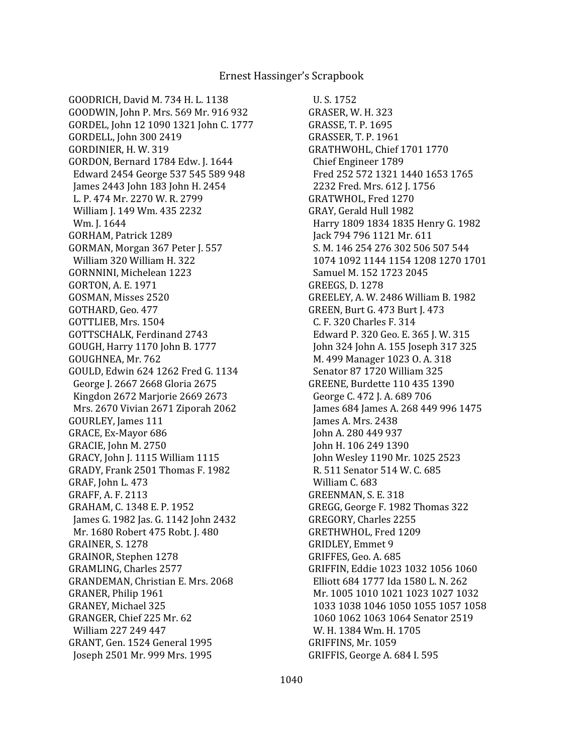GOODRICH, David M. 734 H. L. 1138
GOODWIN, John P. Mrs. 569 Mr. 916 932
GORDEL, John 12 1090 1321 John C. 1777
GORDELL, John 300 2419
GORDINIER, H. W. 319
GORDON, Bernard 1784 Edw. J. 1644
Edward 2454 George 537 545 589 948
James 2443 John 183 John H. 2454
L. P. 474 Mr. 2270 W. R. 2799
William J. 149 Wm. 435 2232
Wm. J. 1644
GORHAM, Patrick 1289
GORMAN, Morgan 367 Peter J. 557
William 320 William H. 322
GORNNINI, Michelean 1223
GORTON, A. E. 1971
GOSMAN, Misses 2520
GOTHARD, Geo. 477
GOTTLIEB, Mrs. 1504
GOTTSCHALK, Ferdinand 2743
GOUGH, Harry 1170 John B. 1777
GOUGHNEA, Mr. 762
GOULD, Edwin 624 1262 Fred G. 1134
George J. 2667 2668 Gloria 2675
Kingdon 2672 Marjorie 2669 2673
Mrs. 2670 Vivian 2671 Ziporah 2062
GOURLEY, James 111
GRACE, Ex-Mayor 686
GRACIE, John M. 2750
GRACY, John J. 1115 William 1115
GRADY, Frank 2501 Thomas F. 1982
GRAF, John L. 473
GRAFF, A. F. 2113
GRAHAM, C. 1348 E. P. 1952
James G. 1982 Jas. G. 1142 John 2432
Mr. 1680 Robert 475 Robt. J. 480
GRAINER, S. 1278
GRAINOR, Stephen 1278
GRAMLING, Charles 2577
GRANDEMAN, Christian E. Mrs. 2068
GRANER, Philip 1961
GRANEY, Michael 325
GRANGER, Chief 225 Mr. 62
William 227 249 447
GRANT, Gen. 1524 General 1995
Joseph 2501 Mr. 999 Mrs. 1995
U. S. 1752
GRASER, W. H. 323
GRASSE, T. P. 1695
GRASSER, T. P. 1961
GRATHWOHL, Chief 1701 1770
Chief Engineer 1789
Fred 252 572 1321 1440 1653 1765
2232 Fred. Mrs. 612 J. 1756
GRATWHOL, Fred 1270
GRAY, Gerald Hull 1982
Harry 1809 1834 1835 Henry G. 1982
Jack 794 796 1121 Mr. 611
S. M. 146 254 276 302 506 507 544
1074 1092 1144 1154 1208 1270 1701
Samuel M. 152 1723 2045
GREEGS, D. 1278
GREELEY, A. W. 2486 William B. 1982
GREEN, Burt G. 473 Burt J. 473
C. F. 320 Charles F. 314
Edward P. 320 Geo. E. 365 J. W. 315
John 324 John A. 155 Joseph 317 325
M. 499 Manager 1023 O. A. 318
Senator 87 1720 William 325
GREENE, Burdette 110 435 1390
George C. 472 J. A. 689 706
James 684 James A. 268 449 996 1475
James A. Mrs. 2438
John A. 280 449 937
John H. 106 249 1390
John Wesley 1190 Mr. 1025 2523
R. 511 Senator 514 W. C. 685
William C. 683
GREENMAN, S. E. 318
GREGG, George F. 1982 Thomas 322
GREGORY, Charles 2255
GRETHWHOL, Fred 1209
GRIDLEY, Emmet 9
GRIFFES, Geo. A. 685
GRIFFIN, Eddie 1023 1032 1056 1060
Elliott 684 1777 Ida 1580 L. N. 262
Mr. 1005 1010 1021 1023 1027 1032
1033 1038 1046 1050 1055 1057 1058
1060 1062 1063 1064 Senator 2519
W. H. 1384 Wm. H. 1705
GRIFFINS, Mr. 1059
GRIFFIS, George A. 684 I. 595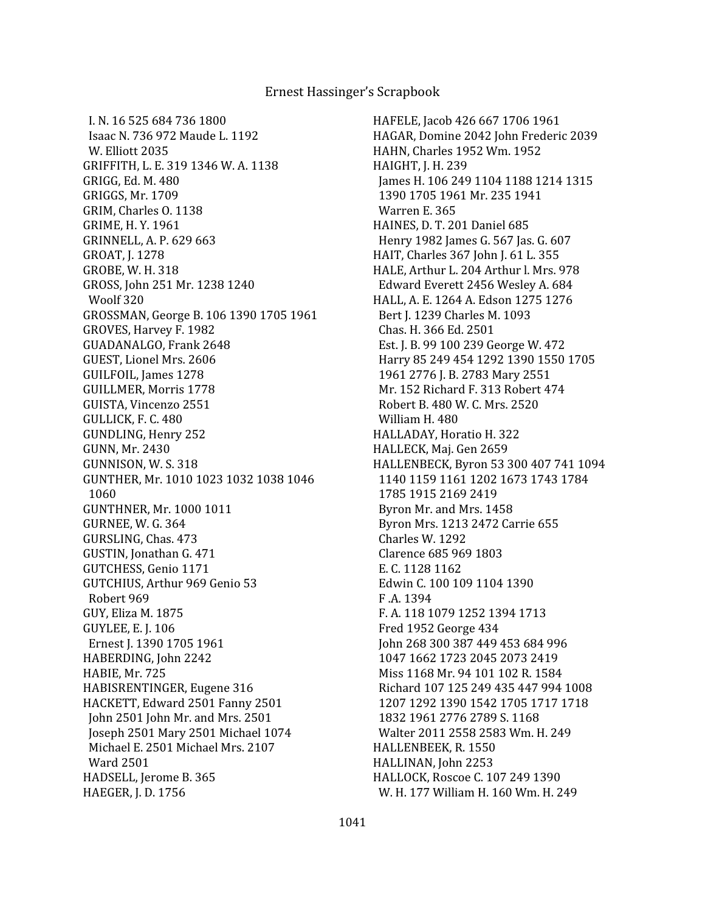I. N. 16 525 684 736 1800
Isaac N. 736 972 Maude L. 1192
W. Elliott 2035
GRIFFITH, L. E. 319 1346 W. A. 1138
GRIGG, Ed. M. 480
GRIGGS, Mr. 1709
GRIM, Charles O. 1138
GRIME, H. Y. 1961
GRINNELL, A. P. 629 663
GROAT, J. 1278
GROBE, W. H. 318
GROSS, John 251 Mr. 1238 1240
Woolf 320
GROSSMAN, George B. 106 1390 1705 1961
GROVES, Harvey F. 1982
GUADANALGO, Frank 2648
GUEST, Lionel Mrs. 2606
GUILFOIL, James 1278
GUILLMER, Morris 1778
GUISTA, Vincenzo 2551
GULLICK, F. C. 480
GUNDLING, Henry 252
GUNN, Mr. 2430
GUNNISON, W. S. 318
GUNTHER, Mr. 1010 1023 1032 1038 1046
1060
GUNTHNER, Mr. 1000 1011
GURNEE, W. G. 364
GURSLING, Chas. 473
GUSTIN, Jonathan G. 471
GUTCHESS, Genio 1171
GUTCHIUS, Arthur 969 Genio 53
Robert 969
GUY, Eliza M. 1875
GUYLEE, E. J. 106
Ernest J. 1390 1705 1961
HABERDING, John 2242
HABIE, Mr. 725
HABISRENTINGER, Eugene 316
HACKETT, Edward 2501 Fanny 2501
John 2501 John Mr. and Mrs. 2501
Joseph 2501 Mary 2501 Michael 1074
Michael E. 2501 Michael Mrs. 2107
Ward 2501
HADSELL, Jerome B. 365
HAEGER, J. D. 1756
HAFELE, Jacob 426 667 1706 1961
HAGAR, Domine 2042 John Frederic 2039
HAHN, Charles 1952 Wm. 1952
HAIGHT, J. H. 239
James H. 106 249 1104 1188 1214 1315
1390 1705 1961 Mr. 235 1941
Warren E. 365
HAINES, D. T. 201 Daniel 685
Henry 1982 James G. 567 Jas. G. 607
HAIT, Charles 367 John J. 61 L. 355
HALE, Arthur L. 204 Arthur l. Mrs. 978
Edward Everett 2456 Wesley A. 684
HALL, A. E. 1264 A. Edson 1275 1276
Bert J. 1239 Charles M. 1093
Chas. H. 366 Ed. 2501
Est. J. B. 99 100 239 George W. 472
Harry 85 249 454 1292 1390 1550 1705
1961 2776 J. B. 2783 Mary 2551
Mr. 152 Richard F. 313 Robert 474
Robert B. 480 W. C. Mrs. 2520
William H. 480
HALLADAY, Horatio H. 322
HALLECK, Maj. Gen 2659
HALLENBECK, Byron 53 300 407 741 1094
1140 1159 1161 1202 1673 1743 1784
1785 1915 2169 2419
Byron Mr. and Mrs. 1458
Byron Mrs. 1213 2472 Carrie 655
Charles W. 1292
Clarence 685 969 1803
E. C. 1128 1162
Edwin C. 100 109 1104 1390
F .A. 1394
F. A. 118 1079 1252 1394 1713
Fred 1952 George 434
John 268 300 387 449 453 684 996
1047 1662 1723 2045 2073 2419
Miss 1168 Mr. 94 101 102 R. 1584
Richard 107 125 249 435 447 994 1008
1207 1292 1390 1542 1705 1717 1718
1832 1961 2776 2789 S. 1168
Walter 2011 2558 2583 Wm. H. 249
HALLENBEEK, R. 1550
HALLINAN, John 2253
HALLOCK, Roscoe C. 107 249 1390
W. H. 177 William H. 160 Wm. H. 249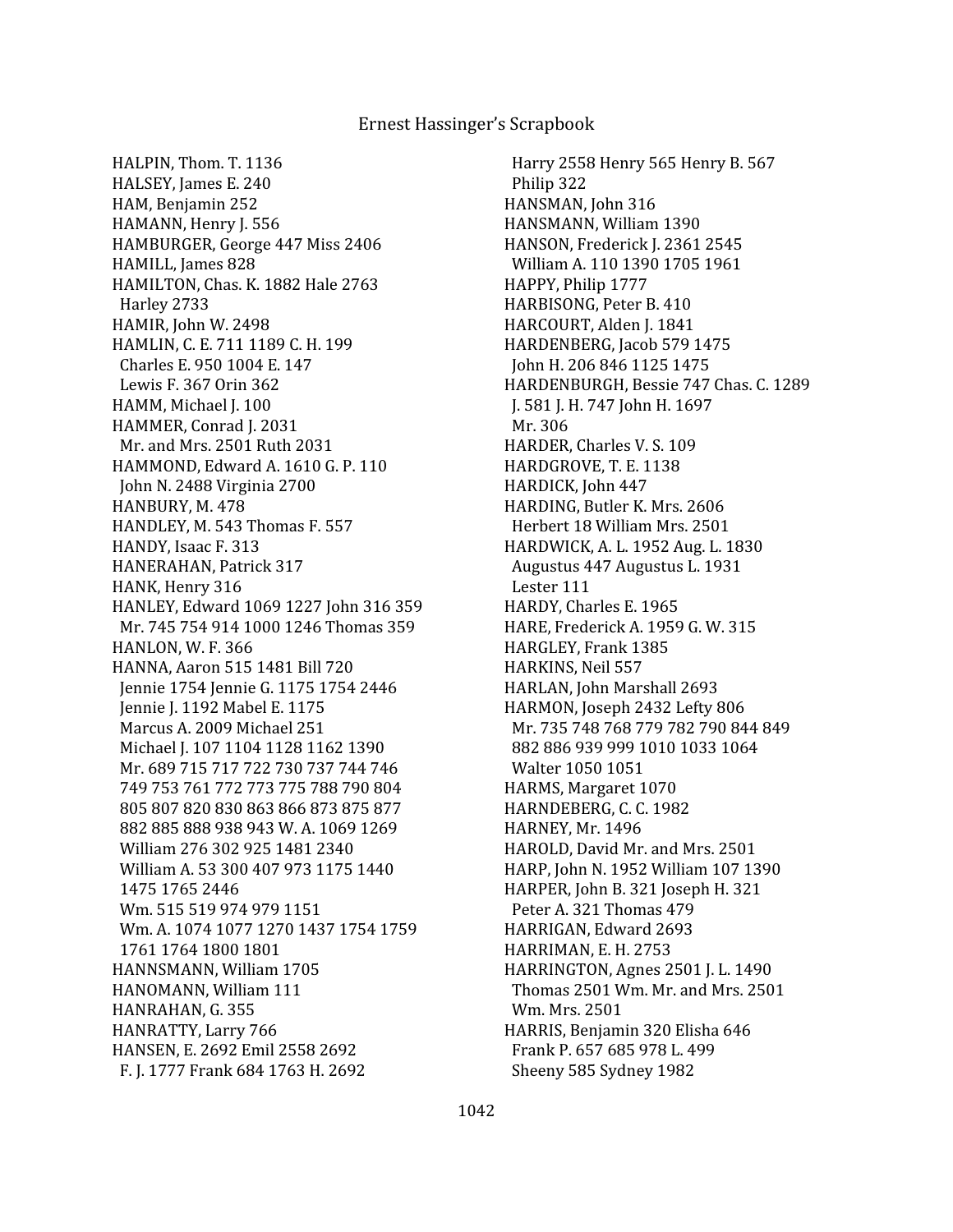HALPIN, Thom. T. 1136
HALSEY, James E. 240
HAM, Benjamin 252
HAMANN, Henry J. 556
HAMBURGER, George 447 Miss 2406
HAMILL, James 828
HAMILTON, Chas. K. 1882 Hale 2763
 Harley 2733
HAMIR, John W. 2498
HAMLIN, C. E. 711 1189 C. H. 199
 Charles E. 950 1004 E. 147
 Lewis F. 367 Orin 362
HAMM, Michael J. 100
HAMMER, Conrad J. 2031
 Mr. and Mrs. 2501 Ruth 2031
HAMMOND, Edward A. 1610 G. P. 110
 John N. 2488 Virginia 2700
HANBURY, M. 478
HANDLEY, M. 543 Thomas F. 557
HANDY, Isaac F. 313
HANERAHAN, Patrick 317
HANK, Henry 316
HANLEY, Edward 1069 1227 John 316 359
 Mr. 745 754 914 1000 1246 Thomas 359
HANLON, W. F. 366
HANNA, Aaron 515 1481 Bill 720
 Jennie 1754 Jennie G. 1175 1754 2446
 Jennie J. 1192 Mabel E. 1175
 Marcus A. 2009 Michael 251
 Michael J. 107 1104 1128 1162 1390
 Mr. 689 715 717 722 730 737 744 746
 749 753 761 772 773 775 788 790 804
 805 807 820 830 863 866 873 875 877
 882 885 888 938 943 W. A. 1069 1269
 William 276 302 925 1481 2340
 William A. 53 300 407 973 1175 1440
 1475 1765 2446
 Wm. 515 519 974 979 1151
 Wm. A. 1074 1077 1270 1437 1754 1759
 1761 1764 1800 1801
HANNSMANN, William 1705
HANOMANN, William 111
HANRAHAN, G. 355
HANRATTY, Larry 766
HANSEN, E. 2692 Emil 2558 2692
 F. J. 1777 Frank 684 1763 H. 2692
 Harry 2558 Henry 565 Henry B. 567
 Philip 322
HANSMAN, John 316
HANSMANN, William 1390
HANSON, Frederick J. 2361 2545
 William A. 110 1390 1705 1961
HAPPY, Philip 1777
HARBISONG, Peter B. 410
HARCOURT, Alden J. 1841
HARDENBERG, Jacob 579 1475
 John H. 206 846 1125 1475
HARDENBURGH, Bessie 747 Chas. C. 1289
 J. 581 J. H. 747 John H. 1697
 Mr. 306
HARDER, Charles V. S. 109
HARDGROVE, T. E. 1138
HARDICK, John 447
HARDING, Butler K. Mrs. 2606
 Herbert 18 William Mrs. 2501
HARDWICK, A. L. 1952 Aug. L. 1830
 Augustus 447 Augustus L. 1931
 Lester 111
HARDY, Charles E. 1965
HARE, Frederick A. 1959 G. W. 315
HARGLEY, Frank 1385
HARKINS, Neil 557
HARLAN, John Marshall 2693
HARMON, Joseph 2432 Lefty 806
 Mr. 735 748 768 779 782 790 844 849
 882 886 939 999 1010 1033 1064
 Walter 1050 1051
HARMS, Margaret 1070
HARNDEBERG, C. C. 1982
HARNEY, Mr. 1496
HAROLD, David Mr. and Mrs. 2501
HARP, John N. 1952 William 107 1390
HARPER, John B. 321 Joseph H. 321
 Peter A. 321 Thomas 479
HARRIGAN, Edward 2693
HARRIMAN, E. H. 2753
HARRINGTON, Agnes 2501 J. L. 1490
 Thomas 2501 Wm. Mr. and Mrs. 2501
 Wm. Mrs. 2501
HARRIS, Benjamin 320 Elisha 646
 Frank P. 657 685 978 L. 499
 Sheeny 585 Sydney 1982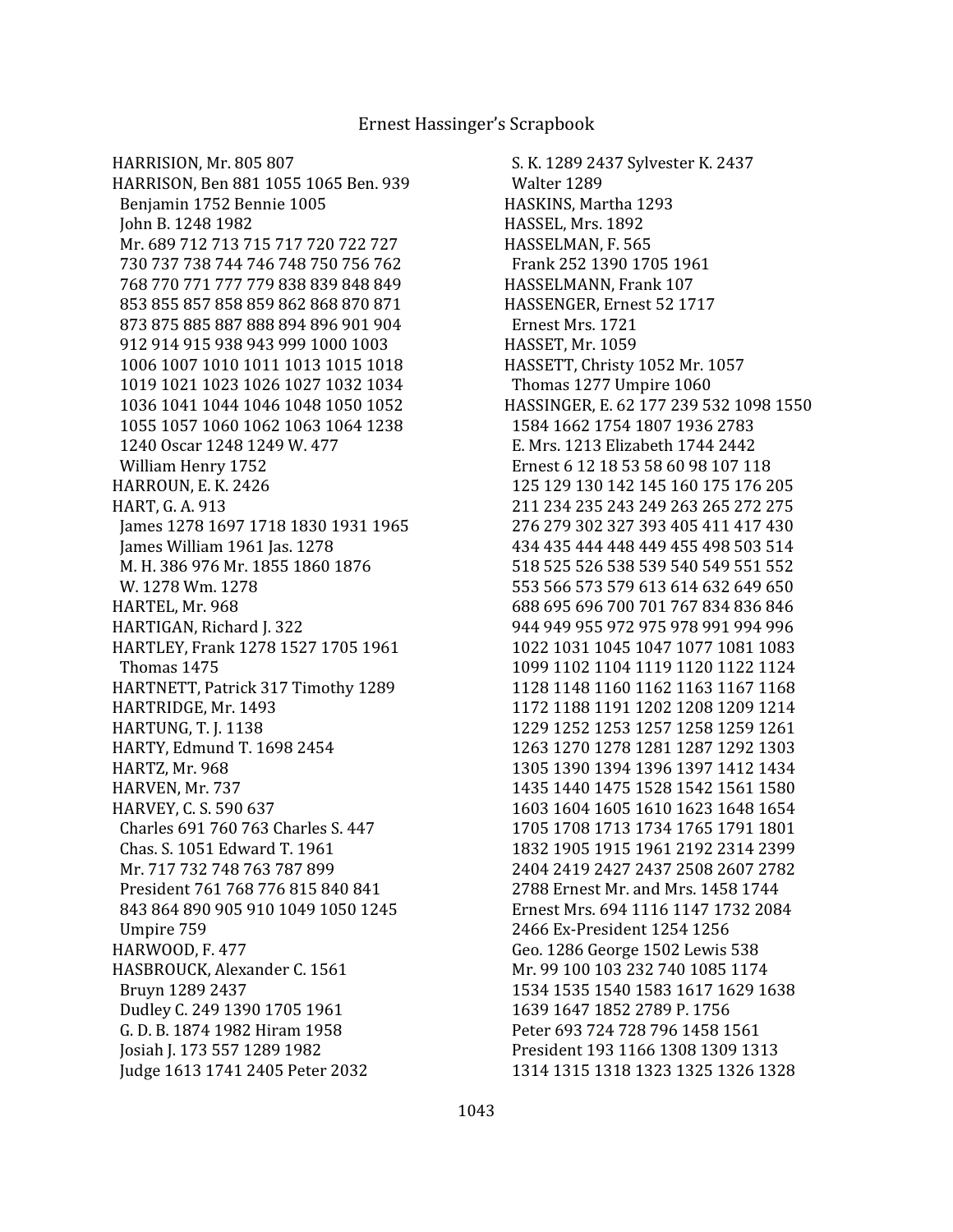HARRISION, Mr. 805 807
HARRISON, Ben 881 1055 1065 Ben. 939
Benjamin 1752 Bennie 1005
John B. 1248 1982
Mr. 689 712 713 715 717 720 722 727 730 737 738 744 746 748 750 756 762 768 770 771 777 779 838 839 848 849 853 855 857 858 859 862 868 870 871 873 875 885 887 888 894 896 901 904 912 914 915 938 943 999 1000 1003 1006 1007 1010 1011 1013 1015 1018 1019 1021 1023 1026 1027 1032 1034 1036 1041 1044 1046 1048 1050 1052 1055 1057 1060 1062 1063 1064 1238 1240 Oscar 1248 1249 W. 477
William Henry 1752
HARROUN, E. K. 2426
HART, G. A. 913
James 1278 1697 1718 1830 1931 1965
James William 1961 Jas. 1278
M. H. 386 976 Mr. 1855 1860 1876
W. 1278 Wm. 1278
HARTEL, Mr. 968
HARTIGAN, Richard J. 322
HARTLEY, Frank 1278 1527 1705 1961
Thomas 1475
HARTNETT, Patrick 317 Timothy 1289
HARTRIDGE, Mr. 1493
HARTUNG, T. J. 1138
HARTY, Edmund T. 1698 2454
HARTZ, Mr. 968
HARVEN, Mr. 737
HARVEY, C. S. 590 637
Charles 691 760 763 Charles S. 447
Chas. S. 1051 Edward T. 1961
Mr. 717 732 748 763 787 899
President 761 768 776 815 840 841 843 864 890 905 910 1049 1050 1245
Umpire 759
HARWOOD, F. 477
HASBROUCK, Alexander C. 1561
Bruyn 1289 2437
Dudley C. 249 1390 1705 1961
G. D. B. 1874 1982 Hiram 1958
Josiah J. 173 557 1289 1982
Judge 1613 1741 2405 Peter 2032
S. K. 1289 2437 Sylvester K. 2437
Walter 1289
HASKINS, Martha 1293
HASSEL, Mrs. 1892
HASSELMAN, F. 565
Frank 252 1390 1705 1961
HASSELMANN, Frank 107
HASSENGER, Ernest 52 1717
Ernest Mrs. 1721
HASSET, Mr. 1059
HASSETT, Christy 1052 Mr. 1057
Thomas 1277 Umpire 1060
HASSINGER, E. 62 177 239 532 1098 1550 1584 1662 1754 1807 1936 2783
E. Mrs. 1213 Elizabeth 1744 2442
Ernest 6 12 18 53 58 60 98 107 118 125 129 130 142 145 160 175 176 205 211 234 235 243 249 263 265 272 275 276 279 302 327 393 405 411 417 430 434 435 444 448 449 455 498 503 514 518 525 526 538 539 540 549 551 552 553 566 573 579 613 614 632 649 650 688 695 696 700 701 767 834 836 846 944 949 955 972 975 978 991 994 996 1022 1031 1045 1047 1077 1081 1083 1099 1102 1104 1119 1120 1122 1124 1128 1148 1160 1162 1163 1167 1168 1172 1188 1191 1202 1208 1209 1214 1229 1252 1253 1257 1258 1259 1261 1263 1270 1278 1281 1287 1292 1303 1305 1390 1394 1396 1397 1412 1434 1435 1440 1475 1528 1542 1561 1580 1603 1604 1605 1610 1623 1648 1654 1705 1708 1713 1734 1765 1791 1801 1832 1905 1915 1961 2192 2314 2399 2404 2419 2427 2437 2508 2607 2782 2788 Ernest Mr. and Mrs. 1458 1744
Ernest Mrs. 694 1116 1147 1732 2084 2466 Ex-President 1254 1256
Geo. 1286 George 1502 Lewis 538
Mr. 99 100 103 232 740 1085 1174 1534 1535 1540 1583 1617 1629 1638 1639 1647 1852 2789 P. 1756
Peter 693 724 728 796 1458 1561
President 193 1166 1308 1309 1313 1314 1315 1318 1323 1325 1326 1328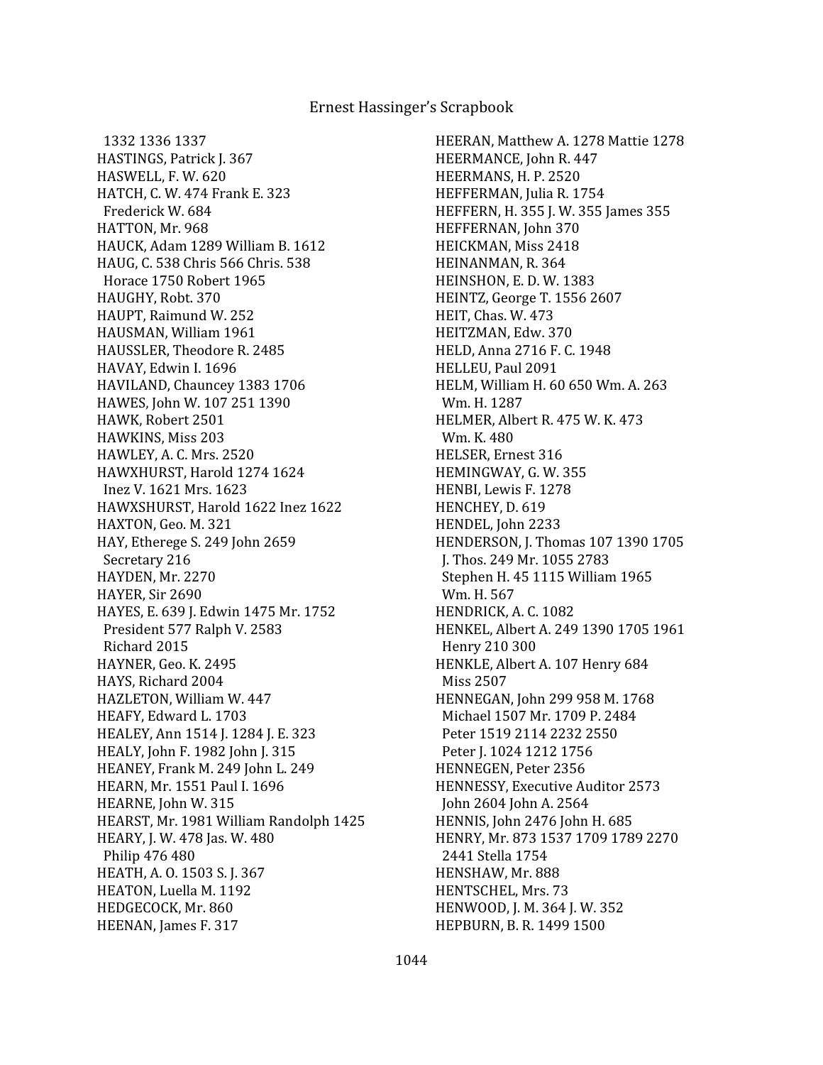1332 1336 1337
HASTINGS, Patrick J. 367
HASWELL, F. W. 620
HATCH, C. W. 474 Frank E. 323
Frederick W. 684
HATTON, Mr. 968
HAUCK, Adam 1289 William B. 1612
HAUG, C. 538 Chris 566 Chris. 538
Horace 1750 Robert 1965
HAUGHY, Robt. 370
HAUPT, Raimund W. 252
HAUSMAN, William 1961
HAUSSLER, Theodore R. 2485
HAVAY, Edwin I. 1696
HAVILAND, Chauncey 1383 1706
HAWES, John W. 107 251 1390
HAWK, Robert 2501
HAWKINS, Miss 203
HAWLEY, A. C. Mrs. 2520
HAWXHURST, Harold 1274 1624
Inez V. 1621 Mrs. 1623
HAWXSHURST, Harold 1622 Inez 1622
HAXTON, Geo. M. 321
HAY, Etherege S. 249 John 2659
Secretary 216
HAYDEN, Mr. 2270
HAYER, Sir 2690
HAYES, E. 639 J. Edwin 1475 Mr. 1752
President 577 Ralph V. 2583
Richard 2015
HAYNER, Geo. K. 2495
HAYS, Richard 2004
HAZLETON, William W. 447
HEAFY, Edward L. 1703
HEALEY, Ann 1514 J. 1284 J. E. 323
HEALY, John F. 1982 John J. 315
HEANEY, Frank M. 249 John L. 249
HEARN, Mr. 1551 Paul I. 1696
HEARNE, John W. 315
HEARST, Mr. 1981 William Randolph 1425
HEARY, J. W. 478 Jas. W. 480
Philip 476 480
HEATH, A. O. 1503 S. J. 367
HEATON, Luella M. 1192
HEDGECOCK, Mr. 860
HEENAN, James F. 317
HEERAN, Matthew A. 1278 Mattie 1278
HEERMANCE, John R. 447
HEERMANS, H. P. 2520
HEFFERMAN, Julia R. 1754
HEFFERN, H. 355 J. W. 355 James 355
HEFFERNAN, John 370
HEICKMAN, Miss 2418
HEINANMAN, R. 364
HEINSHON, E. D. W. 1383
HEINTZ, George T. 1556 2607
HEIT, Chas. W. 473
HEITZMAN, Edw. 370
HELD, Anna 2716 F. C. 1948
HELLEU, Paul 2091
HELM, William H. 60 650 Wm. A. 263
Wm. H. 1287
HELMER, Albert R. 475 W. K. 473
Wm. K. 480
HELSER, Ernest 316
HEMINGWAY, G. W. 355
HENBI, Lewis F. 1278
HENCHEY, D. 619
HENDEL, John 2233
HENDERSON, J. Thomas 107 1390 1705
J. Thos. 249 Mr. 1055 2783
Stephen H. 45 1115 William 1965
Wm. H. 567
HENDRICK, A. C. 1082
HENKEL, Albert A. 249 1390 1705 1961
Henry 210 300
HENKLE, Albert A. 107 Henry 684
Miss 2507
HENNEGAN, John 299 958 M. 1768
Michael 1507 Mr. 1709 P. 2484
Peter 1519 2114 2232 2550
Peter J. 1024 1212 1756
HENNEGEN, Peter 2356
HENNESSY, Executive Auditor 2573
John 2604 John A. 2564
HENNIS, John 2476 John H. 685
HENRY, Mr. 873 1537 1709 1789 2270
2441 Stella 1754
HENSHAW, Mr. 888
HENTSCHEL, Mrs. 73
HENWOOD, J. M. 364 J. W. 352
HEPBURN, B. R. 1499 1500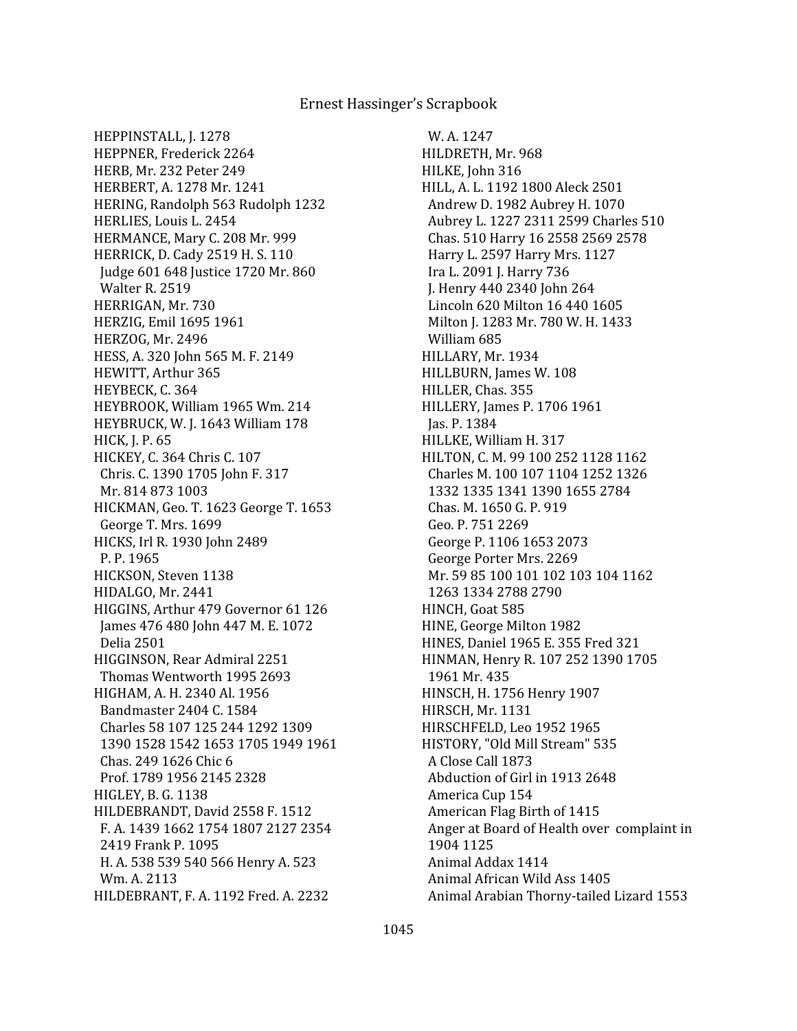HEPPINSTALL, J. 1278
HEPPNER, Frederick 2264
HERB, Mr. 232 Peter 249
HERBERT, A. 1278 Mr. 1241
HERING, Randolph 563 Rudolph 1232
HERLIES, Louis L. 2454
HERMANCE, Mary C. 208 Mr. 999
HERRICK, D. Cady 2519 H. S. 110
 Judge 601 648 Justice 1720 Mr. 860
 Walter R. 2519
HERRIGAN, Mr. 730
HERZIG, Emil 1695 1961
HERZOG, Mr. 2496
HESS, A. 320 John 565 M. F. 2149
HEWITT, Arthur 365
HEYBECK, C. 364
HEYBROOK, William 1965 Wm. 214
HEYBRUCK, W. J. 1643 William 178
HICK, J. P. 65
HICKEY, C. 364 Chris C. 107
 Chris. C. 1390 1705 John F. 317
 Mr. 814 873 1003
HICKMAN, Geo. T. 1623 George T. 1653
 George T. Mrs. 1699
HICKS, Irl R. 1930 John 2489
 P. P. 1965
HICKSON, Steven 1138
HIDALGO, Mr. 2441
HIGGINS, Arthur 479 Governor 61 126
 James 476 480 John 447 M. E. 1072
 Delia 2501
HIGGINSON, Rear Admiral 2251
 Thomas Wentworth 1995 2693
HIGHAM, A. H. 2340 Al. 1956
 Bandmaster 2404 C. 1584
 Charles 58 107 125 244 1292 1309
 1390 1528 1542 1653 1705 1949 1961
 Chas. 249 1626 Chic 6
 Prof. 1789 1956 2145 2328
HIGLEY, B. G. 1138
HILDEBRANDT, David 2558 F. 1512
 F. A. 1439 1662 1754 1807 2127 2354
 2419 Frank P. 1095
 H. A. 538 539 540 566 Henry A. 523
 Wm. A. 2113
HILDEBRANT, F. A. 1192 Fred. A. 2232
 W. A. 1247
HILDRETH, Mr. 968
HILKE, John 316
HILL, A. L. 1192 1800 Aleck 2501
 Andrew D. 1982 Aubrey H. 1070
 Aubrey L. 1227 2311 2599 Charles 510
 Chas. 510 Harry 16 2558 2569 2578
 Harry L. 2597 Harry Mrs. 1127
 Ira L. 2091 J. Harry 736
 J. Henry 440 2340 John 264
 Lincoln 620 Milton 16 440 1605
 Milton J. 1283 Mr. 780 W. H. 1433
 William 685
HILLARY, Mr. 1934
HILLBURN, James W. 108
HILLER, Chas. 355
HILLERY, James P. 1706 1961
 Jas. P. 1384
HILLKE, William H. 317
HILTON, C. M. 99 100 252 1128 1162
 Charles M. 100 107 1104 1252 1326
 1332 1335 1341 1390 1655 2784
 Chas. M. 1650 G. P. 919
 Geo. P. 751 2269
 George P. 1106 1653 2073
 George Porter Mrs. 2269
 Mr. 59 85 100 101 102 103 104 1162
 1263 1334 2788 2790
HINCH, Goat 585
HINE, George Milton 1982
HINES, Daniel 1965 E. 355 Fred 321
HINMAN, Henry R. 107 252 1390 1705
 1961 Mr. 435
HINSCH, H. 1756 Henry 1907
HIRSCH, Mr. 1131
HIRSCHFELD, Leo 1952 1965
HISTORY, "Old Mill Stream" 535
 A Close Call 1873
 Abduction of Girl in 1913 2648
 America Cup 154
 American Flag Birth of 1415
 Anger at Board of Health over complaint in
 1904 1125
 Animal Addax 1414
 Animal African Wild Ass 1405
 Animal Arabian Thorny-tailed Lizard 1553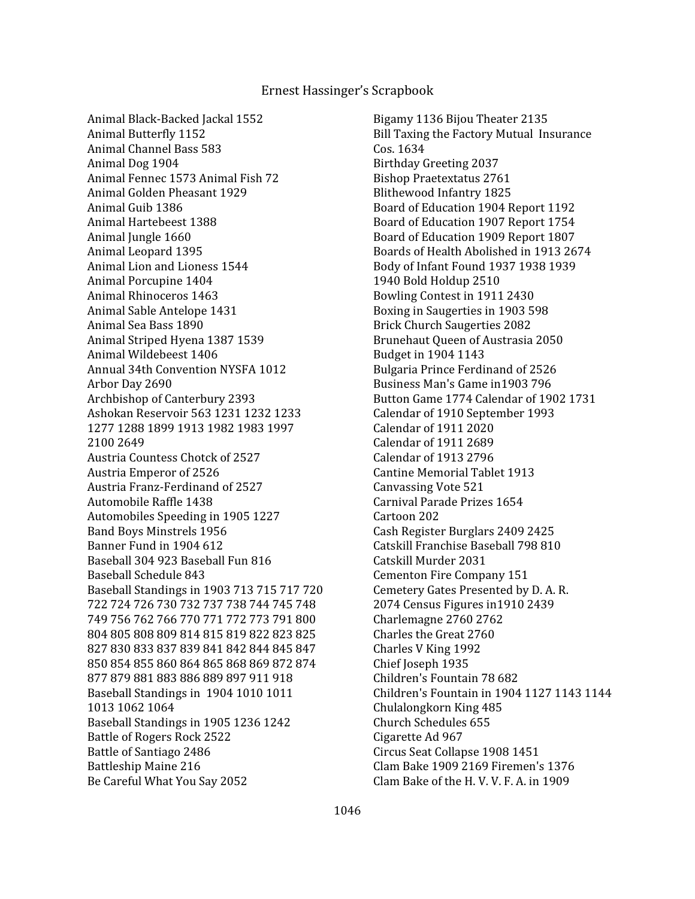Animal Black-Backed Jackal 1552
Animal Butterfly 1152
Animal Channel Bass 583
Animal Dog 1904
Animal Fennec 1573 Animal Fish 72
Animal Golden Pheasant 1929
Animal Guib 1386
Animal Hartebeest 1388
Animal Jungle 1660
Animal Leopard 1395
Animal Lion and Lioness 1544
Animal Porcupine 1404
Animal Rhinoceros 1463
Animal Sable Antelope 1431
Animal Sea Bass 1890
Animal Striped Hyena 1387 1539
Animal Wildebeest 1406
Annual 34th Convention NYSFA 1012
Arbor Day 2690
Archbishop of Canterbury 2393
Ashokan Reservoir 563 1231 1232 1233 1277 1288 1899 1913 1982 1983 1997 2100 2649
Austria Countess Chotck of 2527
Austria Emperor of 2526
Austria Franz-Ferdinand of 2527
Automobile Raffle 1438
Automobiles Speeding in 1905 1227
Band Boys Minstrels 1956
Banner Fund in 1904 612
Baseball 304 923 Baseball Fun 816
Baseball Schedule 843
Baseball Standings in 1903 713 715 717 720 722 724 726 730 732 737 738 744 745 748 749 756 762 766 770 771 772 773 791 800 804 805 808 809 814 815 819 822 823 825 827 830 833 837 839 841 842 844 845 847 850 854 855 860 864 865 868 869 872 874 877 879 881 883 886 889 897 911 918
Baseball Standings in 1904 1010 1011 1013 1062 1064
Baseball Standings in 1905 1236 1242
Battle of Rogers Rock 2522
Battle of Santiago 2486
Battleship Maine 216
Be Careful What You Say 2052
Bigamy 1136 Bijou Theater 2135
Bill Taxing the Factory Mutual Insurance Cos. 1634
Birthday Greeting 2037
Bishop Praetextatus 2761
Blithewood Infantry 1825
Board of Education 1904 Report 1192
Board of Education 1907 Report 1754
Board of Education 1909 Report 1807
Boards of Health Abolished in 1913 2674
Body of Infant Found 1937 1938 1939 1940 Bold Holdup 2510
Bowling Contest in 1911 2430
Boxing in Saugerties in 1903 598
Brick Church Saugerties 2082
Brunehaut Queen of Austrasia 2050
Budget in 1904 1143
Bulgaria Prince Ferdinand of 2526
Business Man's Game in1903 796
Button Game 1774 Calendar of 1902 1731
Calendar of 1910 September 1993
Calendar of 1911 2020
Calendar of 1911 2689
Calendar of 1913 2796
Cantine Memorial Tablet 1913
Canvassing Vote 521
Carnival Parade Prizes 1654
Cartoon 202
Cash Register Burglars 2409 2425
Catskill Franchise Baseball 798 810
Catskill Murder 2031
Cementon Fire Company 151
Cemetery Gates Presented by D. A. R. 2074 Census Figures in1910 2439
Charlemagne 2760 2762
Charles the Great 2760
Charles V King 1992
Chief Joseph 1935
Children's Fountain 78 682
Children's Fountain in 1904 1127 1143 1144
Chulalongkorn King 485
Church Schedules 655
Cigarette Ad 967
Circus Seat Collapse 1908 1451
Clam Bake 1909 2169 Firemen's 1376
Clam Bake of the H. V. V. F. A. in 1909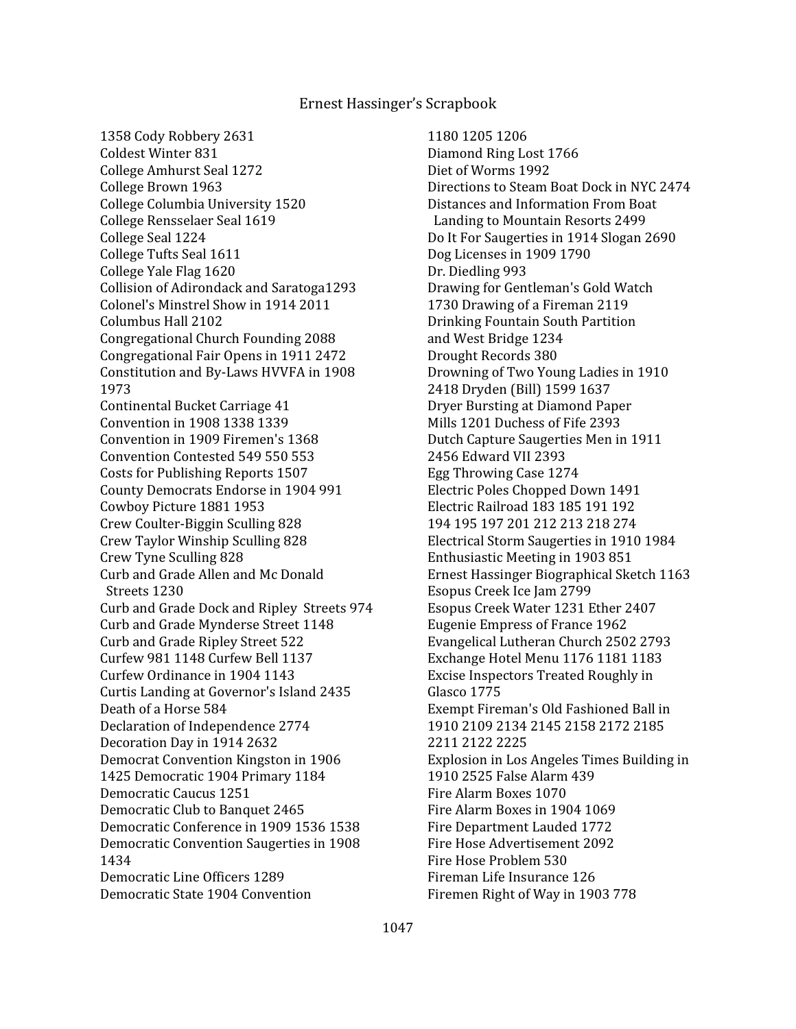1358 Cody Robbery 2631
Coldest Winter 831
College Amhurst Seal 1272
College Brown 1963
College Columbia University 1520
College Rensselaer Seal 1619
College Seal 1224
College Tufts Seal 1611
College Yale Flag 1620
Collision of Adirondack and Saratoga1293
Colonel's Minstrel Show in 1914 2011
Columbus Hall 2102
Congregational Church Founding 2088
Congregational Fair Opens in 1911 2472
Constitution and By-Laws HVVFA in 1908 1973
Continental Bucket Carriage 41
Convention in 1908 1338 1339
Convention in 1909 Firemen's 1368
Convention Contested 549 550 553
Costs for Publishing Reports 1507
County Democrats Endorse in 1904 991
Cowboy Picture 1881 1953
Crew Coulter-Biggin Sculling 828
Crew Taylor Winship Sculling 828
Crew Tyne Sculling 828
Curb and Grade Allen and Mc Donald Streets 1230
Curb and Grade Dock and Ripley Streets 974
Curb and Grade Mynderse Street 1148
Curb and Grade Ripley Street 522
Curfew 981 1148 Curfew Bell 1137
Curfew Ordinance in 1904 1143
Curtis Landing at Governor's Island 2435
Death of a Horse 584
Declaration of Independence 2774
Decoration Day in 1914 2632
Democrat Convention Kingston in 1906 1425 Democratic 1904 Primary 1184
Democratic Caucus 1251
Democratic Club to Banquet 2465
Democratic Conference in 1909 1536 1538
Democratic Convention Saugerties in 1908 1434
Democratic Line Officers 1289
Democratic State 1904 Convention 1180 1205 1206
Diamond Ring Lost 1766
Diet of Worms 1992
Directions to Steam Boat Dock in NYC 2474
Distances and Information From Boat Landing to Mountain Resorts 2499
Do It For Saugerties in 1914 Slogan 2690
Dog Licenses in 1909 1790
Dr. Diedling 993
Drawing for Gentleman's Gold Watch 1730 Drawing of a Fireman 2119
Drinking Fountain South Partition and West Bridge 1234
Drought Records 380
Drowning of Two Young Ladies in 1910 2418 Dryden (Bill) 1599 1637
Dryer Bursting at Diamond Paper Mills 1201 Duchess of Fife 2393
Dutch Capture Saugerties Men in 1911 2456 Edward VII 2393
Egg Throwing Case 1274
Electric Poles Chopped Down 1491
Electric Railroad 183 185 191 192 194 195 197 201 212 213 218 274
Electrical Storm Saugerties in 1910 1984
Enthusiastic Meeting in 1903 851
Ernest Hassinger Biographical Sketch 1163
Esopus Creek Ice Jam 2799
Esopus Creek Water 1231 Ether 2407
Eugenie Empress of France 1962
Evangelical Lutheran Church 2502 2793
Exchange Hotel Menu 1176 1181 1183
Excise Inspectors Treated Roughly in Glasco 1775
Exempt Fireman's Old Fashioned Ball in 1910 2109 2134 2145 2158 2172 2185 2211 2122 2225
Explosion in Los Angeles Times Building in 1910 2525 False Alarm 439
Fire Alarm Boxes 1070
Fire Alarm Boxes in 1904 1069
Fire Department Lauded 1772
Fire Hose Advertisement 2092
Fire Hose Problem 530
Fireman Life Insurance 126
Firemen Right of Way in 1903 778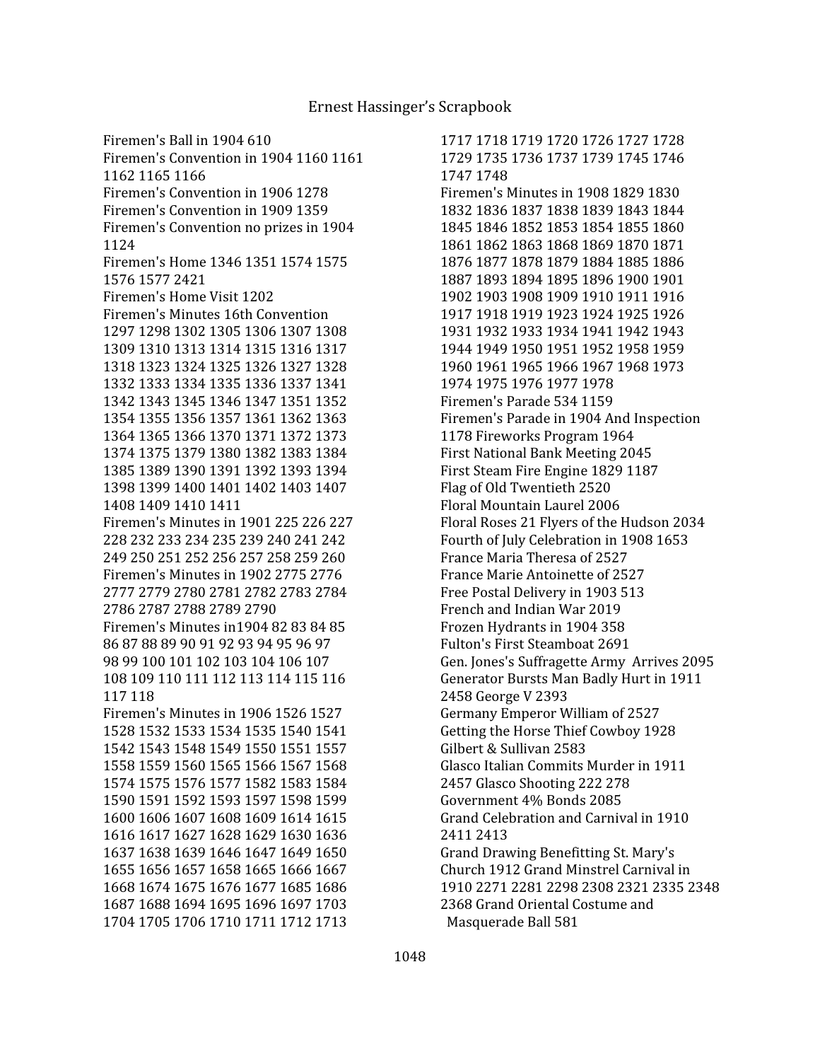Firemen's Ball in 1904 610
Firemen's Convention in 1904 1160 1161 1162 1165 1166
Firemen's Convention in 1906 1278
Firemen's Convention in 1909 1359
Firemen's Convention no prizes in 1904 1124
Firemen's Home 1346 1351 1574 1575 1576 1577 2421
Firemen's Home Visit 1202
Firemen's Minutes 16th Convention 1297 1298 1302 1305 1306 1307 1308 1309 1310 1313 1314 1315 1316 1317 1318 1323 1324 1325 1326 1327 1328 1332 1333 1334 1335 1336 1337 1341 1342 1343 1345 1346 1347 1351 1352 1354 1355 1356 1357 1361 1362 1363 1364 1365 1366 1370 1371 1372 1373 1374 1375 1379 1380 1382 1383 1384 1385 1389 1390 1391 1392 1393 1394 1398 1399 1400 1401 1402 1403 1407 1408 1409 1410 1411
Firemen's Minutes in 1901 225 226 227 228 232 233 234 235 239 240 241 242 249 250 251 252 256 257 258 259 260
Firemen's Minutes in 1902 2775 2776 2777 2779 2780 2781 2782 2783 2784 2786 2787 2788 2789 2790
Firemen's Minutes in1904 82 83 84 85 86 87 88 89 90 91 92 93 94 95 96 97 98 99 100 101 102 103 104 106 107 108 109 110 111 112 113 114 115 116 117 118
Firemen's Minutes in 1906 1526 1527 1528 1532 1533 1534 1535 1540 1541 1542 1543 1548 1549 1550 1551 1557 1558 1559 1560 1565 1566 1567 1568 1574 1575 1576 1577 1582 1583 1584 1590 1591 1592 1593 1597 1598 1599 1600 1606 1607 1608 1609 1614 1615 1616 1617 1627 1628 1629 1630 1636 1637 1638 1639 1646 1647 1649 1650 1655 1656 1657 1658 1665 1666 1667 1668 1674 1675 1676 1677 1685 1686 1687 1688 1694 1695 1696 1697 1703 1704 1705 1706 1710 1711 1712 1713 1717 1718 1719 1720 1726 1727 1728 1729 1735 1736 1737 1739 1745 1746 1747 1748
Firemen's Minutes in 1908 1829 1830 1832 1836 1837 1838 1839 1843 1844 1845 1846 1852 1853 1854 1855 1860 1861 1862 1863 1868 1869 1870 1871 1876 1877 1878 1879 1884 1885 1886 1887 1893 1894 1895 1896 1900 1901 1902 1903 1908 1909 1910 1911 1916 1917 1918 1919 1923 1924 1925 1926 1931 1932 1933 1934 1941 1942 1943 1944 1949 1950 1951 1952 1958 1959 1960 1961 1965 1966 1967 1968 1973 1974 1975 1976 1977 1978
Firemen's Parade 534 1159
Firemen's Parade in 1904 And Inspection 1178 Fireworks Program 1964
First National Bank Meeting 2045
First Steam Fire Engine 1829 1187
Flag of Old Twentieth 2520
Floral Mountain Laurel 2006
Floral Roses 21 Flyers of the Hudson 2034
Fourth of July Celebration in 1908 1653
France Maria Theresa of 2527
France Marie Antoinette of 2527
Free Postal Delivery in 1903 513
French and Indian War 2019
Frozen Hydrants in 1904 358
Fulton's First Steamboat 2691
Gen. Jones's Suffragette Army Arrives 2095
Generator Bursts Man Badly Hurt in 1911 2458 George V 2393
Germany Emperor William of 2527
Getting the Horse Thief Cowboy 1928
Gilbert & Sullivan 2583
Glasco Italian Commits Murder in 1911 2457 Glasco Shooting 222 278
Government 4% Bonds 2085
Grand Celebration and Carnival in 1910 2411 2413
Grand Drawing Benefitting St. Mary's Church 1912 Grand Minstrel Carnival in 1910 2271 2281 2298 2308 2321 2335 2348 2368 Grand Oriental Costume and Masquerade Ball 581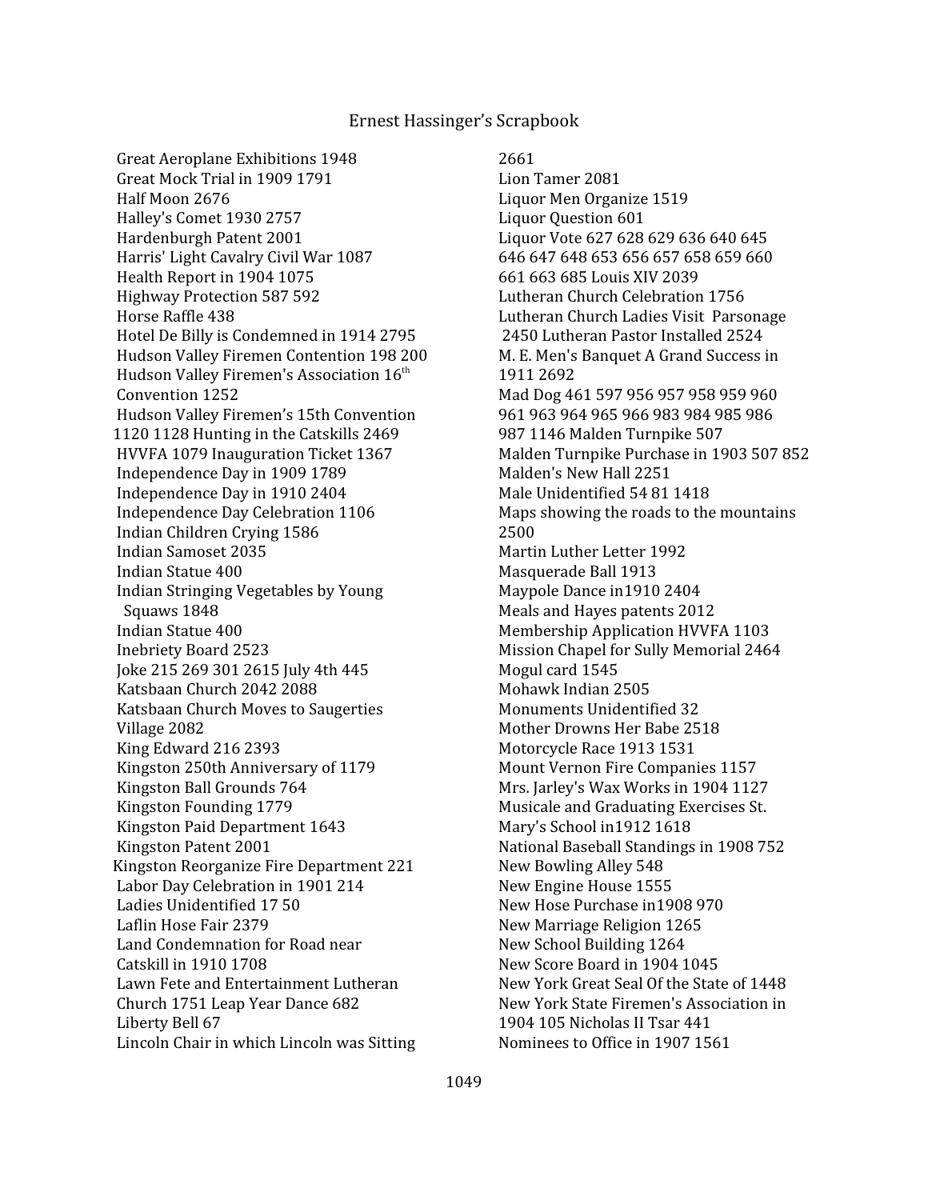Great Aeroplane Exhibitions 1948
Great Mock Trial in 1909 1791
Half Moon 2676
Halley's Comet 1930 2757
Hardenburgh Patent 2001
Harris' Light Cavalry Civil War 1087
Health Report in 1904 1075
Highway Protection 587 592
Horse Raffle 438
Hotel De Billy is Condemned in 1914 2795
Hudson Valley Firemen Contention 198 200
Hudson Valley Firemen's Association 16th Convention 1252
Hudson Valley Firemen's 15th Convention 1120 1128 Hunting in the Catskills 2469
HVVFA 1079 Inauguration Ticket 1367
Independence Day in 1909 1789
Independence Day in 1910 2404
Independence Day Celebration 1106
Indian Children Crying 1586
Indian Samoset 2035
Indian Statue 400
Indian Stringing Vegetables by Young Squaws 1848
Indian Statue 400
Inebriety Board 2523
Joke 215 269 301 2615 July 4th 445
Katsbaan Church 2042 2088
Katsbaan Church Moves to Saugerties Village 2082
King Edward 216 2393
Kingston 250th Anniversary of 1179
Kingston Ball Grounds 764
Kingston Founding 1779
Kingston Paid Department 1643
Kingston Patent 2001
Kingston Reorganize Fire Department 221
Labor Day Celebration in 1901 214
Ladies Unidentified 17 50
Laflin Hose Fair 2379
Land Condemnation for Road near Catskill in 1910 1708
Lawn Fete and Entertainment Lutheran Church 1751 Leap Year Dance 682
Liberty Bell 67
Lincoln Chair in which Lincoln was Sitting 2661
Lion Tamer 2081
Liquor Men Organize 1519
Liquor Question 601
Liquor Vote 627 628 629 636 640 645 646 647 648 653 656 657 658 659 660 661 663 685 Louis XIV 2039
Lutheran Church Celebration 1756
Lutheran Church Ladies Visit Parsonage 2450 Lutheran Pastor Installed 2524
M. E. Men's Banquet A Grand Success in 1911 2692
Mad Dog 461 597 956 957 958 959 960 961 963 964 965 966 983 984 985 986 987 1146 Malden Turnpike 507
Malden Turnpike Purchase in 1903 507 852
Malden's New Hall 2251
Male Unidentified 54 81 1418
Maps showing the roads to the mountains 2500
Martin Luther Letter 1992
Masquerade Ball 1913
Maypole Dance in1910 2404
Meals and Hayes patents 2012
Membership Application HVVFA 1103
Mission Chapel for Sully Memorial 2464
Mogul card 1545
Mohawk Indian 2505
Monuments Unidentified 32
Mother Drowns Her Babe 2518
Motorcycle Race 1913 1531
Mount Vernon Fire Companies 1157
Mrs. Jarley's Wax Works in 1904 1127
Musicale and Graduating Exercises St. Mary's School in1912 1618
National Baseball Standings in 1908 752
New Bowling Alley 548
New Engine House 1555
New Hose Purchase in1908 970
New Marriage Religion 1265
New School Building 1264
New Score Board in 1904 1045
New York Great Seal Of the State of 1448
New York State Firemen's Association in 1904 105 Nicholas II Tsar 441
Nominees to Office in 1907 1561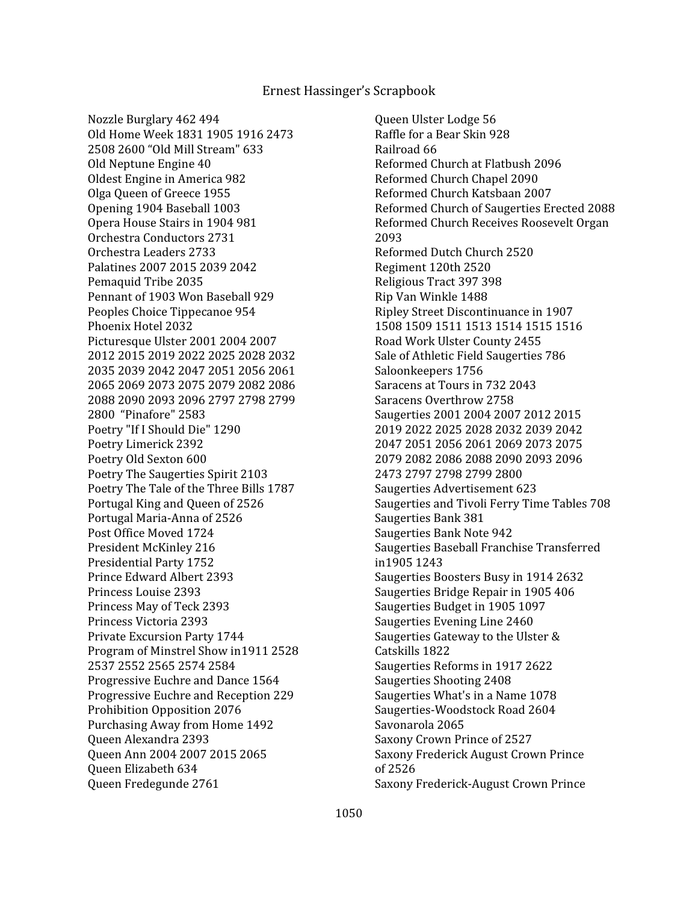Nozzle Burglary 462 494
Old Home Week 1831 1905 1916 2473 2508 2600 "Old Mill Stream" 633
Old Neptune Engine 40
Oldest Engine in America 982
Olga Queen of Greece 1955
Opening 1904 Baseball 1003
Opera House Stairs in 1904 981
Orchestra Conductors 2731
Orchestra Leaders 2733
Palatines 2007 2015 2039 2042
Pemaquid Tribe 2035
Pennant of 1903 Won Baseball 929
Peoples Choice Tippecanoe 954
Phoenix Hotel 2032
Picturesque Ulster 2001 2004 2007 2012 2015 2019 2022 2025 2028 2032 2035 2039 2042 2047 2051 2056 2061 2065 2069 2073 2075 2079 2082 2086 2088 2090 2093 2096 2797 2798 2799 2800 "Pinafore" 2583
Poetry "If I Should Die" 1290
Poetry Limerick 2392
Poetry Old Sexton 600
Poetry The Saugerties Spirit 2103
Poetry The Tale of the Three Bills 1787
Portugal King and Queen of 2526
Portugal Maria-Anna of 2526
Post Office Moved 1724
President McKinley 216
Presidential Party 1752
Prince Edward Albert 2393
Princess Louise 2393
Princess May of Teck 2393
Princess Victoria 2393
Private Excursion Party 1744
Program of Minstrel Show in1911 2528 2537 2552 2565 2574 2584
Progressive Euchre and Dance 1564
Progressive Euchre and Reception 229
Prohibition Opposition 2076
Purchasing Away from Home 1492
Queen Alexandra 2393
Queen Ann 2004 2007 2015 2065
Queen Elizabeth 634
Queen Fredegunde 2761
Queen Ulster Lodge 56
Raffle for a Bear Skin 928
Railroad 66
Reformed Church at Flatbush 2096
Reformed Church Chapel 2090
Reformed Church Katsbaan 2007
Reformed Church of Saugerties Erected 2088
Reformed Church Receives Roosevelt Organ 2093
Reformed Dutch Church 2520
Regiment 120th 2520
Religious Tract 397 398
Rip Van Winkle 1488
Ripley Street Discontinuance in 1907 1508 1509 1511 1513 1514 1515 1516
Road Work Ulster County 2455
Sale of Athletic Field Saugerties 786
Saloonkeepers 1756
Saracens at Tours in 732 2043
Saracens Overthrow 2758
Saugerties 2001 2004 2007 2012 2015 2019 2022 2025 2028 2032 2039 2042 2047 2051 2056 2061 2069 2073 2075 2079 2082 2086 2088 2090 2093 2096 2473 2797 2798 2799 2800
Saugerties Advertisement 623
Saugerties and Tivoli Ferry Time Tables 708
Saugerties Bank 381
Saugerties Bank Note 942
Saugerties Baseball Franchise Transferred in1905 1243
Saugerties Boosters Busy in 1914 2632
Saugerties Bridge Repair in 1905 406
Saugerties Budget in 1905 1097
Saugerties Evening Line 2460
Saugerties Gateway to the Ulster & Catskills 1822
Saugerties Reforms in 1917 2622
Saugerties Shooting 2408
Saugerties What's in a Name 1078
Saugerties-Woodstock Road 2604
Savonarola 2065
Saxony Crown Prince of 2527
Saxony Frederick August Crown Prince of 2526
Saxony Frederick-August Crown Prince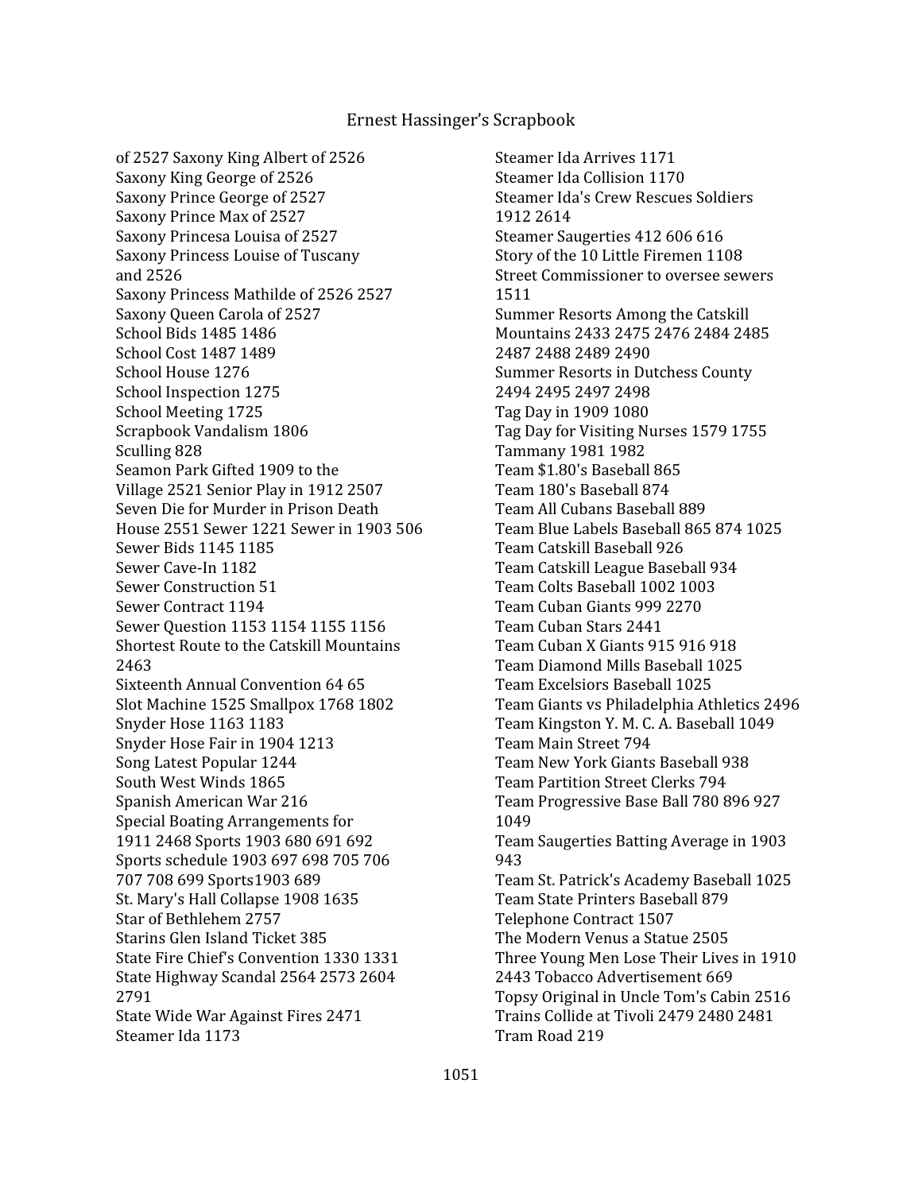of 2527 Saxony King Albert of 2526
Saxony King George of 2526
Saxony Prince George of 2527
Saxony Prince Max of 2527
Saxony Princesa Louisa of 2527
Saxony Princess Louise of Tuscany and 2526
Saxony Princess Mathilde of 2526 2527
Saxony Queen Carola of 2527
School Bids 1485 1486
School Cost 1487 1489
School House 1276
School Inspection 1275
School Meeting 1725
Scrapbook Vandalism 1806
Sculling 828
Seamon Park Gifted 1909 to the Village 2521 Senior Play in 1912 2507
Seven Die for Murder in Prison Death House 2551 Sewer 1221 Sewer in 1903 506
Sewer Bids 1145 1185
Sewer Cave-In 1182
Sewer Construction 51
Sewer Contract 1194
Sewer Question 1153 1154 1155 1156
Shortest Route to the Catskill Mountains 2463
Sixteenth Annual Convention 64 65
Slot Machine 1525 Smallpox 1768 1802
Snyder Hose 1163 1183
Snyder Hose Fair in 1904 1213
Song Latest Popular 1244
South West Winds 1865
Spanish American War 216
Special Boating Arrangements for 1911 2468 Sports 1903 680 691 692
Sports schedule 1903 697 698 705 706 707 708 699 Sports1903 689
St. Mary's Hall Collapse 1908 1635
Star of Bethlehem 2757
Starins Glen Island Ticket 385
State Fire Chief's Convention 1330 1331
State Highway Scandal 2564 2573 2604 2791
State Wide War Against Fires 2471
Steamer Ida 1173
Steamer Ida Arrives 1171
Steamer Ida Collision 1170
Steamer Ida's Crew Rescues Soldiers 1912 2614
Steamer Saugerties 412 606 616
Story of the 10 Little Firemen 1108
Street Commissioner to oversee sewers 1511
Summer Resorts Among the Catskill Mountains 2433 2475 2476 2484 2485 2487 2488 2489 2490
Summer Resorts in Dutchess County 2494 2495 2497 2498
Tag Day in 1909 1080
Tag Day for Visiting Nurses 1579 1755
Tammany 1981 1982
Team $1.80's Baseball 865
Team 180's Baseball 874
Team All Cubans Baseball 889
Team Blue Labels Baseball 865 874 1025
Team Catskill Baseball 926
Team Catskill League Baseball 934
Team Colts Baseball 1002 1003
Team Cuban Giants 999 2270
Team Cuban Stars 2441
Team Cuban X Giants 915 916 918
Team Diamond Mills Baseball 1025
Team Excelsiors Baseball 1025
Team Giants vs Philadelphia Athletics 2496
Team Kingston Y. M. C. A. Baseball 1049
Team Main Street 794
Team New York Giants Baseball 938
Team Partition Street Clerks 794
Team Progressive Base Ball 780 896 927 1049
Team Saugerties Batting Average in 1903 943
Team St. Patrick's Academy Baseball 1025
Team State Printers Baseball 879
Telephone Contract 1507
The Modern Venus a Statue 2505
Three Young Men Lose Their Lives in 1910 2443 Tobacco Advertisement 669
Topsy Original in Uncle Tom's Cabin 2516
Trains Collide at Tivoli 2479 2480 2481
Tram Road 219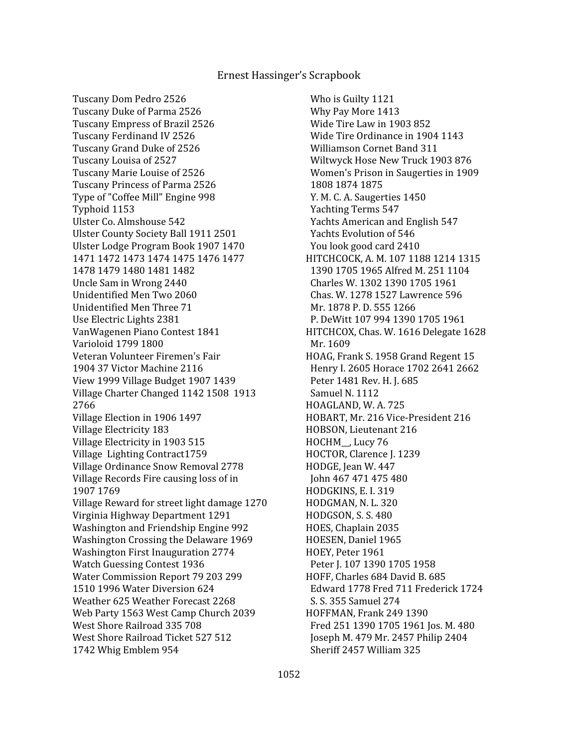Tuscany Dom Pedro 2526
Tuscany Duke of Parma 2526
Tuscany Empress of Brazil 2526
Tuscany Ferdinand IV 2526
Tuscany Grand Duke of 2526
Tuscany Louisa of 2527
Tuscany Marie Louise of 2526
Tuscany Princess of Parma 2526
Type of "Coffee Mill" Engine 998
Typhoid 1153
Ulster Co. Almshouse 542
Ulster County Society Ball 1911 2501
Ulster Lodge Program Book 1907 1470 1471 1472 1473 1474 1475 1476 1477 1478 1479 1480 1481 1482
Uncle Sam in Wrong 2440
Unidentified Men Two 2060
Unidentified Men Three 71
Use Electric Lights 2381
VanWagenen Piano Contest 1841
Varioloid 1799 1800
Veteran Volunteer Firemen's Fair 1904 37 Victor Machine 2116
View 1999 Village Budget 1907 1439
Village Charter Changed 1142 1508 1913 2766
Village Election in 1906 1497
Village Electricity 183
Village Electricity in 1903 515
Village Lighting Contract1759
Village Ordinance Snow Removal 2778
Village Records Fire causing loss of in 1907 1769
Village Reward for street light damage 1270
Virginia Highway Department 1291
Washington and Friendship Engine 992
Washington Crossing the Delaware 1969
Washington First Inauguration 2774
Watch Guessing Contest 1936
Water Commission Report 79 203 299 1510 1996 Water Diversion 624
Weather 625 Weather Forecast 2268
Web Party 1563 West Camp Church 2039
West Shore Railroad 335 708
West Shore Railroad Ticket 527 512 1742 Whig Emblem 954
Who is Guilty 1121
Why Pay More 1413
Wide Tire Law in 1903 852
Wide Tire Ordinance in 1904 1143
Williamson Cornet Band 311
Wiltwyck Hose New Truck 1903 876
Women's Prison in Saugerties in 1909 1808 1874 1875
Y. M. C. A. Saugerties 1450
Yachting Terms 547
Yachts American and English 547
Yachts Evolution of 546
You look good card 2410

HITCHCOCK, A. M. 107 1188 1214 1315 1390 1705 1965 Alfred M. 251 1104 Charles W. 1302 1390 1705 1961 Chas. W. 1278 1527 Lawrence 596 Mr. 1878 P. D. 555 1266 P. DeWitt 107 994 1390 1705 1961

HITCHCOX, Chas. W. 1616 Delegate 1628 Mr. 1609

HOAG, Frank S. 1958 Grand Regent 15 Henry I. 2605 Horace 1702 2641 2662 Peter 1481 Rev. H. J. 685 Samuel N. 1112

HOAGLAND, W. A. 725

HOBART, Mr. 216 Vice-President 216

HOBSON, Lieutenant 216

HOCHM__, Lucy 76

HOCTOR, Clarence J. 1239

HODGE, Jean W. 447 John 467 471 475 480

HODGKINS, E. I. 319

HODGMAN, N. L. 320

HODGSON, S. S. 480

HOES, Chaplain 2035

HOESEN, Daniel 1965

HOEY, Peter 1961 Peter J. 107 1390 1705 1958

HOFF, Charles 684 David B. 685 Edward 1778 Fred 711 Frederick 1724 S. S. 355 Samuel 274

HOFFMAN, Frank 249 1390 Fred 251 1390 1705 1961 Jos. M. 480 Joseph M. 479 Mr. 2457 Philip 2404 Sheriff 2457 William 325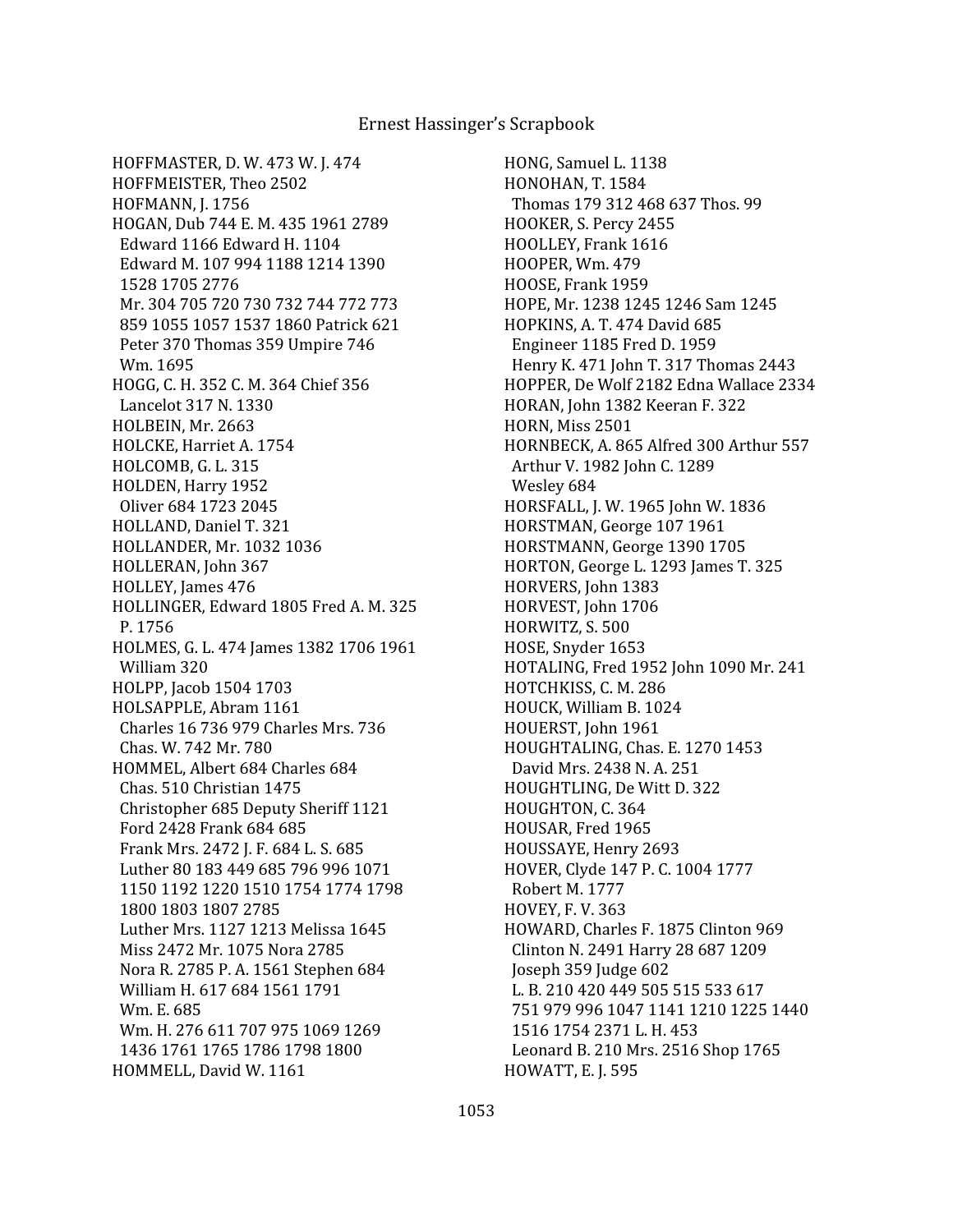HOFFMASTER, D. W. 473 W. J. 474
HOFFMEISTER, Theo 2502
HOFMANN, J. 1756
HOGAN, Dub 744 E. M. 435 1961 2789
Edward 1166 Edward H. 1104
Edward M. 107 994 1188 1214 1390
1528 1705 2776
Mr. 304 705 720 730 732 744 772 773
859 1055 1057 1537 1860 Patrick 621
Peter 370 Thomas 359 Umpire 746
Wm. 1695
HOGG, C. H. 352 C. M. 364 Chief 356
Lancelot 317 N. 1330
HOLBEIN, Mr. 2663
HOLCKE, Harriet A. 1754
HOLCOMB, G. L. 315
HOLDEN, Harry 1952
Oliver 684 1723 2045
HOLLAND, Daniel T. 321
HOLLANDER, Mr. 1032 1036
HOLLERAN, John 367
HOLLEY, James 476
HOLLINGER, Edward 1805 Fred A. M. 325
P. 1756
HOLMES, G. L. 474 James 1382 1706 1961
William 320
HOLPP, Jacob 1504 1703
HOLSAPPLE, Abram 1161
Charles 16 736 979 Charles Mrs. 736
Chas. W. 742 Mr. 780
HOMMEL, Albert 684 Charles 684
Chas. 510 Christian 1475
Christopher 685 Deputy Sheriff 1121
Ford 2428 Frank 684 685
Frank Mrs. 2472 J. F. 684 L. S. 685
Luther 80 183 449 685 796 996 1071
1150 1192 1220 1510 1754 1774 1798
1800 1803 1807 2785
Luther Mrs. 1127 1213 Melissa 1645
Miss 2472 Mr. 1075 Nora 2785
Nora R. 2785 P. A. 1561 Stephen 684
William H. 617 684 1561 1791
Wm. E. 685
Wm. H. 276 611 707 975 1069 1269
1436 1761 1765 1786 1798 1800
HOMMELL, David W. 1161
HONG, Samuel L. 1138
HONOHAN, T. 1584
Thomas 179 312 468 637 Thos. 99
HOOKER, S. Percy 2455
HOOLLEY, Frank 1616
HOOPER, Wm. 479
HOOSE, Frank 1959
HOPE, Mr. 1238 1245 1246 Sam 1245
HOPKINS, A. T. 474 David 685
Engineer 1185 Fred D. 1959
Henry K. 471 John T. 317 Thomas 2443
HOPPER, De Wolf 2182 Edna Wallace 2334
HORAN, John 1382 Keeran F. 322
HORN, Miss 2501
HORNBECK, A. 865 Alfred 300 Arthur 557
Arthur V. 1982 John C. 1289
Wesley 684
HORSFALL, J. W. 1965 John W. 1836
HORSTMAN, George 107 1961
HORSTMANN, George 1390 1705
HORTON, George L. 1293 James T. 325
HORVERS, John 1383
HORVEST, John 1706
HORWITZ, S. 500
HOSE, Snyder 1653
HOTALING, Fred 1952 John 1090 Mr. 241
HOTCHKISS, C. M. 286
HOUCK, William B. 1024
HOUERST, John 1961
HOUGHTALING, Chas. E. 1270 1453
David Mrs. 2438 N. A. 251
HOUGHTLING, De Witt D. 322
HOUGHTON, C. 364
HOUSAR, Fred 1965
HOUSSAYE, Henry 2693
HOVER, Clyde 147 P. C. 1004 1777
Robert M. 1777
HOVEY, F. V. 363
HOWARD, Charles F. 1875 Clinton 969
Clinton N. 2491 Harry 28 687 1209
Joseph 359 Judge 602
L. B. 210 420 449 505 515 533 617
751 979 996 1047 1141 1210 1225 1440
1516 1754 2371 L. H. 453
Leonard B. 210 Mrs. 2516 Shop 1765
HOWATT, E. J. 595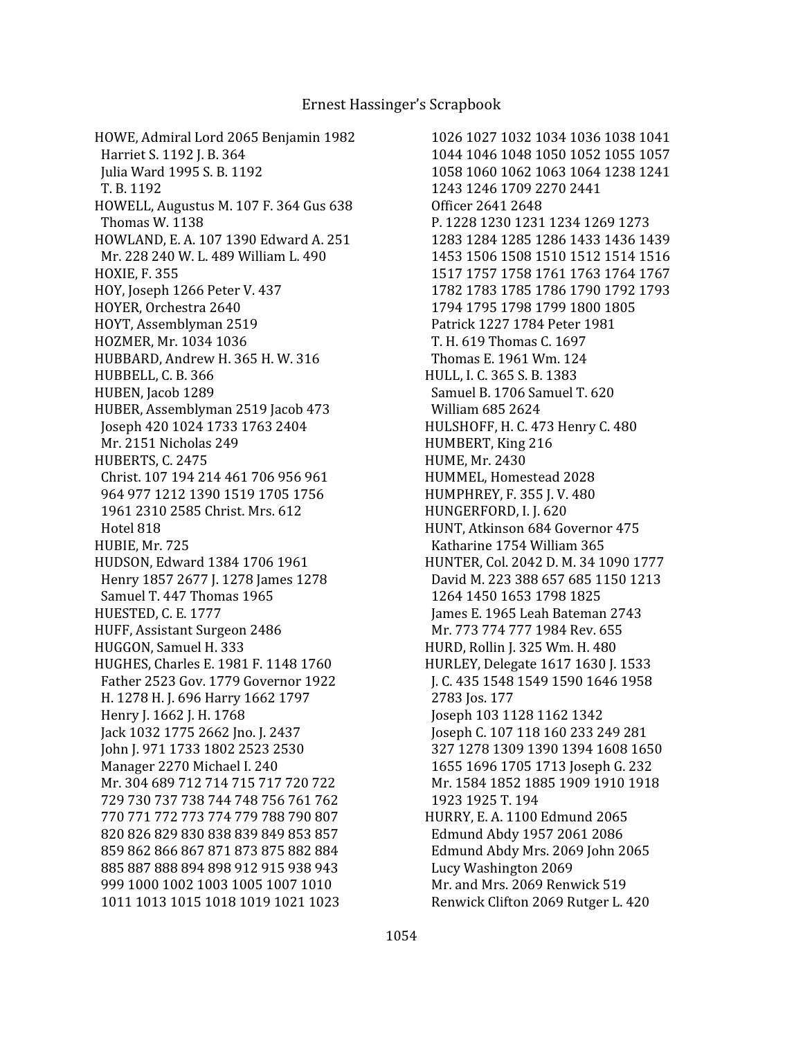HOWE, Admiral Lord 2065 Benjamin 1982
Harriet S. 1192 J. B. 364
Julia Ward 1995 S. B. 1192
T. B. 1192
HOWELL, Augustus M. 107 F. 364 Gus 638
Thomas W. 1138
HOWLAND, E. A. 107 1390 Edward A. 251
Mr. 228 240 W. L. 489 William L. 490
HOXIE, F. 355
HOY, Joseph 1266 Peter V. 437
HOYER, Orchestra 2640
HOYT, Assemblyman 2519
HOZMER, Mr. 1034 1036
HUBBARD, Andrew H. 365 H. W. 316
HUBBELL, C. B. 366
HUBEN, Jacob 1289
HUBER, Assemblyman 2519 Jacob 473
Joseph 420 1024 1733 1763 2404
Mr. 2151 Nicholas 249
HUBERTS, C. 2475
Christ. 107 194 214 461 706 956 961
964 977 1212 1390 1519 1705 1756
1961 2310 2585 Christ. Mrs. 612
Hotel 818
HUBIE, Mr. 725
HUDSON, Edward 1384 1706 1961
Henry 1857 2677 J. 1278 James 1278
Samuel T. 447 Thomas 1965
HUESTED, C. E. 1777
HUFF, Assistant Surgeon 2486
HUGGON, Samuel H. 333
HUGHES, Charles E. 1981 F. 1148 1760
Father 2523 Gov. 1779 Governor 1922
H. 1278 H. J. 696 Harry 1662 1797
Henry J. 1662 J. H. 1768
Jack 1032 1775 2662 Jno. J. 2437
John J. 971 1733 1802 2523 2530
Manager 2270 Michael I. 240
Mr. 304 689 712 714 715 717 720 722
729 730 737 738 744 748 756 761 762
770 771 772 773 774 779 788 790 807
820 826 829 830 838 839 849 853 857
859 862 866 867 871 873 875 882 884
885 887 888 894 898 912 915 938 943
999 1000 1002 1003 1005 1007 1010
1011 1013 1015 1018 1019 1021 1023
1026 1027 1032 1034 1036 1038 1041
1044 1046 1048 1050 1052 1055 1057
1058 1060 1062 1063 1064 1238 1241
1243 1246 1709 2270 2441
Officer 2641 2648
P. 1228 1230 1231 1234 1269 1273
1283 1284 1285 1286 1433 1436 1439
1453 1506 1508 1510 1512 1514 1516
1517 1757 1758 1761 1763 1764 1767
1782 1783 1785 1786 1790 1792 1793
1794 1795 1798 1799 1800 1805
Patrick 1227 1784 Peter 1981
T. H. 619 Thomas C. 1697
Thomas E. 1961 Wm. 124
HULL, I. C. 365 S. B. 1383
Samuel B. 1706 Samuel T. 620
William 685 2624
HULSHOFF, H. C. 473 Henry C. 480
HUMBERT, King 216
HUME, Mr. 2430
HUMMEL, Homestead 2028
HUMPHREY, F. 355 J. V. 480
HUNGERFORD, I. J. 620
HUNT, Atkinson 684 Governor 475
Katharine 1754 William 365
HUNTER, Col. 2042 D. M. 34 1090 1777
David M. 223 388 657 685 1150 1213
1264 1450 1653 1798 1825
James E. 1965 Leah Bateman 2743
Mr. 773 774 777 1984 Rev. 655
HURD, Rollin J. 325 Wm. H. 480
HURLEY, Delegate 1617 1630 J. 1533
J. C. 435 1548 1549 1590 1646 1958
2783 Jos. 177
Joseph 103 1128 1162 1342
Joseph C. 107 118 160 233 249 281
327 1278 1309 1390 1394 1608 1650
1655 1696 1705 1713 Joseph G. 232
Mr. 1584 1852 1885 1909 1910 1918
1923 1925 T. 194
HURRY, E. A. 1100 Edmund 2065
Edmund Abdy 1957 2061 2086
Edmund Abdy Mrs. 2069 John 2065
Lucy Washington 2069
Mr. and Mrs. 2069 Renwick 519
Renwick Clifton 2069 Rutger L. 420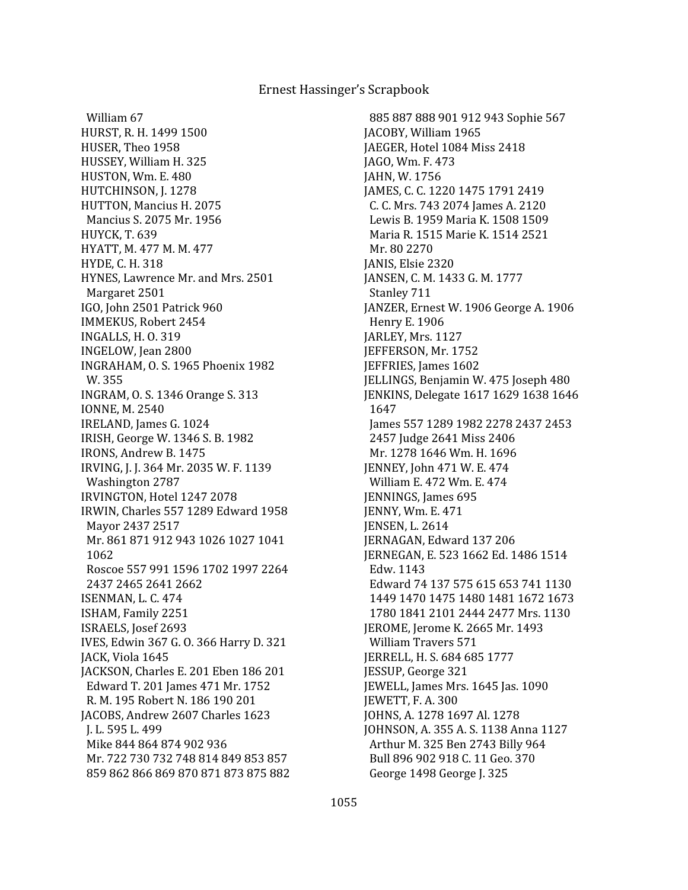William 67
HURST, R. H. 1499 1500
HUSER, Theo 1958
HUSSEY, William H. 325
HUSTON, Wm. E. 480
HUTCHINSON, J. 1278
HUTTON, Mancius H. 2075
Mancius S. 2075 Mr. 1956
HUYCK, T. 639
HYATT, M. 477 M. M. 477
HYDE, C. H. 318
HYNES, Lawrence Mr. and Mrs. 2501
Margaret 2501
IGO, John 2501 Patrick 960
IMMEKUS, Robert 2454
INGALLS, H. O. 319
INGELOW, Jean 2800
INGRAHAM, O. S. 1965 Phoenix 1982
W. 355
INGRAM, O. S. 1346 Orange S. 313
IONNE, M. 2540
IRELAND, James G. 1024
IRISH, George W. 1346 S. B. 1982
IRONS, Andrew B. 1475
IRVING, J. J. 364 Mr. 2035 W. F. 1139
Washington 2787
IRVINGTON, Hotel 1247 2078
IRWIN, Charles 557 1289 Edward 1958
Mayor 2437 2517
Mr. 861 871 912 943 1026 1027 1041
1062
Roscoe 557 991 1596 1702 1997 2264
2437 2465 2641 2662
ISENMAN, L. C. 474
ISHAM, Family 2251
ISRAELS, Josef 2693
IVES, Edwin 367 G. O. 366 Harry D. 321
JACK, Viola 1645
JACKSON, Charles E. 201 Eben 186 201
Edward T. 201 James 471 Mr. 1752
R. M. 195 Robert N. 186 190 201
JACOBS, Andrew 2607 Charles 1623
J. L. 595 L. 499
Mike 844 864 874 902 936
Mr. 722 730 732 748 814 849 853 857
859 862 866 869 870 871 873 875 882
885 887 888 901 912 943 Sophie 567
JACOBY, William 1965
JAEGER, Hotel 1084 Miss 2418
JAGO, Wm. F. 473
JAHN, W. 1756
JAMES, C. C. 1220 1475 1791 2419
C. C. Mrs. 743 2074 James A. 2120
Lewis B. 1959 Maria K. 1508 1509
Maria R. 1515 Marie K. 1514 2521
Mr. 80 2270
JANIS, Elsie 2320
JANSEN, C. M. 1433 G. M. 1777
Stanley 711
JANZER, Ernest W. 1906 George A. 1906
Henry E. 1906
JARLEY, Mrs. 1127
JEFFERSON, Mr. 1752
JEFFRIES, James 1602
JELLINGS, Benjamin W. 475 Joseph 480
JENKINS, Delegate 1617 1629 1638 1646
1647
James 557 1289 1982 2278 2437 2453
2457 Judge 2641 Miss 2406
Mr. 1278 1646 Wm. H. 1696
JENNEY, John 471 W. E. 474
William E. 472 Wm. E. 474
JENNINGS, James 695
JENNY, Wm. E. 471
JENSEN, L. 2614
JERNAGAN, Edward 137 206
JERNEGAN, E. 523 1662 Ed. 1486 1514
Edw. 1143
Edward 74 137 575 615 653 741 1130
1449 1470 1475 1480 1481 1672 1673
1780 1841 2101 2444 2477 Mrs. 1130
JEROME, Jerome K. 2665 Mr. 1493
William Travers 571
JERRELL, H. S. 684 685 1777
JESSUP, George 321
JEWELL, James Mrs. 1645 Jas. 1090
JEWETT, F. A. 300
JOHNS, A. 1278 1697 Al. 1278
JOHNSON, A. 355 A. S. 1138 Anna 1127
Arthur M. 325 Ben 2743 Billy 964
Bull 896 902 918 C. 11 Geo. 370
George 1498 George J. 325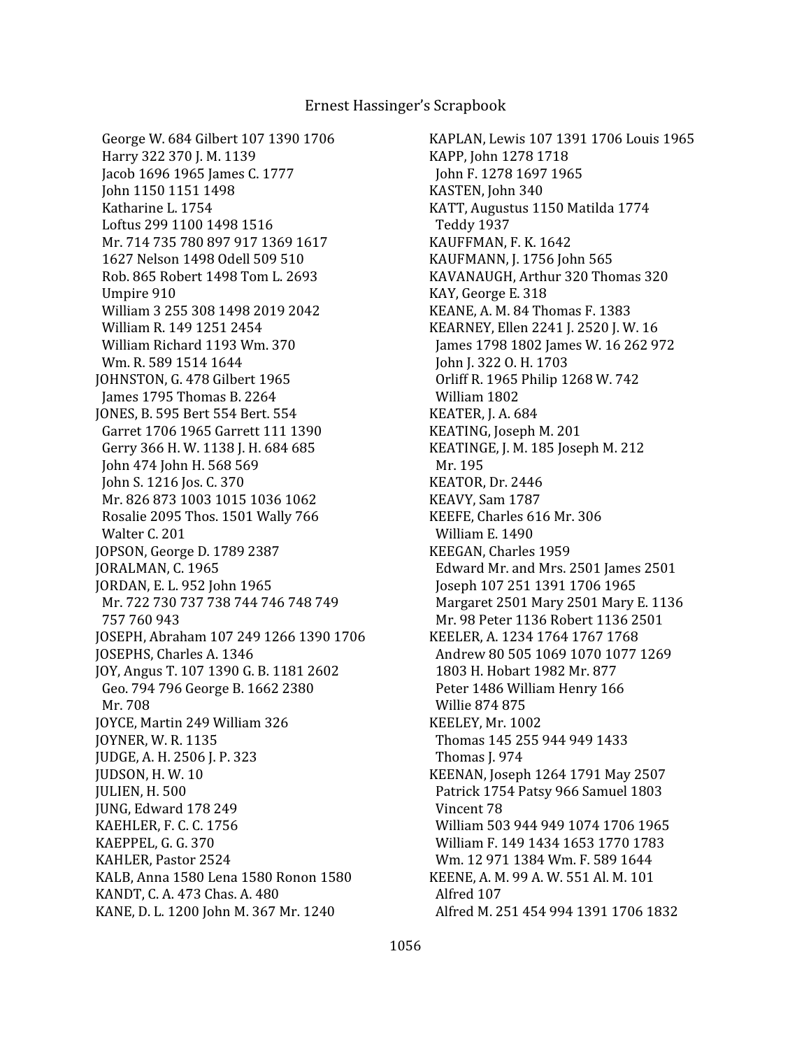George W. 684 Gilbert 107 1390 1706
Harry 322 370 J. M. 1139
Jacob 1696 1965 James C. 1777
John 1150 1151 1498
Katharine L. 1754
Loftus 299 1100 1498 1516
Mr. 714 735 780 897 917 1369 1617
1627 Nelson 1498 Odell 509 510
Rob. 865 Robert 1498 Tom L. 2693
Umpire 910
William 3 255 308 1498 2019 2042
William R. 149 1251 2454
William Richard 1193 Wm. 370
Wm. R. 589 1514 1644

JOHNSTON, G. 478 Gilbert 1965
James 1795 Thomas B. 2264

JONES, B. 595 Bert 554 Bert. 554
Garret 1706 1965 Garrett 111 1390
Gerry 366 H. W. 1138 J. H. 684 685
John 474 John H. 568 569
John S. 1216 Jos. C. 370
Mr. 826 873 1003 1015 1036 1062
Rosalie 2095 Thos. 1501 Wally 766
Walter C. 201

JOPSON, George D. 1789 2387

JORALMAN, C. 1965

JORDAN, E. L. 952 John 1965
Mr. 722 730 737 738 744 746 748 749
757 760 943

JOSEPH, Abraham 107 249 1266 1390 1706

JOSEPHS, Charles A. 1346

JOY, Angus T. 107 1390 G. B. 1181 2602
Geo. 794 796 George B. 1662 2380
Mr. 708

JOYCE, Martin 249 William 326

JOYNER, W. R. 1135

JUDGE, A. H. 2506 J. P. 323

JUDSON, H. W. 10

JULIEN, H. 500

JUNG, Edward 178 249

KAEHLER, F. C. C. 1756

KAEPPEL, G. G. 370

KAHLER, Pastor 2524

KALB, Anna 1580 Lena 1580 Ronon 1580

KANDT, C. A. 473 Chas. A. 480

KANE, D. L. 1200 John M. 367 Mr. 1240

KAPLAN, Lewis 107 1391 1706 Louis 1965

KAPP, John 1278 1718
John F. 1278 1697 1965

KASTEN, John 340

KATT, Augustus 1150 Matilda 1774
Teddy 1937

KAUFFMAN, F. K. 1642

KAUFMANN, J. 1756 John 565

KAVANAUGH, Arthur 320 Thomas 320

KAY, George E. 318

KEANE, A. M. 84 Thomas F. 1383

KEARNEY, Ellen 2241 J. 2520 J. W. 16
James 1798 1802 James W. 16 262 972
John J. 322 O. H. 1703
Orliff R. 1965 Philip 1268 W. 742
William 1802

KEATER, J. A. 684

KEATING, Joseph M. 201

KEATINGE, J. M. 185 Joseph M. 212
Mr. 195

KEATOR, Dr. 2446

KEAVY, Sam 1787

KEEFE, Charles 616 Mr. 306
William E. 1490

KEEGAN, Charles 1959
Edward Mr. and Mrs. 2501 James 2501
Joseph 107 251 1391 1706 1965
Margaret 2501 Mary 2501 Mary E. 1136
Mr. 98 Peter 1136 Robert 1136 2501

KEELER, A. 1234 1764 1767 1768
Andrew 80 505 1069 1070 1077 1269
1803 H. Hobart 1982 Mr. 877
Peter 1486 William Henry 166
Willie 874 875

KEELEY, Mr. 1002
Thomas 145 255 944 949 1433
Thomas J. 974

KEENAN, Joseph 1264 1791 May 2507
Patrick 1754 Patsy 966 Samuel 1803
Vincent 78
William 503 944 949 1074 1706 1965
William F. 149 1434 1653 1770 1783
Wm. 12 971 1384 Wm. F. 589 1644

KEENE, A. M. 99 A. W. 551 Al. M. 101
Alfred 107
Alfred M. 251 454 994 1391 1706 1832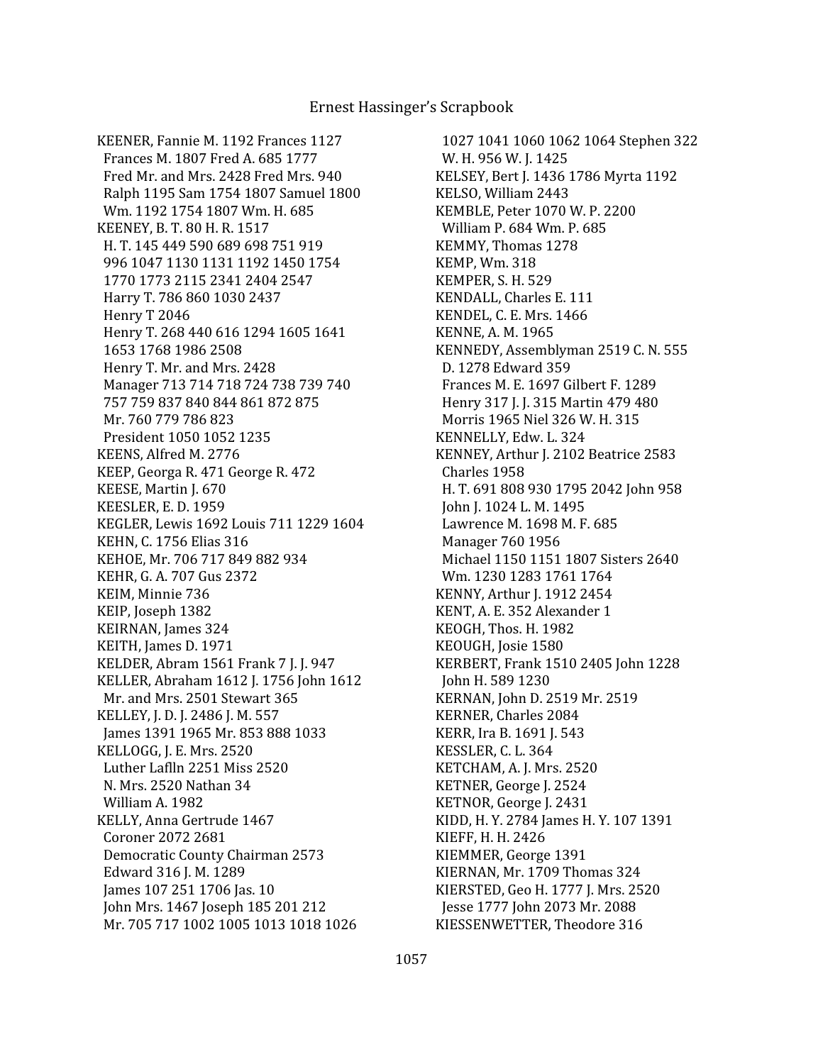KEENER, Fannie M. 1192 Frances 1127
  Frances M. 1807 Fred A. 685 1777
  Fred Mr. and Mrs. 2428 Fred Mrs. 940
  Ralph 1195 Sam 1754 1807 Samuel 1800
  Wm. 1192 1754 1807 Wm. H. 685
KEENEY, B. T. 80 H. R. 1517
  H. T. 145 449 590 689 698 751 919
  996 1047 1130 1131 1192 1450 1754
  1770 1773 2115 2341 2404 2547
  Harry T. 786 860 1030 2437
  Henry T 2046
  Henry T. 268 440 616 1294 1605 1641
  1653 1768 1986 2508
  Henry T. Mr. and Mrs. 2428
  Manager 713 714 718 724 738 739 740
  757 759 837 840 844 861 872 875
  Mr. 760 779 786 823
  President 1050 1052 1235
KEENS, Alfred M. 2776
KEEP, Georga R. 471 George R. 472
KEESE, Martin J. 670
KEESLER, E. D. 1959
KEGLER, Lewis 1692 Louis 711 1229 1604
KEHN, C. 1756 Elias 316
KEHOE, Mr. 706 717 849 882 934
KEHR, G. A. 707 Gus 2372
KEIM, Minnie 736
KEIP, Joseph 1382
KEIRNAN, James 324
KEITH, James D. 1971
KELDER, Abram 1561 Frank 7 J. J. 947
KELLER, Abraham 1612 J. 1756 John 1612
  Mr. and Mrs. 2501 Stewart 365
KELLEY, J. D. J. 2486 J. M. 557
  James 1391 1965 Mr. 853 888 1033
KELLOGG, J. E. Mrs. 2520
  Luther Laflln 2251 Miss 2520
  N. Mrs. 2520 Nathan 34
  William A. 1982
KELLY, Anna Gertrude 1467
  Coroner 2072 2681
  Democratic County Chairman 2573
  Edward 316 J. M. 1289
  James 107 251 1706 Jas. 10
  John Mrs. 1467 Joseph 185 201 212
  Mr. 705 717 1002 1005 1013 1018 1026
  1027 1041 1060 1062 1064 Stephen 322
  W. H. 956 W. J. 1425
KELSEY, Bert J. 1436 1786 Myrta 1192
KELSO, William 2443
KEMBLE, Peter 1070 W. P. 2200
  William P. 684 Wm. P. 685
KEMMY, Thomas 1278
KEMP, Wm. 318
KEMPER, S. H. 529
KENDALL, Charles E. 111
KENDEL, C. E. Mrs. 1466
KENNE, A. M. 1965
KENNEDY, Assemblyman 2519 C. N. 555
  D. 1278 Edward 359
  Frances M. E. 1697 Gilbert F. 1289
  Henry 317 J. J. 315 Martin 479 480
  Morris 1965 Niel 326 W. H. 315
KENNELLY, Edw. L. 324
KENNEY, Arthur J. 2102 Beatrice 2583
  Charles 1958
  H. T. 691 808 930 1795 2042 John 958
  John J. 1024 L. M. 1495
  Lawrence M. 1698 M. F. 685
  Manager 760 1956
  Michael 1150 1151 1807 Sisters 2640
  Wm. 1230 1283 1761 1764
KENNY, Arthur J. 1912 2454
KENT, A. E. 352 Alexander 1
KEOGH, Thos. H. 1982
KEOUGH, Josie 1580
KERBERT, Frank 1510 2405 John 1228
  John H. 589 1230
KERNAN, John D. 2519 Mr. 2519
KERNER, Charles 2084
KERR, Ira B. 1691 J. 543
KESSLER, C. L. 364
KETCHAM, A. J. Mrs. 2520
KETNER, George J. 2524
KETNOR, George J. 2431
KIDD, H. Y. 2784 James H. Y. 107 1391
KIEFF, H. H. 2426
KIEMMER, George 1391
KIERNAN, Mr. 1709 Thomas 324
KIERSTED, Geo H. 1777 J. Mrs. 2520
  Jesse 1777 John 2073 Mr. 2088
KIESSENWETTER, Theodore 316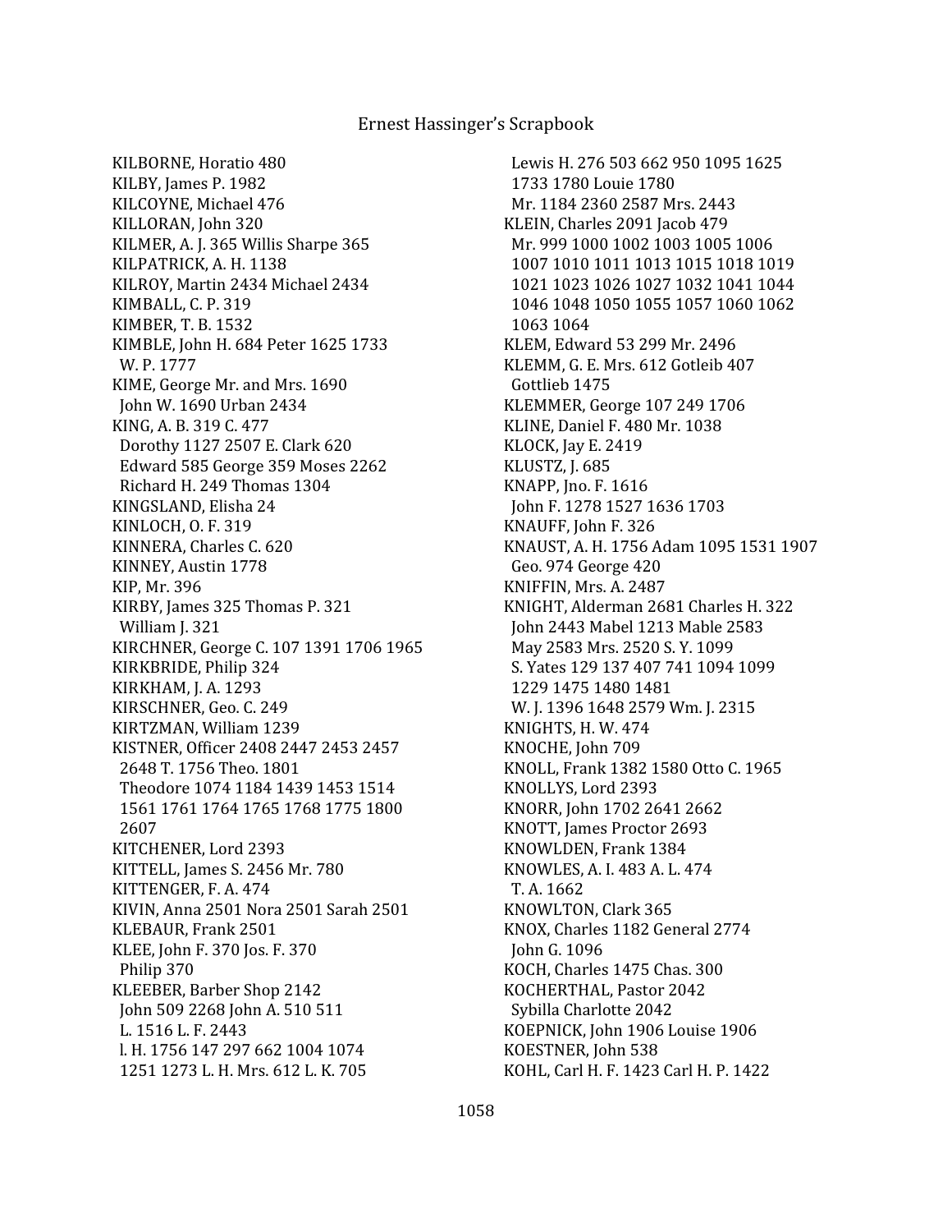KILBORNE, Horatio 480
KILBY, James P. 1982
KILCOYNE, Michael 476
KILLORAN, John 320
KILMER, A. J. 365 Willis Sharpe 365
KILPATRICK, A. H. 1138
KILROY, Martin 2434 Michael 2434
KIMBALL, C. P. 319
KIMBER, T. B. 1532
KIMBLE, John H. 684 Peter 1625 1733
W. P. 1777
KIME, George Mr. and Mrs. 1690
John W. 1690 Urban 2434
KING, A. B. 319 C. 477
Dorothy 1127 2507 E. Clark 620
Edward 585 George 359 Moses 2262
Richard H. 249 Thomas 1304
KINGSLAND, Elisha 24
KINLOCH, O. F. 319
KINNERA, Charles C. 620
KINNEY, Austin 1778
KIP, Mr. 396
KIRBY, James 325 Thomas P. 321
William J. 321
KIRCHNER, George C. 107 1391 1706 1965
KIRKBRIDE, Philip 324
KIRKHAM, J. A. 1293
KIRSCHNER, Geo. C. 249
KIRTZMAN, William 1239
KISTNER, Officer 2408 2447 2453 2457
2648 T. 1756 Theo. 1801
Theodore 1074 1184 1439 1453 1514
1561 1761 1764 1765 1768 1775 1800
2607
KITCHENER, Lord 2393
KITTELL, James S. 2456 Mr. 780
KITTENGER, F. A. 474
KIVIN, Anna 2501 Nora 2501 Sarah 2501
KLEBAUR, Frank 2501
KLEE, John F. 370 Jos. F. 370
Philip 370
KLEEBER, Barber Shop 2142
John 509 2268 John A. 510 511
L. 1516 L. F. 2443
l. H. 1756 147 297 662 1004 1074
1251 1273 L. H. Mrs. 612 L. K. 705
Lewis H. 276 503 662 950 1095 1625
1733 1780 Louie 1780
Mr. 1184 2360 2587 Mrs. 2443
KLEIN, Charles 2091 Jacob 479
Mr. 999 1000 1002 1003 1005 1006
1007 1010 1011 1013 1015 1018 1019
1021 1023 1026 1027 1032 1041 1044
1046 1048 1050 1055 1057 1060 1062
1063 1064
KLEM, Edward 53 299 Mr. 2496
KLEMM, G. E. Mrs. 612 Gotleib 407
Gottlieb 1475
KLEMMER, George 107 249 1706
KLINE, Daniel F. 480 Mr. 1038
KLOCK, Jay E. 2419
KLUSTZ, J. 685
KNAPP, Jno. F. 1616
John F. 1278 1527 1636 1703
KNAUFF, John F. 326
KNAUST, A. H. 1756 Adam 1095 1531 1907
Geo. 974 George 420
KNIFFIN, Mrs. A. 2487
KNIGHT, Alderman 2681 Charles H. 322
John 2443 Mabel 1213 Mable 2583
May 2583 Mrs. 2520 S. Y. 1099
S. Yates 129 137 407 741 1094 1099
1229 1475 1480 1481
W. J. 1396 1648 2579 Wm. J. 2315
KNIGHTS, H. W. 474
KNOCHE, John 709
KNOLL, Frank 1382 1580 Otto C. 1965
KNOLLYS, Lord 2393
KNORR, John 1702 2641 2662
KNOTT, James Proctor 2693
KNOWLDEN, Frank 1384
KNOWLES, A. I. 483 A. L. 474
T. A. 1662
KNOWLTON, Clark 365
KNOX, Charles 1182 General 2774
John G. 1096
KOCH, Charles 1475 Chas. 300
KOCHERTHAL, Pastor 2042
Sybilla Charlotte 2042
KOEPNICK, John 1906 Louise 1906
KOESTNER, John 538
KOHL, Carl H. F. 1423 Carl H. P. 1422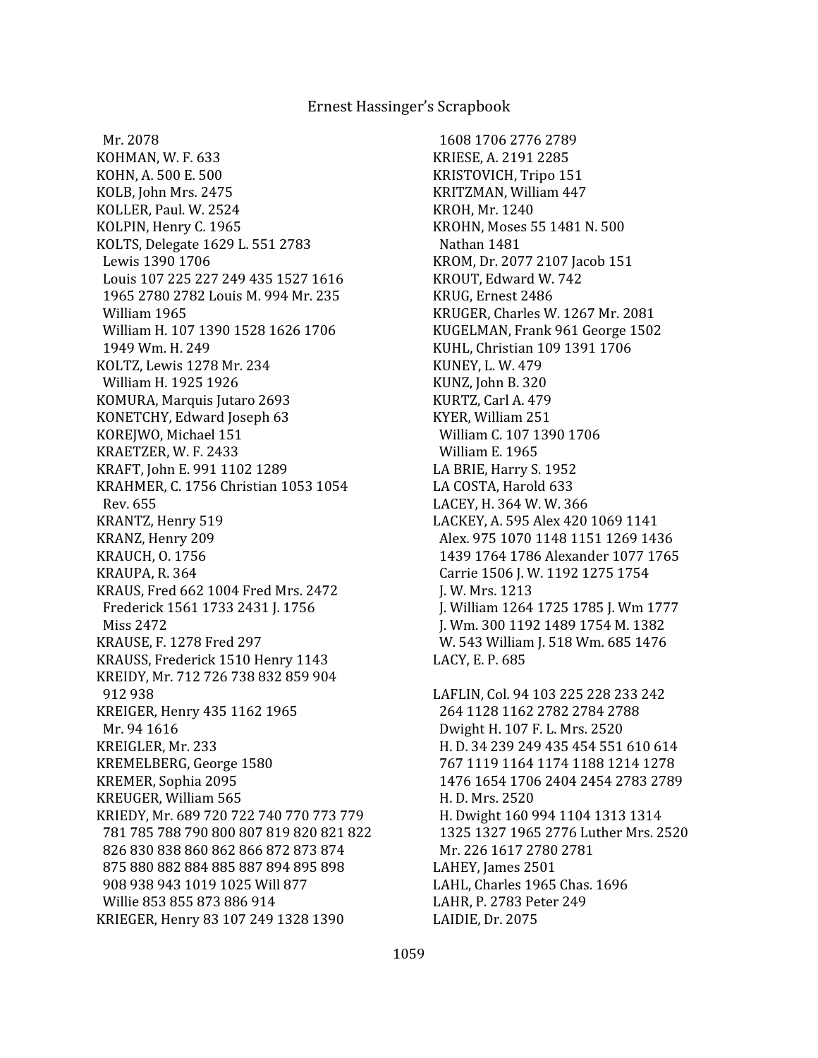Mr. 2078
KOHMAN, W. F. 633
KOHN, A. 500 E. 500
KOLB, John Mrs. 2475
KOLLER, Paul. W. 2524
KOLPIN, Henry C. 1965
KOLTS, Delegate 1629 L. 551 2783
Lewis 1390 1706
Louis 107 225 227 249 435 1527 1616 1965 2780 2782 Louis M. 994 Mr. 235
William 1965
William H. 107 1390 1528 1626 1706 1949 Wm. H. 249
KOLTZ, Lewis 1278 Mr. 234
William H. 1925 1926
KOMURA, Marquis Jutaro 2693
KONETCHY, Edward Joseph 63
KOREJWO, Michael 151
KRAETZER, W. F. 2433
KRAFT, John E. 991 1102 1289
KRAHMER, C. 1756 Christian 1053 1054
Rev. 655
KRANTZ, Henry 519
KRANZ, Henry 209
KRAUCH, O. 1756
KRAUPA, R. 364
KRAUS, Fred 662 1004 Fred Mrs. 2472
Frederick 1561 1733 2431 J. 1756
Miss 2472
KRAUSE, F. 1278 Fred 297
KRAUSS, Frederick 1510 Henry 1143
KREIDY, Mr. 712 726 738 832 859 904 912 938
KREIGER, Henry 435 1162 1965
Mr. 94 1616
KREIGLER, Mr. 233
KREMELBERG, George 1580
KREMER, Sophia 2095
KREUGER, William 565
KRIEDY, Mr. 689 720 722 740 770 773 779 781 785 788 790 800 807 819 820 821 822 826 830 838 860 862 866 872 873 874 875 880 882 884 885 887 894 895 898 908 938 943 1019 1025 Will 877
Willie 853 855 873 886 914
KRIEGER, Henry 83 107 249 1328 1390 1608 1706 2776 2789
KRIESE, A. 2191 2285
KRISTOVICH, Tripo 151
KRITZMAN, William 447
KROH, Mr. 1240
KROHN, Moses 55 1481 N. 500
Nathan 1481
KROM, Dr. 2077 2107 Jacob 151
KROUT, Edward W. 742
KRUG, Ernest 2486
KRUGER, Charles W. 1267 Mr. 2081
KUGELMAN, Frank 961 George 1502
KUHL, Christian 109 1391 1706
KUNEY, L. W. 479
KUNZ, John B. 320
KURTZ, Carl A. 479
KYER, William 251
William C. 107 1390 1706
William E. 1965
LA BRIE, Harry S. 1952
LA COSTA, Harold 633
LACEY, H. 364 W. W. 366
LACKEY, A. 595 Alex 420 1069 1141
Alex. 975 1070 1148 1151 1269 1436 1439 1764 1786 Alexander 1077 1765
Carrie 1506 J. W. 1192 1275 1754
J. W. Mrs. 1213
J. William 1264 1725 1785 J. Wm 1777
J. Wm. 300 1192 1489 1754 M. 1382
W. 543 William J. 518 Wm. 685 1476
LACY, E. P. 685

LAFLIN, Col. 94 103 225 228 233 242 264 1128 1162 2782 2784 2788
Dwight H. 107 F. L. Mrs. 2520
H. D. 34 239 249 435 454 551 610 614 767 1119 1164 1174 1188 1214 1278 1476 1654 1706 2404 2454 2783 2789
H. D. Mrs. 2520
H. Dwight 160 994 1104 1313 1314 1325 1327 1965 2776 Luther Mrs. 2520
Mr. 226 1617 2780 2781
LAHEY, James 2501
LAHL, Charles 1965 Chas. 1696
LAHR, P. 2783 Peter 249
LAIDIE, Dr. 2075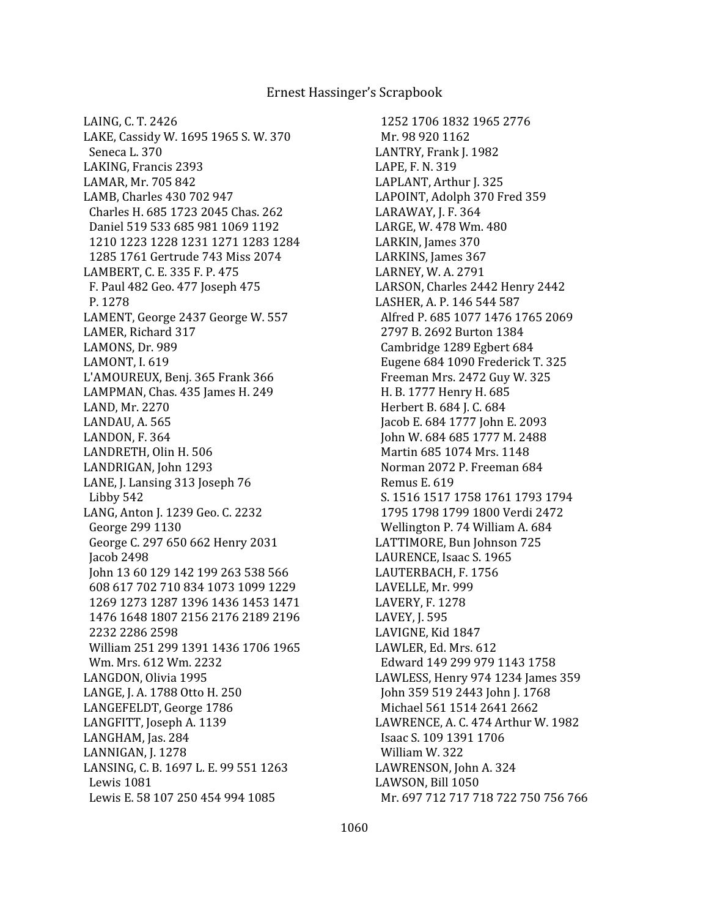LAING, C. T. 2426
LAKE, Cassidy W. 1695 1965 S. W. 370
Seneca L. 370
LAKING, Francis 2393
LAMAR, Mr. 705 842
LAMB, Charles 430 702 947
Charles H. 685 1723 2045 Chas. 262
Daniel 519 533 685 981 1069 1192
1210 1223 1228 1231 1271 1283 1284
1285 1761 Gertrude 743 Miss 2074
LAMBERT, C. E. 335 F. P. 475
F. Paul 482 Geo. 477 Joseph 475
P. 1278
LAMENT, George 2437 George W. 557
LAMER, Richard 317
LAMONS, Dr. 989
LAMONT, I. 619
L'AMOUREUX, Benj. 365 Frank 366
LAMPMAN, Chas. 435 James H. 249
LAND, Mr. 2270
LANDAU, A. 565
LANDON, F. 364
LANDRETH, Olin H. 506
LANDRIGAN, John 1293
LANE, J. Lansing 313 Joseph 76
Libby 542
LANG, Anton J. 1239 Geo. C. 2232
George 299 1130
George C. 297 650 662 Henry 2031
Jacob 2498
John 13 60 129 142 199 263 538 566
608 617 702 710 834 1073 1099 1229
1269 1273 1287 1396 1436 1453 1471
1476 1648 1807 2156 2176 2189 2196
2232 2286 2598
William 251 299 1391 1436 1706 1965
Wm. Mrs. 612 Wm. 2232
LANGDON, Olivia 1995
LANGE, J. A. 1788 Otto H. 250
LANGEFELDT, George 1786
LANGFITT, Joseph A. 1139
LANGHAM, Jas. 284
LANNIGAN, J. 1278
LANSING, C. B. 1697 L. E. 99 551 1263
Lewis 1081
Lewis E. 58 107 250 454 994 1085
1252 1706 1832 1965 2776
Mr. 98 920 1162
LANTRY, Frank J. 1982
LAPE, F. N. 319
LAPLANT, Arthur J. 325
LAPOINT, Adolph 370 Fred 359
LARAWAY, J. F. 364
LARGE, W. 478 Wm. 480
LARKIN, James 370
LARKINS, James 367
LARNEY, W. A. 2791
LARSON, Charles 2442 Henry 2442
LASHER, A. P. 146 544 587
Alfred P. 685 1077 1476 1765 2069
2797 B. 2692 Burton 1384
Cambridge 1289 Egbert 684
Eugene 684 1090 Frederick T. 325
Freeman Mrs. 2472 Guy W. 325
H. B. 1777 Henry H. 685
Herbert B. 684 J. C. 684
Jacob E. 684 1777 John E. 2093
John W. 684 685 1777 M. 2488
Martin 685 1074 Mrs. 1148
Norman 2072 P. Freeman 684
Remus E. 619
S. 1516 1517 1758 1761 1793 1794
1795 1798 1799 1800 Verdi 2472
Wellington P. 74 William A. 684
LATTIMORE, Bun Johnson 725
LAURENCE, Isaac S. 1965
LAUTERBACH, F. 1756
LAVELLE, Mr. 999
LAVERY, F. 1278
LAVEY, J. 595
LAVIGNE, Kid 1847
LAWLER, Ed. Mrs. 612
Edward 149 299 979 1143 1758
LAWLESS, Henry 974 1234 James 359
John 359 519 2443 John J. 1768
Michael 561 1514 2641 2662
LAWRENCE, A. C. 474 Arthur W. 1982
Isaac S. 109 1391 1706
William W. 322
LAWRENSON, John A. 324
LAWSON, Bill 1050
Mr. 697 712 717 718 722 750 756 766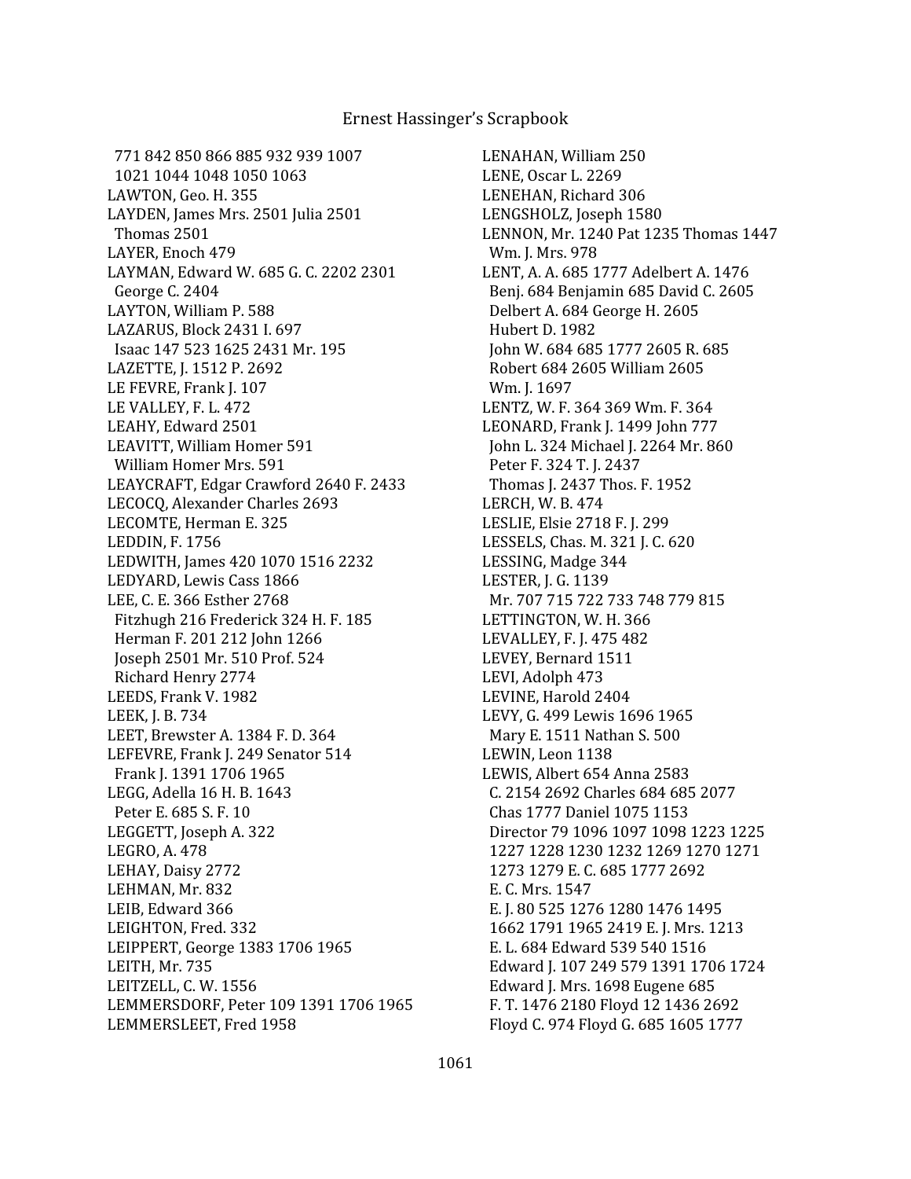771 842 850 866 885 932 939 1007
1021 1044 1048 1050 1063

LAWTON, Geo. H. 355

LAYDEN, James Mrs. 2501 Julia 2501
Thomas 2501

LAYER, Enoch 479

LAYMAN, Edward W. 685 G. C. 2202 2301
George C. 2404

LAYTON, William P. 588

LAZARUS, Block 2431 I. 697
Isaac 147 523 1625 2431 Mr. 195

LAZETTE, J. 1512 P. 2692

LE FEVRE, Frank J. 107

LE VALLEY, F. L. 472

LEAHY, Edward 2501

LEAVITT, William Homer 591
William Homer Mrs. 591

LEAYCRAFT, Edgar Crawford 2640 F. 2433

LECOCQ, Alexander Charles 2693

LECOMTE, Herman E. 325

LEDDIN, F. 1756

LEDWITH, James 420 1070 1516 2232

LEDYARD, Lewis Cass 1866

LEE, C. E. 366 Esther 2768
Fitzhugh 216 Frederick 324 H. F. 185
Herman F. 201 212 John 1266
Joseph 2501 Mr. 510 Prof. 524
Richard Henry 2774

LEEDS, Frank V. 1982

LEEK, J. B. 734

LEET, Brewster A. 1384 F. D. 364

LEFEVRE, Frank J. 249 Senator 514
Frank J. 1391 1706 1965

LEGG, Adella 16 H. B. 1643
Peter E. 685 S. F. 10

LEGGETT, Joseph A. 322

LEGRO, A. 478

LEHAY, Daisy 2772

LEHMAN, Mr. 832

LEIB, Edward 366

LEIGHTON, Fred. 332

LEIPPERT, George 1383 1706 1965

LEITH, Mr. 735

LEITZELL, C. W. 1556

LEMMERSDORF, Peter 109 1391 1706 1965

LEMMERSLEET, Fred 1958

LENAHAN, William 250

LENE, Oscar L. 2269

LENEHAN, Richard 306

LENGSHOLZ, Joseph 1580

LENNON, Mr. 1240 Pat 1235 Thomas 1447
Wm. J. Mrs. 978

LENT, A. A. 685 1777 Adelbert A. 1476
Benj. 684 Benjamin 685 David C. 2605
Delbert A. 684 George H. 2605
Hubert D. 1982
John W. 684 685 1777 2605 R. 685
Robert 684 2605 William 2605
Wm. J. 1697

LENTZ, W. F. 364 369 Wm. F. 364

LEONARD, Frank J. 1499 John 777
John L. 324 Michael J. 2264 Mr. 860
Peter F. 324 T. J. 2437
Thomas J. 2437 Thos. F. 1952

LERCH, W. B. 474

LESLIE, Elsie 2718 F. J. 299

LESSELS, Chas. M. 321 J. C. 620

LESSING, Madge 344

LESTER, J. G. 1139
Mr. 707 715 722 733 748 779 815

LETTINGTON, W. H. 366

LEVALLEY, F. J. 475 482

LEVEY, Bernard 1511

LEVI, Adolph 473

LEVINE, Harold 2404

LEVY, G. 499 Lewis 1696 1965
Mary E. 1511 Nathan S. 500

LEWIN, Leon 1138

LEWIS, Albert 654 Anna 2583
C. 2154 2692 Charles 684 685 2077
Chas 1777 Daniel 1075 1153
Director 79 1096 1097 1098 1223 1225
1227 1228 1230 1232 1269 1270 1271
1273 1279 E. C. 685 1777 2692
E. C. Mrs. 1547
E. J. 80 525 1276 1280 1476 1495
1662 1791 1965 2419 E. J. Mrs. 1213
E. L. 684 Edward 539 540 1516
Edward J. 107 249 579 1391 1706 1724
Edward J. Mrs. 1698 Eugene 685
F. T. 1476 2180 Floyd 12 1436 2692
Floyd C. 974 Floyd G. 685 1605 1777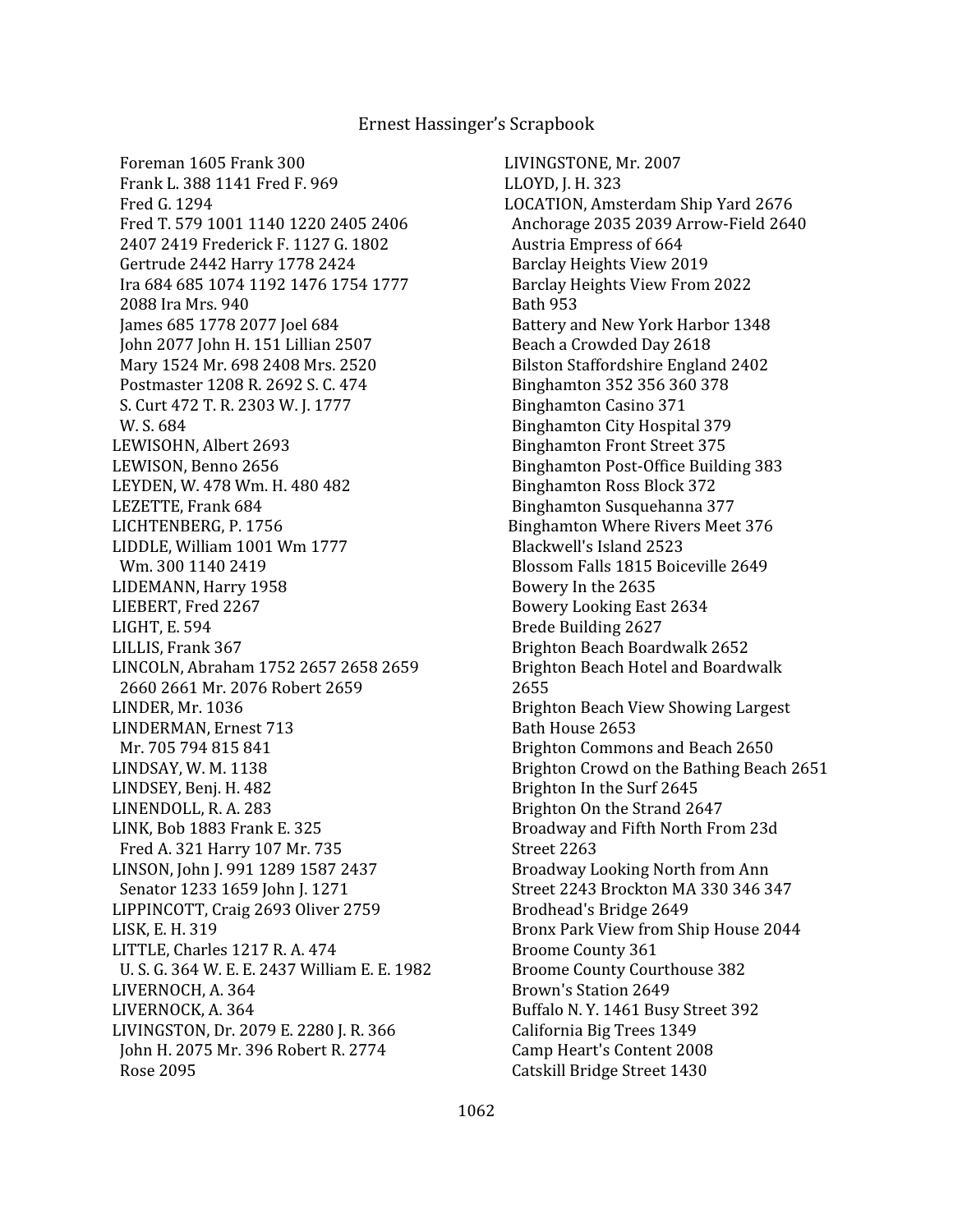Foreman 1605 Frank 300
Frank L. 388 1141 Fred F. 969
Fred G. 1294
Fred T. 579 1001 1140 1220 2405 2406 2407 2419 Frederick F. 1127 G. 1802
Gertrude 2442 Harry 1778 2424
Ira 684 685 1074 1192 1476 1754 1777 2088 Ira Mrs. 940
James 685 1778 2077 Joel 684
John 2077 John H. 151 Lillian 2507
Mary 1524 Mr. 698 2408 Mrs. 2520
Postmaster 1208 R. 2692 S. C. 474
S. Curt 472 T. R. 2303 W. J. 1777
W. S. 684

LEWISOHN, Albert 2693
LEWISON, Benno 2656
LEYDEN, W. 478 Wm. H. 480 482
LEZETTE, Frank 684
LICHTENBERG, P. 1756
LIDDLE, William 1001 Wm 1777
Wm. 300 1140 2419
LIDEMANN, Harry 1958
LIEBERT, Fred 2267
LIGHT, E. 594
LILLIS, Frank 367
LINCOLN, Abraham 1752 2657 2658 2659 2660 2661 Mr. 2076 Robert 2659
LINDER, Mr. 1036
LINDERMAN, Ernest 713
Mr. 705 794 815 841
LINDSAY, W. M. 1138
LINDSEY, Benj. H. 482
LINENDOLL, R. A. 283
LINK, Bob 1883 Frank E. 325
Fred A. 321 Harry 107 Mr. 735
LINSON, John J. 991 1289 1587 2437
Senator 1233 1659 John J. 1271
LIPPINCOTT, Craig 2693 Oliver 2759
LISK, E. H. 319
LITTLE, Charles 1217 R. A. 474
U. S. G. 364 W. E. E. 2437 William E. E. 1982
LIVERNOCH, A. 364
LIVERNOCK, A. 364
LIVINGSTON, Dr. 2079 E. 2280 J. R. 366
John H. 2075 Mr. 396 Robert R. 2774
Rose 2095

LIVINGSTONE, Mr. 2007
LLOYD, J. H. 323
LOCATION, Amsterdam Ship Yard 2676
Anchorage 2035 2039 Arrow-Field 2640
Austria Empress of 664
Barclay Heights View 2019
Barclay Heights View From 2022
Bath 953
Battery and New York Harbor 1348
Beach a Crowded Day 2618
Bilston Staffordshire England 2402
Binghamton 352 356 360 378
Binghamton Casino 371
Binghamton City Hospital 379
Binghamton Front Street 375
Binghamton Post-Office Building 383
Binghamton Ross Block 372
Binghamton Susquehanna 377
Binghamton Where Rivers Meet 376
Blackwell's Island 2523
Blossom Falls 1815 Boiceville 2649
Bowery In the 2635
Bowery Looking East 2634
Brede Building 2627
Brighton Beach Boardwalk 2652
Brighton Beach Hotel and Boardwalk 2655
Brighton Beach View Showing Largest Bath House 2653
Brighton Commons and Beach 2650
Brighton Crowd on the Bathing Beach 2651
Brighton In the Surf 2645
Brighton On the Strand 2647
Broadway and Fifth North From 23d Street 2263
Broadway Looking North from Ann Street 2243 Brockton MA 330 346 347
Brodhead's Bridge 2649
Bronx Park View from Ship House 2044
Broome County 361
Broome County Courthouse 382
Brown's Station 2649
Buffalo N. Y. 1461 Busy Street 392
California Big Trees 1349
Camp Heart's Content 2008
Catskill Bridge Street 1430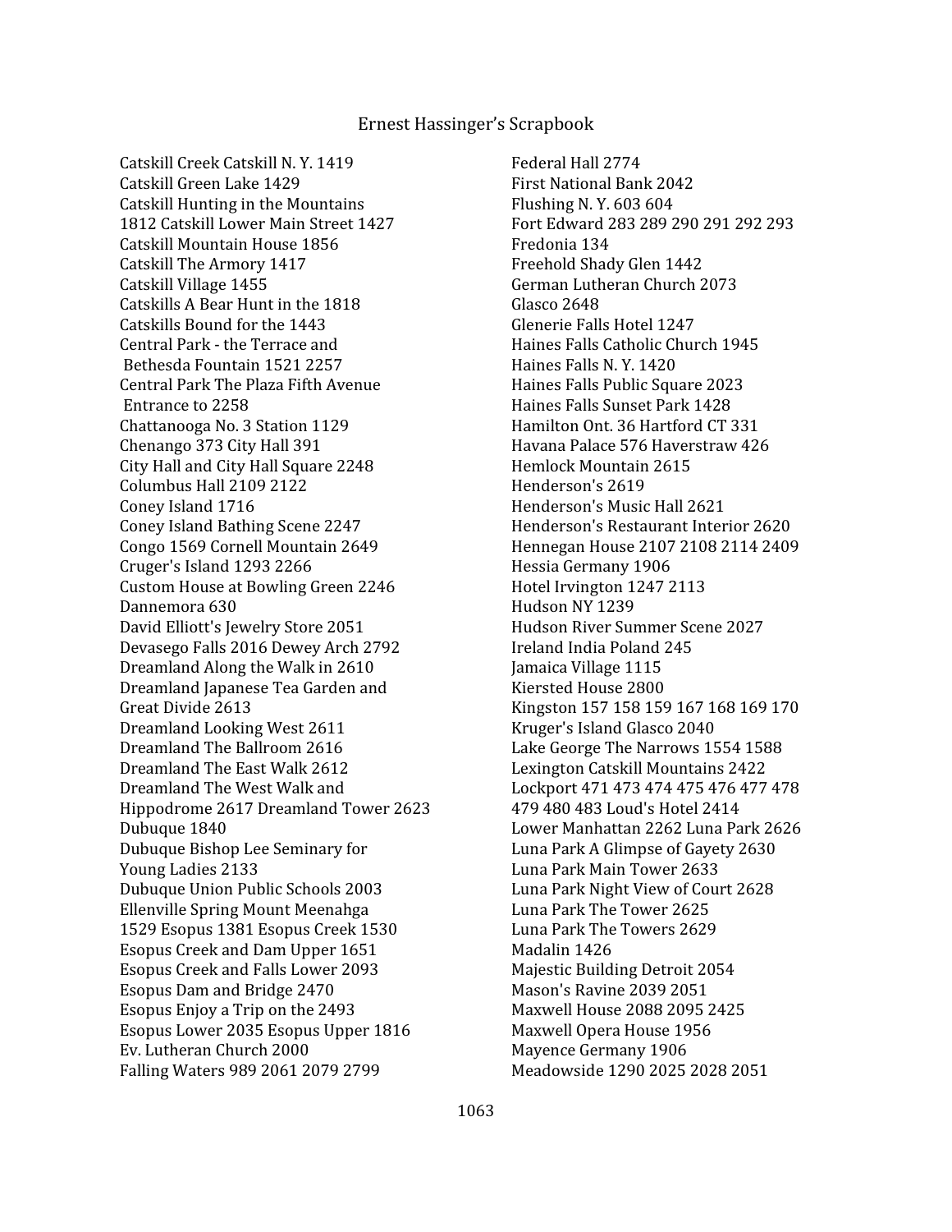Catskill Creek Catskill N. Y. 1419
Catskill Green Lake 1429
Catskill Hunting in the Mountains
1812 Catskill Lower Main Street 1427
Catskill Mountain House 1856
Catskill The Armory 1417
Catskill Village 1455
Catskills A Bear Hunt in the 1818
Catskills Bound for the 1443
Central Park - the Terrace and
 Bethesda Fountain 1521 2257
Central Park The Plaza Fifth Avenue
 Entrance to 2258
Chattanooga No. 3 Station 1129
Chenango 373 City Hall 391
City Hall and City Hall Square 2248
Columbus Hall 2109 2122
Coney Island 1716
Coney Island Bathing Scene 2247
Congo 1569 Cornell Mountain 2649
Cruger's Island 1293 2266
Custom House at Bowling Green 2246
Dannemora 630
David Elliott's Jewelry Store 2051
Devasego Falls 2016 Dewey Arch 2792
Dreamland Along the Walk in 2610
Dreamland Japanese Tea Garden and
Great Divide 2613
Dreamland Looking West 2611
Dreamland The Ballroom 2616
Dreamland The East Walk 2612
Dreamland The West Walk and
Hippodrome 2617 Dreamland Tower 2623
Dubuque 1840
Dubuque Bishop Lee Seminary for
Young Ladies 2133
Dubuque Union Public Schools 2003
Ellenville Spring Mount Meenahga
1529 Esopus 1381 Esopus Creek 1530
Esopus Creek and Dam Upper 1651
Esopus Creek and Falls Lower 2093
Esopus Dam and Bridge 2470
Esopus Enjoy a Trip on the 2493
Esopus Lower 2035 Esopus Upper 1816
Ev. Lutheran Church 2000
Falling Waters 989 2061 2079 2799
Federal Hall 2774
First National Bank 2042
Flushing N. Y. 603 604
Fort Edward 283 289 290 291 292 293
Fredonia 134
Freehold Shady Glen 1442
German Lutheran Church 2073
Glasco 2648
Glenerie Falls Hotel 1247
Haines Falls Catholic Church 1945
Haines Falls N. Y. 1420
Haines Falls Public Square 2023
Haines Falls Sunset Park 1428
Hamilton Ont. 36 Hartford CT 331
Havana Palace 576 Haverstraw 426
Hemlock Mountain 2615
Henderson's 2619
Henderson's Music Hall 2621
Henderson's Restaurant Interior 2620
Hennegan House 2107 2108 2114 2409
Hessia Germany 1906
Hotel Irvington 1247 2113
Hudson NY 1239
Hudson River Summer Scene 2027
Ireland India Poland 245
Jamaica Village 1115
Kiersted House 2800
Kingston 157 158 159 167 168 169 170
Kruger's Island Glasco 2040
Lake George The Narrows 1554 1588
Lexington Catskill Mountains 2422
Lockport 471 473 474 475 476 477 478
479 480 483 Loud's Hotel 2414
Lower Manhattan 2262 Luna Park 2626
Luna Park A Glimpse of Gayety 2630
Luna Park Main Tower 2633
Luna Park Night View of Court 2628
Luna Park The Tower 2625
Luna Park The Towers 2629
Madalin 1426
Majestic Building Detroit 2054
Mason's Ravine 2039 2051
Maxwell House 2088 2095 2425
Maxwell Opera House 1956
Mayence Germany 1906
Meadowside 1290 2025 2028 2051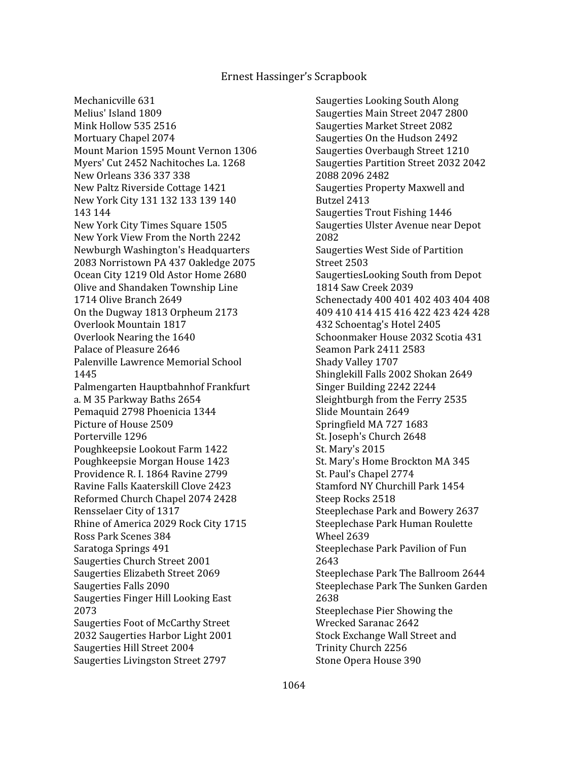Mechanicville 631
Melius' Island 1809
Mink Hollow 535 2516
Mortuary Chapel 2074
Mount Marion 1595 Mount Vernon 1306
Myers' Cut 2452 Nachitoches La. 1268
New Orleans 336 337 338
New Paltz Riverside Cottage 1421
New York City 131 132 133 139 140 143 144
New York City Times Square 1505
New York View From the North 2242
Newburgh Washington's Headquarters 2083 Norristown PA 437 Oakledge 2075
Ocean City 1219 Old Astor Home 2680
Olive and Shandaken Township Line 1714 Olive Branch 2649
On the Dugway 1813 Orpheum 2173
Overlook Mountain 1817
Overlook Nearing the 1640
Palace of Pleasure 2646
Palenville Lawrence Memorial School 1445
Palmengarten Hauptbahnhof Frankfurt a. M 35 Parkway Baths 2654
Pemaquid 2798 Phoenicia 1344
Picture of House 2509
Porterville 1296
Poughkeepsie Lookout Farm 1422
Poughkeepsie Morgan House 1423
Providence R. I. 1864 Ravine 2799
Ravine Falls Kaaterskill Clove 2423
Reformed Church Chapel 2074 2428
Rensselaer City of 1317
Rhine of America 2029 Rock City 1715
Ross Park Scenes 384
Saratoga Springs 491
Saugerties Church Street 2001
Saugerties Elizabeth Street 2069
Saugerties Falls 2090
Saugerties Finger Hill Looking East 2073
Saugerties Foot of McCarthy Street 2032 Saugerties Harbor Light 2001
Saugerties Hill Street 2004
Saugerties Livingston Street 2797
Saugerties Looking South Along
Saugerties Main Street 2047 2800
Saugerties Market Street 2082
Saugerties On the Hudson 2492
Saugerties Overbaugh Street 1210
Saugerties Partition Street 2032 2042 2088 2096 2482
Saugerties Property Maxwell and Butzel 2413
Saugerties Trout Fishing 1446
Saugerties Ulster Avenue near Depot 2082
Saugerties West Side of Partition Street 2503
SaugertiesLooking South from Depot 1814 Saw Creek 2039
Schenectady 400 401 402 403 404 408 409 410 414 415 416 422 423 424 428 432 Schoentag's Hotel 2405
Schoonmaker House 2032 Scotia 431
Seamon Park 2411 2583
Shady Valley 1707
Shinglekill Falls 2002 Shokan 2649
Singer Building 2242 2244
Sleightburgh from the Ferry 2535
Slide Mountain 2649
Springfield MA 727 1683
St. Joseph's Church 2648
St. Mary's 2015
St. Mary's Home Brockton MA 345
St. Paul's Chapel 2774
Stamford NY Churchill Park 1454
Steep Rocks 2518
Steeplechase Park and Bowery 2637
Steeplechase Park Human Roulette Wheel 2639
Steeplechase Park Pavilion of Fun 2643
Steeplechase Park The Ballroom 2644
Steeplechase Park The Sunken Garden 2638
Steeplechase Pier Showing the Wrecked Saranac 2642
Stock Exchange Wall Street and Trinity Church 2256
Stone Opera House 390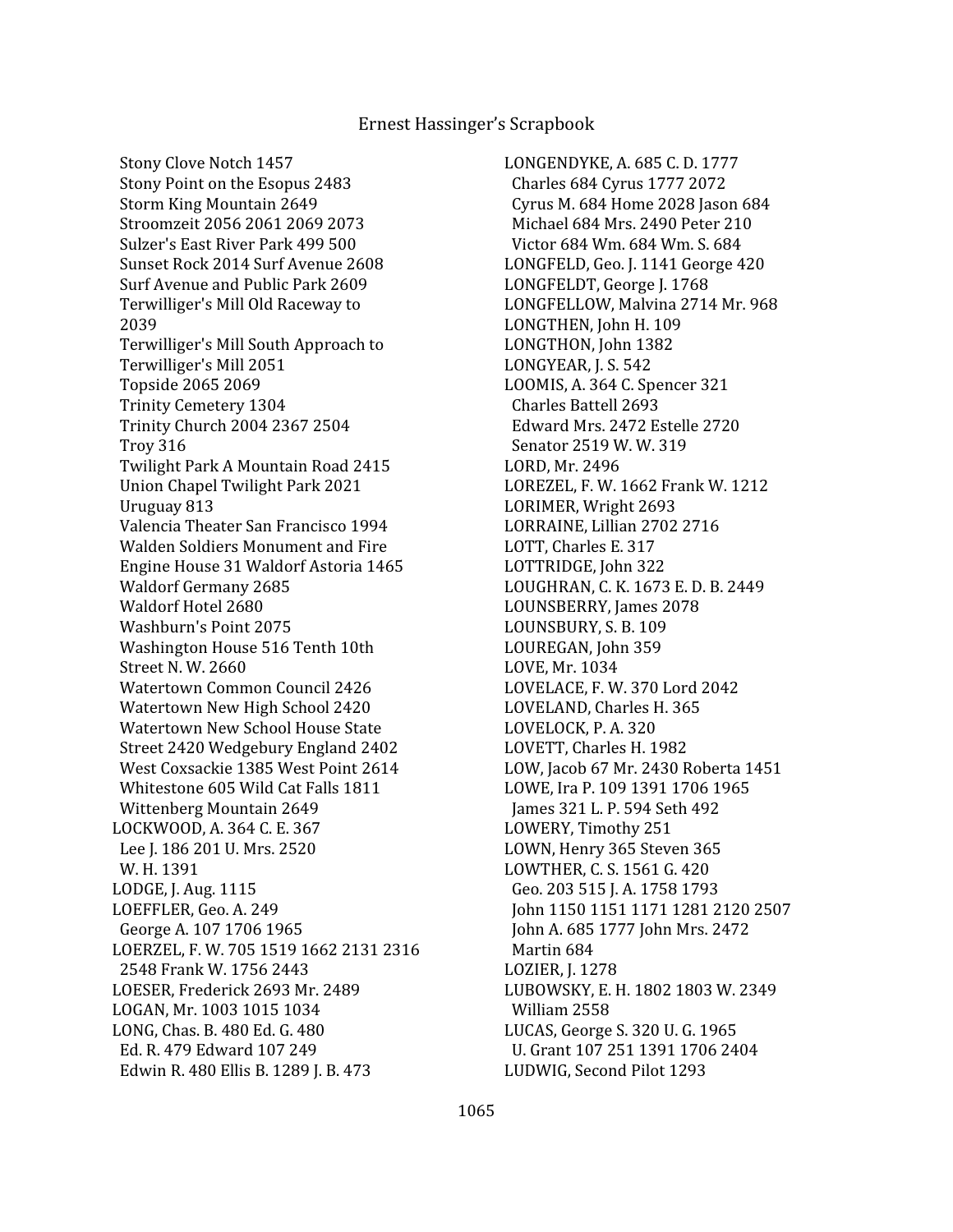Stony Clove Notch 1457
Stony Point on the Esopus 2483
Storm King Mountain 2649
Stroomzeit 2056 2061 2069 2073
Sulzer's East River Park 499 500
Sunset Rock 2014 Surf Avenue 2608
Surf Avenue and Public Park 2609
Terwilliger's Mill Old Raceway to 2039
Terwilliger's Mill South Approach to Terwilliger's Mill 2051
Topside 2065 2069
Trinity Cemetery 1304
Trinity Church 2004 2367 2504
Troy 316
Twilight Park A Mountain Road 2415
Union Chapel Twilight Park 2021
Uruguay 813
Valencia Theater San Francisco 1994
Walden Soldiers Monument and Fire Engine House 31 Waldorf Astoria 1465
Waldorf Germany 2685
Waldorf Hotel 2680
Washburn's Point 2075
Washington House 516 Tenth 10th Street N. W. 2660
Watertown Common Council 2426
Watertown New High School 2420
Watertown New School House State Street 2420 Wedgebury England 2402
West Coxsackie 1385 West Point 2614
Whitestone 605 Wild Cat Falls 1811
Wittenberg Mountain 2649

LOCKWOOD, A. 364 C. E. 367
Lee J. 186 201 U. Mrs. 2520
W. H. 1391
LODGE, J. Aug. 1115
LOEFFLER, Geo. A. 249
George A. 107 1706 1965
LOERZEL, F. W. 705 1519 1662 2131 2316 2548 Frank W. 1756 2443
LOESER, Frederick 2693 Mr. 2489
LOGAN, Mr. 1003 1015 1034
LONG, Chas. B. 480 Ed. G. 480
Ed. R. 479 Edward 107 249
Edwin R. 480 Ellis B. 1289 J. B. 473
LONGENDYKE, A. 685 C. D. 1777
Charles 684 Cyrus 1777 2072
Cyrus M. 684 Home 2028 Jason 684
Michael 684 Mrs. 2490 Peter 210
Victor 684 Wm. 684 Wm. S. 684
LONGFELD, Geo. J. 1141 George 420
LONGFELDT, George J. 1768
LONGFELLOW, Malvina 2714 Mr. 968
LONGTHEN, John H. 109
LONGTHON, John 1382
LONGYEAR, J. S. 542
LOOMIS, A. 364 C. Spencer 321
Charles Battell 2693
Edward Mrs. 2472 Estelle 2720
Senator 2519 W. W. 319
LORD, Mr. 2496
LOREZEL, F. W. 1662 Frank W. 1212
LORIMER, Wright 2693
LORRAINE, Lillian 2702 2716
LOTT, Charles E. 317
LOTTRIDGE, John 322
LOUGHRAN, C. K. 1673 E. D. B. 2449
LOUNSBERRY, James 2078
LOUNSBURY, S. B. 109
LOUREGAN, John 359
LOVE, Mr. 1034
LOVELACE, F. W. 370 Lord 2042
LOVELAND, Charles H. 365
LOVELOCK, P. A. 320
LOVETT, Charles H. 1982
LOW, Jacob 67 Mr. 2430 Roberta 1451
LOWE, Ira P. 109 1391 1706 1965
James 321 L. P. 594 Seth 492
LOWERY, Timothy 251
LOWN, Henry 365 Steven 365
LOWTHER, C. S. 1561 G. 420
Geo. 203 515 J. A. 1758 1793
John 1150 1151 1171 1281 2120 2507
John A. 685 1777 John Mrs. 2472
Martin 684
LOZIER, J. 1278
LUBOWSKY, E. H. 1802 1803 W. 2349
William 2558
LUCAS, George S. 320 U. G. 1965
U. Grant 107 251 1391 1706 2404
LUDWIG, Second Pilot 1293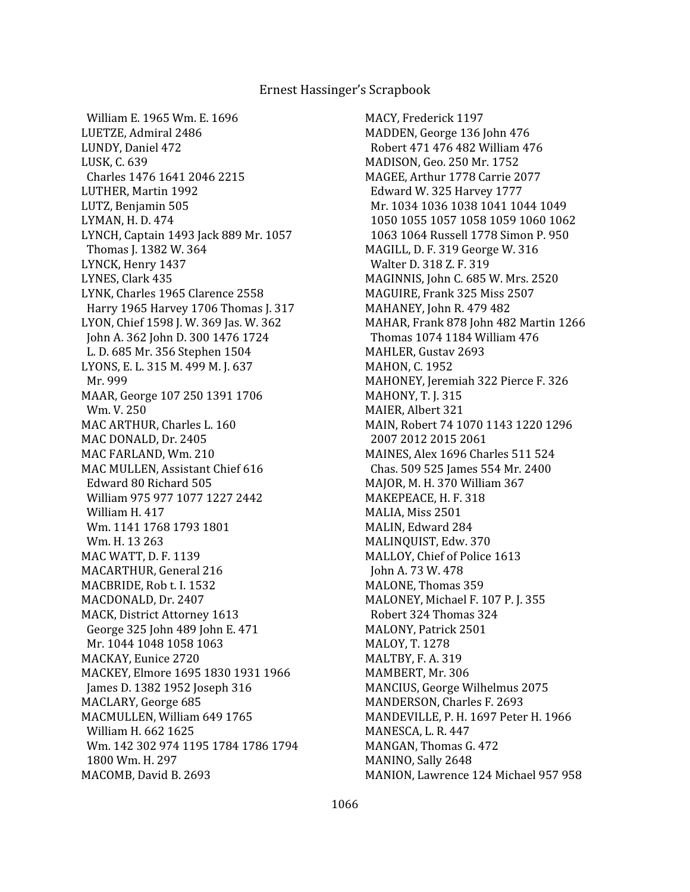William E. 1965 Wm. E. 1696
LUETZE, Admiral 2486
LUNDY, Daniel 472
LUSK, C. 639
Charles 1476 1641 2046 2215
LUTHER, Martin 1992
LUTZ, Benjamin 505
LYMAN, H. D. 474
LYNCH, Captain 1493 Jack 889 Mr. 1057
Thomas J. 1382 W. 364
LYNCK, Henry 1437
LYNES, Clark 435
LYNK, Charles 1965 Clarence 2558
Harry 1965 Harvey 1706 Thomas J. 317
LYON, Chief 1598 J. W. 369 Jas. W. 362
John A. 362 John D. 300 1476 1724
L. D. 685 Mr. 356 Stephen 1504
LYONS, E. L. 315 M. 499 M. J. 637
Mr. 999
MAAR, George 107 250 1391 1706
Wm. V. 250
MAC ARTHUR, Charles L. 160
MAC DONALD, Dr. 2405
MAC FARLAND, Wm. 210
MAC MULLEN, Assistant Chief 616
Edward 80 Richard 505
William 975 977 1077 1227 2442
William H. 417
Wm. 1141 1768 1793 1801
Wm. H. 13 263
MAC WATT, D. F. 1139
MACARTHUR, General 216
MACBRIDE, Rob t. I. 1532
MACDONALD, Dr. 2407
MACK, District Attorney 1613
George 325 John 489 John E. 471
Mr. 1044 1048 1058 1063
MACKAY, Eunice 2720
MACKEY, Elmore 1695 1830 1931 1966
James D. 1382 1952 Joseph 316
MACLARY, George 685
MACMULLEN, William 649 1765
William H. 662 1625
Wm. 142 302 974 1195 1784 1786 1794
1800 Wm. H. 297
MACOMB, David B. 2693
MACY, Frederick 1197
MADDEN, George 136 John 476
Robert 471 476 482 William 476
MADISON, Geo. 250 Mr. 1752
MAGEE, Arthur 1778 Carrie 2077
Edward W. 325 Harvey 1777
Mr. 1034 1036 1038 1041 1044 1049
1050 1055 1057 1058 1059 1060 1062
1063 1064 Russell 1778 Simon P. 950
MAGILL, D. F. 319 George W. 316
Walter D. 318 Z. F. 319
MAGINNIS, John C. 685 W. Mrs. 2520
MAGUIRE, Frank 325 Miss 2507
MAHANEY, John R. 479 482
MAHAR, Frank 878 John 482 Martin 1266
Thomas 1074 1184 William 476
MAHLER, Gustav 2693
MAHON, C. 1952
MAHONEY, Jeremiah 322 Pierce F. 326
MAHONY, T. J. 315
MAIER, Albert 321
MAIN, Robert 74 1070 1143 1220 1296
2007 2012 2015 2061
MAINES, Alex 1696 Charles 511 524
Chas. 509 525 James 554 Mr. 2400
MAJOR, M. H. 370 William 367
MAKEPEACE, H. F. 318
MALIA, Miss 2501
MALIN, Edward 284
MALINQUIST, Edw. 370
MALLOY, Chief of Police 1613
John A. 73 W. 478
MALONE, Thomas 359
MALONEY, Michael F. 107 P. J. 355
Robert 324 Thomas 324
MALONY, Patrick 2501
MALOY, T. 1278
MALTBY, F. A. 319
MAMBERT, Mr. 306
MANCIUS, George Wilhelmus 2075
MANDERSON, Charles F. 2693
MANDEVILLE, P. H. 1697 Peter H. 1966
MANESCA, L. R. 447
MANGAN, Thomas G. 472
MANINO, Sally 2648
MANION, Lawrence 124 Michael 957 958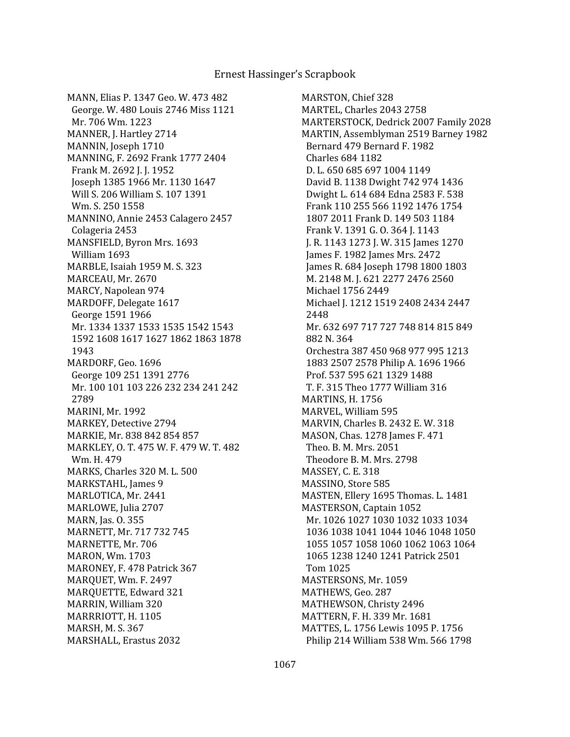MANN, Elias P. 1347 Geo. W. 473 482
George. W. 480 Louis 2746 Miss 1121
Mr. 706 Wm. 1223
MANNER, J. Hartley 2714
MANNIN, Joseph 1710
MANNING, F. 2692 Frank 1777 2404
Frank M. 2692 J. J. 1952
Joseph 1385 1966 Mr. 1130 1647
Will S. 206 William S. 107 1391
Wm. S. 250 1558
MANNINO, Annie 2453 Calagero 2457
Colageria 2453
MANSFIELD, Byron Mrs. 1693
William 1693
MARBLE, Isaiah 1959 M. S. 323
MARCEAU, Mr. 2670
MARCY, Napolean 974
MARDOFF, Delegate 1617
George 1591 1966
Mr. 1334 1337 1533 1535 1542 1543
1592 1608 1617 1627 1862 1863 1878
1943
MARDORF, Geo. 1696
George 109 251 1391 2776
Mr. 100 101 103 226 232 234 241 242
2789
MARINI, Mr. 1992
MARKEY, Detective 2794
MARKIE, Mr. 838 842 854 857
MARKLEY, O. T. 475 W. F. 479 W. T. 482
Wm. H. 479
MARKS, Charles 320 M. L. 500
MARKSTAHL, James 9
MARLOTICA, Mr. 2441
MARLOWE, Julia 2707
MARN, Jas. O. 355
MARNETT, Mr. 717 732 745
MARNETTE, Mr. 706
MARON, Wm. 1703
MARONEY, F. 478 Patrick 367
MARQUET, Wm. F. 2497
MARQUETTE, Edward 321
MARRIN, William 320
MARRRIOTT, H. 1105
MARSH, M. S. 367
MARSHALL, Erastus 2032
MARSTON, Chief 328
MARTEL, Charles 2043 2758
MARTERSTOCK, Dedrick 2007 Family 2028
MARTIN, Assemblyman 2519 Barney 1982
Bernard 479 Bernard F. 1982
Charles 684 1182
D. L. 650 685 697 1004 1149
David B. 1138 Dwight 742 974 1436
Dwight L. 614 684 Edna 2583 F. 538
Frank 110 255 566 1192 1476 1754
1807 2011 Frank D. 149 503 1184
Frank V. 1391 G. O. 364 J. 1143
J. R. 1143 1273 J. W. 315 James 1270
James F. 1982 James Mrs. 2472
James R. 684 Joseph 1798 1800 1803
M. 2148 M. J. 621 2277 2476 2560
Michael 1756 2449
Michael J. 1212 1519 2408 2434 2447
2448
Mr. 632 697 717 727 748 814 815 849
882 N. 364
Orchestra 387 450 968 977 995 1213
1883 2507 2578 Philip A. 1696 1966
Prof. 537 595 621 1329 1488
T. F. 315 Theo 1777 William 316
MARTINS, H. 1756
MARVEL, William 595
MARVIN, Charles B. 2432 E. W. 318
MASON, Chas. 1278 James F. 471
Theo. B. M. Mrs. 2051
Theodore B. M. Mrs. 2798
MASSEY, C. E. 318
MASSINO, Store 585
MASTEN, Ellery 1695 Thomas. L. 1481
MASTERSON, Captain 1052
Mr. 1026 1027 1030 1032 1033 1034
1036 1038 1041 1044 1046 1048 1050
1055 1057 1058 1060 1062 1063 1064
1065 1238 1240 1241 Patrick 2501
Tom 1025
MASTERSONS, Mr. 1059
MATHEWS, Geo. 287
MATHEWSON, Christy 2496
MATTERN, F. H. 339 Mr. 1681
MATTES, L. 1756 Lewis 1095 P. 1756
Philip 214 William 538 Wm. 566 1798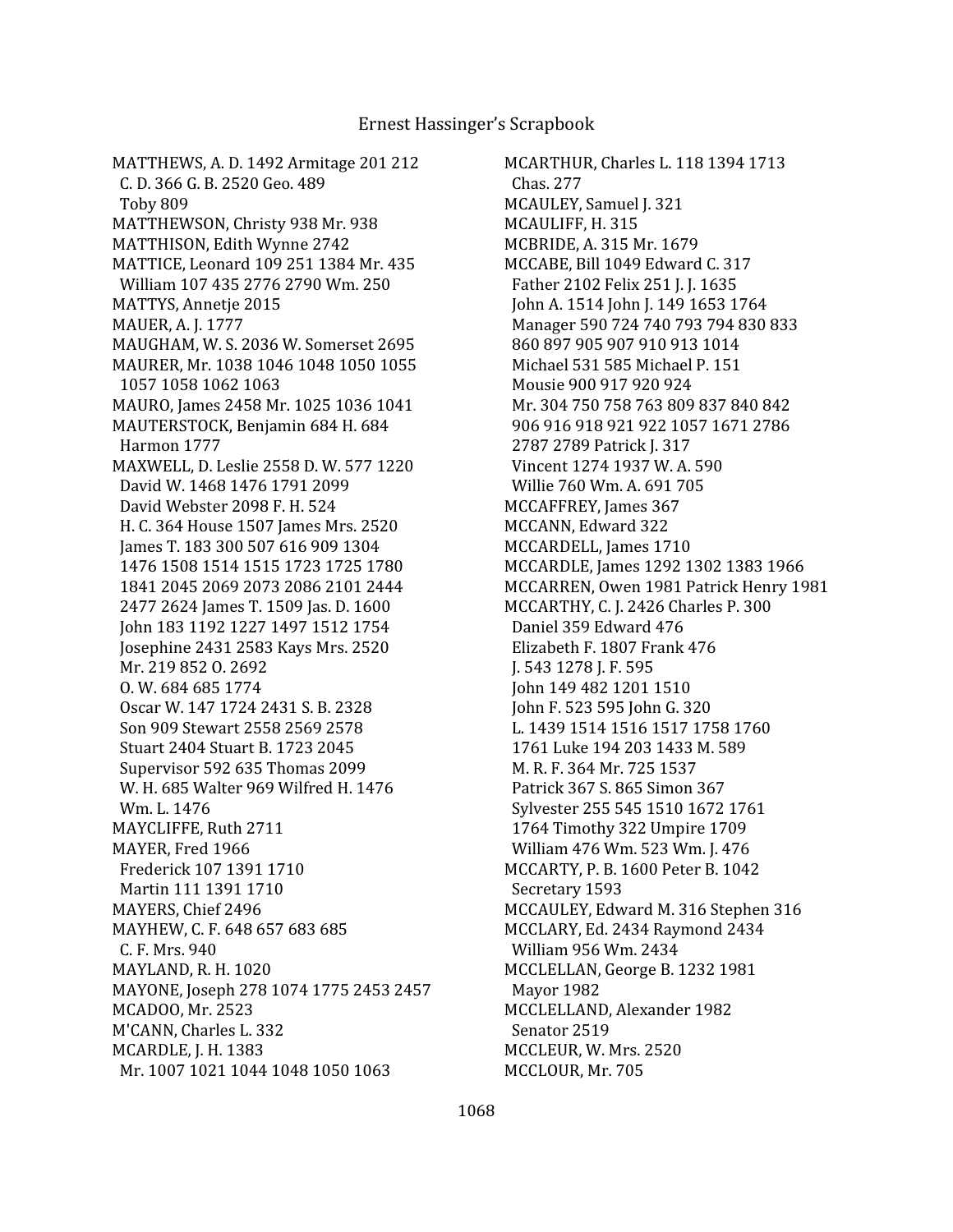MATTHEWS, A. D. 1492 Armitage 201 212
 C. D. 366 G. B. 2520 Geo. 489
 Toby 809
MATTHEWSON, Christy 938 Mr. 938
MATTHISON, Edith Wynne 2742
MATTICE, Leonard 109 251 1384 Mr. 435
 William 107 435 2776 2790 Wm. 250
MATTYS, Annetje 2015
MAUER, A. J. 1777
MAUGHAM, W. S. 2036 W. Somerset 2695
MAURER, Mr. 1038 1046 1048 1050 1055
 1057 1058 1062 1063
MAURO, James 2458 Mr. 1025 1036 1041
MAUTERSTOCK, Benjamin 684 H. 684
 Harmon 1777
MAXWELL, D. Leslie 2558 D. W. 577 1220
 David W. 1468 1476 1791 2099
 David Webster 2098 F. H. 524
 H. C. 364 House 1507 James Mrs. 2520
 James T. 183 300 507 616 909 1304
 1476 1508 1514 1515 1723 1725 1780
 1841 2045 2069 2073 2086 2101 2444
 2477 2624 James T. 1509 Jas. D. 1600
 John 183 1192 1227 1497 1512 1754
 Josephine 2431 2583 Kays Mrs. 2520
 Mr. 219 852 O. 2692
 O. W. 684 685 1774
 Oscar W. 147 1724 2431 S. B. 2328
 Son 909 Stewart 2558 2569 2578
 Stuart 2404 Stuart B. 1723 2045
 Supervisor 592 635 Thomas 2099
 W. H. 685 Walter 969 Wilfred H. 1476
 Wm. L. 1476
MAYCLIFFE, Ruth 2711
MAYER, Fred 1966
 Frederick 107 1391 1710
 Martin 111 1391 1710
MAYERS, Chief 2496
MAYHEW, C. F. 648 657 683 685
 C. F. Mrs. 940
MAYLAND, R. H. 1020
MAYONE, Joseph 278 1074 1775 2453 2457
MCADOO, Mr. 2523
M'CANN, Charles L. 332
MCARDLE, J. H. 1383
 Mr. 1007 1021 1044 1048 1050 1063
MCARTHUR, Charles L. 118 1394 1713
 Chas. 277
MCAULEY, Samuel J. 321
MCAULIFF, H. 315
MCBRIDE, A. 315 Mr. 1679
MCCABE, Bill 1049 Edward C. 317
 Father 2102 Felix 251 J. J. 1635
 John A. 1514 John J. 149 1653 1764
 Manager 590 724 740 793 794 830 833
 860 897 905 907 910 913 1014
 Michael 531 585 Michael P. 151
 Mousie 900 917 920 924
 Mr. 304 750 758 763 809 837 840 842
 906 916 918 921 922 1057 1671 2786
 2787 2789 Patrick J. 317
 Vincent 1274 1937 W. A. 590
 Willie 760 Wm. A. 691 705
MCCAFFREY, James 367
MCCANN, Edward 322
MCCARDELL, James 1710
MCCARDLE, James 1292 1302 1383 1966
MCCARREN, Owen 1981 Patrick Henry 1981
MCCARTHY, C. J. 2426 Charles P. 300
 Daniel 359 Edward 476
 Elizabeth F. 1807 Frank 476
 J. 543 1278 J. F. 595
 John 149 482 1201 1510
 John F. 523 595 John G. 320
 L. 1439 1514 1516 1517 1758 1760
 1761 Luke 194 203 1433 M. 589
 M. R. F. 364 Mr. 725 1537
 Patrick 367 S. 865 Simon 367
 Sylvester 255 545 1510 1672 1761
 1764 Timothy 322 Umpire 1709
 William 476 Wm. 523 Wm. J. 476
MCCARTY, P. B. 1600 Peter B. 1042
 Secretary 1593
MCCAULEY, Edward M. 316 Stephen 316
MCCLARY, Ed. 2434 Raymond 2434
 William 956 Wm. 2434
MCCLELLAN, George B. 1232 1981
 Mayor 1982
MCCLELLAND, Alexander 1982
 Senator 2519
MCCLEUR, W. Mrs. 2520
MCCLOUR, Mr. 705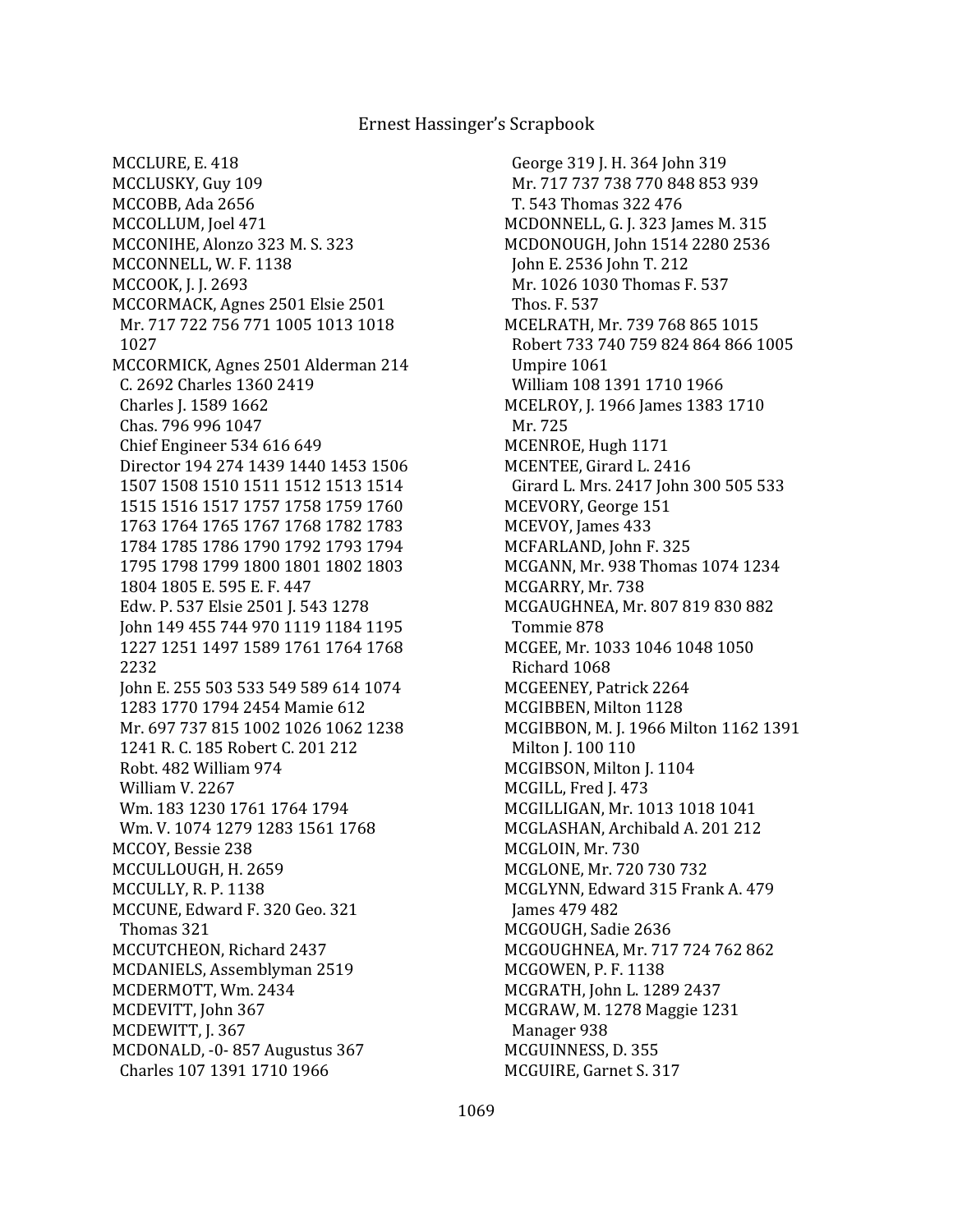MCCLURE, E. 418
MCCLUSKY, Guy 109
MCCOBB, Ada 2656
MCCOLLUM, Joel 471
MCCONIHE, Alonzo 323 M. S. 323
MCCONNELL, W. F. 1138
MCCOOK, J. J. 2693
MCCORMACK, Agnes 2501 Elsie 2501
 Mr. 717 722 756 771 1005 1013 1018
 1027
MCCORMICK, Agnes 2501 Alderman 214
 C. 2692 Charles 1360 2419
 Charles J. 1589 1662
 Chas. 796 996 1047
 Chief Engineer 534 616 649
 Director 194 274 1439 1440 1453 1506
 1507 1508 1510 1511 1512 1513 1514
 1515 1516 1517 1757 1758 1759 1760
 1763 1764 1765 1767 1768 1782 1783
 1784 1785 1786 1790 1792 1793 1794
 1795 1798 1799 1800 1801 1802 1803
 1804 1805 E. 595 E. F. 447
 Edw. P. 537 Elsie 2501 J. 543 1278
 John 149 455 744 970 1119 1184 1195
 1227 1251 1497 1589 1761 1764 1768
 2232
 John E. 255 503 533 549 589 614 1074
 1283 1770 1794 2454 Mamie 612
 Mr. 697 737 815 1002 1026 1062 1238
 1241 R. C. 185 Robert C. 201 212
 Robt. 482 William 974
 William V. 2267
 Wm. 183 1230 1761 1764 1794
 Wm. V. 1074 1279 1283 1561 1768
MCCOY, Bessie 238
MCCULLOUGH, H. 2659
MCCULLY, R. P. 1138
MCCUNE, Edward F. 320 Geo. 321
 Thomas 321
MCCUTCHEON, Richard 2437
MCDANIELS, Assemblyman 2519
MCDERMOTT, Wm. 2434
MCDEVITT, John 367
MCDEWITT, J. 367
MCDONALD, -0- 857 Augustus 367
 Charles 107 1391 1710 1966
 George 319 J. H. 364 John 319
 Mr. 717 737 738 770 848 853 939
 T. 543 Thomas 322 476
MCDONNELL, G. J. 323 James M. 315
MCDONOUGH, John 1514 2280 2536
 John E. 2536 John T. 212
 Mr. 1026 1030 Thomas F. 537
 Thos. F. 537
MCELRATH, Mr. 739 768 865 1015
 Robert 733 740 759 824 864 866 1005
 Umpire 1061
 William 108 1391 1710 1966
MCELROY, J. 1966 James 1383 1710
 Mr. 725
MCENROE, Hugh 1171
MCENTEE, Girard L. 2416
 Girard L. Mrs. 2417 John 300 505 533
MCEVORY, George 151
MCEVOY, James 433
MCFARLAND, John F. 325
MCGANN, Mr. 938 Thomas 1074 1234
MCGARRY, Mr. 738
MCGAUGHNEA, Mr. 807 819 830 882
 Tommie 878
MCGEE, Mr. 1033 1046 1048 1050
 Richard 1068
MCGEENEY, Patrick 2264
MCGIBBEN, Milton 1128
MCGIBBON, M. J. 1966 Milton 1162 1391
 Milton J. 100 110
MCGIBSON, Milton J. 1104
MCGILL, Fred J. 473
MCGILLIGAN, Mr. 1013 1018 1041
MCGLASHAN, Archibald A. 201 212
MCGLOIN, Mr. 730
MCGLONE, Mr. 720 730 732
MCGLYNN, Edward 315 Frank A. 479
 James 479 482
MCGOUGH, Sadie 2636
MCGOUGHNEA, Mr. 717 724 762 862
MCGOWEN, P. F. 1138
MCGRATH, John L. 1289 2437
MCGRAW, M. 1278 Maggie 1231
 Manager 938
MCGUINNESS, D. 355
MCGUIRE, Garnet S. 317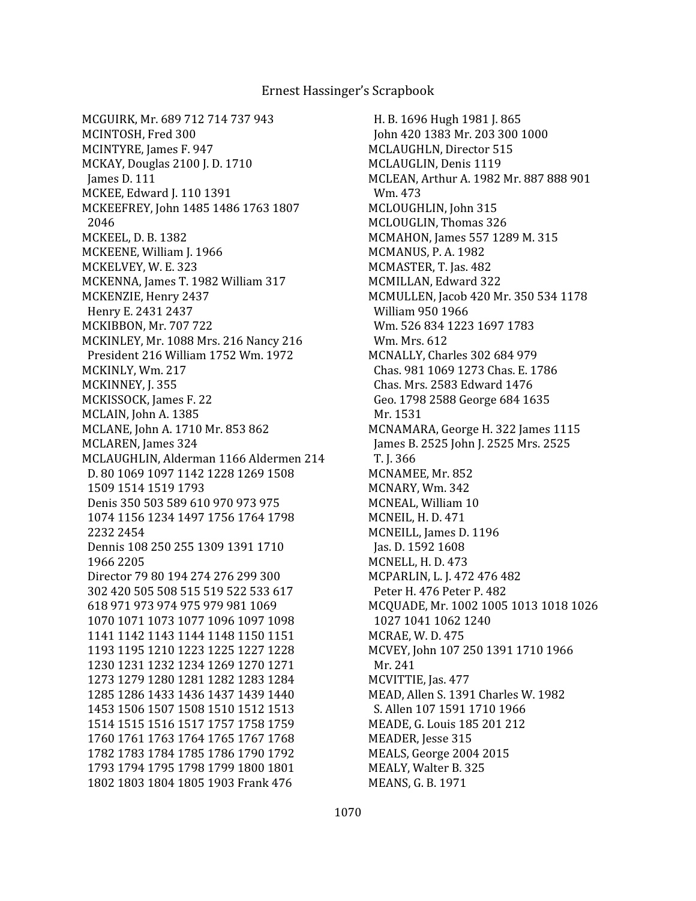MCGUIRK, Mr. 689 712 714 737 943
MCINTOSH, Fred 300
MCINTYRE, James F. 947
MCKAY, Douglas 2100 J. D. 1710
 James D. 111
MCKEE, Edward J. 110 1391
MCKEEFREY, John 1485 1486 1763 1807
 2046
MCKEEL, D. B. 1382
MCKEENE, William J. 1966
MCKELVEY, W. E. 323
MCKENNA, James T. 1982 William 317
MCKENZIE, Henry 2437
 Henry E. 2431 2437
MCKIBBON, Mr. 707 722
MCKINLEY, Mr. 1088 Mrs. 216 Nancy 216
 President 216 William 1752 Wm. 1972
MCKINLY, Wm. 217
MCKINNEY, J. 355
MCKISSOCK, James F. 22
MCLAIN, John A. 1385
MCLANE, John A. 1710 Mr. 853 862
MCLAREN, James 324
MCLAUGHLIN, Alderman 1166 Aldermen 214
 D. 80 1069 1097 1142 1228 1269 1508
 1509 1514 1519 1793
 Denis 350 503 589 610 970 973 975
 1074 1156 1234 1497 1756 1764 1798
 2232 2454
 Dennis 108 250 255 1309 1391 1710
 1966 2205
 Director 79 80 194 274 276 299 300
 302 420 505 508 515 519 522 533 617
 618 971 973 974 975 979 981 1069
 1070 1071 1073 1077 1096 1097 1098
 1141 1142 1143 1144 1148 1150 1151
 1193 1195 1210 1223 1225 1227 1228
 1230 1231 1232 1234 1269 1270 1271
 1273 1279 1280 1281 1282 1283 1284
 1285 1286 1433 1436 1437 1439 1440
 1453 1506 1507 1508 1510 1512 1513
 1514 1515 1516 1517 1757 1758 1759
 1760 1761 1763 1764 1765 1767 1768
 1782 1783 1784 1785 1786 1790 1792
 1793 1794 1795 1798 1799 1800 1801
 1802 1803 1804 1805 1903 Frank 476
 H. B. 1696 Hugh 1981 J. 865
 John 420 1383 Mr. 203 300 1000
MCLAUGHLN, Director 515
MCLAUGLIN, Denis 1119
MCLEAN, Arthur A. 1982 Mr. 887 888 901
 Wm. 473
MCLOUGHLIN, John 315
MCLOUGLIN, Thomas 326
MCMAHON, James 557 1289 M. 315
MCMANUS, P. A. 1982
MCMASTER, T. Jas. 482
MCMILLAN, Edward 322
MCMULLEN, Jacob 420 Mr. 350 534 1178
 William 950 1966
 Wm. 526 834 1223 1697 1783
 Wm. Mrs. 612
MCNALLY, Charles 302 684 979
 Chas. 981 1069 1273 Chas. E. 1786
 Chas. Mrs. 2583 Edward 1476
 Geo. 1798 2588 George 684 1635
 Mr. 1531
MCNAMARA, George H. 322 James 1115
 James B. 2525 John J. 2525 Mrs. 2525
 T. J. 366
MCNAMEE, Mr. 852
MCNARY, Wm. 342
MCNEAL, William 10
MCNEIL, H. D. 471
MCNEILL, James D. 1196
 Jas. D. 1592 1608
MCNELL, H. D. 473
MCPARLIN, L. J. 472 476 482
 Peter H. 476 Peter P. 482
MCQUADE, Mr. 1002 1005 1013 1018 1026
 1027 1041 1062 1240
MCRAE, W. D. 475
MCVEY, John 107 250 1391 1710 1966
 Mr. 241
MCVITTIE, Jas. 477
MEAD, Allen S. 1391 Charles W. 1982
 S. Allen 107 1591 1710 1966
MEADE, G. Louis 185 201 212
MEADER, Jesse 315
MEALS, George 2004 2015
MEALY, Walter B. 325
MEANS, G. B. 1971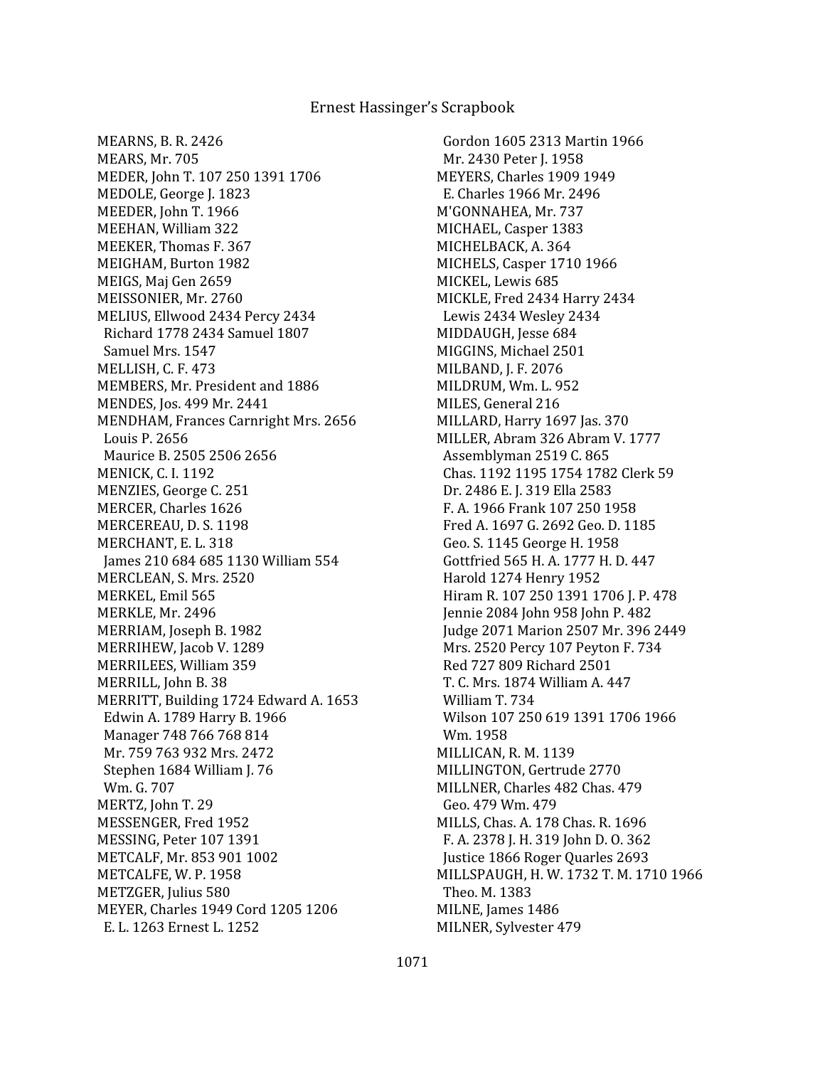MEARNS, B. R. 2426  
MEARS, Mr. 705  
MEDER, John T. 107 250 1391 1706  
MEDOLE, George J. 1823  
MEEDER, John T. 1966  
MEEHAN, William 322  
MEEKER, Thomas F. 367  
MEIGHAM, Burton 1982  
MEIGS, Maj Gen 2659  
MEISSONIER, Mr. 2760  
MELIUS, Ellwood 2434 Percy 2434  
 Richard 1778 2434 Samuel 1807  
 Samuel Mrs. 1547  
MELLISH, C. F. 473  
MEMBERS, Mr. President and 1886  
MENDES, Jos. 499 Mr. 2441  
MENDHAM, Frances Carnright Mrs. 2656  
 Louis P. 2656  
 Maurice B. 2505 2506 2656  
MENICK, C. I. 1192  
MENZIES, George C. 251  
MERCER, Charles 1626  
MERCEREAU, D. S. 1198  
MERCHANT, E. L. 318  
 James 210 684 685 1130 William 554  
MERCLEAN, S. Mrs. 2520  
MERKEL, Emil 565  
MERKLE, Mr. 2496  
MERRIAM, Joseph B. 1982  
MERRIHEW, Jacob V. 1289  
MERRILEES, William 359  
MERRILL, John B. 38  
MERRITT, Building 1724 Edward A. 1653  
 Edwin A. 1789 Harry B. 1966  
 Manager 748 766 768 814  
 Mr. 759 763 932 Mrs. 2472  
 Stephen 1684 William J. 76  
 Wm. G. 707  
MERTZ, John T. 29  
MESSENGER, Fred 1952  
MESSING, Peter 107 1391  
METCALF, Mr. 853 901 1002  
METCALFE, W. P. 1958  
METZGER, Julius 580  
MEYER, Charles 1949 Cord 1205 1206  
 E. L. 1263 Ernest L. 1252  
 Gordon 1605 2313 Martin 1966  
 Mr. 2430 Peter J. 1958  
MEYERS, Charles 1909 1949  
 E. Charles 1966 Mr. 2496  
M'GONNAHEA, Mr. 737  
MICHAEL, Casper 1383  
MICHELBACK, A. 364  
MICHELS, Casper 1710 1966  
MICKEL, Lewis 685  
MICKLE, Fred 2434 Harry 2434  
 Lewis 2434 Wesley 2434  
MIDDAUGH, Jesse 684  
MIGGINS, Michael 2501  
MILBAND, J. F. 2076  
MILDRUM, Wm. L. 952  
MILES, General 216  
MILLARD, Harry 1697 Jas. 370  
MILLER, Abram 326 Abram V. 1777  
 Assemblyman 2519 C. 865  
 Chas. 1192 1195 1754 1782 Clerk 59  
 Dr. 2486 E. J. 319 Ella 2583  
 F. A. 1966 Frank 107 250 1958  
 Fred A. 1697 G. 2692 Geo. D. 1185  
 Geo. S. 1145 George H. 1958  
 Gottfried 565 H. A. 1777 H. D. 447  
 Harold 1274 Henry 1952  
 Hiram R. 107 250 1391 1706 J. P. 478  
 Jennie 2084 John 958 John P. 482  
 Judge 2071 Marion 2507 Mr. 396 2449  
 Mrs. 2520 Percy 107 Peyton F. 734  
 Red 727 809 Richard 2501  
 T. C. Mrs. 1874 William A. 447  
 William T. 734  
 Wilson 107 250 619 1391 1706 1966  
 Wm. 1958  
MILLICAN, R. M. 1139  
MILLINGTON, Gertrude 2770  
MILLNER, Charles 482 Chas. 479  
 Geo. 479 Wm. 479  
MILLS, Chas. A. 178 Chas. R. 1696  
 F. A. 2378 J. H. 319 John D. O. 362  
 Justice 1866 Roger Quarles 2693  
MILLSPAUGH, H. W. 1732 T. M. 1710 1966  
 Theo. M. 1383  
MILNE, James 1486  
MILNER, Sylvester 479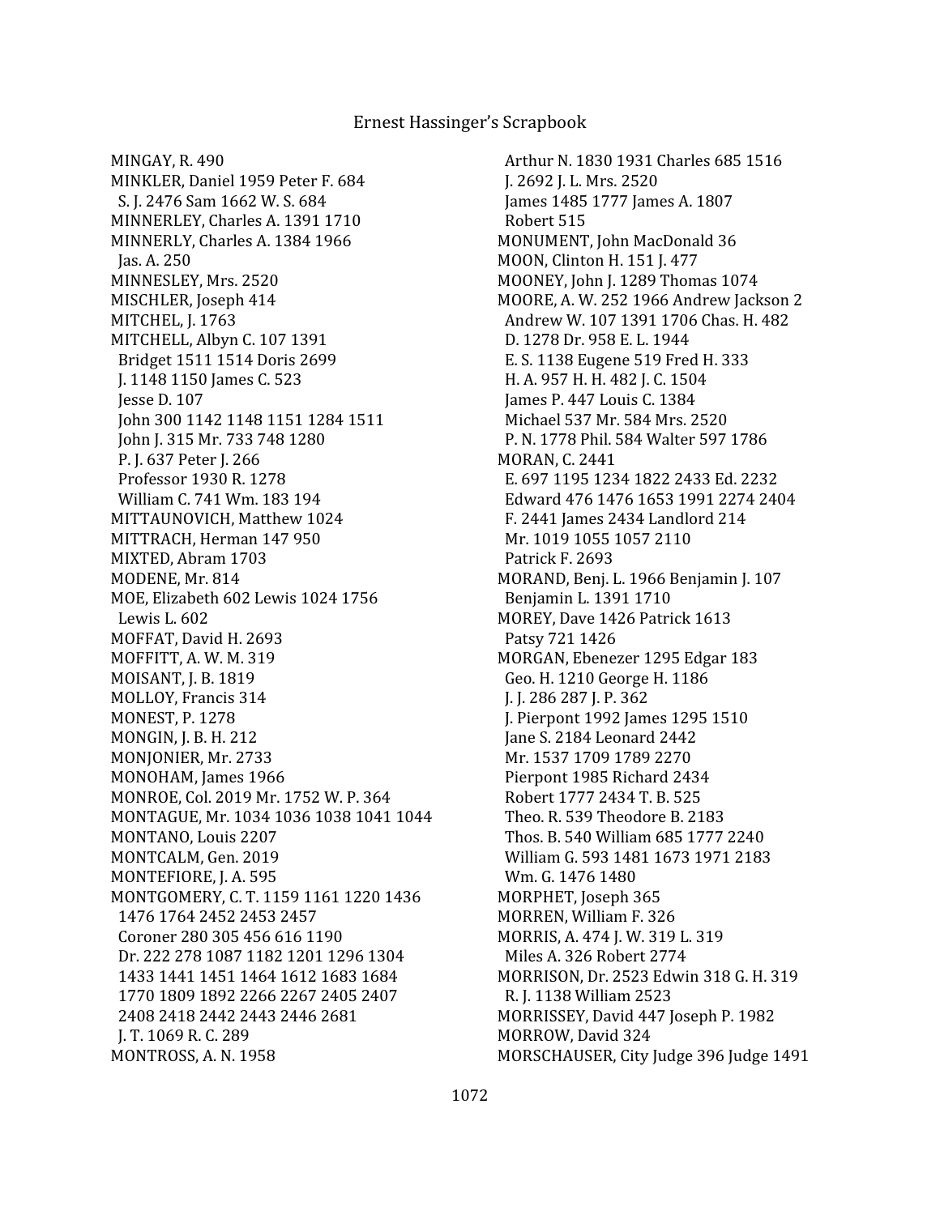MINGAY, R. 490
MINKLER, Daniel 1959 Peter F. 684
S. J. 2476 Sam 1662 W. S. 684
MINNERLEY, Charles A. 1391 1710
MINNERLY, Charles A. 1384 1966
Jas. A. 250
MINNESLEY, Mrs. 2520
MISCHLER, Joseph 414
MITCHEL, J. 1763
MITCHELL, Albyn C. 107 1391
Bridget 1511 1514 Doris 2699
J. 1148 1150 James C. 523
Jesse D. 107
John 300 1142 1148 1151 1284 1511
John J. 315 Mr. 733 748 1280
P. J. 637 Peter J. 266
Professor 1930 R. 1278
William C. 741 Wm. 183 194
MITTAUNOVICH, Matthew 1024
MITTRACH, Herman 147 950
MIXTED, Abram 1703
MODENE, Mr. 814
MOE, Elizabeth 602 Lewis 1024 1756
Lewis L. 602
MOFFAT, David H. 2693
MOFFITT, A. W. M. 319
MOISANT, J. B. 1819
MOLLOY, Francis 314
MONEST, P. 1278
MONGIN, J. B. H. 212
MONJONIER, Mr. 2733
MONOHAM, James 1966
MONROE, Col. 2019 Mr. 1752 W. P. 364
MONTAGUE, Mr. 1034 1036 1038 1041 1044
MONTANO, Louis 2207
MONTCALM, Gen. 2019
MONTEFIORE, J. A. 595
MONTGOMERY, C. T. 1159 1161 1220 1436
1476 1764 2452 2453 2457
Coroner 280 305 456 616 1190
Dr. 222 278 1087 1182 1201 1296 1304
1433 1441 1451 1464 1612 1683 1684
1770 1809 1892 2266 2267 2405 2407
2408 2418 2442 2443 2446 2681
J. T. 1069 R. C. 289
MONTROSS, A. N. 1958
Arthur N. 1830 1931 Charles 685 1516
J. 2692 J. L. Mrs. 2520
James 1485 1777 James A. 1807
Robert 515
MONUMENT, John MacDonald 36
MOON, Clinton H. 151 J. 477
MOONEY, John J. 1289 Thomas 1074
MOORE, A. W. 252 1966 Andrew Jackson 2
Andrew W. 107 1391 1706 Chas. H. 482
D. 1278 Dr. 958 E. L. 1944
E. S. 1138 Eugene 519 Fred H. 333
H. A. 957 H. H. 482 J. C. 1504
James P. 447 Louis C. 1384
Michael 537 Mr. 584 Mrs. 2520
P. N. 1778 Phil. 584 Walter 597 1786
MORAN, C. 2441
E. 697 1195 1234 1822 2433 Ed. 2232
Edward 476 1476 1653 1991 2274 2404
F. 2441 James 2434 Landlord 214
Mr. 1019 1055 1057 2110
Patrick F. 2693
MORAND, Benj. L. 1966 Benjamin J. 107
Benjamin L. 1391 1710
MOREY, Dave 1426 Patrick 1613
Patsy 721 1426
MORGAN, Ebenezer 1295 Edgar 183
Geo. H. 1210 George H. 1186
J. J. 286 287 J. P. 362
J. Pierpont 1992 James 1295 1510
Jane S. 2184 Leonard 2442
Mr. 1537 1709 1789 2270
Pierpont 1985 Richard 2434
Robert 1777 2434 T. B. 525
Theo. R. 539 Theodore B. 2183
Thos. B. 540 William 685 1777 2240
William G. 593 1481 1673 1971 2183
Wm. G. 1476 1480
MORPHET, Joseph 365
MORREN, William F. 326
MORRIS, A. 474 J. W. 319 L. 319
Miles A. 326 Robert 2774
MORRISON, Dr. 2523 Edwin 318 G. H. 319
R. J. 1138 William 2523
MORRISSEY, David 447 Joseph P. 1982
MORROW, David 324
MORSCHAUSER, City Judge 396 Judge 1491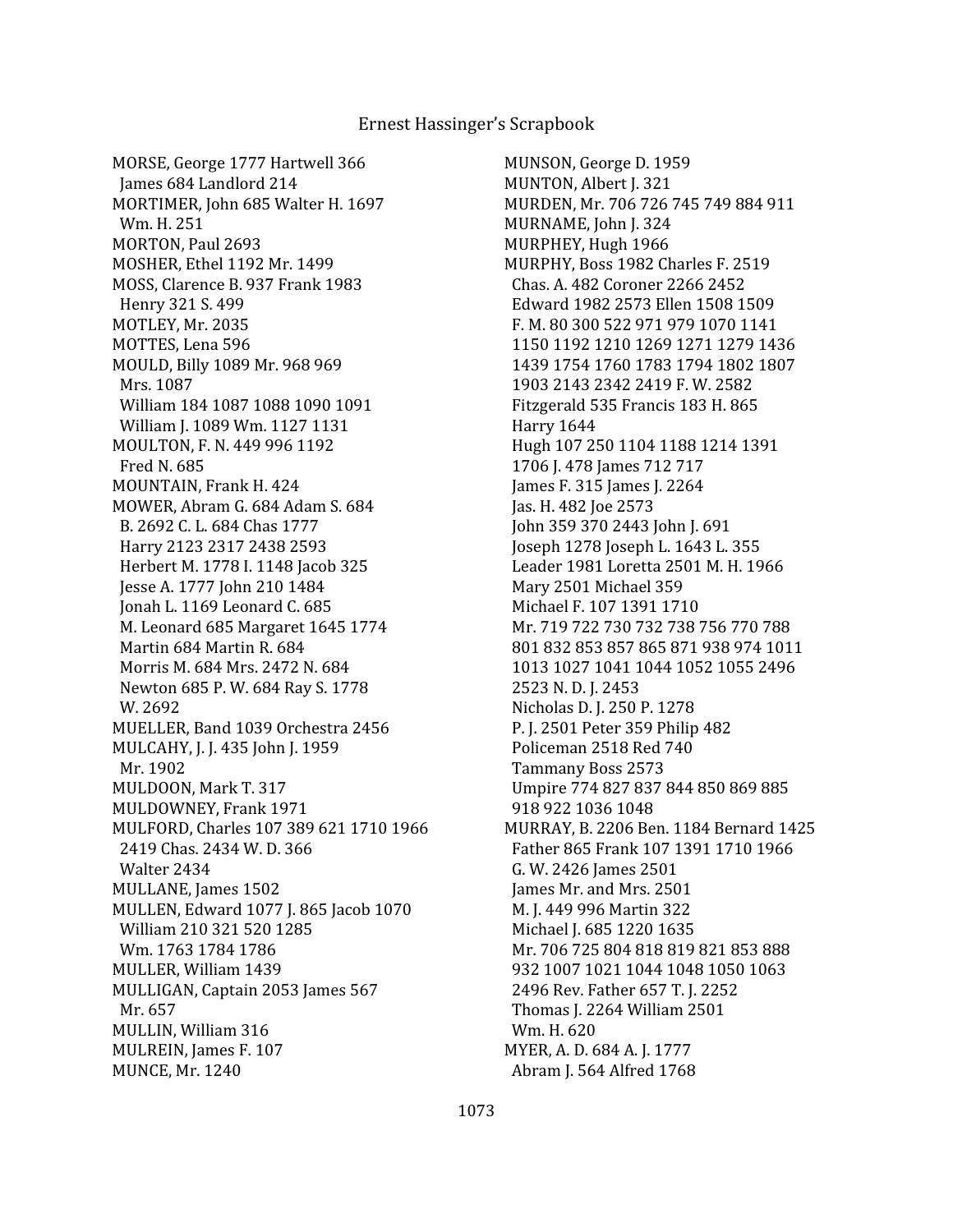MORSE, George 1777 Hartwell 366
James 684 Landlord 214
MORTIMER, John 685 Walter H. 1697
Wm. H. 251
MORTON, Paul 2693
MOSHER, Ethel 1192 Mr. 1499
MOSS, Clarence B. 937 Frank 1983
Henry 321 S. 499
MOTLEY, Mr. 2035
MOTTES, Lena 596
MOULD, Billy 1089 Mr. 968 969
Mrs. 1087
William 184 1087 1088 1090 1091
William J. 1089 Wm. 1127 1131
MOULTON, F. N. 449 996 1192
Fred N. 685
MOUNTAIN, Frank H. 424
MOWER, Abram G. 684 Adam S. 684
B. 2692 C. L. 684 Chas 1777
Harry 2123 2317 2438 2593
Herbert M. 1778 I. 1148 Jacob 325
Jesse A. 1777 John 210 1484
Jonah L. 1169 Leonard C. 685
M. Leonard 685 Margaret 1645 1774
Martin 684 Martin R. 684
Morris M. 684 Mrs. 2472 N. 684
Newton 685 P. W. 684 Ray S. 1778
W. 2692
MUELLER, Band 1039 Orchestra 2456
MULCAHY, J. J. 435 John J. 1959
Mr. 1902
MULDOON, Mark T. 317
MULDOWNEY, Frank 1971
MULFORD, Charles 107 389 621 1710 1966
2419 Chas. 2434 W. D. 366
Walter 2434
MULLANE, James 1502
MULLEN, Edward 1077 J. 865 Jacob 1070
William 210 321 520 1285
Wm. 1763 1784 1786
MULLER, William 1439
MULLIGAN, Captain 2053 James 567
Mr. 657
MULLIN, William 316
MULREIN, James F. 107
MUNCE, Mr. 1240
MUNSON, George D. 1959
MUNTON, Albert J. 321
MURDEN, Mr. 706 726 745 749 884 911
MURNAME, John J. 324
MURPHEY, Hugh 1966
MURPHY, Boss 1982 Charles F. 2519
Chas. A. 482 Coroner 2266 2452
Edward 1982 2573 Ellen 1508 1509
F. M. 80 300 522 971 979 1070 1141
1150 1192 1210 1269 1271 1279 1436
1439 1754 1760 1783 1794 1802 1807
1903 2143 2342 2419 F. W. 2582
Fitzgerald 535 Francis 183 H. 865
Harry 1644
Hugh 107 250 1104 1188 1214 1391
1706 J. 478 James 712 717
James F. 315 James J. 2264
Jas. H. 482 Joe 2573
John 359 370 2443 John J. 691
Joseph 1278 Joseph L. 1643 L. 355
Leader 1981 Loretta 2501 M. H. 1966
Mary 2501 Michael 359
Michael F. 107 1391 1710
Mr. 719 722 730 732 738 756 770 788
801 832 853 857 865 871 938 974 1011
1013 1027 1041 1044 1052 1055 2496
2523 N. D. J. 2453
Nicholas D. J. 250 P. 1278
P. J. 2501 Peter 359 Philip 482
Policeman 2518 Red 740
Tammany Boss 2573
Umpire 774 827 837 844 850 869 885
918 922 1036 1048
MURRAY, B. 2206 Ben. 1184 Bernard 1425
Father 865 Frank 107 1391 1710 1966
G. W. 2426 James 2501
James Mr. and Mrs. 2501
M. J. 449 996 Martin 322
Michael J. 685 1220 1635
Mr. 706 725 804 818 819 821 853 888
932 1007 1021 1044 1048 1050 1063
2496 Rev. Father 657 T. J. 2252
Thomas J. 2264 William 2501
Wm. H. 620
MYER, A. D. 684 A. J. 1777
Abram J. 564 Alfred 1768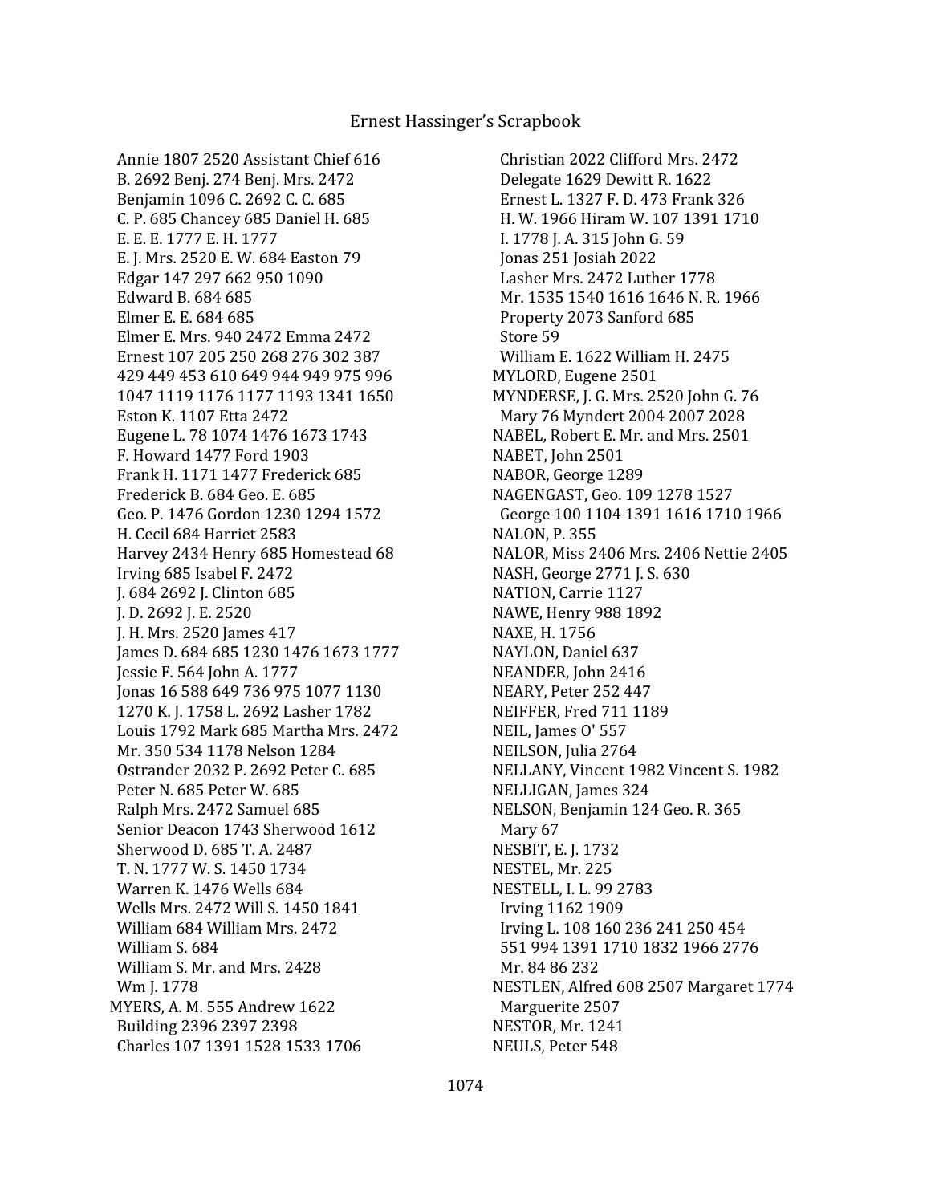Annie 1807 2520 Assistant Chief 616
B. 2692 Benj. 274 Benj. Mrs. 2472
Benjamin 1096 C. 2692 C. C. 685
C. P. 685 Chancey 685 Daniel H. 685
E. E. E. 1777 E. H. 1777
E. J. Mrs. 2520 E. W. 684 Easton 79
Edgar 147 297 662 950 1090
Edward B. 684 685
Elmer E. E. 684 685
Elmer E. Mrs. 940 2472 Emma 2472
Ernest 107 205 250 268 276 302 387 429 449 453 610 649 944 949 975 996 1047 1119 1176 1177 1193 1341 1650
Eston K. 1107 Etta 2472
Eugene L. 78 1074 1476 1673 1743
F. Howard 1477 Ford 1903
Frank H. 1171 1477 Frederick 685
Frederick B. 684 Geo. E. 685
Geo. P. 1476 Gordon 1230 1294 1572
H. Cecil 684 Harriet 2583
Harvey 2434 Henry 685 Homestead 68
Irving 685 Isabel F. 2472
J. 684 2692 J. Clinton 685
J. D. 2692 J. E. 2520
J. H. Mrs. 2520 James 417
James D. 684 685 1230 1476 1673 1777
Jessie F. 564 John A. 1777
Jonas 16 588 649 736 975 1077 1130 1270 K. J. 1758 L. 2692 Lasher 1782
Louis 1792 Mark 685 Martha Mrs. 2472
Mr. 350 534 1178 Nelson 1284
Ostrander 2032 P. 2692 Peter C. 685
Peter N. 685 Peter W. 685
Ralph Mrs. 2472 Samuel 685
Senior Deacon 1743 Sherwood 1612
Sherwood D. 685 T. A. 2487
T. N. 1777 W. S. 1450 1734
Warren K. 1476 Wells 684
Wells Mrs. 2472 Will S. 1450 1841
William 684 William Mrs. 2472
William S. 684
William S. Mr. and Mrs. 2428
Wm J. 1778

MYERS, A. M. 555 Andrew 1622
Building 2396 2397 2398
Charles 107 1391 1528 1533 1706
Christian 2022 Clifford Mrs. 2472
Delegate 1629 Dewitt R. 1622
Ernest L. 1327 F. D. 473 Frank 326
H. W. 1966 Hiram W. 107 1391 1710
I. 1778 J. A. 315 John G. 59
Jonas 251 Josiah 2022
Lasher Mrs. 2472 Luther 1778
Mr. 1535 1540 1616 1646 N. R. 1966
Property 2073 Sanford 685
Store 59
William E. 1622 William H. 2475

MYLORD, Eugene 2501

MYNDERSE, J. G. Mrs. 2520 John G. 76
Mary 76 Myndert 2004 2007 2028

NABEL, Robert E. Mr. and Mrs. 2501

NABET, John 2501

NABOR, George 1289

NAGENGAST, Geo. 109 1278 1527
George 100 1104 1391 1616 1710 1966

NALON, P. 355

NALOR, Miss 2406 Mrs. 2406 Nettie 2405

NASH, George 2771 J. S. 630

NATION, Carrie 1127

NAWE, Henry 988 1892

NAXE, H. 1756

NAYLON, Daniel 637

NEANDER, John 2416

NEARY, Peter 252 447

NEIFFER, Fred 711 1189

NEIL, James O' 557

NEILSON, Julia 2764

NELLANY, Vincent 1982 Vincent S. 1982

NELLIGAN, James 324

NELSON, Benjamin 124 Geo. R. 365
Mary 67

NESBIT, E. J. 1732

NESTEL, Mr. 225

NESTELL, I. L. 99 2783
Irving 1162 1909
Irving L. 108 160 236 241 250 454 551 994 1391 1710 1832 1966 2776
Mr. 84 86 232

NESTLEN, Alfred 608 2507 Margaret 1774
Marguerite 2507

NESTOR, Mr. 1241

NEULS, Peter 548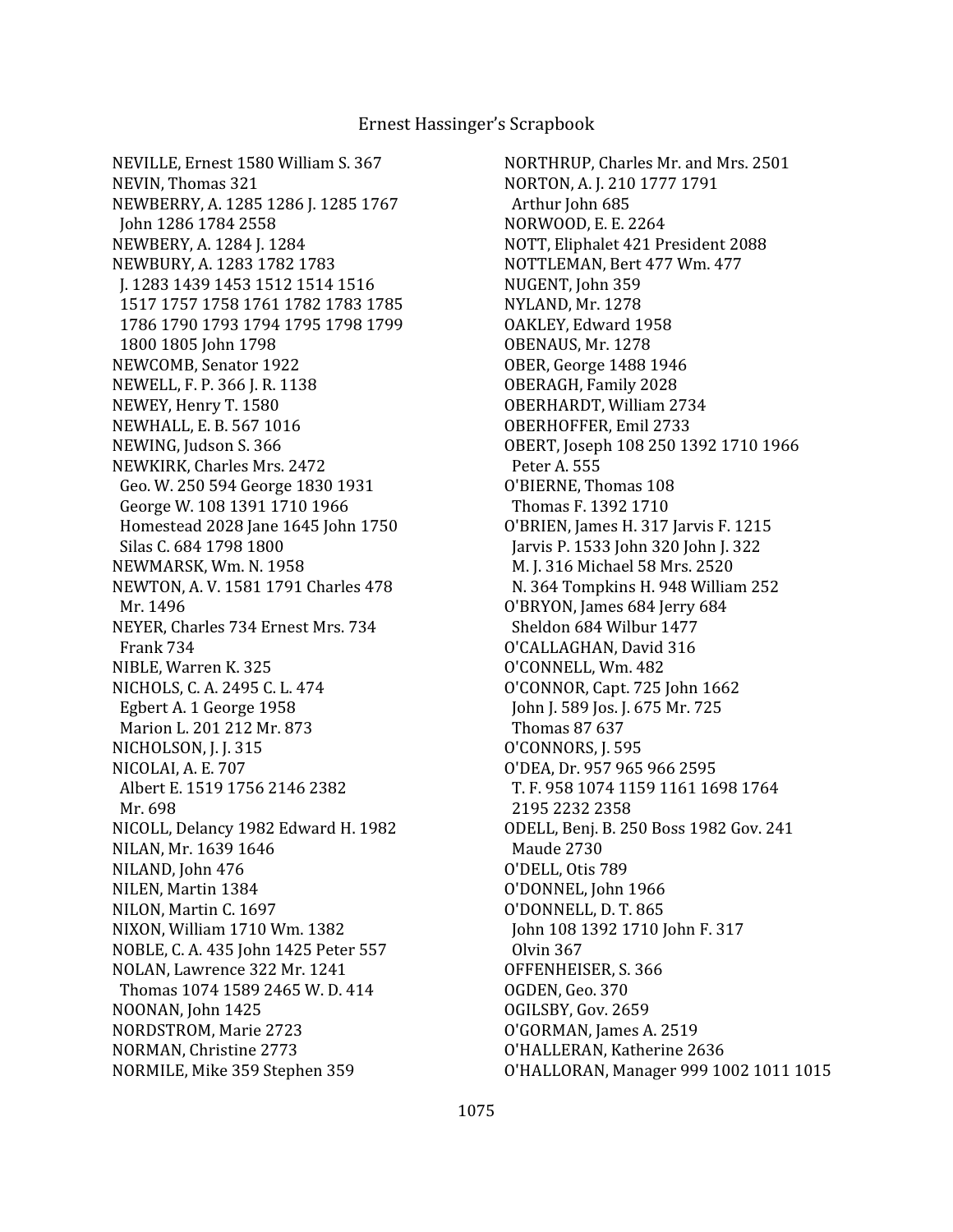NEVILLE, Ernest 1580 William S. 367
NEVIN, Thomas 321
NEWBERRY, A. 1285 1286 J. 1285 1767
 John 1286 1784 2558
NEWBERY, A. 1284 J. 1284
NEWBURY, A. 1283 1782 1783
 J. 1283 1439 1453 1512 1514 1516
 1517 1757 1758 1761 1782 1783 1785
 1786 1790 1793 1794 1795 1798 1799
 1800 1805 John 1798
NEWCOMB, Senator 1922
NEWELL, F. P. 366 J. R. 1138
NEWEY, Henry T. 1580
NEWHALL, E. B. 567 1016
NEWING, Judson S. 366
NEWKIRK, Charles Mrs. 2472
 Geo. W. 250 594 George 1830 1931
 George W. 108 1391 1710 1966
 Homestead 2028 Jane 1645 John 1750
 Silas C. 684 1798 1800
NEWMARSK, Wm. N. 1958
NEWTON, A. V. 1581 1791 Charles 478
 Mr. 1496
NEYER, Charles 734 Ernest Mrs. 734
 Frank 734
NIBLE, Warren K. 325
NICHOLS, C. A. 2495 C. L. 474
 Egbert A. 1 George 1958
 Marion L. 201 212 Mr. 873
NICHOLSON, J. J. 315
NICOLAI, A. E. 707
 Albert E. 1519 1756 2146 2382
 Mr. 698
NICOLL, Delancy 1982 Edward H. 1982
NILAN, Mr. 1639 1646
NILAND, John 476
NILEN, Martin 1384
NILON, Martin C. 1697
NIXON, William 1710 Wm. 1382
NOBLE, C. A. 435 John 1425 Peter 557
NOLAN, Lawrence 322 Mr. 1241
 Thomas 1074 1589 2465 W. D. 414
NOONAN, John 1425
NORDSTROM, Marie 2723
NORMAN, Christine 2773
NORMILE, Mike 359 Stephen 359
NORTHRUP, Charles Mr. and Mrs. 2501
NORTON, A. J. 210 1777 1791
 Arthur John 685
NORWOOD, E. E. 2264
NOTT, Eliphalet 421 President 2088
NOTTLEMAN, Bert 477 Wm. 477
NUGENT, John 359
NYLAND, Mr. 1278
OAKLEY, Edward 1958
OBENAUS, Mr. 1278
OBER, George 1488 1946
OBERAGH, Family 2028
OBERHARDT, William 2734
OBERHOFFER, Emil 2733
OBERT, Joseph 108 250 1392 1710 1966
 Peter A. 555
O'BIERNE, Thomas 108
 Thomas F. 1392 1710
O'BRIEN, James H. 317 Jarvis F. 1215
 Jarvis P. 1533 John 320 John J. 322
 M. J. 316 Michael 58 Mrs. 2520
 N. 364 Tompkins H. 948 William 252
O'BRYON, James 684 Jerry 684
 Sheldon 684 Wilbur 1477
O'CALLAGHAN, David 316
O'CONNELL, Wm. 482
O'CONNOR, Capt. 725 John 1662
 John J. 589 Jos. J. 675 Mr. 725
 Thomas 87 637
O'CONNORS, J. 595
O'DEA, Dr. 957 965 966 2595
 T. F. 958 1074 1159 1161 1698 1764
 2195 2232 2358
ODELL, Benj. B. 250 Boss 1982 Gov. 241
 Maude 2730
O'DELL, Otis 789
O'DONNEL, John 1966
O'DONNELL, D. T. 865
 John 108 1392 1710 John F. 317
 Olvin 367
OFFENHEISER, S. 366
OGDEN, Geo. 370
OGILSBY, Gov. 2659
O'GORMAN, James A. 2519
O'HALLERAN, Katherine 2636
O'HALLORAN, Manager 999 1002 1011 1015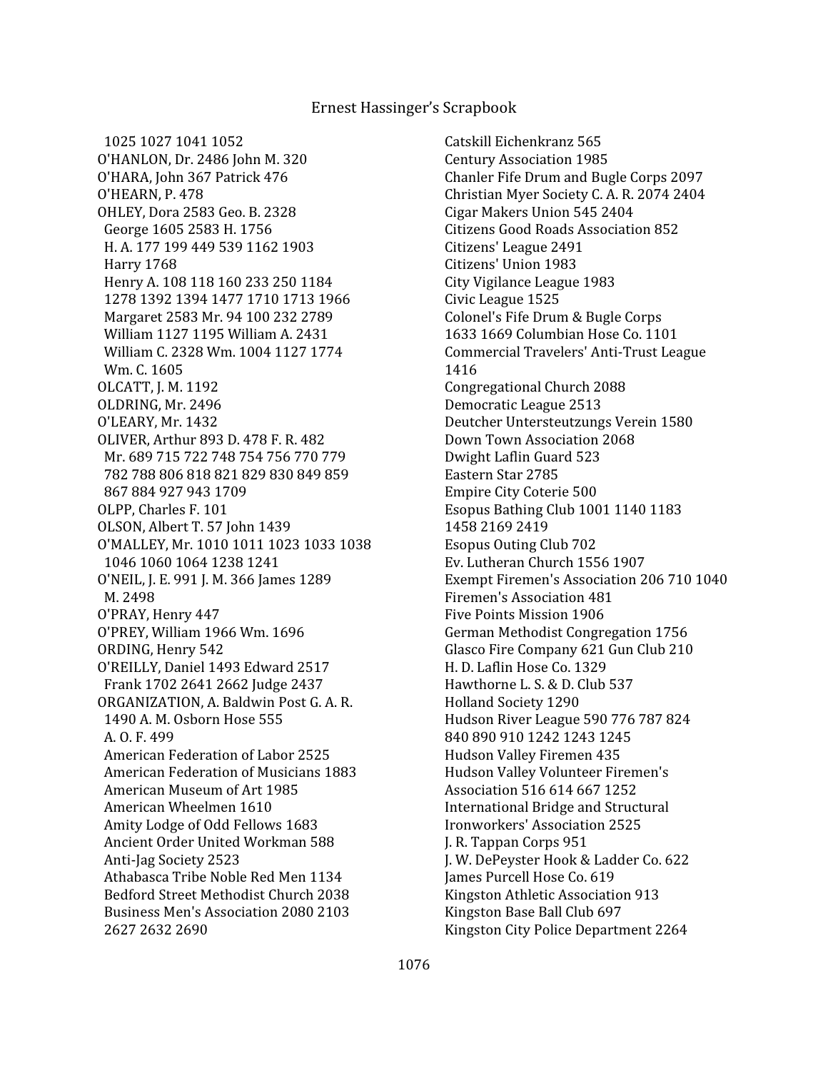1025 1027 1041 1052
O'HANLON, Dr. 2486 John M. 320
O'HARA, John 367 Patrick 476
O'HEARN, P. 478
OHLEY, Dora 2583 Geo. B. 2328
George 1605 2583 H. 1756
H. A. 177 199 449 539 1162 1903
Harry 1768
Henry A. 108 118 160 233 250 1184
1278 1392 1394 1477 1710 1713 1966
Margaret 2583 Mr. 94 100 232 2789
William 1127 1195 William A. 2431
William C. 2328 Wm. 1004 1127 1774
Wm. C. 1605
OLCATT, J. M. 1192
OLDRING, Mr. 2496
O'LEARY, Mr. 1432
OLIVER, Arthur 893 D. 478 F. R. 482
Mr. 689 715 722 748 754 756 770 779
782 788 806 818 821 829 830 849 859
867 884 927 943 1709
OLPP, Charles F. 101
OLSON, Albert T. 57 John 1439
O'MALLEY, Mr. 1010 1011 1023 1033 1038
1046 1060 1064 1238 1241
O'NEIL, J. E. 991 J. M. 366 James 1289
M. 2498
O'PRAY, Henry 447
O'PREY, William 1966 Wm. 1696
ORDING, Henry 542
O'REILLY, Daniel 1493 Edward 2517
Frank 1702 2641 2662 Judge 2437
ORGANIZATION, A. Baldwin Post G. A. R.
1490 A. M. Osborn Hose 555
A. O. F. 499
American Federation of Labor 2525
American Federation of Musicians 1883
American Museum of Art 1985
American Wheelmen 1610
Amity Lodge of Odd Fellows 1683
Ancient Order United Workman 588
Anti-Jag Society 2523
Athabasca Tribe Noble Red Men 1134
Bedford Street Methodist Church 2038
Business Men's Association 2080 2103
2627 2632 2690
Catskill Eichenkranz 565
Century Association 1985
Chanler Fife Drum and Bugle Corps 2097
Christian Myer Society C. A. R. 2074 2404
Cigar Makers Union 545 2404
Citizens Good Roads Association 852
Citizens' League 2491
Citizens' Union 1983
City Vigilance League 1983
Civic League 1525
Colonel's Fife Drum & Bugle Corps
1633 1669 Columbian Hose Co. 1101
Commercial Travelers' Anti-Trust League
1416
Congregational Church 2088
Democratic League 2513
Deutcher Untersteutzungs Verein 1580
Down Town Association 2068
Dwight Laflin Guard 523
Eastern Star 2785
Empire City Coterie 500
Esopus Bathing Club 1001 1140 1183
1458 2169 2419
Esopus Outing Club 702
Ev. Lutheran Church 1556 1907
Exempt Firemen's Association 206 710 1040
Firemen's Association 481
Five Points Mission 1906
German Methodist Congregation 1756
Glasco Fire Company 621 Gun Club 210
H. D. Laflin Hose Co. 1329
Hawthorne L. S. & D. Club 537
Holland Society 1290
Hudson River League 590 776 787 824
840 890 910 1242 1243 1245
Hudson Valley Firemen 435
Hudson Valley Volunteer Firemen's
Association 516 614 667 1252
International Bridge and Structural
Ironworkers' Association 2525
J. R. Tappan Corps 951
J. W. DePeyster Hook & Ladder Co. 622
James Purcell Hose Co. 619
Kingston Athletic Association 913
Kingston Base Ball Club 697
Kingston City Police Department 2264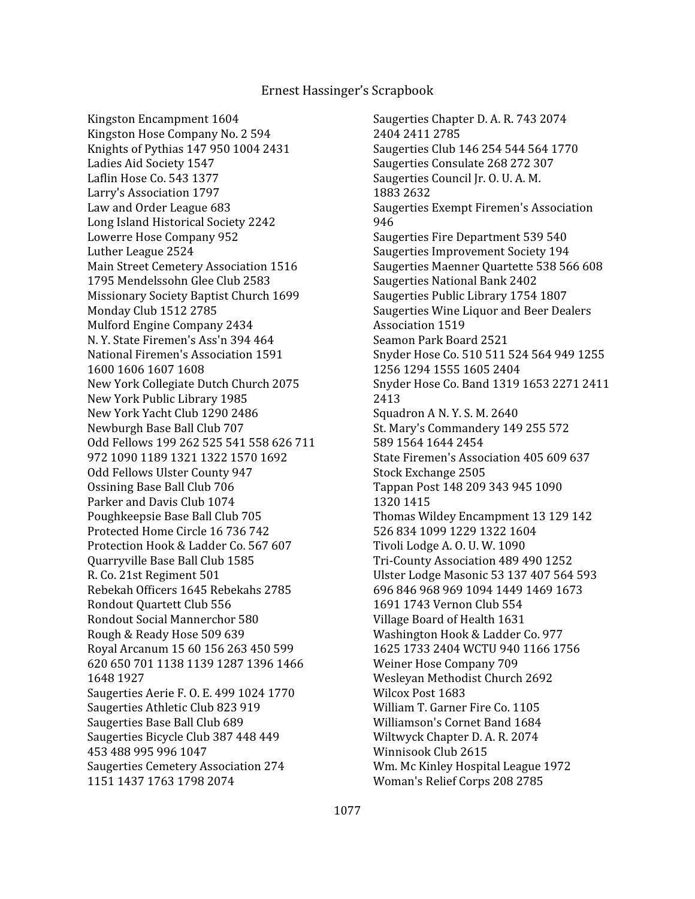Kingston Encampment 1604
Kingston Hose Company No. 2 594
Knights of Pythias 147 950 1004 2431
Ladies Aid Society 1547
Laflin Hose Co. 543 1377
Larry's Association 1797
Law and Order League 683
Long Island Historical Society 2242
Lowerre Hose Company 952
Luther League 2524
Main Street Cemetery Association 1516
1795 Mendelssohn Glee Club 2583
Missionary Society Baptist Church 1699
Monday Club 1512 2785
Mulford Engine Company 2434
N. Y. State Firemen's Ass'n 394 464
National Firemen's Association 1591
1600 1606 1607 1608
New York Collegiate Dutch Church 2075
New York Public Library 1985
New York Yacht Club 1290 2486
Newburgh Base Ball Club 707
Odd Fellows 199 262 525 541 558 626 711
972 1090 1189 1321 1322 1570 1692
Odd Fellows Ulster County 947
Ossining Base Ball Club 706
Parker and Davis Club 1074
Poughkeepsie Base Ball Club 705
Protected Home Circle 16 736 742
Protection Hook & Ladder Co. 567 607
Quarryville Base Ball Club 1585
R. Co. 21st Regiment 501
Rebekah Officers 1645 Rebekahs 2785
Rondout Quartett Club 556
Rondout Social Mannerchor 580
Rough & Ready Hose 509 639
Royal Arcanum 15 60 156 263 450 599
620 650 701 1138 1139 1287 1396 1466
1648 1927
Saugerties Aerie F. O. E. 499 1024 1770
Saugerties Athletic Club 823 919
Saugerties Base Ball Club 689
Saugerties Bicycle Club 387 448 449
453 488 995 996 1047
Saugerties Cemetery Association 274
1151 1437 1763 1798 2074
Saugerties Chapter D. A. R. 743 2074
2404 2411 2785
Saugerties Club 146 254 544 564 1770
Saugerties Consulate 268 272 307
Saugerties Council Jr. O. U. A. M.
1883 2632
Saugerties Exempt Firemen's Association
946
Saugerties Fire Department 539 540
Saugerties Improvement Society 194
Saugerties Maenner Quartette 538 566 608
Saugerties National Bank 2402
Saugerties Public Library 1754 1807
Saugerties Wine Liquor and Beer Dealers
Association 1519
Seamon Park Board 2521
Snyder Hose Co. 510 511 524 564 949 1255
1256 1294 1555 1605 2404
Snyder Hose Co. Band 1319 1653 2271 2411
2413
Squadron A N. Y. S. M. 2640
St. Mary's Commandery 149 255 572
589 1564 1644 2454
State Firemen's Association 405 609 637
Stock Exchange 2505
Tappan Post 148 209 343 945 1090
1320 1415
Thomas Wildey Encampment 13 129 142
526 834 1099 1229 1322 1604
Tivoli Lodge A. O. U. W. 1090
Tri-County Association 489 490 1252
Ulster Lodge Masonic 53 137 407 564 593
696 846 968 969 1094 1449 1469 1673
1691 1743 Vernon Club 554
Village Board of Health 1631
Washington Hook & Ladder Co. 977
1625 1733 2404 WCTU 940 1166 1756
Weiner Hose Company 709
Wesleyan Methodist Church 2692
Wilcox Post 1683
William T. Garner Fire Co. 1105
Williamson's Cornet Band 1684
Wiltwyck Chapter D. A. R. 2074
Winnisook Club 2615
Wm. Mc Kinley Hospital League 1972
Woman's Relief Corps 208 2785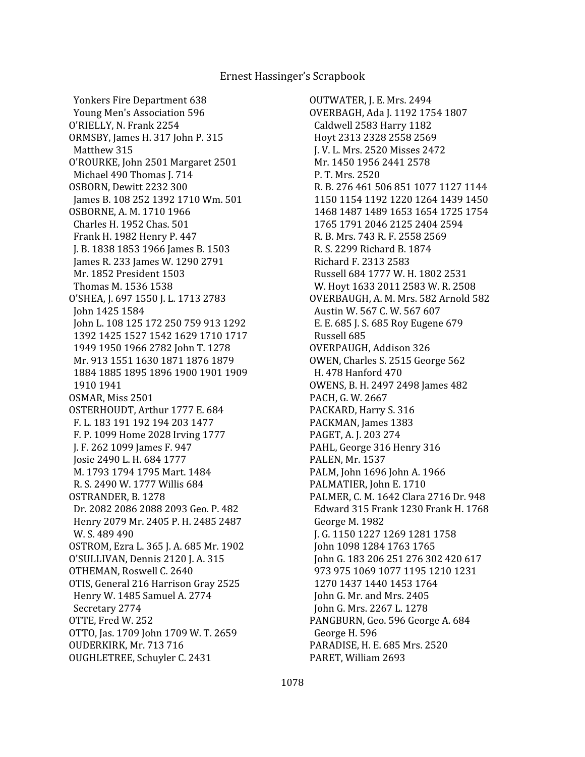Yonkers Fire Department 638
Young Men's Association 596
O'RIELLY, N. Frank 2254
ORMSBY, James H. 317 John P. 315
Matthew 315
O'ROURKE, John 2501 Margaret 2501
Michael 490 Thomas J. 714
OSBORN, Dewitt 2232 300
James B. 108 252 1392 1710 Wm. 501
OSBORNE, A. M. 1710 1966
Charles H. 1952 Chas. 501
Frank H. 1982 Henry P. 447
J. B. 1838 1853 1966 James B. 1503
James R. 233 James W. 1290 2791
Mr. 1852 President 1503
Thomas M. 1536 1538
O'SHEA, J. 697 1550 J. L. 1713 2783
John 1425 1584
John L. 108 125 172 250 759 913 1292
1392 1425 1527 1542 1629 1710 1717
1949 1950 1966 2782 John T. 1278
Mr. 913 1551 1630 1871 1876 1879
1884 1885 1895 1896 1900 1901 1909
1910 1941
OSMAR, Miss 2501
OSTERHOUDT, Arthur 1777 E. 684
F. L. 183 191 192 194 203 1477
F. P. 1099 Home 2028 Irving 1777
J. F. 262 1099 James F. 947
Josie 2490 L. H. 684 1777
M. 1793 1794 1795 Mart. 1484
R. S. 2490 W. 1777 Willis 684
OSTRANDER, B. 1278
Dr. 2082 2086 2088 2093 Geo. P. 482
Henry 2079 Mr. 2405 P. H. 2485 2487
W. S. 489 490
OSTROM, Ezra L. 365 J. A. 685 Mr. 1902
O'SULLIVAN, Dennis 2120 J. A. 315
OTHEMAN, Roswell C. 2640
OTIS, General 216 Harrison Gray 2525
Henry W. 1485 Samuel A. 2774
Secretary 2774
OTTE, Fred W. 252
OTTO, Jas. 1709 John 1709 W. T. 2659
OUDERKIRK, Mr. 713 716
OUGHLETREE, Schuyler C. 2431
OUTWATER, J. E. Mrs. 2494
OVERBAGH, Ada J. 1192 1754 1807
Caldwell 2583 Harry 1182
Hoyt 2313 2328 2558 2569
J. V. L. Mrs. 2520 Misses 2472
Mr. 1450 1956 2441 2578
P. T. Mrs. 2520
R. B. 276 461 506 851 1077 1127 1144
1150 1154 1192 1220 1264 1439 1450
1468 1487 1489 1653 1654 1725 1754
1765 1791 2046 2125 2404 2594
R. B. Mrs. 743 R. F. 2558 2569
R. S. 2299 Richard B. 1874
Richard F. 2313 2583
Russell 684 1777 W. H. 1802 2531
W. Hoyt 1633 2011 2583 W. R. 2508
OVERBAUGH, A. M. Mrs. 582 Arnold 582
Austin W. 567 C. W. 567 607
E. E. 685 J. S. 685 Roy Eugene 679
Russell 685
OVERPAUGH, Addison 326
OWEN, Charles S. 2515 George 562
H. 478 Hanford 470
OWENS, B. H. 2497 2498 James 482
PACH, G. W. 2667
PACKARD, Harry S. 316
PACKMAN, James 1383
PAGET, A. J. 203 274
PAHL, George 316 Henry 316
PALEN, Mr. 1537
PALM, John 1696 John A. 1966
PALMATIER, John E. 1710
PALMER, C. M. 1642 Clara 2716 Dr. 948
Edward 315 Frank 1230 Frank H. 1768
George M. 1982
J. G. 1150 1227 1269 1281 1758
John 1098 1284 1763 1765
John G. 183 206 251 276 302 420 617
973 975 1069 1077 1195 1210 1231
1270 1437 1440 1453 1764
John G. Mr. and Mrs. 2405
John G. Mrs. 2267 L. 1278
PANGBURN, Geo. 596 George A. 684
George H. 596
PARADISE, H. E. 685 Mrs. 2520
PARET, William 2693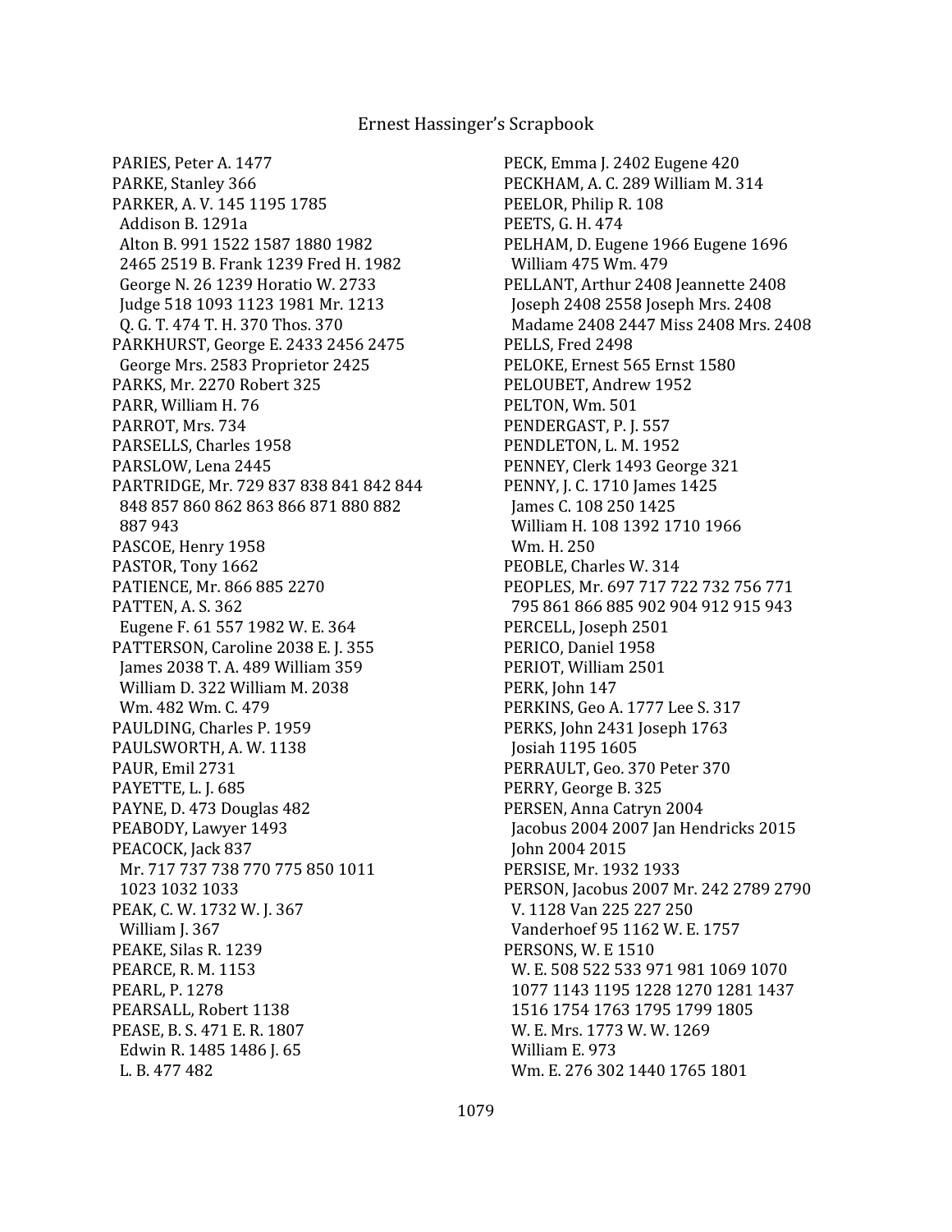PARIES, Peter A. 1477
PARKE, Stanley 366
PARKER, A. V. 145 1195 1785
 Addison B. 1291a
 Alton B. 991 1522 1587 1880 1982
 2465 2519 B. Frank 1239 Fred H. 1982
 George N. 26 1239 Horatio W. 2733
 Judge 518 1093 1123 1981 Mr. 1213
 Q. G. T. 474 T. H. 370 Thos. 370
PARKHURST, George E. 2433 2456 2475
 George Mrs. 2583 Proprietor 2425
PARKS, Mr. 2270 Robert 325
PARR, William H. 76
PARROT, Mrs. 734
PARSELLS, Charles 1958
PARSLOW, Lena 2445
PARTRIDGE, Mr. 729 837 838 841 842 844
 848 857 860 862 863 866 871 880 882
 887 943
PASCOE, Henry 1958
PASTOR, Tony 1662
PATIENCE, Mr. 866 885 2270
PATTEN, A. S. 362
 Eugene F. 61 557 1982 W. E. 364
PATTERSON, Caroline 2038 E. J. 355
 James 2038 T. A. 489 William 359
 William D. 322 William M. 2038
 Wm. 482 Wm. C. 479
PAULDING, Charles P. 1959
PAULSWORTH, A. W. 1138
PAUR, Emil 2731
PAYETTE, L. J. 685
PAYNE, D. 473 Douglas 482
PEABODY, Lawyer 1493
PEACOCK, Jack 837
 Mr. 717 737 738 770 775 850 1011
 1023 1032 1033
PEAK, C. W. 1732 W. J. 367
 William J. 367
PEAKE, Silas R. 1239
PEARCE, R. M. 1153
PEARL, P. 1278
PEARSALL, Robert 1138
PEASE, B. S. 471 E. R. 1807
 Edwin R. 1485 1486 J. 65
 L. B. 477 482
PECK, Emma J. 2402 Eugene 420
PECKHAM, A. C. 289 William M. 314
PEELOR, Philip R. 108
PEETS, G. H. 474
PELHAM, D. Eugene 1966 Eugene 1696
 William 475 Wm. 479
PELLANT, Arthur 2408 Jeannette 2408
 Joseph 2408 2558 Joseph Mrs. 2408
 Madame 2408 2447 Miss 2408 Mrs. 2408
PELLS, Fred 2498
PELOKE, Ernest 565 Ernst 1580
PELOUBET, Andrew 1952
PELTON, Wm. 501
PENDERGAST, P. J. 557
PENDLETON, L. M. 1952
PENNEY, Clerk 1493 George 321
PENNY, J. C. 1710 James 1425
 James C. 108 250 1425
 William H. 108 1392 1710 1966
 Wm. H. 250
PEOBLE, Charles W. 314
PEOPLES, Mr. 697 717 722 732 756 771
 795 861 866 885 902 904 912 915 943
PERCELL, Joseph 2501
PERICO, Daniel 1958
PERIOT, William 2501
PERK, John 147
PERKINS, Geo A. 1777 Lee S. 317
PERKS, John 2431 Joseph 1763
 Josiah 1195 1605
PERRAULT, Geo. 370 Peter 370
PERRY, George B. 325
PERSEN, Anna Catryn 2004
 Jacobus 2004 2007 Jan Hendricks 2015
 John 2004 2015
PERSISE, Mr. 1932 1933
PERSON, Jacobus 2007 Mr. 242 2789 2790
 V. 1128 Van 225 227 250
 Vanderhoef 95 1162 W. E. 1757
PERSONS, W. E 1510
 W. E. 508 522 533 971 981 1069 1070
 1077 1143 1195 1228 1270 1281 1437
 1516 1754 1763 1795 1799 1805
 W. E. Mrs. 1773 W. W. 1269
 William E. 973
 Wm. E. 276 302 1440 1765 1801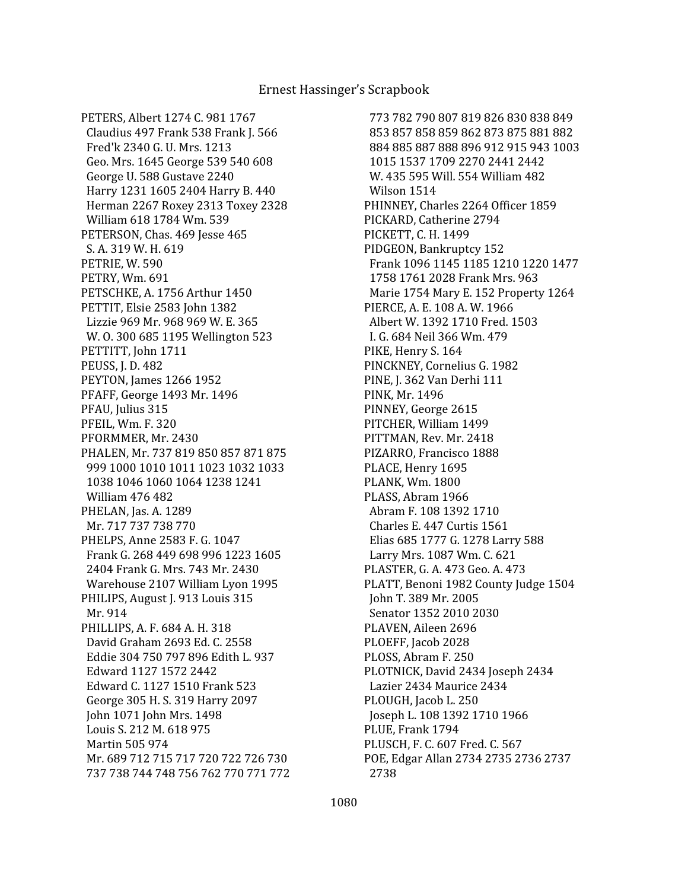PETERS, Albert 1274 C. 981 1767
  Claudius 497 Frank 538 Frank J. 566
  Fred'k 2340 G. U. Mrs. 1213
  Geo. Mrs. 1645 George 539 540 608
  George U. 588 Gustave 2240
  Harry 1231 1605 2404 Harry B. 440
  Herman 2267 Roxey 2313 Toxey 2328
  William 618 1784 Wm. 539
PETERSON, Chas. 469 Jesse 465
  S. A. 319 W. H. 619
PETRIE, W. 590
PETRY, Wm. 691
PETSCHKE, A. 1756 Arthur 1450
PETTIT, Elsie 2583 John 1382
  Lizzie 969 Mr. 968 969 W. E. 365
  W. O. 300 685 1195 Wellington 523
PETTITT, John 1711
PEUSS, J. D. 482
PEYTON, James 1266 1952
PFAFF, George 1493 Mr. 1496
PFAU, Julius 315
PFEIL, Wm. F. 320
PFORMMER, Mr. 2430
PHALEN, Mr. 737 819 850 857 871 875
  999 1000 1010 1011 1023 1032 1033
  1038 1046 1060 1064 1238 1241
  William 476 482
PHELAN, Jas. A. 1289
  Mr. 717 737 738 770
PHELPS, Anne 2583 F. G. 1047
  Frank G. 268 449 698 996 1223 1605
  2404 Frank G. Mrs. 743 Mr. 2430
  Warehouse 2107 William Lyon 1995
PHILIPS, August J. 913 Louis 315
  Mr. 914
PHILLIPS, A. F. 684 A. H. 318
  David Graham 2693 Ed. C. 2558
  Eddie 304 750 797 896 Edith L. 937
  Edward 1127 1572 2442
  Edward C. 1127 1510 Frank 523
  George 305 H. S. 319 Harry 2097
  John 1071 John Mrs. 1498
  Louis S. 212 M. 618 975
  Martin 505 974
  Mr. 689 712 715 717 720 722 726 730
  737 738 744 748 756 762 770 771 772
  773 782 790 807 819 826 830 838 849
  853 857 858 859 862 873 875 881 882
  884 885 887 888 896 912 915 943 1003
  1015 1537 1709 2270 2441 2442
  W. 435 595 Will. 554 William 482
  Wilson 1514
PHINNEY, Charles 2264 Officer 1859
PICKARD, Catherine 2794
PICKETT, C. H. 1499
PIDGEON, Bankruptcy 152
  Frank 1096 1145 1185 1210 1220 1477
  1758 1761 2028 Frank Mrs. 963
  Marie 1754 Mary E. 152 Property 1264
PIERCE, A. E. 108 A. W. 1966
  Albert W. 1392 1710 Fred. 1503
  I. G. 684 Neil 366 Wm. 479
PIKE, Henry S. 164
PINCKNEY, Cornelius G. 1982
PINE, J. 362 Van Derhi 111
PINK, Mr. 1496
PINNEY, George 2615
PITCHER, William 1499
PITTMAN, Rev. Mr. 2418
PIZARRO, Francisco 1888
PLACE, Henry 1695
PLANK, Wm. 1800
PLASS, Abram 1966
  Abram F. 108 1392 1710
  Charles E. 447 Curtis 1561
  Elias 685 1777 G. 1278 Larry 588
  Larry Mrs. 1087 Wm. C. 621
PLASTER, G. A. 473 Geo. A. 473
PLATT, Benoni 1982 County Judge 1504
  John T. 389 Mr. 2005
  Senator 1352 2010 2030
PLAVEN, Aileen 2696
PLOEFF, Jacob 2028
PLOSS, Abram F. 250
PLOTNICK, David 2434 Joseph 2434
  Lazier 2434 Maurice 2434
PLOUGH, Jacob L. 250
  Joseph L. 108 1392 1710 1966
PLUE, Frank 1794
PLUSCH, F. C. 607 Fred. C. 567
POE, Edgar Allan 2734 2735 2736 2737
  2738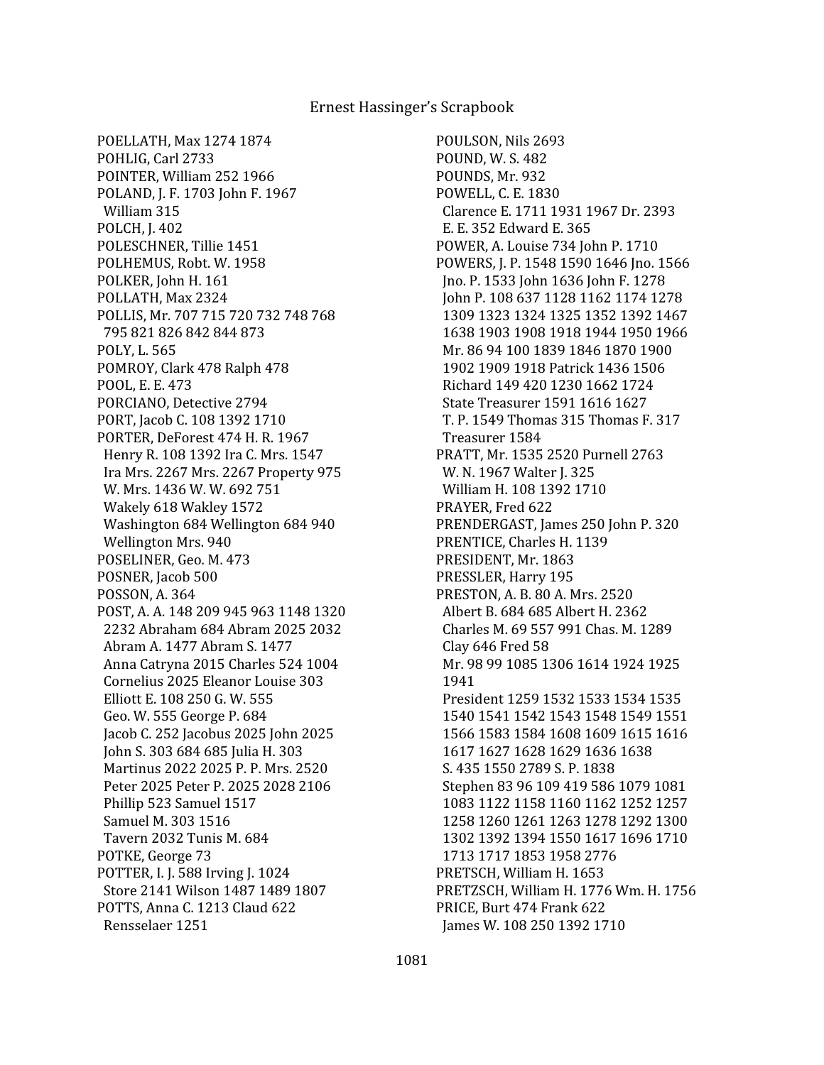POELLATH, Max 1274 1874
POHLIG, Carl 2733
POINTER, William 252 1966
POLAND, J. F. 1703 John F. 1967
William 315
POLCH, J. 402
POLESCHNER, Tillie 1451
POLHEMUS, Robt. W. 1958
POLKER, John H. 161
POLLATH, Max 2324
POLLIS, Mr. 707 715 720 732 748 768
795 821 826 842 844 873
POLY, L. 565
POMROY, Clark 478 Ralph 478
POOL, E. E. 473
PORCIANO, Detective 2794
PORT, Jacob C. 108 1392 1710
PORTER, DeForest 474 H. R. 1967
Henry R. 108 1392 Ira C. Mrs. 1547
Ira Mrs. 2267 Mrs. 2267 Property 975
W. Mrs. 1436 W. W. 692 751
Wakely 618 Wakley 1572
Washington 684 Wellington 684 940
Wellington Mrs. 940
POSELINER, Geo. M. 473
POSNER, Jacob 500
POSSON, A. 364
POST, A. A. 148 209 945 963 1148 1320
2232 Abraham 684 Abram 2025 2032
Abram A. 1477 Abram S. 1477
Anna Catryna 2015 Charles 524 1004
Cornelius 2025 Eleanor Louise 303
Elliott E. 108 250 G. W. 555
Geo. W. 555 George P. 684
Jacob C. 252 Jacobus 2025 John 2025
John S. 303 684 685 Julia H. 303
Martinus 2022 2025 P. P. Mrs. 2520
Peter 2025 Peter P. 2025 2028 2106
Phillip 523 Samuel 1517
Samuel M. 303 1516
Tavern 2032 Tunis M. 684
POTKE, George 73
POTTER, I. J. 588 Irving J. 1024
Store 2141 Wilson 1487 1489 1807
POTTS, Anna C. 1213 Claud 622
Rensselaer 1251
POULSON, Nils 2693
POUND, W. S. 482
POUNDS, Mr. 932
POWELL, C. E. 1830
Clarence E. 1711 1931 1967 Dr. 2393
E. E. 352 Edward E. 365
POWER, A. Louise 734 John P. 1710
POWERS, J. P. 1548 1590 1646 Jno. 1566
Jno. P. 1533 John 1636 John F. 1278
John P. 108 637 1128 1162 1174 1278
1309 1323 1324 1325 1352 1392 1467
1638 1903 1908 1918 1944 1950 1966
Mr. 86 94 100 1839 1846 1870 1900
1902 1909 1918 Patrick 1436 1506
Richard 149 420 1230 1662 1724
State Treasurer 1591 1616 1627
T. P. 1549 Thomas 315 Thomas F. 317
Treasurer 1584
PRATT, Mr. 1535 2520 Purnell 2763
W. N. 1967 Walter J. 325
William H. 108 1392 1710
PRAYER, Fred 622
PRENDERGAST, James 250 John P. 320
PRENTICE, Charles H. 1139
PRESIDENT, Mr. 1863
PRESSLER, Harry 195
PRESTON, A. B. 80 A. Mrs. 2520
Albert B. 684 685 Albert H. 2362
Charles M. 69 557 991 Chas. M. 1289
Clay 646 Fred 58
Mr. 98 99 1085 1306 1614 1924 1925
1941
President 1259 1532 1533 1534 1535
1540 1541 1542 1543 1548 1549 1551
1566 1583 1584 1608 1609 1615 1616
1617 1627 1628 1629 1636 1638
S. 435 1550 2789 S. P. 1838
Stephen 83 96 109 419 586 1079 1081
1083 1122 1158 1160 1162 1252 1257
1258 1260 1261 1263 1278 1292 1300
1302 1392 1394 1550 1617 1696 1710
1713 1717 1853 1958 2776
PRETSCH, William H. 1653
PRETZSCH, William H. 1776 Wm. H. 1756
PRICE, Burt 474 Frank 622
James W. 108 250 1392 1710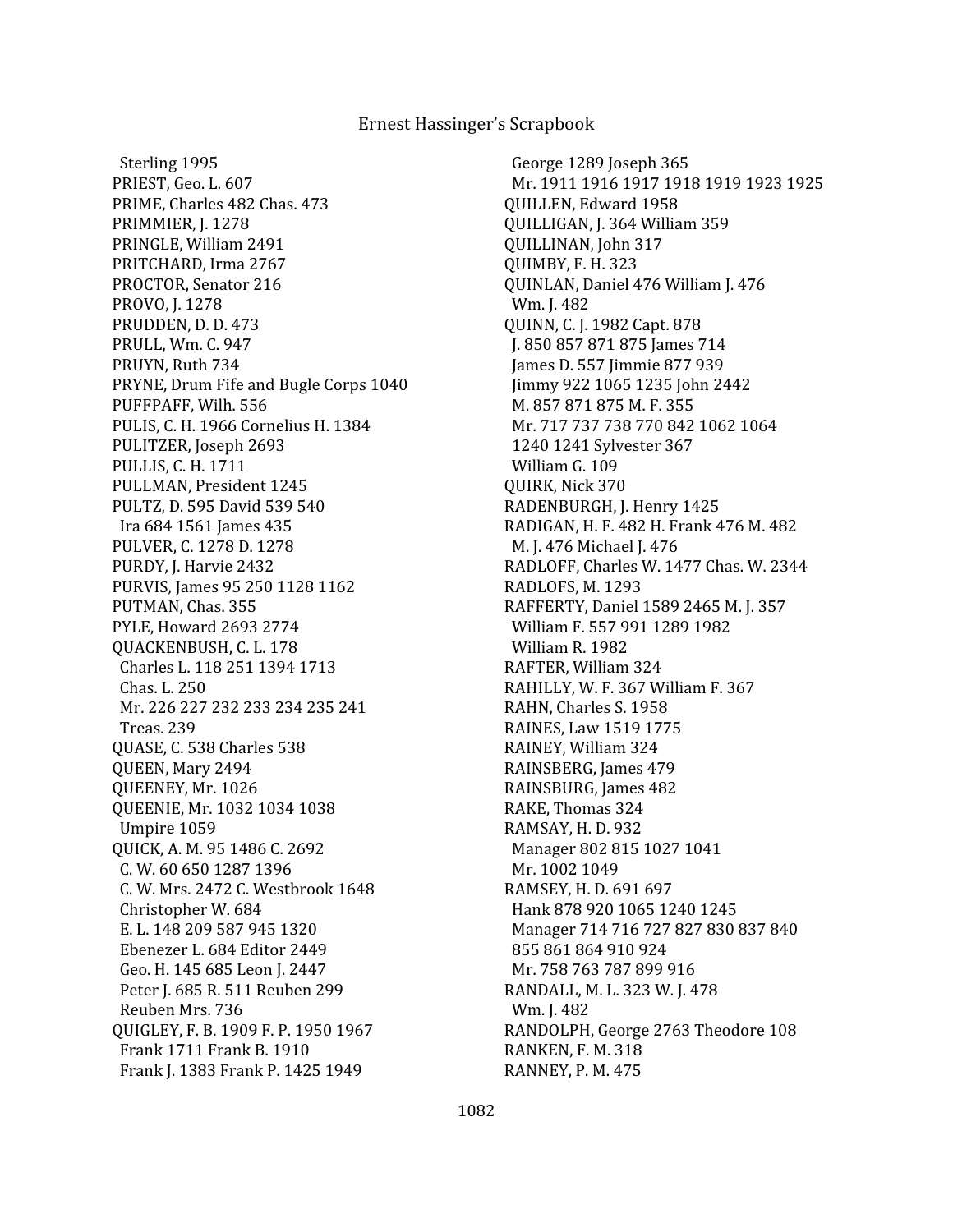Sterling 1995
PRIEST, Geo. L. 607
PRIME, Charles 482 Chas. 473
PRIMMIER, J. 1278
PRINGLE, William 2491
PRITCHARD, Irma 2767
PROCTOR, Senator 216
PROVO, J. 1278
PRUDDEN, D. D. 473
PRULL, Wm. C. 947
PRUYN, Ruth 734
PRYNE, Drum Fife and Bugle Corps 1040
PUFFPAFF, Wilh. 556
PULIS, C. H. 1966 Cornelius H. 1384
PULITZER, Joseph 2693
PULLIS, C. H. 1711
PULLMAN, President 1245
PULTZ, D. 595 David 539 540
Ira 684 1561 James 435
PULVER, C. 1278 D. 1278
PURDY, J. Harvie 2432
PURVIS, James 95 250 1128 1162
PUTMAN, Chas. 355
PYLE, Howard 2693 2774
QUACKENBUSH, C. L. 178
Charles L. 118 251 1394 1713
Chas. L. 250
Mr. 226 227 232 233 234 235 241
Treas. 239
QUASE, C. 538 Charles 538
QUEEN, Mary 2494
QUEENEY, Mr. 1026
QUEENIE, Mr. 1032 1034 1038
Umpire 1059
QUICK, A. M. 95 1486 C. 2692
C. W. 60 650 1287 1396
C. W. Mrs. 2472 C. Westbrook 1648
Christopher W. 684
E. L. 148 209 587 945 1320
Ebenezer L. 684 Editor 2449
Geo. H. 145 685 Leon J. 2447
Peter J. 685 R. 511 Reuben 299
Reuben Mrs. 736
QUIGLEY, F. B. 1909 F. P. 1950 1967
Frank 1711 Frank B. 1910
Frank J. 1383 Frank P. 1425 1949
George 1289 Joseph 365
Mr. 1911 1916 1917 1918 1919 1923 1925
QUILLEN, Edward 1958
QUILLIGAN, J. 364 William 359
QUILLINAN, John 317
QUIMBY, F. H. 323
QUINLAN, Daniel 476 William J. 476
Wm. J. 482
QUINN, C. J. 1982 Capt. 878
J. 850 857 871 875 James 714
James D. 557 Jimmie 877 939
Jimmy 922 1065 1235 John 2442
M. 857 871 875 M. F. 355
Mr. 717 737 738 770 842 1062 1064
1240 1241 Sylvester 367
William G. 109
QUIRK, Nick 370
RADENBURGH, J. Henry 1425
RADIGAN, H. F. 482 H. Frank 476 M. 482
M. J. 476 Michael J. 476
RADLOFF, Charles W. 1477 Chas. W. 2344
RADLOFS, M. 1293
RAFFERTY, Daniel 1589 2465 M. J. 357
William F. 557 991 1289 1982
William R. 1982
RAFTER, William 324
RAHILLY, W. F. 367 William F. 367
RAHN, Charles S. 1958
RAINES, Law 1519 1775
RAINEY, William 324
RAINSBERG, James 479
RAINSBURG, James 482
RAKE, Thomas 324
RAMSAY, H. D. 932
Manager 802 815 1027 1041
Mr. 1002 1049
RAMSEY, H. D. 691 697
Hank 878 920 1065 1240 1245
Manager 714 716 727 827 830 837 840
855 861 864 910 924
Mr. 758 763 787 899 916
RANDALL, M. L. 323 W. J. 478
Wm. J. 482
RANDOLPH, George 2763 Theodore 108
RANKEN, F. M. 318
RANNEY, P. M. 475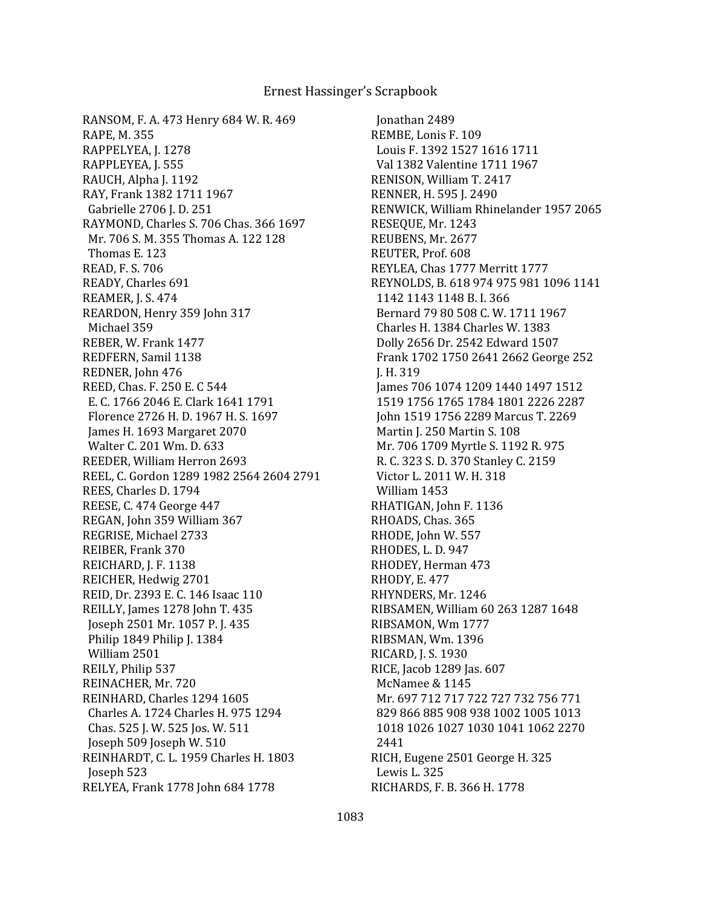RANSOM, F. A. 473 Henry 684 W. R. 469
RAPE, M. 355
RAPPELYEA, J. 1278
RAPPLEYEA, J. 555
RAUCH, Alpha J. 1192
RAY, Frank 1382 1711 1967
Gabrielle 2706 J. D. 251
RAYMOND, Charles S. 706 Chas. 366 1697
Mr. 706 S. M. 355 Thomas A. 122 128
Thomas E. 123
READ, F. S. 706
READY, Charles 691
REAMER, J. S. 474
REARDON, Henry 359 John 317
Michael 359
REBER, W. Frank 1477
REDFERN, Samil 1138
REDNER, John 476
REED, Chas. F. 250 E. C 544
E. C. 1766 2046 E. Clark 1641 1791
Florence 2726 H. D. 1967 H. S. 1697
James H. 1693 Margaret 2070
Walter C. 201 Wm. D. 633
REEDER, William Herron 2693
REEL, C. Gordon 1289 1982 2564 2604 2791
REES, Charles D. 1794
REESE, C. 474 George 447
REGAN, John 359 William 367
REGRISE, Michael 2733
REIBER, Frank 370
REICHARD, J. F. 1138
REICHER, Hedwig 2701
REID, Dr. 2393 E. C. 146 Isaac 110
REILLY, James 1278 John T. 435
Joseph 2501 Mr. 1057 P. J. 435
Philip 1849 Philip J. 1384
William 2501
REILY, Philip 537
REINACHER, Mr. 720
REINHARD, Charles 1294 1605
Charles A. 1724 Charles H. 975 1294
Chas. 525 J. W. 525 Jos. W. 511
Joseph 509 Joseph W. 510
REINHARDT, C. L. 1959 Charles H. 1803
Joseph 523
RELYEA, Frank 1778 John 684 1778
Jonathan 2489
REMBE, Lonis F. 109
Louis F. 1392 1527 1616 1711
Val 1382 Valentine 1711 1967
RENISON, William T. 2417
RENNER, H. 595 J. 2490
RENWICK, William Rhinelander 1957 2065
RESEQUE, Mr. 1243
REUBENS, Mr. 2677
REUTER, Prof. 608
REYLEA, Chas 1777 Merritt 1777
REYNOLDS, B. 618 974 975 981 1096 1141
1142 1143 1148 B. I. 366
Bernard 79 80 508 C. W. 1711 1967
Charles H. 1384 Charles W. 1383
Dolly 2656 Dr. 2542 Edward 1507
Frank 1702 1750 2641 2662 George 252
J. H. 319
James 706 1074 1209 1440 1497 1512
1519 1756 1765 1784 1801 2226 2287
John 1519 1756 2289 Marcus T. 2269
Martin J. 250 Martin S. 108
Mr. 706 1709 Myrtle S. 1192 R. 975
R. C. 323 S. D. 370 Stanley C. 2159
Victor L. 2011 W. H. 318
William 1453
RHATIGAN, John F. 1136
RHOADS, Chas. 365
RHODE, John W. 557
RHODES, L. D. 947
RHODEY, Herman 473
RHODY, E. 477
RHYNDERS, Mr. 1246
RIBSAMEN, William 60 263 1287 1648
RIBSAMON, Wm 1777
RIBSMAN, Wm. 1396
RICARD, J. S. 1930
RICE, Jacob 1289 Jas. 607
McNamee & 1145
Mr. 697 712 717 722 727 732 756 771
829 866 885 908 938 1002 1005 1013
1018 1026 1027 1030 1041 1062 2270
2441
RICH, Eugene 2501 George H. 325
Lewis L. 325
RICHARDS, F. B. 366 H. 1778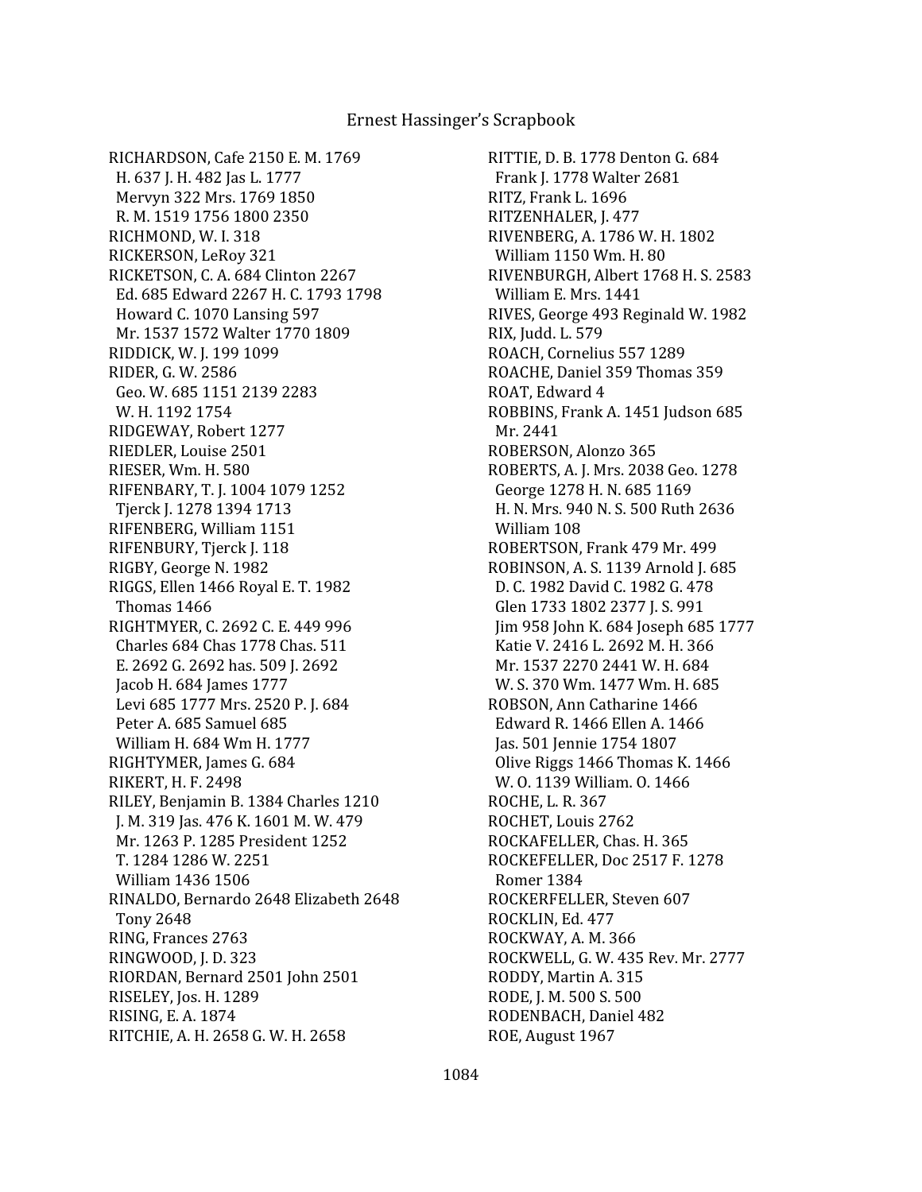RICHARDSON, Cafe 2150 E. M. 1769
H. 637 J. H. 482 Jas L. 1777
Mervyn 322 Mrs. 1769 1850
R. M. 1519 1756 1800 2350
RICHMOND, W. I. 318
RICKERSON, LeRoy 321
RICKETSON, C. A. 684 Clinton 2267
Ed. 685 Edward 2267 H. C. 1793 1798
Howard C. 1070 Lansing 597
Mr. 1537 1572 Walter 1770 1809
RIDDICK, W. J. 199 1099
RIDER, G. W. 2586
Geo. W. 685 1151 2139 2283
W. H. 1192 1754
RIDGEWAY, Robert 1277
RIEDLER, Louise 2501
RIESER, Wm. H. 580
RIFENBARY, T. J. 1004 1079 1252
Tjerck J. 1278 1394 1713
RIFENBERG, William 1151
RIFENBURY, Tjerck J. 118
RIGBY, George N. 1982
RIGGS, Ellen 1466 Royal E. T. 1982
Thomas 1466
RIGHTMYER, C. 2692 C. E. 449 996
Charles 684 Chas 1778 Chas. 511
E. 2692 G. 2692 has. 509 J. 2692
Jacob H. 684 James 1777
Levi 685 1777 Mrs. 2520 P. J. 684
Peter A. 685 Samuel 685
William H. 684 Wm H. 1777
RIGHTYMER, James G. 684
RIKERT, H. F. 2498
RILEY, Benjamin B. 1384 Charles 1210
J. M. 319 Jas. 476 K. 1601 M. W. 479
Mr. 1263 P. 1285 President 1252
T. 1284 1286 W. 2251
William 1436 1506
RINALDO, Bernardo 2648 Elizabeth 2648
Tony 2648
RING, Frances 2763
RINGWOOD, J. D. 323
RIORDAN, Bernard 2501 John 2501
RISELEY, Jos. H. 1289
RISING, E. A. 1874
RITCHIE, A. H. 2658 G. W. H. 2658
RITTIE, D. B. 1778 Denton G. 684
Frank J. 1778 Walter 2681
RITZ, Frank L. 1696
RITZENHALER, J. 477
RIVENBERG, A. 1786 W. H. 1802
William 1150 Wm. H. 80
RIVENBURGH, Albert 1768 H. S. 2583
William E. Mrs. 1441
RIVES, George 493 Reginald W. 1982
RIX, Judd. L. 579
ROACH, Cornelius 557 1289
ROACHE, Daniel 359 Thomas 359
ROAT, Edward 4
ROBBINS, Frank A. 1451 Judson 685
Mr. 2441
ROBERSON, Alonzo 365
ROBERTS, A. J. Mrs. 2038 Geo. 1278
George 1278 H. N. 685 1169
H. N. Mrs. 940 N. S. 500 Ruth 2636
William 108
ROBERTSON, Frank 479 Mr. 499
ROBINSON, A. S. 1139 Arnold J. 685
D. C. 1982 David C. 1982 G. 478
Glen 1733 1802 2377 J. S. 991
Jim 958 John K. 684 Joseph 685 1777
Katie V. 2416 L. 2692 M. H. 366
Mr. 1537 2270 2441 W. H. 684
W. S. 370 Wm. 1477 Wm. H. 685
ROBSON, Ann Catharine 1466
Edward R. 1466 Ellen A. 1466
Jas. 501 Jennie 1754 1807
Olive Riggs 1466 Thomas K. 1466
W. O. 1139 William. O. 1466
ROCHE, L. R. 367
ROCHET, Louis 2762
ROCKAFELLER, Chas. H. 365
ROCKEFELLER, Doc 2517 F. 1278
Romer 1384
ROCKERFELLER, Steven 607
ROCKLIN, Ed. 477
ROCKWAY, A. M. 366
ROCKWELL, G. W. 435 Rev. Mr. 2777
RODDY, Martin A. 315
RODE, J. M. 500 S. 500
RODENBACH, Daniel 482
ROE, August 1967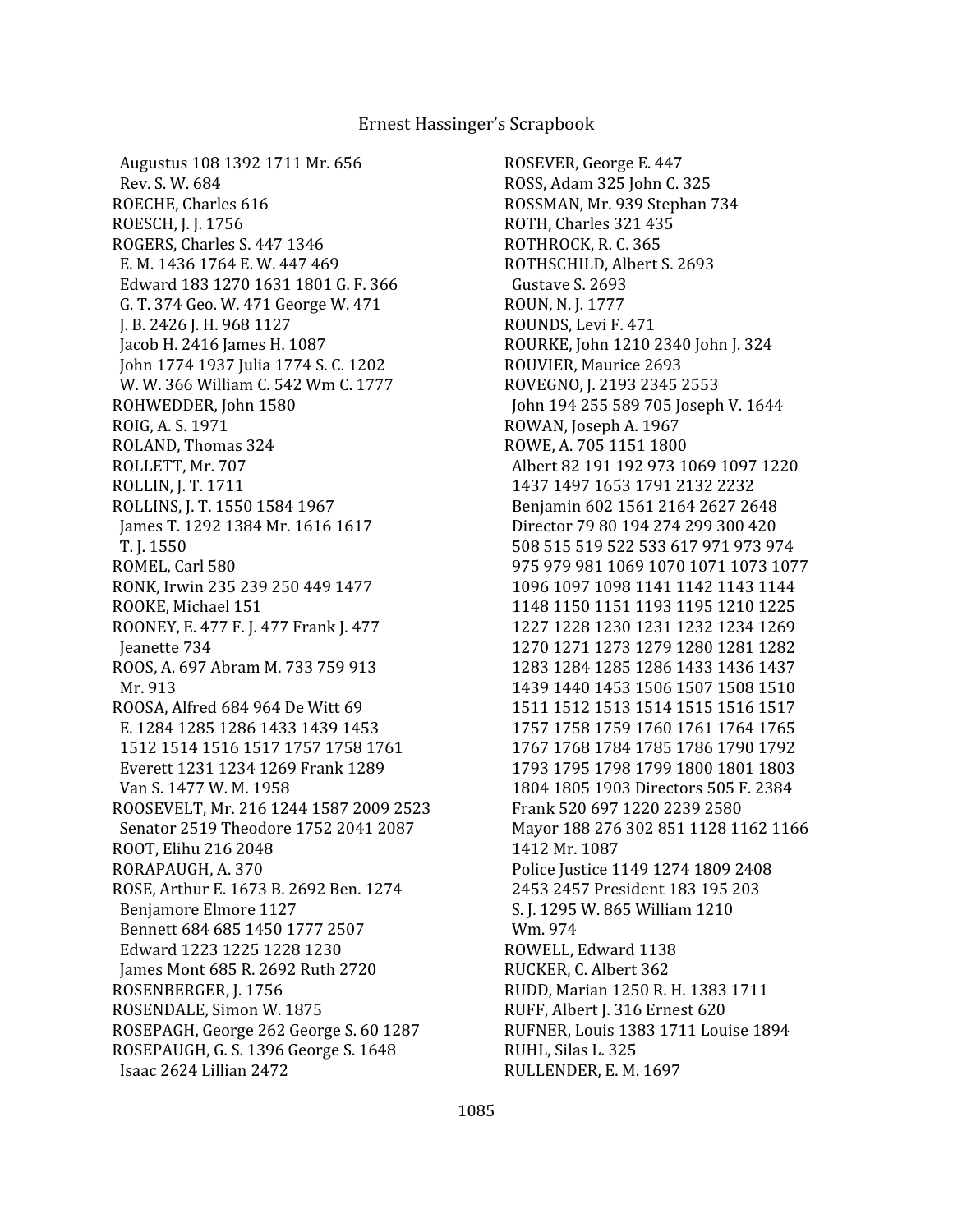Augustus 108 1392 1711 Mr. 656
Rev. S. W. 684
ROECHE, Charles 616
ROESCH, J. J. 1756
ROGERS, Charles S. 447 1346
E. M. 1436 1764 E. W. 447 469
Edward 183 1270 1631 1801 G. F. 366
G. T. 374 Geo. W. 471 George W. 471
J. B. 2426 J. H. 968 1127
Jacob H. 2416 James H. 1087
John 1774 1937 Julia 1774 S. C. 1202
W. W. 366 William C. 542 Wm C. 1777
ROHWEDDER, John 1580
ROIG, A. S. 1971
ROLAND, Thomas 324
ROLLETT, Mr. 707
ROLLIN, J. T. 1711
ROLLINS, J. T. 1550 1584 1967
James T. 1292 1384 Mr. 1616 1617
T. J. 1550
ROMEL, Carl 580
RONK, Irwin 235 239 250 449 1477
ROOKE, Michael 151
ROONEY, E. 477 F. J. 477 Frank J. 477
Jeanette 734
ROOS, A. 697 Abram M. 733 759 913
Mr. 913
ROOSA, Alfred 684 964 De Witt 69
E. 1284 1285 1286 1433 1439 1453
1512 1514 1516 1517 1757 1758 1761
Everett 1231 1234 1269 Frank 1289
Van S. 1477 W. M. 1958
ROOSEVELT, Mr. 216 1244 1587 2009 2523
Senator 2519 Theodore 1752 2041 2087
ROOT, Elihu 216 2048
RORAPAUGH, A. 370
ROSE, Arthur E. 1673 B. 2692 Ben. 1274
Benjamore Elmore 1127
Bennett 684 685 1450 1777 2507
Edward 1223 1225 1228 1230
James Mont 685 R. 2692 Ruth 2720
ROSENBERGER, J. 1756
ROSENDALE, Simon W. 1875
ROSEPAGH, George 262 George S. 60 1287
ROSEPAUGH, G. S. 1396 George S. 1648
Isaac 2624 Lillian 2472
ROSEVER, George E. 447
ROSS, Adam 325 John C. 325
ROSSMAN, Mr. 939 Stephan 734
ROTH, Charles 321 435
ROTHROCK, R. C. 365
ROTHSCHILD, Albert S. 2693
Gustave S. 2693
ROUN, N. J. 1777
ROUNDS, Levi F. 471
ROURKE, John 1210 2340 John J. 324
ROUVIER, Maurice 2693
ROVEGNO, J. 2193 2345 2553
John 194 255 589 705 Joseph V. 1644
ROWAN, Joseph A. 1967
ROWE, A. 705 1151 1800
Albert 82 191 192 973 1069 1097 1220
1437 1497 1653 1791 2132 2232
Benjamin 602 1561 2164 2627 2648
Director 79 80 194 274 299 300 420
508 515 519 522 533 617 971 973 974
975 979 981 1069 1070 1071 1073 1077
1096 1097 1098 1141 1142 1143 1144
1148 1150 1151 1193 1195 1210 1225
1227 1228 1230 1231 1232 1234 1269
1270 1271 1273 1279 1280 1281 1282
1283 1284 1285 1286 1433 1436 1437
1439 1440 1453 1506 1507 1508 1510
1511 1512 1513 1514 1515 1516 1517
1757 1758 1759 1760 1761 1764 1765
1767 1768 1784 1785 1786 1790 1792
1793 1795 1798 1799 1800 1801 1803
1804 1805 1903 Directors 505 F. 2384
Frank 520 697 1220 2239 2580
Mayor 188 276 302 851 1128 1162 1166
1412 Mr. 1087
Police Justice 1149 1274 1809 2408
2453 2457 President 183 195 203
S. J. 1295 W. 865 William 1210
Wm. 974
ROWELL, Edward 1138
RUCKER, C. Albert 362
RUDD, Marian 1250 R. H. 1383 1711
RUFF, Albert J. 316 Ernest 620
RUFNER, Louis 1383 1711 Louise 1894
RUHL, Silas L. 325
RULLENDER, E. M. 1697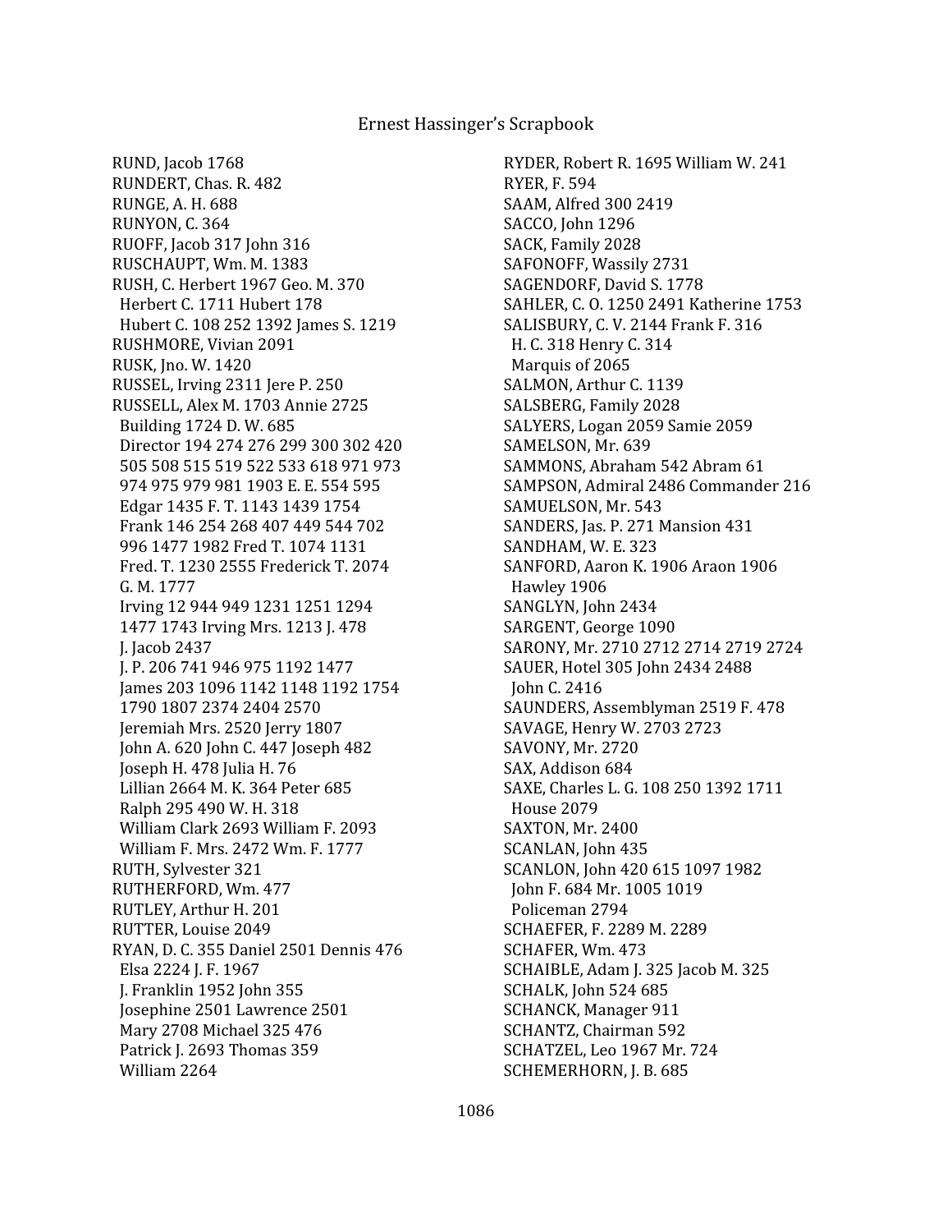RUND, Jacob 1768
RUNDERT, Chas. R. 482
RUNGE, A. H. 688
RUNYON, C. 364
RUOFF, Jacob 317 John 316
RUSCHAUPT, Wm. M. 1383
RUSH, C. Herbert 1967 Geo. M. 370
 Herbert C. 1711 Hubert 178
 Hubert C. 108 252 1392 James S. 1219
RUSHMORE, Vivian 2091
RUSK, Jno. W. 1420
RUSSEL, Irving 2311 Jere P. 250
RUSSELL, Alex M. 1703 Annie 2725
 Building 1724 D. W. 685
 Director 194 274 276 299 300 302 420
 505 508 515 519 522 533 618 971 973
 974 975 979 981 1903 E. E. 554 595
 Edgar 1435 F. T. 1143 1439 1754
 Frank 146 254 268 407 449 544 702
 996 1477 1982 Fred T. 1074 1131
 Fred. T. 1230 2555 Frederick T. 2074
 G. M. 1777
 Irving 12 944 949 1231 1251 1294
 1477 1743 Irving Mrs. 1213 J. 478
 J. Jacob 2437
 J. P. 206 741 946 975 1192 1477
 James 203 1096 1142 1148 1192 1754
 1790 1807 2374 2404 2570
 Jeremiah Mrs. 2520 Jerry 1807
 John A. 620 John C. 447 Joseph 482
 Joseph H. 478 Julia H. 76
 Lillian 2664 M. K. 364 Peter 685
 Ralph 295 490 W. H. 318
 William Clark 2693 William F. 2093
 William F. Mrs. 2472 Wm. F. 1777
RUTH, Sylvester 321
RUTHERFORD, Wm. 477
RUTLEY, Arthur H. 201
RUTTER, Louise 2049
RYAN, D. C. 355 Daniel 2501 Dennis 476
 Elsa 2224 J. F. 1967
 J. Franklin 1952 John 355
 Josephine 2501 Lawrence 2501
 Mary 2708 Michael 325 476
 Patrick J. 2693 Thomas 359
 William 2264
RYDER, Robert R. 1695 William W. 241
RYER, F. 594
SAAM, Alfred 300 2419
SACCO, John 1296
SACK, Family 2028
SAFONOFF, Wassily 2731
SAGENDORF, David S. 1778
SAHLER, C. O. 1250 2491 Katherine 1753
SALISBURY, C. V. 2144 Frank F. 316
 H. C. 318 Henry C. 314
 Marquis of 2065
SALMON, Arthur C. 1139
SALSBERG, Family 2028
SALYERS, Logan 2059 Samie 2059
SAMELSON, Mr. 639
SAMMONS, Abraham 542 Abram 61
SAMPSON, Admiral 2486 Commander 216
SAMUELSON, Mr. 543
SANDERS, Jas. P. 271 Mansion 431
SANDHAM, W. E. 323
SANFORD, Aaron K. 1906 Araon 1906
 Hawley 1906
SANGLYN, John 2434
SARGENT, George 1090
SARONY, Mr. 2710 2712 2714 2719 2724
SAUER, Hotel 305 John 2434 2488
 John C. 2416
SAUNDERS, Assemblyman 2519 F. 478
SAVAGE, Henry W. 2703 2723
SAVONY, Mr. 2720
SAX, Addison 684
SAXE, Charles L. G. 108 250 1392 1711
 House 2079
SAXTON, Mr. 2400
SCANLAN, John 435
SCANLON, John 420 615 1097 1982
 John F. 684 Mr. 1005 1019
 Policeman 2794
SCHAEFER, F. 2289 M. 2289
SCHAFER, Wm. 473
SCHAIBLE, Adam J. 325 Jacob M. 325
SCHALK, John 524 685
SCHANCK, Manager 911
SCHANTZ, Chairman 592
SCHATZEL, Leo 1967 Mr. 724
SCHEMERHORN, J. B. 685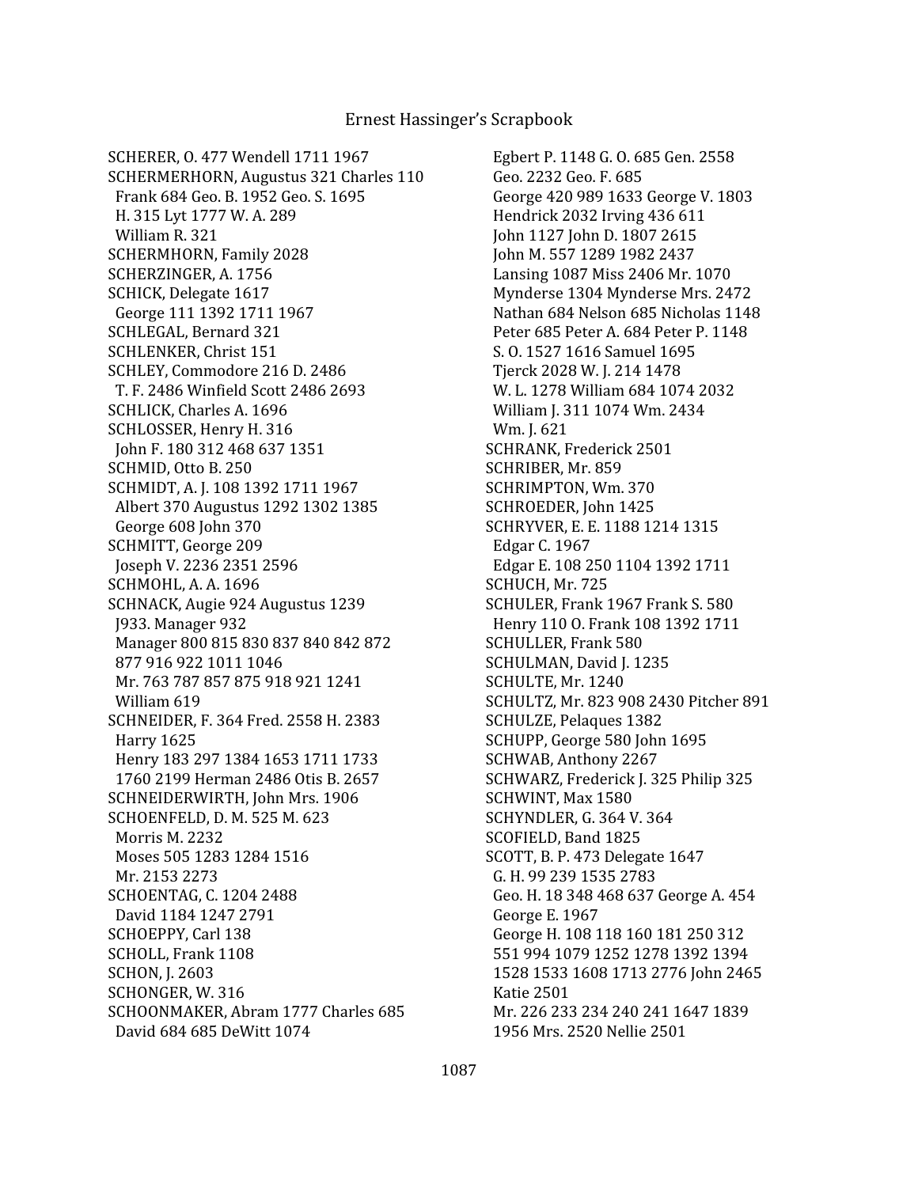SCHERER, O. 477 Wendell 1711 1967
SCHERMERHORN, Augustus 321 Charles 110
Frank 684 Geo. B. 1952 Geo. S. 1695
H. 315 Lyt 1777 W. A. 289
William R. 321
SCHERMHORN, Family 2028
SCHERZINGER, A. 1756
SCHICK, Delegate 1617
George 111 1392 1711 1967
SCHLEGAL, Bernard 321
SCHLENKER, Christ 151
SCHLEY, Commodore 216 D. 2486
T. F. 2486 Winfield Scott 2486 2693
SCHLICK, Charles A. 1696
SCHLOSSER, Henry H. 316
John F. 180 312 468 637 1351
SCHMID, Otto B. 250
SCHMIDT, A. J. 108 1392 1711 1967
Albert 370 Augustus 1292 1302 1385
George 608 John 370
SCHMITT, George 209
Joseph V. 2236 2351 2596
SCHMOHL, A. A. 1696
SCHNACK, Augie 924 Augustus 1239
J933. Manager 932
Manager 800 815 830 837 840 842 872
877 916 922 1011 1046
Mr. 763 787 857 875 918 921 1241
William 619
SCHNEIDER, F. 364 Fred. 2558 H. 2383
Harry 1625
Henry 183 297 1384 1653 1711 1733
1760 2199 Herman 2486 Otis B. 2657
SCHNEIDERWIRTH, John Mrs. 1906
SCHOENFELD, D. M. 525 M. 623
Morris M. 2232
Moses 505 1283 1284 1516
Mr. 2153 2273
SCHOENTAG, C. 1204 2488
David 1184 1247 2791
SCHOEPPY, Carl 138
SCHOLL, Frank 1108
SCHON, J. 2603
SCHONGER, W. 316
SCHOONMAKER, Abram 1777 Charles 685
David 684 685 DeWitt 1074
Egbert P. 1148 G. O. 685 Gen. 2558
Geo. 2232 Geo. F. 685
George 420 989 1633 George V. 1803
Hendrick 2032 Irving 436 611
John 1127 John D. 1807 2615
John M. 557 1289 1982 2437
Lansing 1087 Miss 2406 Mr. 1070
Mynderse 1304 Mynderse Mrs. 2472
Nathan 684 Nelson 685 Nicholas 1148
Peter 685 Peter A. 684 Peter P. 1148
S. O. 1527 1616 Samuel 1695
Tjerck 2028 W. J. 214 1478
W. L. 1278 William 684 1074 2032
William J. 311 1074 Wm. 2434
Wm. J. 621
SCHRANK, Frederick 2501
SCHRIBER, Mr. 859
SCHRIMPTON, Wm. 370
SCHROEDER, John 1425
SCHRYVER, E. E. 1188 1214 1315
Edgar C. 1967
Edgar E. 108 250 1104 1392 1711
SCHUCH, Mr. 725
SCHULER, Frank 1967 Frank S. 580
Henry 110 O. Frank 108 1392 1711
SCHULLER, Frank 580
SCHULMAN, David J. 1235
SCHULTE, Mr. 1240
SCHULTZ, Mr. 823 908 2430 Pitcher 891
SCHULZE, Pelaques 1382
SCHUPP, George 580 John 1695
SCHWAB, Anthony 2267
SCHWARZ, Frederick J. 325 Philip 325
SCHWINT, Max 1580
SCHYNDLER, G. 364 V. 364
SCOFIELD, Band 1825
SCOTT, B. P. 473 Delegate 1647
G. H. 99 239 1535 2783
Geo. H. 18 348 468 637 George A. 454
George E. 1967
George H. 108 118 160 181 250 312
551 994 1079 1252 1278 1392 1394
1528 1533 1608 1713 2776 John 2465
Katie 2501
Mr. 226 233 234 240 241 1647 1839
1956 Mrs. 2520 Nellie 2501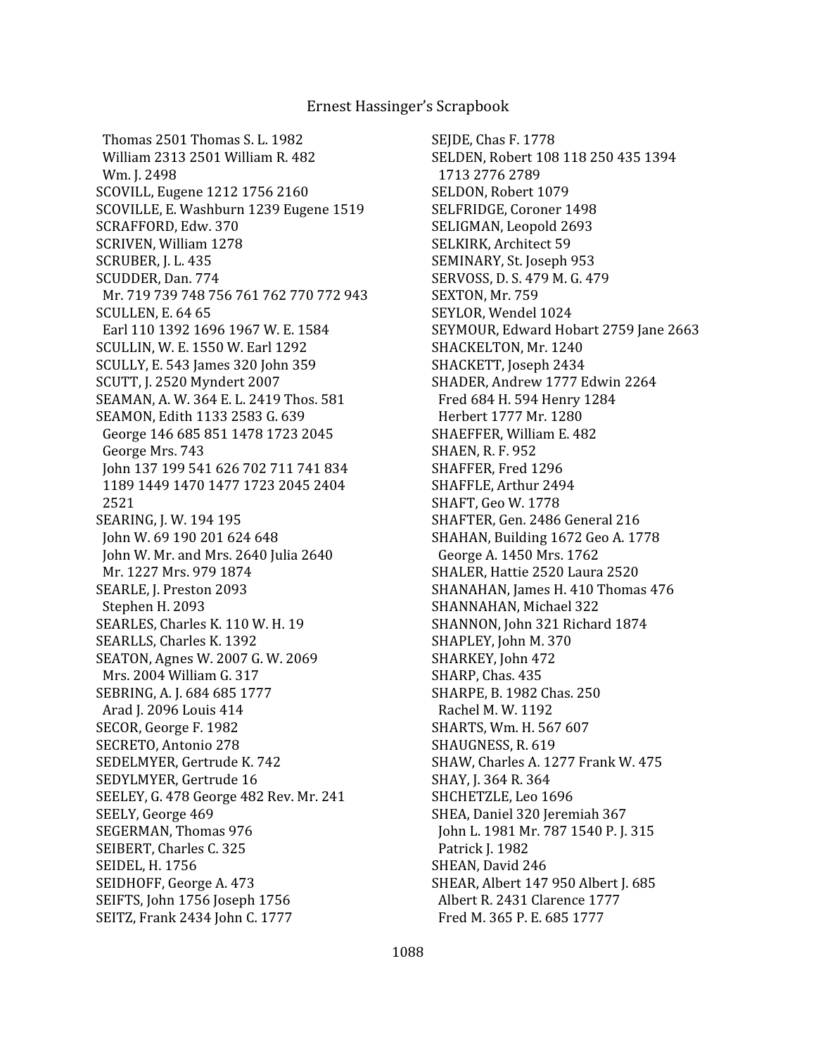Thomas 2501 Thomas S. L. 1982
William 2313 2501 William R. 482
Wm. J. 2498
SCOVILL, Eugene 1212 1756 2160
SCOVILLE, E. Washburn 1239 Eugene 1519
SCRAFFORD, Edw. 370
SCRIVEN, William 1278
SCRUBER, J. L. 435
SCUDDER, Dan. 774
Mr. 719 739 748 756 761 762 770 772 943
SCULLEN, E. 64 65
Earl 110 1392 1696 1967 W. E. 1584
SCULLIN, W. E. 1550 W. Earl 1292
SCULLY, E. 543 James 320 John 359
SCUTT, J. 2520 Myndert 2007
SEAMAN, A. W. 364 E. L. 2419 Thos. 581
SEAMON, Edith 1133 2583 G. 639
George 146 685 851 1478 1723 2045
George Mrs. 743
John 137 199 541 626 702 711 741 834
1189 1449 1470 1477 1723 2045 2404
2521
SEARING, J. W. 194 195
John W. 69 190 201 624 648
John W. Mr. and Mrs. 2640 Julia 2640
Mr. 1227 Mrs. 979 1874
SEARLE, J. Preston 2093
Stephen H. 2093
SEARLES, Charles K. 110 W. H. 19
SEARLLS, Charles K. 1392
SEATON, Agnes W. 2007 G. W. 2069
Mrs. 2004 William G. 317
SEBRING, A. J. 684 685 1777
Arad J. 2096 Louis 414
SECOR, George F. 1982
SECRETO, Antonio 278
SEDELMYER, Gertrude K. 742
SEDYLMYER, Gertrude 16
SEELEY, G. 478 George 482 Rev. Mr. 241
SEELY, George 469
SEGERMAN, Thomas 976
SEIBERT, Charles C. 325
SEIDEL, H. 1756
SEIDHOFF, George A. 473
SEIFTS, John 1756 Joseph 1756
SEITZ, Frank 2434 John C. 1777
SEJDE, Chas F. 1778
SELDEN, Robert 108 118 250 435 1394
1713 2776 2789
SELDON, Robert 1079
SELFRIDGE, Coroner 1498
SELIGMAN, Leopold 2693
SELKIRK, Architect 59
SEMINARY, St. Joseph 953
SERVOSS, D. S. 479 M. G. 479
SEXTON, Mr. 759
SEYLOR, Wendel 1024
SEYMOUR, Edward Hobart 2759 Jane 2663
SHACKELTON, Mr. 1240
SHACKETT, Joseph 2434
SHADER, Andrew 1777 Edwin 2264
Fred 684 H. 594 Henry 1284
Herbert 1777 Mr. 1280
SHAEFFER, William E. 482
SHAEN, R. F. 952
SHAFFER, Fred 1296
SHAFFLE, Arthur 2494
SHAFT, Geo W. 1778
SHAFTER, Gen. 2486 General 216
SHAHAN, Building 1672 Geo A. 1778
George A. 1450 Mrs. 1762
SHALER, Hattie 2520 Laura 2520
SHANAHAN, James H. 410 Thomas 476
SHANNAHAN, Michael 322
SHANNON, John 321 Richard 1874
SHAPLEY, John M. 370
SHARKEY, John 472
SHARP, Chas. 435
SHARPE, B. 1982 Chas. 250
Rachel M. W. 1192
SHARTS, Wm. H. 567 607
SHAUGNESS, R. 619
SHAW, Charles A. 1277 Frank W. 475
SHAY, J. 364 R. 364
SHCHETZLE, Leo 1696
SHEA, Daniel 320 Jeremiah 367
John L. 1981 Mr. 787 1540 P. J. 315
Patrick J. 1982
SHEAN, David 246
SHEAR, Albert 147 950 Albert J. 685
Albert R. 2431 Clarence 1777
Fred M. 365 P. E. 685 1777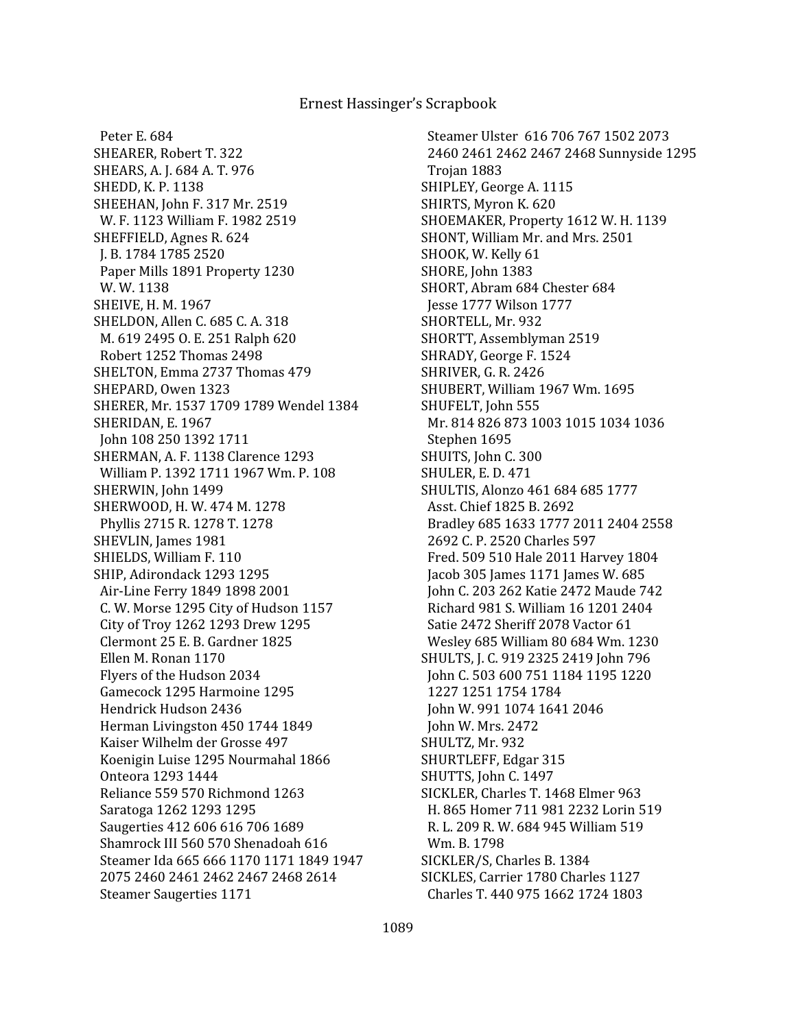Peter E. 684
SHEARER, Robert T. 322
SHEARS, A. J. 684 A. T. 976
SHEDD, K. P. 1138
SHEEHAN, John F. 317 Mr. 2519
W. F. 1123 William F. 1982 2519
SHEFFIELD, Agnes R. 624
J. B. 1784 1785 2520
Paper Mills 1891 Property 1230
W. W. 1138
SHEIVE, H. M. 1967
SHELDON, Allen C. 685 C. A. 318
M. 619 2495 O. E. 251 Ralph 620
Robert 1252 Thomas 2498
SHELTON, Emma 2737 Thomas 479
SHEPARD, Owen 1323
SHERER, Mr. 1537 1709 1789 Wendel 1384
SHERIDAN, E. 1967
John 108 250 1392 1711
SHERMAN, A. F. 1138 Clarence 1293
William P. 1392 1711 1967 Wm. P. 108
SHERWIN, John 1499
SHERWOOD, H. W. 474 M. 1278
Phyllis 2715 R. 1278 T. 1278
SHEVLIN, James 1981
SHIELDS, William F. 110
SHIP, Adirondack 1293 1295
Air-Line Ferry 1849 1898 2001
C. W. Morse 1295 City of Hudson 1157
City of Troy 1262 1293 Drew 1295
Clermont 25 E. B. Gardner 1825
Ellen M. Ronan 1170
Flyers of the Hudson 2034
Gamecock 1295 Harmoine 1295
Hendrick Hudson 2436
Herman Livingston 450 1744 1849
Kaiser Wilhelm der Grosse 497
Koenigin Luise 1295 Nourmahal 1866
Onteora 1293 1444
Reliance 559 570 Richmond 1263
Saratoga 1262 1293 1295
Saugerties 412 606 616 706 1689
Shamrock III 560 570 Shenadoah 616
Steamer Ida 665 666 1170 1171 1849 1947
2075 2460 2461 2462 2467 2468 2614
Steamer Saugerties 1171
Steamer Ulster 616 706 767 1502 2073
2460 2461 2462 2467 2468 Sunnyside 1295
Trojan 1883
SHIPLEY, George A. 1115
SHIRTS, Myron K. 620
SHOEMAKER, Property 1612 W. H. 1139
SHONT, William Mr. and Mrs. 2501
SHOOK, W. Kelly 61
SHORE, John 1383
SHORT, Abram 684 Chester 684
Jesse 1777 Wilson 1777
SHORTELL, Mr. 932
SHORTT, Assemblyman 2519
SHRADY, George F. 1524
SHRIVER, G. R. 2426
SHUBERT, William 1967 Wm. 1695
SHUFELT, John 555
Mr. 814 826 873 1003 1015 1034 1036
Stephen 1695
SHUITS, John C. 300
SHULER, E. D. 471
SHULTIS, Alonzo 461 684 685 1777
Asst. Chief 1825 B. 2692
Bradley 685 1633 1777 2011 2404 2558
2692 C. P. 2520 Charles 597
Fred. 509 510 Hale 2011 Harvey 1804
Jacob 305 James 1171 James W. 685
John C. 203 262 Katie 2472 Maude 742
Richard 981 S. William 16 1201 2404
Satie 2472 Sheriff 2078 Vactor 61
Wesley 685 William 80 684 Wm. 1230
SHULTS, J. C. 919 2325 2419 John 796
John C. 503 600 751 1184 1195 1220
1227 1251 1754 1784
John W. 991 1074 1641 2046
John W. Mrs. 2472
SHULTZ, Mr. 932
SHURTLEFF, Edgar 315
SHUTTS, John C. 1497
SICKLER, Charles T. 1468 Elmer 963
H. 865 Homer 711 981 2232 Lorin 519
R. L. 209 R. W. 684 945 William 519
Wm. B. 1798
SICKLER/S, Charles B. 1384
SICKLES, Carrier 1780 Charles 1127
Charles T. 440 975 1662 1724 1803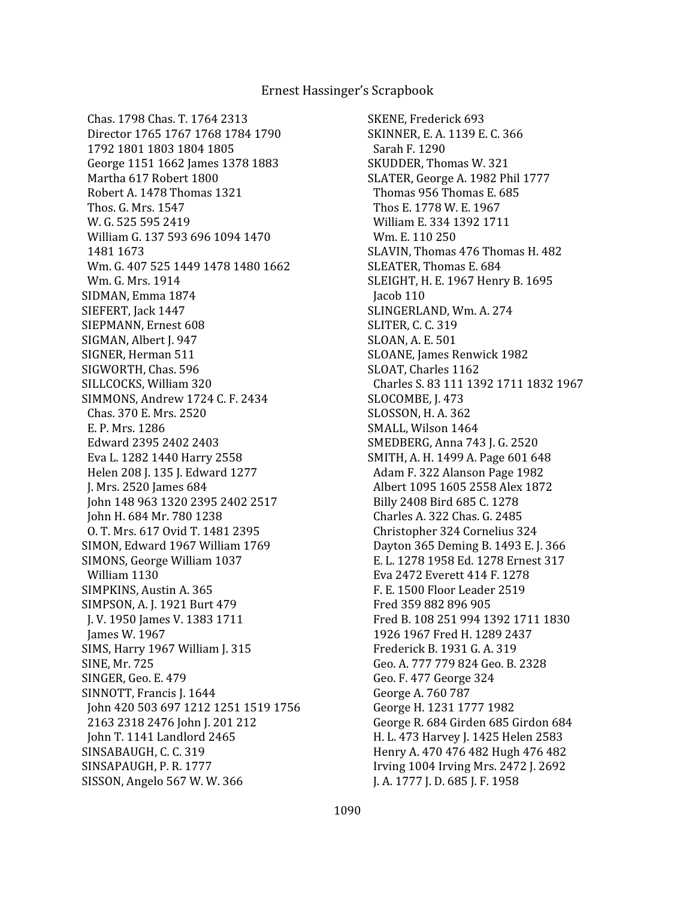Chas. 1798 Chas. T. 1764 2313
Director 1765 1767 1768 1784 1790
1792 1801 1803 1804 1805
George 1151 1662 James 1378 1883
Martha 617 Robert 1800
Robert A. 1478 Thomas 1321
Thos. G. Mrs. 1547
W. G. 525 595 2419
William G. 137 593 696 1094 1470
1481 1673
Wm. G. 407 525 1449 1478 1480 1662
Wm. G. Mrs. 1914

SIDMAN, Emma 1874

SIEFERT, Jack 1447

SIEPMANN, Ernest 608

SIGMAN, Albert J. 947

SIGNER, Herman 511

SIGWORTH, Chas. 596

SILLCOCKS, William 320

SIMMONS, Andrew 1724 C. F. 2434
Chas. 370 E. Mrs. 2520
E. P. Mrs. 1286
Edward 2395 2402 2403
Eva L. 1282 1440 Harry 2558
Helen 208 J. 135 J. Edward 1277
J. Mrs. 2520 James 684
John 148 963 1320 2395 2402 2517
John H. 684 Mr. 780 1238
O. T. Mrs. 617 Ovid T. 1481 2395

SIMON, Edward 1967 William 1769

SIMONS, George William 1037
William 1130

SIMPKINS, Austin A. 365

SIMPSON, A. J. 1921 Burt 479
J. V. 1950 James V. 1383 1711
James W. 1967

SIMS, Harry 1967 William J. 315

SINE, Mr. 725

SINGER, Geo. E. 479

SINNOTT, Francis J. 1644
John 420 503 697 1212 1251 1519 1756
2163 2318 2476 John J. 201 212
John T. 1141 Landlord 2465

SINSABAUGH, C. C. 319

SINSAPAUGH, P. R. 1777

SISSON, Angelo 567 W. W. 366

SKENE, Frederick 693

SKINNER, E. A. 1139 E. C. 366
Sarah F. 1290

SKUDDER, Thomas W. 321

SLATER, George A. 1982 Phil 1777
Thomas 956 Thomas E. 685
Thos E. 1778 W. E. 1967
William E. 334 1392 1711
Wm. E. 110 250

SLAVIN, Thomas 476 Thomas H. 482

SLEATER, Thomas E. 684

SLEIGHT, H. E. 1967 Henry B. 1695
Jacob 110

SLINGERLAND, Wm. A. 274

SLITER, C. C. 319

SLOAN, A. E. 501

SLOANE, James Renwick 1982

SLOAT, Charles 1162
Charles S. 83 111 1392 1711 1832 1967

SLOCOMBE, J. 473

SLOSSON, H. A. 362

SMALL, Wilson 1464

SMEDBERG, Anna 743 J. G. 2520

SMITH, A. H. 1499 A. Page 601 648
Adam F. 322 Alanson Page 1982
Albert 1095 1605 2558 Alex 1872
Billy 2408 Bird 685 C. 1278
Charles A. 322 Chas. G. 2485
Christopher 324 Cornelius 324
Dayton 365 Deming B. 1493 E. J. 366
E. L. 1278 1958 Ed. 1278 Ernest 317
Eva 2472 Everett 414 F. 1278
F. E. 1500 Floor Leader 2519
Fred 359 882 896 905
Fred B. 108 251 994 1392 1711 1830
1926 1967 Fred H. 1289 2437
Frederick B. 1931 G. A. 319
Geo. A. 777 779 824 Geo. B. 2328
Geo. F. 477 George 324
George A. 760 787
George H. 1231 1777 1982
George R. 684 Girden 685 Girdon 684
H. L. 473 Harvey J. 1425 Helen 2583
Henry A. 470 476 482 Hugh 476 482
Irving 1004 Irving Mrs. 2472 J. 2692
J. A. 1777 J. D. 685 J. F. 1958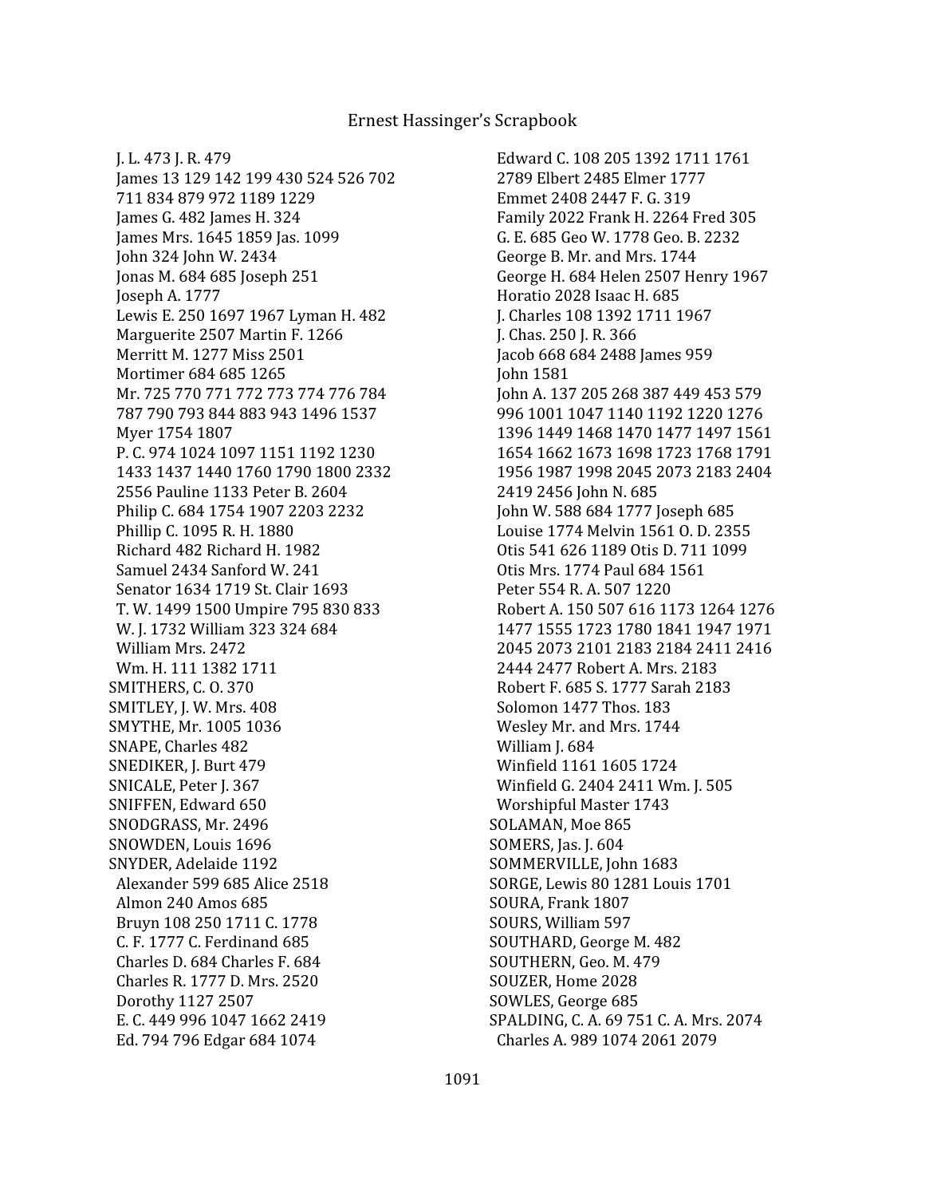J. L. 473 J. R. 479
James 13 129 142 199 430 524 526 702 711 834 879 972 1189 1229
James G. 482 James H. 324
James Mrs. 1645 1859 Jas. 1099
John 324 John W. 2434
Jonas M. 684 685 Joseph 251
Joseph A. 1777
Lewis E. 250 1697 1967 Lyman H. 482
Marguerite 2507 Martin F. 1266
Merritt M. 1277 Miss 2501
Mortimer 684 685 1265
Mr. 725 770 771 772 773 774 776 784 787 790 793 844 883 943 1496 1537
Myer 1754 1807
P. C. 974 1024 1097 1151 1192 1230 1433 1437 1440 1760 1790 1800 2332 2556 Pauline 1133 Peter B. 2604
Philip C. 684 1754 1907 2203 2232
Phillip C. 1095 R. H. 1880
Richard 482 Richard H. 1982
Samuel 2434 Sanford W. 241
Senator 1634 1719 St. Clair 1693
T. W. 1499 1500 Umpire 795 830 833
W. J. 1732 William 323 324 684
William Mrs. 2472
Wm. H. 111 1382 1711

SMITHERS, C. O. 370

SMITLEY, J. W. Mrs. 408

SMYTHE, Mr. 1005 1036

SNAPE, Charles 482

SNEDIKER, J. Burt 479

SNICALE, Peter J. 367

SNIFFEN, Edward 650

SNODGRASS, Mr. 2496

SNOWDEN, Louis 1696

SNYDER, Adelaide 1192
Alexander 599 685 Alice 2518
Almon 240 Amos 685
Bruyn 108 250 1711 C. 1778
C. F. 1777 C. Ferdinand 685
Charles D. 684 Charles F. 684
Charles R. 1777 D. Mrs. 2520
Dorothy 1127 2507
E. C. 449 996 1047 1662 2419
Ed. 794 796 Edgar 684 1074
Edward C. 108 205 1392 1711 1761 2789 Elbert 2485 Elmer 1777
Emmet 2408 2447 F. G. 319
Family 2022 Frank H. 2264 Fred 305
G. E. 685 Geo W. 1778 Geo. B. 2232
George B. Mr. and Mrs. 1744
George H. 684 Helen 2507 Henry 1967
Horatio 2028 Isaac H. 685
J. Charles 108 1392 1711 1967
J. Chas. 250 J. R. 366
Jacob 668 684 2488 James 959
John 1581
John A. 137 205 268 387 449 453 579 996 1001 1047 1140 1192 1220 1276 1396 1449 1468 1470 1477 1497 1561 1654 1662 1673 1698 1723 1768 1791 1956 1987 1998 2045 2073 2183 2404 2419 2456 John N. 685
John W. 588 684 1777 Joseph 685
Louise 1774 Melvin 1561 O. D. 2355
Otis 541 626 1189 Otis D. 711 1099
Otis Mrs. 1774 Paul 684 1561
Peter 554 R. A. 507 1220
Robert A. 150 507 616 1173 1264 1276 1477 1555 1723 1780 1841 1947 1971 2045 2073 2101 2183 2184 2411 2416 2444 2477 Robert A. Mrs. 2183
Robert F. 685 S. 1777 Sarah 2183
Solomon 1477 Thos. 183
Wesley Mr. and Mrs. 1744
William J. 684
Winfield 1161 1605 1724
Winfield G. 2404 2411 Wm. J. 505
Worshipful Master 1743

SOLAMAN, Moe 865

SOMERS, Jas. J. 604

SOMMERVILLE, John 1683

SORGE, Lewis 80 1281 Louis 1701

SOURA, Frank 1807

SOURS, William 597

SOUTHARD, George M. 482

SOUTHERN, Geo. M. 479

SOUZER, Home 2028

SOWLES, George 685

SPALDING, C. A. 69 751 C. A. Mrs. 2074
Charles A. 989 1074 2061 2079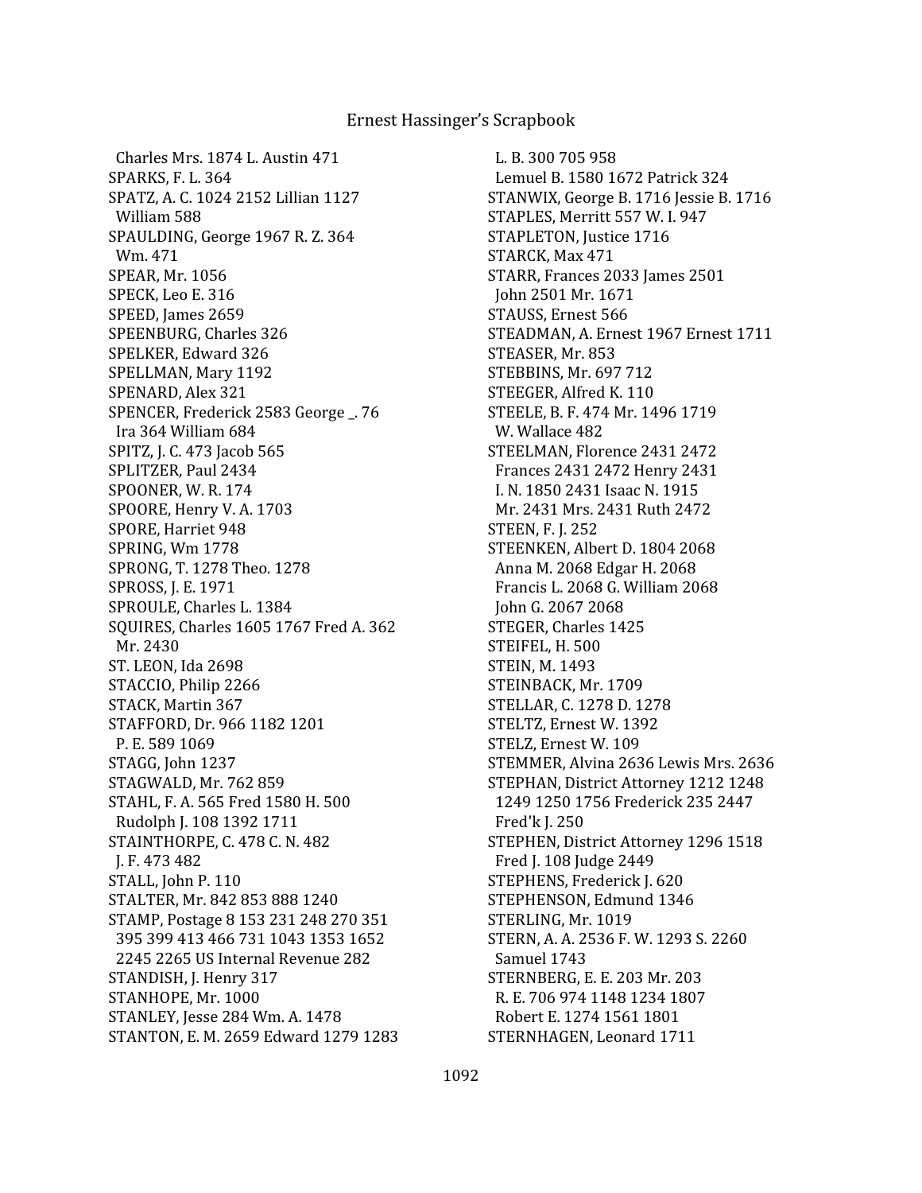Charles Mrs. 1874 L. Austin 471
SPARKS, F. L. 364
SPATZ, A. C. 1024 2152 Lillian 1127
William 588
SPAULDING, George 1967 R. Z. 364
Wm. 471
SPEAR, Mr. 1056
SPECK, Leo E. 316
SPEED, James 2659
SPEENBURG, Charles 326
SPELKER, Edward 326
SPELLMAN, Mary 1192
SPENARD, Alex 321
SPENCER, Frederick 2583 George _. 76
Ira 364 William 684
SPITZ, J. C. 473 Jacob 565
SPLITZER, Paul 2434
SPOONER, W. R. 174
SPOORE, Henry V. A. 1703
SPORE, Harriet 948
SPRING, Wm 1778
SPRONG, T. 1278 Theo. 1278
SPROSS, J. E. 1971
SPROULE, Charles L. 1384
SQUIRES, Charles 1605 1767 Fred A. 362
Mr. 2430
ST. LEON, Ida 2698
STACCIO, Philip 2266
STACK, Martin 367
STAFFORD, Dr. 966 1182 1201
P. E. 589 1069
STAGG, John 1237
STAGWALD, Mr. 762 859
STAHL, F. A. 565 Fred 1580 H. 500
Rudolph J. 108 1392 1711
STAINTHORPE, C. 478 C. N. 482
J. F. 473 482
STALL, John P. 110
STALTER, Mr. 842 853 888 1240
STAMP, Postage 8 153 231 248 270 351
395 399 413 466 731 1043 1353 1652
2245 2265 US Internal Revenue 282
STANDISH, J. Henry 317
STANHOPE, Mr. 1000
STANLEY, Jesse 284 Wm. A. 1478
STANTON, E. M. 2659 Edward 1279 1283
L. B. 300 705 958
Lemuel B. 1580 1672 Patrick 324
STANWIX, George B. 1716 Jessie B. 1716
STAPLES, Merritt 557 W. I. 947
STAPLETON, Justice 1716
STARCK, Max 471
STARR, Frances 2033 James 2501
John 2501 Mr. 1671
STAUSS, Ernest 566
STEADMAN, A. Ernest 1967 Ernest 1711
STEASER, Mr. 853
STEBBINS, Mr. 697 712
STEEGER, Alfred K. 110
STEELE, B. F. 474 Mr. 1496 1719
W. Wallace 482
STEELMAN, Florence 2431 2472
Frances 2431 2472 Henry 2431
I. N. 1850 2431 Isaac N. 1915
Mr. 2431 Mrs. 2431 Ruth 2472
STEEN, F. J. 252
STEENKEN, Albert D. 1804 2068
Anna M. 2068 Edgar H. 2068
Francis L. 2068 G. William 2068
John G. 2067 2068
STEGER, Charles 1425
STEIFEL, H. 500
STEIN, M. 1493
STEINBACK, Mr. 1709
STELLAR, C. 1278 D. 1278
STELTZ, Ernest W. 1392
STELZ, Ernest W. 109
STEMMER, Alvina 2636 Lewis Mrs. 2636
STEPHAN, District Attorney 1212 1248
1249 1250 1756 Frederick 235 2447
Fred'k J. 250
STEPHEN, District Attorney 1296 1518
Fred J. 108 Judge 2449
STEPHENS, Frederick J. 620
STEPHENSON, Edmund 1346
STERLING, Mr. 1019
STERN, A. A. 2536 F. W. 1293 S. 2260
Samuel 1743
STERNBERG, E. E. 203 Mr. 203
R. E. 706 974 1148 1234 1807
Robert E. 1274 1561 1801
STERNHAGEN, Leonard 1711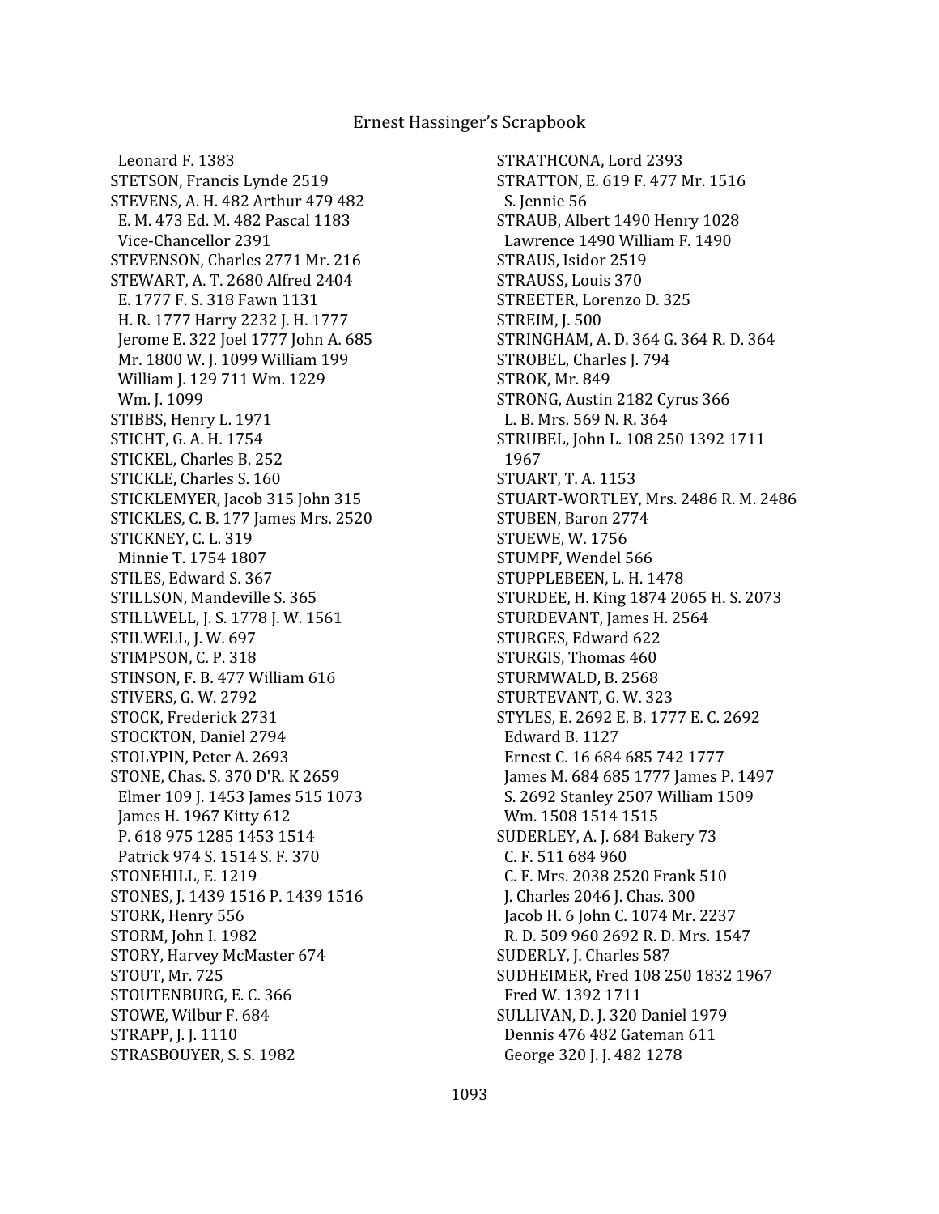Leonard F. 1383
STETSON, Francis Lynde 2519
STEVENS, A. H. 482 Arthur 479 482
E. M. 473 Ed. M. 482 Pascal 1183
Vice-Chancellor 2391
STEVENSON, Charles 2771 Mr. 216
STEWART, A. T. 2680 Alfred 2404
E. 1777 F. S. 318 Fawn 1131
H. R. 1777 Harry 2232 J. H. 1777
Jerome E. 322 Joel 1777 John A. 685
Mr. 1800 W. J. 1099 William 199
William J. 129 711 Wm. 1229
Wm. J. 1099
STIBBS, Henry L. 1971
STICHT, G. A. H. 1754
STICKEL, Charles B. 252
STICKLE, Charles S. 160
STICKLEMYER, Jacob 315 John 315
STICKLES, C. B. 177 James Mrs. 2520
STICKNEY, C. L. 319
Minnie T. 1754 1807
STILES, Edward S. 367
STILLSON, Mandeville S. 365
STILLWELL, J. S. 1778 J. W. 1561
STILWELL, J. W. 697
STIMPSON, C. P. 318
STINSON, F. B. 477 William 616
STIVERS, G. W. 2792
STOCK, Frederick 2731
STOCKTON, Daniel 2794
STOLYPIN, Peter A. 2693
STONE, Chas. S. 370 D'R. K 2659
Elmer 109 J. 1453 James 515 1073
James H. 1967 Kitty 612
P. 618 975 1285 1453 1514
Patrick 974 S. 1514 S. F. 370
STONEHILL, E. 1219
STONES, J. 1439 1516 P. 1439 1516
STORK, Henry 556
STORM, John I. 1982
STORY, Harvey McMaster 674
STOUT, Mr. 725
STOUTENBURG, E. C. 366
STOWE, Wilbur F. 684
STRAPP, J. J. 1110
STRASBOUYER, S. S. 1982
STRATHCONA, Lord 2393
STRATTON, E. 619 F. 477 Mr. 1516
S. Jennie 56
STRAUB, Albert 1490 Henry 1028
Lawrence 1490 William F. 1490
STRAUS, Isidor 2519
STRAUSS, Louis 370
STREETER, Lorenzo D. 325
STREIM, J. 500
STRINGHAM, A. D. 364 G. 364 R. D. 364
STROBEL, Charles J. 794
STROK, Mr. 849
STRONG, Austin 2182 Cyrus 366
L. B. Mrs. 569 N. R. 364
STRUBEL, John L. 108 250 1392 1711
1967
STUART, T. A. 1153
STUART-WORTLEY, Mrs. 2486 R. M. 2486
STUBEN, Baron 2774
STUEWE, W. 1756
STUMPF, Wendel 566
STUPPLEBEEN, L. H. 1478
STURDEE, H. King 1874 2065 H. S. 2073
STURDEVANT, James H. 2564
STURGES, Edward 622
STURGIS, Thomas 460
STURMWALD, B. 2568
STURTEVANT, G. W. 323
STYLES, E. 2692 E. B. 1777 E. C. 2692
Edward B. 1127
Ernest C. 16 684 685 742 1777
James M. 684 685 1777 James P. 1497
S. 2692 Stanley 2507 William 1509
Wm. 1508 1514 1515
SUDERLEY, A. J. 684 Bakery 73
C. F. 511 684 960
C. F. Mrs. 2038 2520 Frank 510
J. Charles 2046 J. Chas. 300
Jacob H. 6 John C. 1074 Mr. 2237
R. D. 509 960 2692 R. D. Mrs. 1547
SUDERLY, J. Charles 587
SUDHEIMER, Fred 108 250 1832 1967
Fred W. 1392 1711
SULLIVAN, D. J. 320 Daniel 1979
Dennis 476 482 Gateman 611
George 320 J. J. 482 1278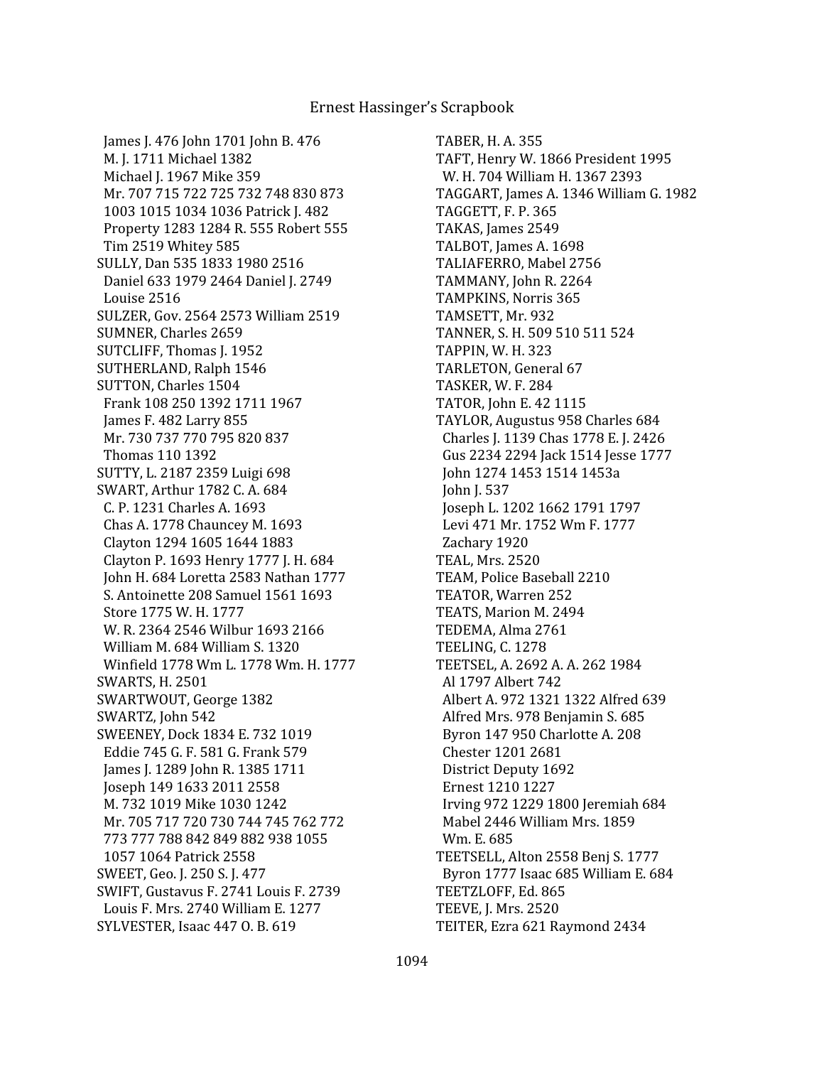James J. 476 John 1701 John B. 476
M. J. 1711 Michael 1382
Michael J. 1967 Mike 359
Mr. 707 715 722 725 732 748 830 873
1003 1015 1034 1036 Patrick J. 482
Property 1283 1284 R. 555 Robert 555
Tim 2519 Whitey 585
SULLY, Dan 535 1833 1980 2516
Daniel 633 1979 2464 Daniel J. 2749
Louise 2516
SULZER, Gov. 2564 2573 William 2519
SUMNER, Charles 2659
SUTCLIFF, Thomas J. 1952
SUTHERLAND, Ralph 1546
SUTTON, Charles 1504
Frank 108 250 1392 1711 1967
James F. 482 Larry 855
Mr. 730 737 770 795 820 837
Thomas 110 1392
SUTTY, L. 2187 2359 Luigi 698
SWART, Arthur 1782 C. A. 684
C. P. 1231 Charles A. 1693
Chas A. 1778 Chauncey M. 1693
Clayton 1294 1605 1644 1883
Clayton P. 1693 Henry 1777 J. H. 684
John H. 684 Loretta 2583 Nathan 1777
S. Antoinette 208 Samuel 1561 1693
Store 1775 W. H. 1777
W. R. 2364 2546 Wilbur 1693 2166
William M. 684 William S. 1320
Winfield 1778 Wm L. 1778 Wm. H. 1777
SWARTS, H. 2501
SWARTWOUT, George 1382
SWARTZ, John 542
SWEENEY, Dock 1834 E. 732 1019
Eddie 745 G. F. 581 G. Frank 579
James J. 1289 John R. 1385 1711
Joseph 149 1633 2011 2558
M. 732 1019 Mike 1030 1242
Mr. 705 717 720 730 744 745 762 772
773 777 788 842 849 882 938 1055
1057 1064 Patrick 2558
SWEET, Geo. J. 250 S. J. 477
SWIFT, Gustavus F. 2741 Louis F. 2739
Louis F. Mrs. 2740 William E. 1277
SYLVESTER, Isaac 447 O. B. 619
TABER, H. A. 355
TAFT, Henry W. 1866 President 1995
W. H. 704 William H. 1367 2393
TAGGART, James A. 1346 William G. 1982
TAGGETT, F. P. 365
TAKAS, James 2549
TALBOT, James A. 1698
TALIAFERRO, Mabel 2756
TAMMANY, John R. 2264
TAMPKINS, Norris 365
TAMSETT, Mr. 932
TANNER, S. H. 509 510 511 524
TAPPIN, W. H. 323
TARLETON, General 67
TASKER, W. F. 284
TATOR, John E. 42 1115
TAYLOR, Augustus 958 Charles 684
Charles J. 1139 Chas 1778 E. J. 2426
Gus 2234 2294 Jack 1514 Jesse 1777
John 1274 1453 1514 1453a
John J. 537
Joseph L. 1202 1662 1791 1797
Levi 471 Mr. 1752 Wm F. 1777
Zachary 1920
TEAL, Mrs. 2520
TEAM, Police Baseball 2210
TEATOR, Warren 252
TEATS, Marion M. 2494
TEDEMA, Alma 2761
TEELING, C. 1278
TEETSEL, A. 2692 A. A. 262 1984
Al 1797 Albert 742
Albert A. 972 1321 1322 Alfred 639
Alfred Mrs. 978 Benjamin S. 685
Byron 147 950 Charlotte A. 208
Chester 1201 2681
District Deputy 1692
Ernest 1210 1227
Irving 972 1229 1800 Jeremiah 684
Mabel 2446 William Mrs. 1859
Wm. E. 685
TEETSELL, Alton 2558 Benj S. 1777
Byron 1777 Isaac 685 William E. 684
TEETZLOFF, Ed. 865
TEEVE, J. Mrs. 2520
TEITER, Ezra 621 Raymond 2434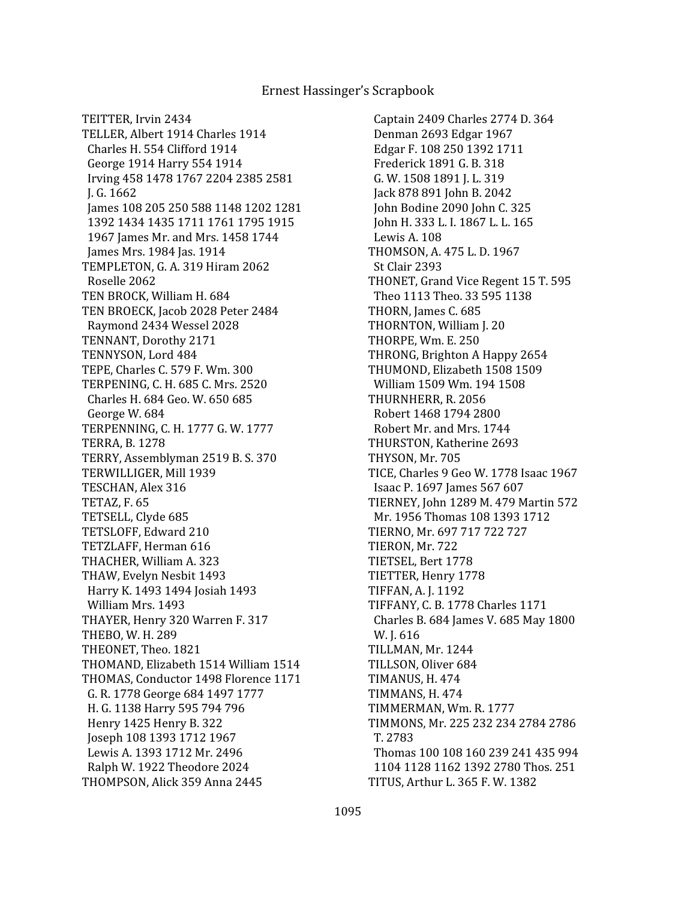TEITTER, Irvin 2434
TELLER, Albert 1914 Charles 1914
Charles H. 554 Clifford 1914
George 1914 Harry 554 1914
Irving 458 1478 1767 2204 2385 2581
J. G. 1662
James 108 205 250 588 1148 1202 1281
1392 1434 1435 1711 1761 1795 1915
1967 James Mr. and Mrs. 1458 1744
James Mrs. 1984 Jas. 1914
TEMPLETON, G. A. 319 Hiram 2062
Roselle 2062
TEN BROCK, William H. 684
TEN BROECK, Jacob 2028 Peter 2484
Raymond 2434 Wessel 2028
TENNANT, Dorothy 2171
TENNYSON, Lord 484
TEPE, Charles C. 579 F. Wm. 300
TERPENING, C. H. 685 C. Mrs. 2520
Charles H. 684 Geo. W. 650 685
George W. 684
TERPENNING, C. H. 1777 G. W. 1777
TERRA, B. 1278
TERRY, Assemblyman 2519 B. S. 370
TERWILLIGER, Mill 1939
TESCHAN, Alex 316
TETAZ, F. 65
TETSELL, Clyde 685
TETSLOFF, Edward 210
TETZLAFF, Herman 616
THACHER, William A. 323
THAW, Evelyn Nesbit 1493
Harry K. 1493 1494 Josiah 1493
William Mrs. 1493
THAYER, Henry 320 Warren F. 317
THEBO, W. H. 289
THEONET, Theo. 1821
THOMAND, Elizabeth 1514 William 1514
THOMAS, Conductor 1498 Florence 1171
G. R. 1778 George 684 1497 1777
H. G. 1138 Harry 595 794 796
Henry 1425 Henry B. 322
Joseph 108 1393 1712 1967
Lewis A. 1393 1712 Mr. 2496
Ralph W. 1922 Theodore 2024
THOMPSON, Alick 359 Anna 2445
Captain 2409 Charles 2774 D. 364
Denman 2693 Edgar 1967
Edgar F. 108 250 1392 1711
Frederick 1891 G. B. 318
G. W. 1508 1891 J. L. 319
Jack 878 891 John B. 2042
John Bodine 2090 John C. 325
John H. 333 L. I. 1867 L. L. 165
Lewis A. 108
THOMSON, A. 475 L. D. 1967
St Clair 2393
THONET, Grand Vice Regent 15 T. 595
Theo 1113 Theo. 33 595 1138
THORN, James C. 685
THORNTON, William J. 20
THORPE, Wm. E. 250
THRONG, Brighton A Happy 2654
THUMOND, Elizabeth 1508 1509
William 1509 Wm. 194 1508
THURNHERR, R. 2056
Robert 1468 1794 2800
Robert Mr. and Mrs. 1744
THURSTON, Katherine 2693
THYSON, Mr. 705
TICE, Charles 9 Geo W. 1778 Isaac 1967
Isaac P. 1697 James 567 607
TIERNEY, John 1289 M. 479 Martin 572
Mr. 1956 Thomas 108 1393 1712
TIERNO, Mr. 697 717 722 727
TIERON, Mr. 722
TIETSEL, Bert 1778
TIETTER, Henry 1778
TIFFAN, A. J. 1192
TIFFANY, C. B. 1778 Charles 1171
Charles B. 684 James V. 685 May 1800
W. J. 616
TILLMAN, Mr. 1244
TILLSON, Oliver 684
TIMANUS, H. 474
TIMMANS, H. 474
TIMMERMAN, Wm. R. 1777
TIMMONS, Mr. 225 232 234 2784 2786
T. 2783
Thomas 100 108 160 239 241 435 994
1104 1128 1162 1392 2780 Thos. 251
TITUS, Arthur L. 365 F. W. 1382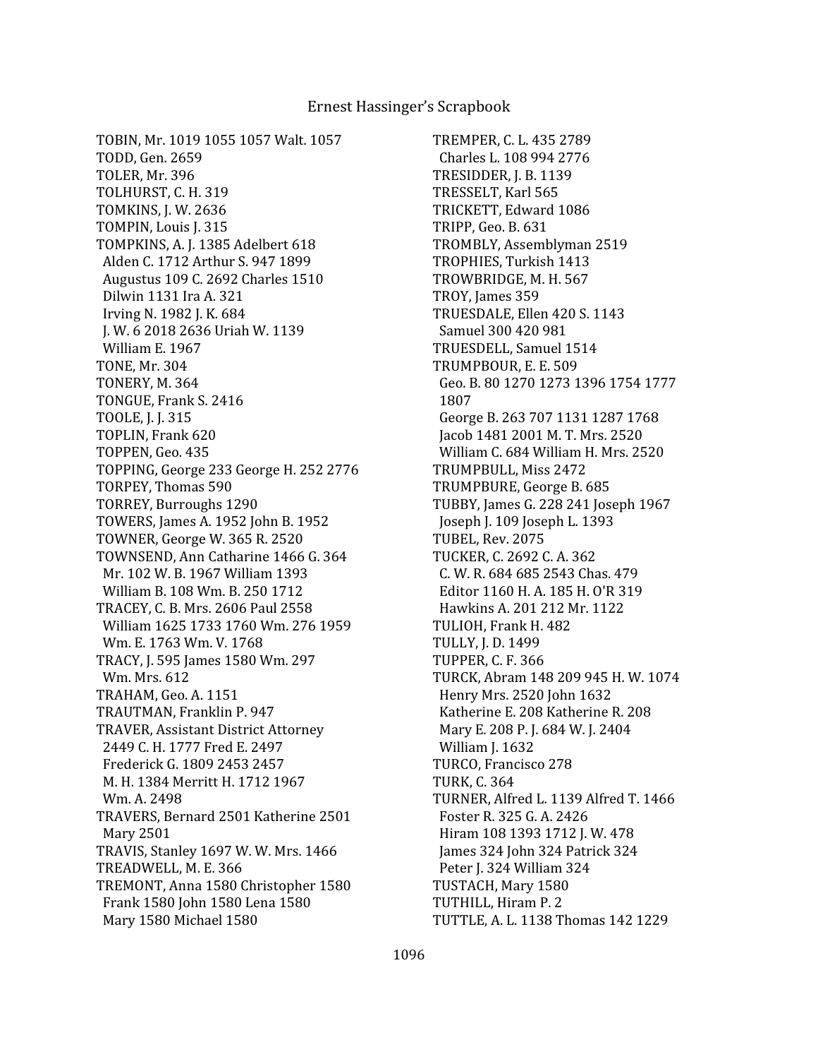TOBIN, Mr. 1019 1055 1057 Walt. 1057
TODD, Gen. 2659
TOLER, Mr. 396
TOLHURST, C. H. 319
TOMKINS, J. W. 2636
TOMPIN, Louis J. 315
TOMPKINS, A. J. 1385 Adelbert 618
 Alden C. 1712 Arthur S. 947 1899
 Augustus 109 C. 2692 Charles 1510
 Dilwin 1131 Ira A. 321
 Irving N. 1982 J. K. 684
 J. W. 6 2018 2636 Uriah W. 1139
 William E. 1967
TONE, Mr. 304
TONERY, M. 364
TONGUE, Frank S. 2416
TOOLE, J. J. 315
TOPLIN, Frank 620
TOPPEN, Geo. 435
TOPPING, George 233 George H. 252 2776
TORPEY, Thomas 590
TORREY, Burroughs 1290
TOWERS, James A. 1952 John B. 1952
TOWNER, George W. 365 R. 2520
TOWNSEND, Ann Catharine 1466 G. 364
 Mr. 102 W. B. 1967 William 1393
 William B. 108 Wm. B. 250 1712
TRACEY, C. B. Mrs. 2606 Paul 2558
 William 1625 1733 1760 Wm. 276 1959
 Wm. E. 1763 Wm. V. 1768
TRACY, J. 595 James 1580 Wm. 297
 Wm. Mrs. 612
TRAHAM, Geo. A. 1151
TRAUTMAN, Franklin P. 947
TRAVER, Assistant District Attorney
 2449 C. H. 1777 Fred E. 2497
 Frederick G. 1809 2453 2457
 M. H. 1384 Merritt H. 1712 1967
 Wm. A. 2498
TRAVERS, Bernard 2501 Katherine 2501
 Mary 2501
TRAVIS, Stanley 1697 W. W. Mrs. 1466
TREADWELL, M. E. 366
TREMONT, Anna 1580 Christopher 1580
 Frank 1580 John 1580 Lena 1580
 Mary 1580 Michael 1580
TREMPER, C. L. 435 2789
 Charles L. 108 994 2776
TRESIDDER, J. B. 1139
TRESSELT, Karl 565
TRICKETT, Edward 1086
TRIPP, Geo. B. 631
TROMBLY, Assemblyman 2519
TROPHIES, Turkish 1413
TROWBRIDGE, M. H. 567
TROY, James 359
TRUESDALE, Ellen 420 S. 1143
 Samuel 300 420 981
TRUESDELL, Samuel 1514
TRUMPBOUR, E. E. 509
 Geo. B. 80 1270 1273 1396 1754 1777
 1807
 George B. 263 707 1131 1287 1768
 Jacob 1481 2001 M. T. Mrs. 2520
 William C. 684 William H. Mrs. 2520
TRUMPBULL, Miss 2472
TRUMPBURE, George B. 685
TUBBY, James G. 228 241 Joseph 1967
 Joseph J. 109 Joseph L. 1393
TUBEL, Rev. 2075
TUCKER, C. 2692 C. A. 362
 C. W. R. 684 685 2543 Chas. 479
 Editor 1160 H. A. 185 H. O'R 319
 Hawkins A. 201 212 Mr. 1122
TULIOH, Frank H. 482
TULLY, J. D. 1499
TUPPER, C. F. 366
TURCK, Abram 148 209 945 H. W. 1074
 Henry Mrs. 2520 John 1632
 Katherine E. 208 Katherine R. 208
 Mary E. 208 P. J. 684 W. J. 2404
 William J. 1632
TURCO, Francisco 278
TURK, C. 364
TURNER, Alfred L. 1139 Alfred T. 1466
 Foster R. 325 G. A. 2426
 Hiram 108 1393 1712 J. W. 478
 James 324 John 324 Patrick 324
 Peter J. 324 William 324
TUSTACH, Mary 1580
TUTHILL, Hiram P. 2
TUTTLE, A. L. 1138 Thomas 142 1229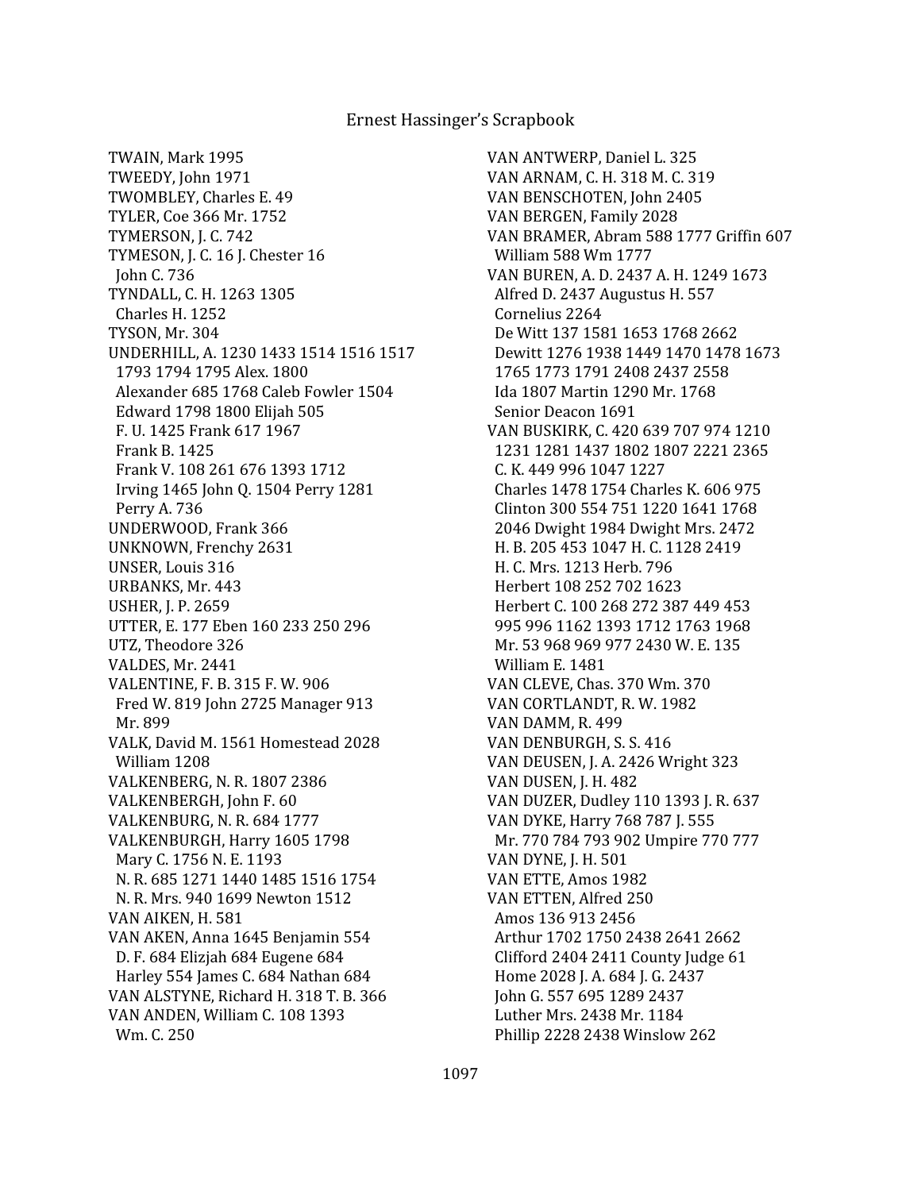TWAIN, Mark 1995
TWEEDY, John 1971
TWOMBLEY, Charles E. 49
TYLER, Coe 366 Mr. 1752
TYMERSON, J. C. 742
TYMESON, J. C. 16 J. Chester 16
 John C. 736
TYNDALL, C. H. 1263 1305
 Charles H. 1252
TYSON, Mr. 304
UNDERHILL, A. 1230 1433 1514 1516 1517
 1793 1794 1795 Alex. 1800
 Alexander 685 1768 Caleb Fowler 1504
 Edward 1798 1800 Elijah 505
 F. U. 1425 Frank 617 1967
 Frank B. 1425
 Frank V. 108 261 676 1393 1712
 Irving 1465 John Q. 1504 Perry 1281
 Perry A. 736
UNDERWOOD, Frank 366
UNKNOWN, Frenchy 2631
UNSER, Louis 316
URBANKS, Mr. 443
USHER, J. P. 2659
UTTER, E. 177 Eben 160 233 250 296
UTZ, Theodore 326
VALDES, Mr. 2441
VALENTINE, F. B. 315 F. W. 906
 Fred W. 819 John 2725 Manager 913
 Mr. 899
VALK, David M. 1561 Homestead 2028
 William 1208
VALKENBERG, N. R. 1807 2386
VALKENBERGH, John F. 60
VALKENBURG, N. R. 684 1777
VALKENBURGH, Harry 1605 1798
 Mary C. 1756 N. E. 1193
 N. R. 685 1271 1440 1485 1516 1754
 N. R. Mrs. 940 1699 Newton 1512
VAN AIKEN, H. 581
VAN AKEN, Anna 1645 Benjamin 554
 D. F. 684 Elizjah 684 Eugene 684
 Harley 554 James C. 684 Nathan 684
VAN ALSTYNE, Richard H. 318 T. B. 366
VAN ANDEN, William C. 108 1393
 Wm. C. 250
VAN ANTWERP, Daniel L. 325
VAN ARNAM, C. H. 318 M. C. 319
VAN BENSCHOTEN, John 2405
VAN BERGEN, Family 2028
VAN BRAMER, Abram 588 1777 Griffin 607
 William 588 Wm 1777
VAN BUREN, A. D. 2437 A. H. 1249 1673
 Alfred D. 2437 Augustus H. 557
 Cornelius 2264
 De Witt 137 1581 1653 1768 2662
 Dewitt 1276 1938 1449 1470 1478 1673
 1765 1773 1791 2408 2437 2558
 Ida 1807 Martin 1290 Mr. 1768
 Senior Deacon 1691
VAN BUSKIRK, C. 420 639 707 974 1210
 1231 1281 1437 1802 1807 2221 2365
 C. K. 449 996 1047 1227
 Charles 1478 1754 Charles K. 606 975
 Clinton 300 554 751 1220 1641 1768
 2046 Dwight 1984 Dwight Mrs. 2472
 H. B. 205 453 1047 H. C. 1128 2419
 H. C. Mrs. 1213 Herb. 796
 Herbert 108 252 702 1623
 Herbert C. 100 268 272 387 449 453
 995 996 1162 1393 1712 1763 1968
 Mr. 53 968 969 977 2430 W. E. 135
 William E. 1481
VAN CLEVE, Chas. 370 Wm. 370
VAN CORTLANDT, R. W. 1982
VAN DAMM, R. 499
VAN DENBURGH, S. S. 416
VAN DEUSEN, J. A. 2426 Wright 323
VAN DUSEN, J. H. 482
VAN DUZER, Dudley 110 1393 J. R. 637
VAN DYKE, Harry 768 787 J. 555
 Mr. 770 784 793 902 Umpire 770 777
VAN DYNE, J. H. 501
VAN ETTE, Amos 1982
VAN ETTEN, Alfred 250
 Amos 136 913 2456
 Arthur 1702 1750 2438 2641 2662
 Clifford 2404 2411 County Judge 61
 Home 2028 J. A. 684 J. G. 2437
 John G. 557 695 1289 2437
 Luther Mrs. 2438 Mr. 1184
 Phillip 2228 2438 Winslow 262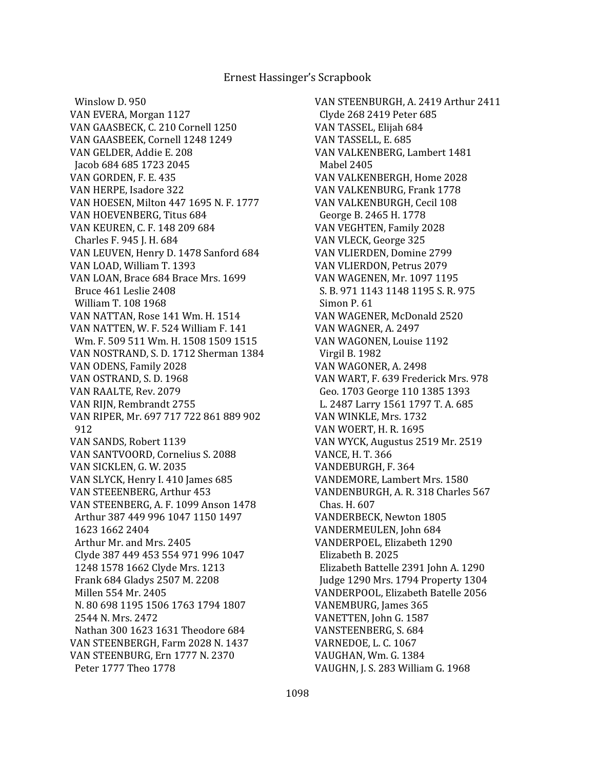Winslow D. 950
VAN EVERA, Morgan 1127
VAN GAASBECK, C. 210 Cornell 1250
VAN GAASBEEK, Cornell 1248 1249
VAN GELDER, Addie E. 208
Jacob 684 685 1723 2045
VAN GORDEN, F. E. 435
VAN HERPE, Isadore 322
VAN HOESEN, Milton 447 1695 N. F. 1777
VAN HOEVENBERG, Titus 684
VAN KEUREN, C. F. 148 209 684
Charles F. 945 J. H. 684
VAN LEUVEN, Henry D. 1478 Sanford 684
VAN LOAD, William T. 1393
VAN LOAN, Brace 684 Brace Mrs. 1699
Bruce 461 Leslie 2408
William T. 108 1968
VAN NATTAN, Rose 141 Wm. H. 1514
VAN NATTEN, W. F. 524 William F. 141
Wm. F. 509 511 Wm. H. 1508 1509 1515
VAN NOSTRAND, S. D. 1712 Sherman 1384
VAN ODENS, Family 2028
VAN OSTRAND, S. D. 1968
VAN RAALTE, Rev. 2079
VAN RIJN, Rembrandt 2755
VAN RIPER, Mr. 697 717 722 861 889 902 912
VAN SANDS, Robert 1139
VAN SANTVOORD, Cornelius S. 2088
VAN SICKLEN, G. W. 2035
VAN SLYCK, Henry I. 410 James 685
VAN STEEENBERG, Arthur 453
VAN STEENBERG, A. F. 1099 Anson 1478
Arthur 387 449 996 1047 1150 1497 1623 1662 2404
Arthur Mr. and Mrs. 2405
Clyde 387 449 453 554 971 996 1047 1248 1578 1662 Clyde Mrs. 1213
Frank 684 Gladys 2507 M. 2208
Millen 554 Mr. 2405
N. 80 698 1195 1506 1763 1794 1807 2544 N. Mrs. 2472
Nathan 300 1623 1631 Theodore 684
VAN STEENBERGH, Farm 2028 N. 1437
VAN STEENBURG, Ern 1777 N. 2370
Peter 1777 Theo 1778
VAN STEENBURGH, A. 2419 Arthur 2411
Clyde 268 2419 Peter 685
VAN TASSEL, Elijah 684
VAN TASSELL, E. 685
VAN VALKENBERG, Lambert 1481
Mabel 2405
VAN VALKENBERGH, Home 2028
VAN VALKENBURG, Frank 1778
VAN VALKENBURGH, Cecil 108
George B. 2465 H. 1778
VAN VEGHTEN, Family 2028
VAN VLECK, George 325
VAN VLIERDEN, Domine 2799
VAN VLIERDON, Petrus 2079
VAN WAGENEN, Mr. 1097 1195
S. B. 971 1143 1148 1195 S. R. 975
Simon P. 61
VAN WAGENER, McDonald 2520
VAN WAGNER, A. 2497
VAN WAGONEN, Louise 1192
Virgil B. 1982
VAN WAGONER, A. 2498
VAN WART, F. 639 Frederick Mrs. 978
Geo. 1703 George 110 1385 1393
L. 2487 Larry 1561 1797 T. A. 685
VAN WINKLE, Mrs. 1732
VAN WOERT, H. R. 1695
VAN WYCK, Augustus 2519 Mr. 2519
VANCE, H. T. 366
VANDEBURGH, F. 364
VANDEMORE, Lambert Mrs. 1580
VANDENBURGH, A. R. 318 Charles 567
Chas. H. 607
VANDERBECK, Newton 1805
VANDERMEULEN, John 684
VANDERPOEL, Elizabeth 1290
Elizabeth B. 2025
Elizabeth Battelle 2391 John A. 1290
Judge 1290 Mrs. 1794 Property 1304
VANDERPOOL, Elizabeth Batelle 2056
VANEMBURG, James 365
VANETTEN, John G. 1587
VANSTEENBERG, S. 684
VARNEDOE, L. C. 1067
VAUGHAN, Wm. G. 1384
VAUGHN, J. S. 283 William G. 1968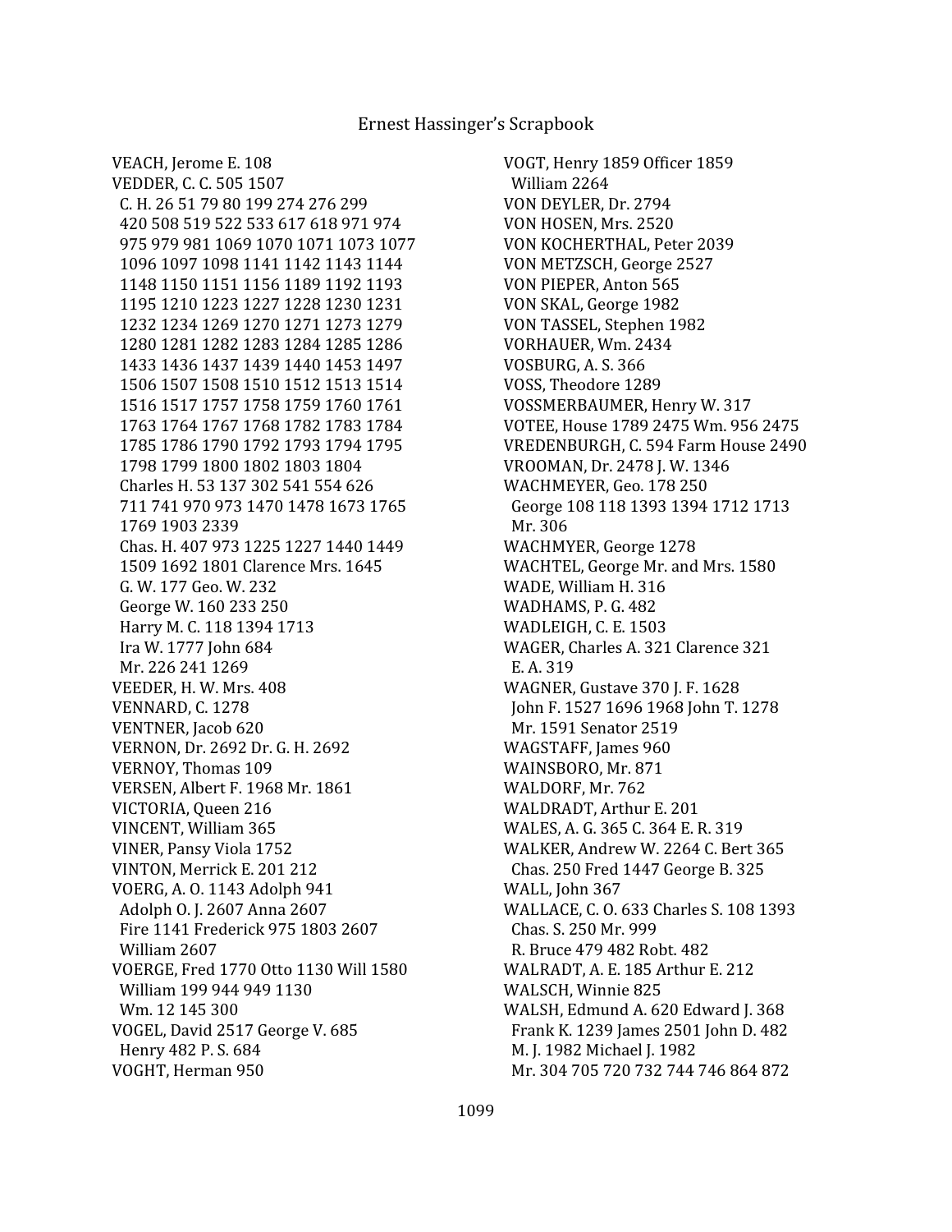VEACH, Jerome E. 108
VEDDER, C. C. 505 1507
  C. H. 26 51 79 80 199 274 276 299
  420 508 519 522 533 617 618 971 974
  975 979 981 1069 1070 1071 1073 1077
  1096 1097 1098 1141 1142 1143 1144
  1148 1150 1151 1156 1189 1192 1193
  1195 1210 1223 1227 1228 1230 1231
  1232 1234 1269 1270 1271 1273 1279
  1280 1281 1282 1283 1284 1285 1286
  1433 1436 1437 1439 1440 1453 1497
  1506 1507 1508 1510 1512 1513 1514
  1516 1517 1757 1758 1759 1760 1761
  1763 1764 1767 1768 1782 1783 1784
  1785 1786 1790 1792 1793 1794 1795
  1798 1799 1800 1802 1803 1804
  Charles H. 53 137 302 541 554 626
  711 741 970 973 1470 1478 1673 1765
  1769 1903 2339
  Chas. H. 407 973 1225 1227 1440 1449
  1509 1692 1801 Clarence Mrs. 1645
  G. W. 177 Geo. W. 232
  George W. 160 233 250
  Harry M. C. 118 1394 1713
  Ira W. 1777 John 684
  Mr. 226 241 1269
VEEDER, H. W. Mrs. 408
VENNARD, C. 1278
VENTNER, Jacob 620
VERNON, Dr. 2692 Dr. G. H. 2692
VERNOY, Thomas 109
VERSEN, Albert F. 1968 Mr. 1861
VICTORIA, Queen 216
VINCENT, William 365
VINER, Pansy Viola 1752
VINTON, Merrick E. 201 212
VOERG, A. O. 1143 Adolph 941
  Adolph O. J. 2607 Anna 2607
  Fire 1141 Frederick 975 1803 2607
  William 2607
VOERGE, Fred 1770 Otto 1130 Will 1580
  William 199 944 949 1130
  Wm. 12 145 300
VOGEL, David 2517 George V. 685
  Henry 482 P. S. 684
VOGHT, Herman 950
VOGT, Henry 1859 Officer 1859
  William 2264
VON DEYLER, Dr. 2794
VON HOSEN, Mrs. 2520
VON KOCHERTHAL, Peter 2039
VON METZSCH, George 2527
VON PIEPER, Anton 565
VON SKAL, George 1982
VON TASSEL, Stephen 1982
VORHAUER, Wm. 2434
VOSBURG, A. S. 366
VOSS, Theodore 1289
VOSSMERBAUMER, Henry W. 317
VOTEE, House 1789 2475 Wm. 956 2475
VREDENBURGH, C. 594 Farm House 2490
VROOMAN, Dr. 2478 J. W. 1346
WACHMEYER, Geo. 178 250
  George 108 118 1393 1394 1712 1713
  Mr. 306
WACHMYER, George 1278
WACHTEL, George Mr. and Mrs. 1580
WADE, William H. 316
WADHAMS, P. G. 482
WADLEIGH, C. E. 1503
WAGER, Charles A. 321 Clarence 321
  E. A. 319
WAGNER, Gustave 370 J. F. 1628
  John F. 1527 1696 1968 John T. 1278
  Mr. 1591 Senator 2519
WAGSTAFF, James 960
WAINSBORO, Mr. 871
WALDORF, Mr. 762
WALDRADT, Arthur E. 201
WALES, A. G. 365 C. 364 E. R. 319
WALKER, Andrew W. 2264 C. Bert 365
  Chas. 250 Fred 1447 George B. 325
WALL, John 367
WALLACE, C. O. 633 Charles S. 108 1393
  Chas. S. 250 Mr. 999
  R. Bruce 479 482 Robt. 482
WALRADT, A. E. 185 Arthur E. 212
WALSCH, Winnie 825
WALSH, Edmund A. 620 Edward J. 368
  Frank K. 1239 James 2501 John D. 482
  M. J. 1982 Michael J. 1982
  Mr. 304 705 720 732 744 746 864 872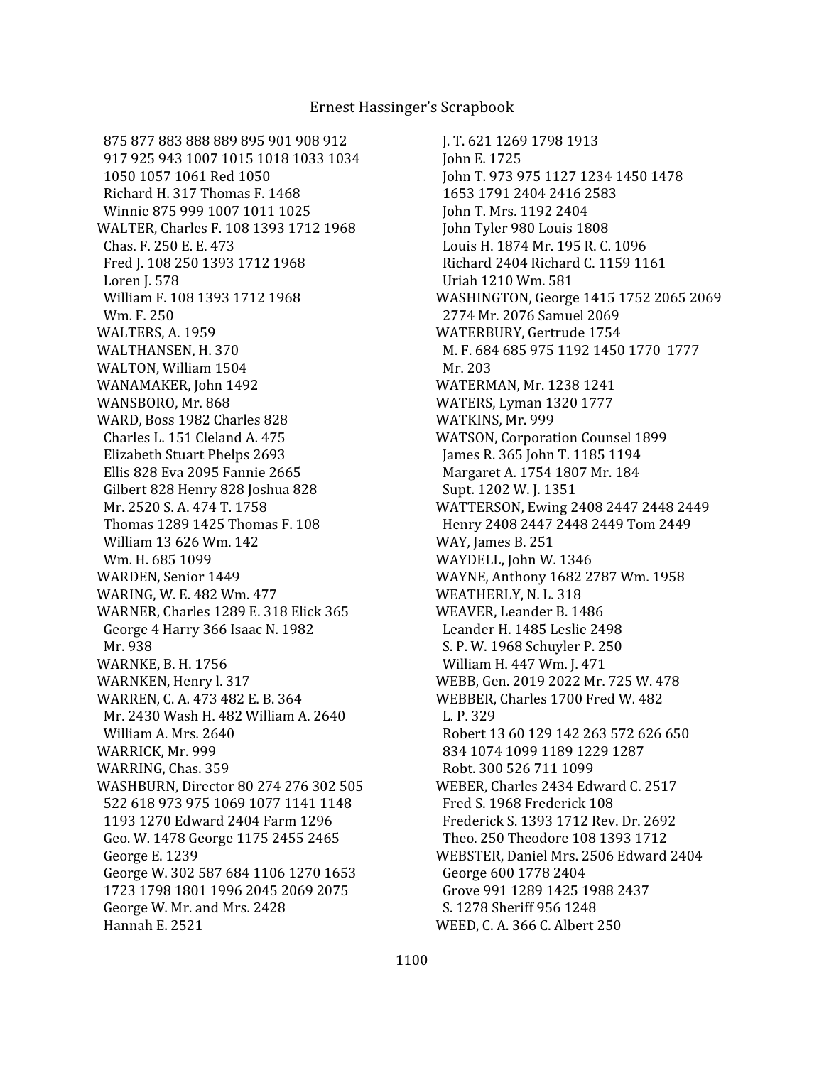875 877 883 888 889 895 901 908 912
917 925 943 1007 1015 1018 1033 1034
1050 1057 1061 Red 1050
Richard H. 317 Thomas F. 1468
Winnie 875 999 1007 1011 1025
WALTER, Charles F. 108 1393 1712 1968
Chas. F. 250 E. E. 473
Fred J. 108 250 1393 1712 1968
Loren J. 578
William F. 108 1393 1712 1968
Wm. F. 250
WALTERS, A. 1959
WALTHANSEN, H. 370
WALTON, William 1504
WANAMAKER, John 1492
WANSBORO, Mr. 868
WARD, Boss 1982 Charles 828
Charles L. 151 Cleland A. 475
Elizabeth Stuart Phelps 2693
Ellis 828 Eva 2095 Fannie 2665
Gilbert 828 Henry 828 Joshua 828
Mr. 2520 S. A. 474 T. 1758
Thomas 1289 1425 Thomas F. 108
William 13 626 Wm. 142
Wm. H. 685 1099
WARDEN, Senior 1449
WARING, W. E. 482 Wm. 477
WARNER, Charles 1289 E. 318 Elick 365
George 4 Harry 366 Isaac N. 1982
Mr. 938
WARNKE, B. H. 1756
WARNKEN, Henry l. 317
WARREN, C. A. 473 482 E. B. 364
Mr. 2430 Wash H. 482 William A. 2640
William A. Mrs. 2640
WARRICK, Mr. 999
WARRING, Chas. 359
WASHBURN, Director 80 274 276 302 505
522 618 973 975 1069 1077 1141 1148
1193 1270 Edward 2404 Farm 1296
Geo. W. 1478 George 1175 2455 2465
George E. 1239
George W. 302 587 684 1106 1270 1653
1723 1798 1801 1996 2045 2069 2075
George W. Mr. and Mrs. 2428
Hannah E. 2521
J. T. 621 1269 1798 1913
John E. 1725
John T. 973 975 1127 1234 1450 1478
1653 1791 2404 2416 2583
John T. Mrs. 1192 2404
John Tyler 980 Louis 1808
Louis H. 1874 Mr. 195 R. C. 1096
Richard 2404 Richard C. 1159 1161
Uriah 1210 Wm. 581
WASHINGTON, George 1415 1752 2065 2069
2774 Mr. 2076 Samuel 2069
WATERBURY, Gertrude 1754
M. F. 684 685 975 1192 1450 1770 1777
Mr. 203
WATERMAN, Mr. 1238 1241
WATERS, Lyman 1320 1777
WATKINS, Mr. 999
WATSON, Corporation Counsel 1899
James R. 365 John T. 1185 1194
Margaret A. 1754 1807 Mr. 184
Supt. 1202 W. J. 1351
WATTERSON, Ewing 2408 2447 2448 2449
Henry 2408 2447 2448 2449 Tom 2449
WAY, James B. 251
WAYDELL, John W. 1346
WAYNE, Anthony 1682 2787 Wm. 1958
WEATHERLY, N. L. 318
WEAVER, Leander B. 1486
Leander H. 1485 Leslie 2498
S. P. W. 1968 Schuyler P. 250
William H. 447 Wm. J. 471
WEBB, Gen. 2019 2022 Mr. 725 W. 478
WEBBER, Charles 1700 Fred W. 482
L. P. 329
Robert 13 60 129 142 263 572 626 650
834 1074 1099 1189 1229 1287
Robt. 300 526 711 1099
WEBER, Charles 2434 Edward C. 2517
Fred S. 1968 Frederick 108
Frederick S. 1393 1712 Rev. Dr. 2692
Theo. 250 Theodore 108 1393 1712
WEBSTER, Daniel Mrs. 2506 Edward 2404
George 600 1778 2404
Grove 991 1289 1425 1988 2437
S. 1278 Sheriff 956 1248
WEED, C. A. 366 C. Albert 250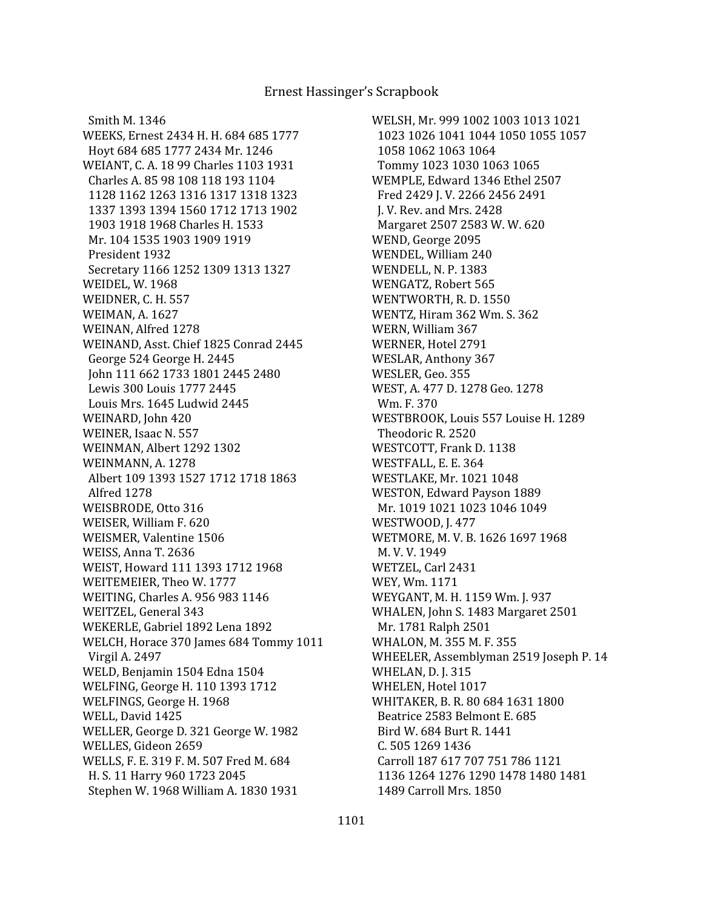Smith M. 1346
WEEKS, Ernest 2434 H. H. 684 685 1777
Hoyt 684 685 1777 2434 Mr. 1246
WEIANT, C. A. 18 99 Charles 1103 1931
Charles A. 85 98 108 118 193 1104
1128 1162 1263 1316 1317 1318 1323
1337 1393 1394 1560 1712 1713 1902
1903 1918 1968 Charles H. 1533
Mr. 104 1535 1903 1909 1919
President 1932
Secretary 1166 1252 1309 1313 1327
WEIDEL, W. 1968
WEIDNER, C. H. 557
WEIMAN, A. 1627
WEINAN, Alfred 1278
WEINAND, Asst. Chief 1825 Conrad 2445
George 524 George H. 2445
John 111 662 1733 1801 2445 2480
Lewis 300 Louis 1777 2445
Louis Mrs. 1645 Ludwid 2445
WEINARD, John 420
WEINER, Isaac N. 557
WEINMAN, Albert 1292 1302
WEINMANN, A. 1278
Albert 109 1393 1527 1712 1718 1863
Alfred 1278
WEISBRODE, Otto 316
WEISER, William F. 620
WEISMER, Valentine 1506
WEISS, Anna T. 2636
WEIST, Howard 111 1393 1712 1968
WEITEMEIER, Theo W. 1777
WEITING, Charles A. 956 983 1146
WEITZEL, General 343
WEKERLE, Gabriel 1892 Lena 1892
WELCH, Horace 370 James 684 Tommy 1011
Virgil A. 2497
WELD, Benjamin 1504 Edna 1504
WELFING, George H. 110 1393 1712
WELFINGS, George H. 1968
WELL, David 1425
WELLER, George D. 321 George W. 1982
WELLES, Gideon 2659
WELLS, F. E. 319 F. M. 507 Fred M. 684
H. S. 11 Harry 960 1723 2045
Stephen W. 1968 William A. 1830 1931
WELSH, Mr. 999 1002 1003 1013 1021
1023 1026 1041 1044 1050 1055 1057
1058 1062 1063 1064
Tommy 1023 1030 1063 1065
WEMPLE, Edward 1346 Ethel 2507
Fred 2429 J. V. 2266 2456 2491
J. V. Rev. and Mrs. 2428
Margaret 2507 2583 W. W. 620
WEND, George 2095
WENDEL, William 240
WENDELL, N. P. 1383
WENGATZ, Robert 565
WENTWORTH, R. D. 1550
WENTZ, Hiram 362 Wm. S. 362
WERN, William 367
WERNER, Hotel 2791
WESLAR, Anthony 367
WESLER, Geo. 355
WEST, A. 477 D. 1278 Geo. 1278
Wm. F. 370
WESTBROOK, Louis 557 Louise H. 1289
Theodoric R. 2520
WESTCOTT, Frank D. 1138
WESTFALL, E. E. 364
WESTLAKE, Mr. 1021 1048
WESTON, Edward Payson 1889
Mr. 1019 1021 1023 1046 1049
WESTWOOD, J. 477
WETMORE, M. V. B. 1626 1697 1968
M. V. V. 1949
WETZEL, Carl 2431
WEY, Wm. 1171
WEYGANT, M. H. 1159 Wm. J. 937
WHALEN, John S. 1483 Margaret 2501
Mr. 1781 Ralph 2501
WHALON, M. 355 M. F. 355
WHEELER, Assemblyman 2519 Joseph P. 14
WHELAN, D. J. 315
WHELEN, Hotel 1017
WHITAKER, B. R. 80 684 1631 1800
Beatrice 2583 Belmont E. 685
Bird W. 684 Burt R. 1441
C. 505 1269 1436
Carroll 187 617 707 751 786 1121
1136 1264 1276 1290 1478 1480 1481
1489 Carroll Mrs. 1850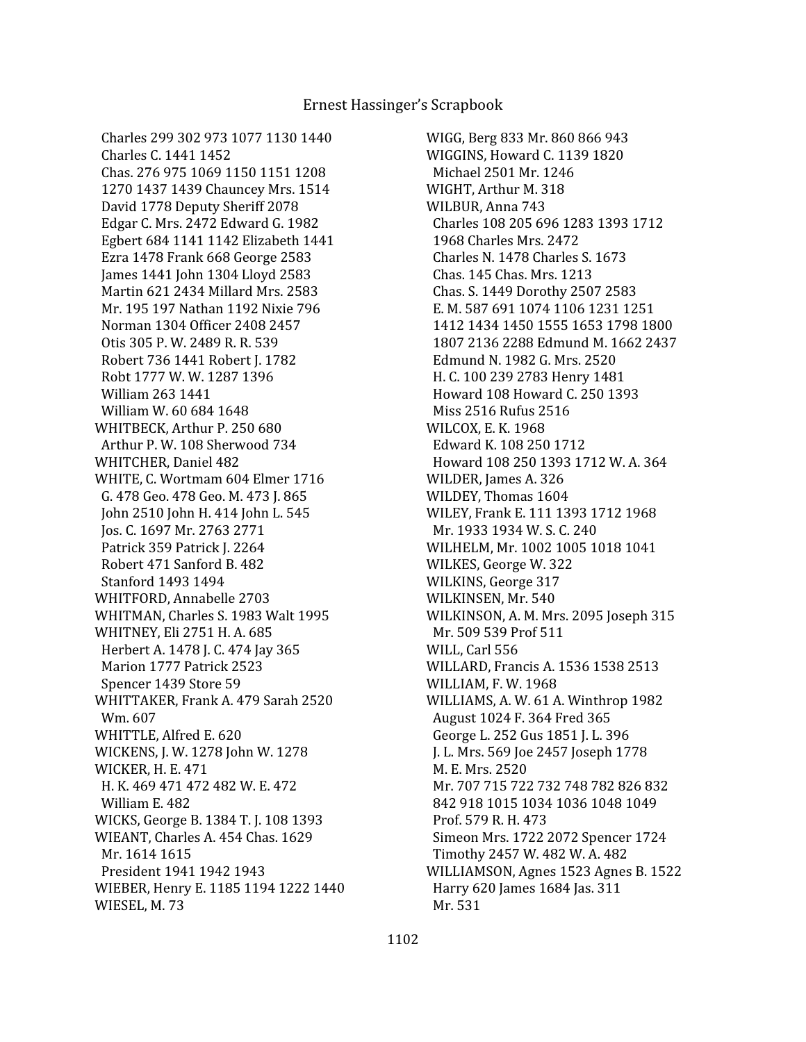Charles 299 302 973 1077 1130 1440
Charles C. 1441 1452
Chas. 276 975 1069 1150 1151 1208 1270 1437 1439 Chauncey Mrs. 1514
David 1778 Deputy Sheriff 2078
Edgar C. Mrs. 2472 Edward G. 1982
Egbert 684 1141 1142 Elizabeth 1441
Ezra 1478 Frank 668 George 2583
James 1441 John 1304 Lloyd 2583
Martin 621 2434 Millard Mrs. 2583
Mr. 195 197 Nathan 1192 Nixie 796
Norman 1304 Officer 2408 2457
Otis 305 P. W. 2489 R. R. 539
Robert 736 1441 Robert J. 1782
Robt 1777 W. W. 1287 1396
William 263 1441
William W. 60 684 1648

WHITBECK, Arthur P. 250 680
Arthur P. W. 108 Sherwood 734

WHITCHER, Daniel 482

WHITE, C. Wortmam 604 Elmer 1716
G. 478 Geo. 478 Geo. M. 473 J. 865
John 2510 John H. 414 John L. 545
Jos. C. 1697 Mr. 2763 2771
Patrick 359 Patrick J. 2264
Robert 471 Sanford B. 482
Stanford 1493 1494

WHITFORD, Annabelle 2703

WHITMAN, Charles S. 1983 Walt 1995

WHITNEY, Eli 2751 H. A. 685
Herbert A. 1478 J. C. 474 Jay 365
Marion 1777 Patrick 2523
Spencer 1439 Store 59

WHITTAKER, Frank A. 479 Sarah 2520
Wm. 607

WHITTLE, Alfred E. 620

WICKENS, J. W. 1278 John W. 1278

WICKER, H. E. 471
H. K. 469 471 472 482 W. E. 472
William E. 482

WICKS, George B. 1384 T. J. 108 1393

WIEANT, Charles A. 454 Chas. 1629
Mr. 1614 1615
President 1941 1942 1943

WIEBER, Henry E. 1185 1194 1222 1440

WIESEL, M. 73

WIGG, Berg 833 Mr. 860 866 943

WIGGINS, Howard C. 1139 1820
Michael 2501 Mr. 1246

WIGHT, Arthur M. 318

WILBUR, Anna 743
Charles 108 205 696 1283 1393 1712 1968 Charles Mrs. 2472
Charles N. 1478 Charles S. 1673
Chas. 145 Chas. Mrs. 1213
Chas. S. 1449 Dorothy 2507 2583
E. M. 587 691 1074 1106 1231 1251 1412 1434 1450 1555 1653 1798 1800 1807 2136 2288 Edmund M. 1662 2437
Edmund N. 1982 G. Mrs. 2520
H. C. 100 239 2783 Henry 1481
Howard 108 Howard C. 250 1393
Miss 2516 Rufus 2516

WILCOX, E. K. 1968
Edward K. 108 250 1712
Howard 108 250 1393 1712 W. A. 364

WILDER, James A. 326

WILDEY, Thomas 1604

WILEY, Frank E. 111 1393 1712 1968
Mr. 1933 1934 W. S. C. 240

WILHELM, Mr. 1002 1005 1018 1041

WILKES, George W. 322

WILKINS, George 317

WILKINSEN, Mr. 540

WILKINSON, A. M. Mrs. 2095 Joseph 315
Mr. 509 539 Prof 511

WILL, Carl 556

WILLARD, Francis A. 1536 1538 2513

WILLIAM, F. W. 1968

WILLIAMS, A. W. 61 A. Winthrop 1982
August 1024 F. 364 Fred 365
George L. 252 Gus 1851 J. L. 396
J. L. Mrs. 569 Joe 2457 Joseph 1778
M. E. Mrs. 2520
Mr. 707 715 722 732 748 782 826 832 842 918 1015 1034 1036 1048 1049
Prof. 579 R. H. 473
Simeon Mrs. 1722 2072 Spencer 1724
Timothy 2457 W. 482 W. A. 482

WILLIAMSON, Agnes 1523 Agnes B. 1522
Harry 620 James 1684 Jas. 311
Mr. 531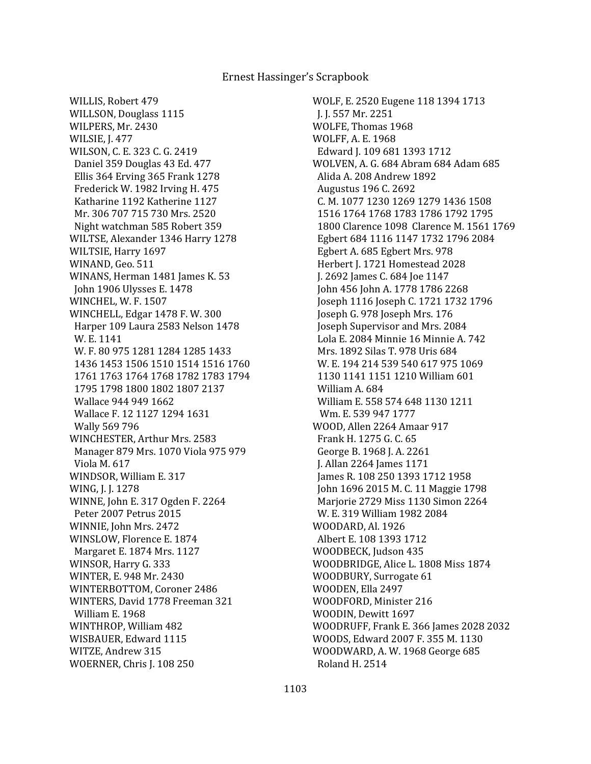WILLIS, Robert 479
WILLSON, Douglass 1115
WILPERS, Mr. 2430
WILSIE, J. 477
WILSON, C. E. 323 C. G. 2419
Daniel 359 Douglas 43 Ed. 477
Ellis 364 Erving 365 Frank 1278
Frederick W. 1982 Irving H. 475
Katharine 1192 Katherine 1127
Mr. 306 707 715 730 Mrs. 2520
Night watchman 585 Robert 359
WILTSE, Alexander 1346 Harry 1278
WILTSIE, Harry 1697
WINAND, Geo. 511
WINANS, Herman 1481 James K. 53
John 1906 Ulysses E. 1478
WINCHEL, W. F. 1507
WINCHELL, Edgar 1478 F. W. 300
Harper 109 Laura 2583 Nelson 1478
W. E. 1141
W. F. 80 975 1281 1284 1285 1433
1436 1453 1506 1510 1514 1516 1760
1761 1763 1764 1768 1782 1783 1794
1795 1798 1800 1802 1807 2137
Wallace 944 949 1662
Wallace F. 12 1127 1294 1631
Wally 569 796
WINCHESTER, Arthur Mrs. 2583
Manager 879 Mrs. 1070 Viola 975 979
Viola M. 617
WINDSOR, William E. 317
WING, J. J. 1278
WINNE, John E. 317 Ogden F. 2264
Peter 2007 Petrus 2015
WINNIE, John Mrs. 2472
WINSLOW, Florence E. 1874
Margaret E. 1874 Mrs. 1127
WINSOR, Harry G. 333
WINTER, E. 948 Mr. 2430
WINTERBOTTOM, Coroner 2486
WINTERS, David 1778 Freeman 321
William E. 1968
WINTHROP, William 482
WISBAUER, Edward 1115
WITZE, Andrew 315
WOERNER, Chris J. 108 250
WOLF, E. 2520 Eugene 118 1394 1713
J. J. 557 Mr. 2251
WOLFE, Thomas 1968
WOLFF, A. E. 1968
Edward J. 109 681 1393 1712
WOLVEN, A. G. 684 Abram 684 Adam 685
Alida A. 208 Andrew 1892
Augustus 196 C. 2692
C. M. 1077 1230 1269 1279 1436 1508
1516 1764 1768 1783 1786 1792 1795
1800 Clarence 1098 Clarence M. 1561 1769
Egbert 684 1116 1147 1732 1796 2084
Egbert A. 685 Egbert Mrs. 978
Herbert J. 1721 Homestead 2028
J. 2692 James C. 684 Joe 1147
John 456 John A. 1778 1786 2268
Joseph 1116 Joseph C. 1721 1732 1796
Joseph G. 978 Joseph Mrs. 176
Joseph Supervisor and Mrs. 2084
Lola E. 2084 Minnie 16 Minnie A. 742
Mrs. 1892 Silas T. 978 Uris 684
W. E. 194 214 539 540 617 975 1069
1130 1141 1151 1210 William 601
William A. 684
William E. 558 574 648 1130 1211
Wm. E. 539 947 1777
WOOD, Allen 2264 Amaar 917
Frank H. 1275 G. C. 65
George B. 1968 J. A. 2261
J. Allan 2264 James 1171
James R. 108 250 1393 1712 1958
John 1696 2015 M. C. 11 Maggie 1798
Marjorie 2729 Miss 1130 Simon 2264
W. E. 319 William 1982 2084
WOODARD, Al. 1926
Albert E. 108 1393 1712
WOODBECK, Judson 435
WOODBRIDGE, Alice L. 1808 Miss 1874
WOODBURY, Surrogate 61
WOODEN, Ella 2497
WOODFORD, Minister 216
WOODIN, Dewitt 1697
WOODRUFF, Frank E. 366 James 2028 2032
WOODS, Edward 2007 F. 355 M. 1130
WOODWARD, A. W. 1968 George 685
Roland H. 2514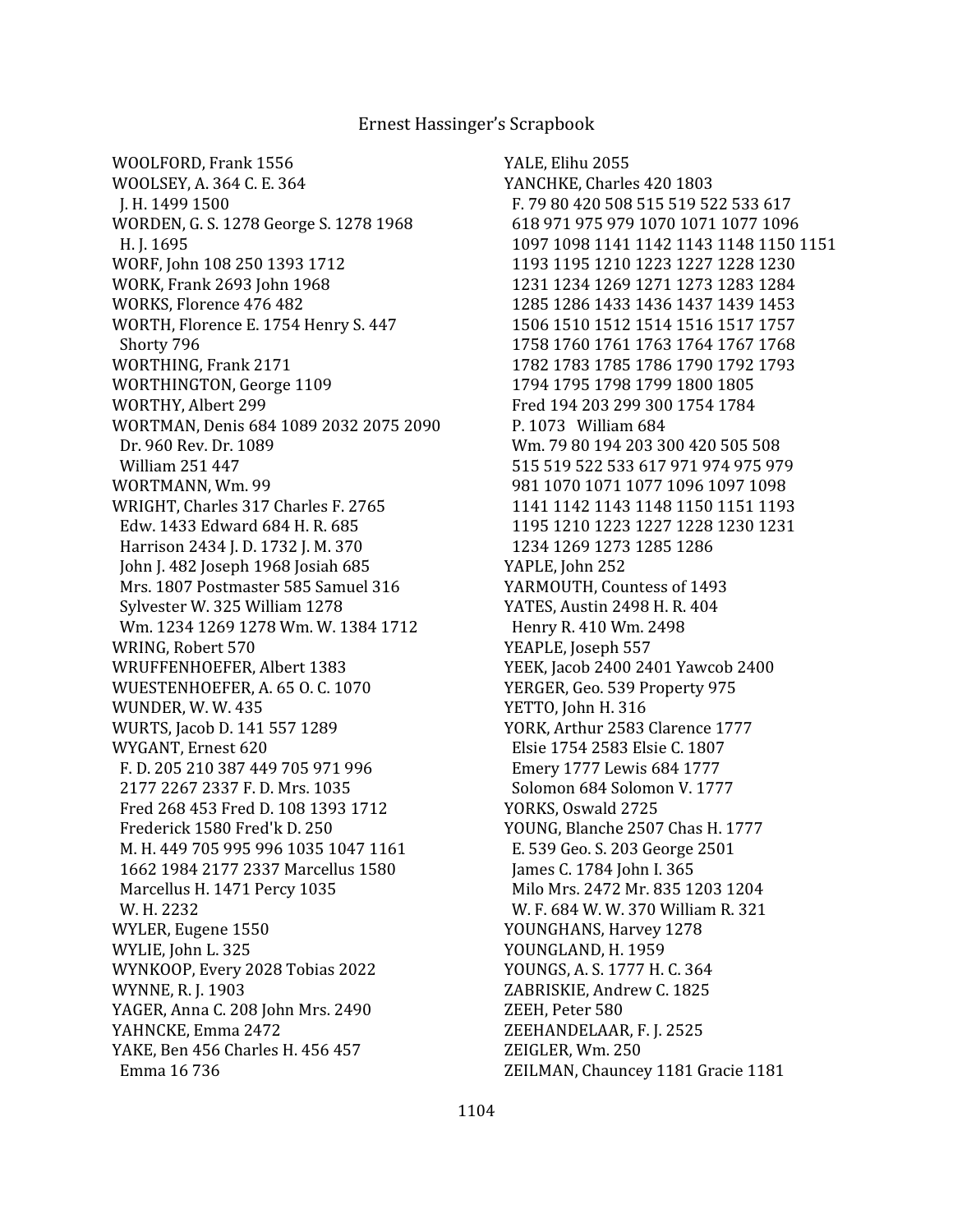WOOLFORD, Frank 1556
WOOLSEY, A. 364 C. E. 364
J. H. 1499 1500
WORDEN, G. S. 1278 George S. 1278 1968
H. J. 1695
WORF, John 108 250 1393 1712
WORK, Frank 2693 John 1968
WORKS, Florence 476 482
WORTH, Florence E. 1754 Henry S. 447
Shorty 796
WORTHING, Frank 2171
WORTHINGTON, George 1109
WORTHY, Albert 299
WORTMAN, Denis 684 1089 2032 2075 2090
Dr. 960 Rev. Dr. 1089
William 251 447
WORTMANN, Wm. 99
WRIGHT, Charles 317 Charles F. 2765
Edw. 1433 Edward 684 H. R. 685
Harrison 2434 J. D. 1732 J. M. 370
John J. 482 Joseph 1968 Josiah 685
Mrs. 1807 Postmaster 585 Samuel 316
Sylvester W. 325 William 1278
Wm. 1234 1269 1278 Wm. W. 1384 1712
WRING, Robert 570
WRUFFENHOEFER, Albert 1383
WUESTENHOEFER, A. 65 O. C. 1070
WUNDER, W. W. 435
WURTS, Jacob D. 141 557 1289
WYGANT, Ernest 620
F. D. 205 210 387 449 705 971 996
2177 2267 2337 F. D. Mrs. 1035
Fred 268 453 Fred D. 108 1393 1712
Frederick 1580 Fred'k D. 250
M. H. 449 705 995 996 1035 1047 1161
1662 1984 2177 2337 Marcellus 1580
Marcellus H. 1471 Percy 1035
W. H. 2232
WYLER, Eugene 1550
WYLIE, John L. 325
WYNKOOP, Every 2028 Tobias 2022
WYNNE, R. J. 1903
YAGER, Anna C. 208 John Mrs. 2490
YAHNCKE, Emma 2472
YAKE, Ben 456 Charles H. 456 457
Emma 16 736
YALE, Elihu 2055
YANCHKE, Charles 420 1803
F. 79 80 420 508 515 519 522 533 617
618 971 975 979 1070 1071 1077 1096
1097 1098 1141 1142 1143 1148 1150 1151
1193 1195 1210 1223 1227 1228 1230
1231 1234 1269 1271 1273 1283 1284
1285 1286 1433 1436 1437 1439 1453
1506 1510 1512 1514 1516 1517 1757
1758 1760 1761 1763 1764 1767 1768
1782 1783 1785 1786 1790 1792 1793
1794 1795 1798 1799 1800 1805
Fred 194 203 299 300 1754 1784
P. 1073 William 684
Wm. 79 80 194 203 300 420 505 508
515 519 522 533 617 971 974 975 979
981 1070 1071 1077 1096 1097 1098
1141 1142 1143 1148 1150 1151 1193
1195 1210 1223 1227 1228 1230 1231
1234 1269 1273 1285 1286
YAPLE, John 252
YARMOUTH, Countess of 1493
YATES, Austin 2498 H. R. 404
Henry R. 410 Wm. 2498
YEAPLE, Joseph 557
YEEK, Jacob 2400 2401 Yawcob 2400
YERGER, Geo. 539 Property 975
YETTO, John H. 316
YORK, Arthur 2583 Clarence 1777
Elsie 1754 2583 Elsie C. 1807
Emery 1777 Lewis 684 1777
Solomon 684 Solomon V. 1777
YORKS, Oswald 2725
YOUNG, Blanche 2507 Chas H. 1777
E. 539 Geo. S. 203 George 2501
James C. 1784 John I. 365
Milo Mrs. 2472 Mr. 835 1203 1204
W. F. 684 W. W. 370 William R. 321
YOUNGHANS, Harvey 1278
YOUNGLAND, H. 1959
YOUNGS, A. S. 1777 H. C. 364
ZABRISKIE, Andrew C. 1825
ZEEH, Peter 580
ZEEHANDELAAR, F. J. 2525
ZEIGLER, Wm. 250
ZEILMAN, Chauncey 1181 Gracie 1181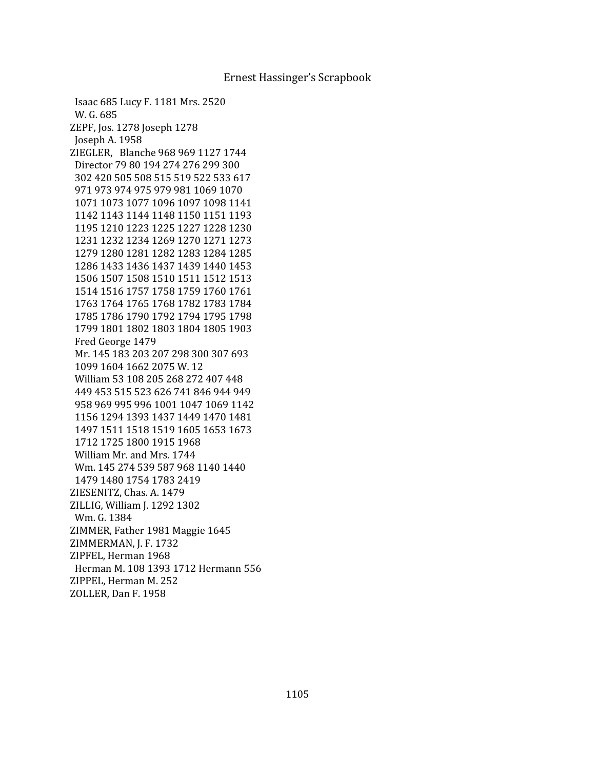Isaac 685 Lucy F. 1181 Mrs. 2520
W. G. 685
ZEPF, Jos. 1278 Joseph 1278
Joseph A. 1958
ZIEGLER, Blanche 968 969 1127 1744
Director 79 80 194 274 276 299 300
302 420 505 508 515 519 522 533 617
971 973 974 975 979 981 1069 1070
1071 1073 1077 1096 1097 1098 1141
1142 1143 1144 1148 1150 1151 1193
1195 1210 1223 1225 1227 1228 1230
1231 1232 1234 1269 1270 1271 1273
1279 1280 1281 1282 1283 1284 1285
1286 1433 1436 1437 1439 1440 1453
1506 1507 1508 1510 1511 1512 1513
1514 1516 1757 1758 1759 1760 1761
1763 1764 1765 1768 1782 1783 1784
1785 1786 1790 1792 1794 1795 1798
1799 1801 1802 1803 1804 1805 1903
Fred George 1479
Mr. 145 183 203 207 298 300 307 693
1099 1604 1662 2075 W. 12
William 53 108 205 268 272 407 448
449 453 515 523 626 741 846 944 949
958 969 995 996 1001 1047 1069 1142
1156 1294 1393 1437 1449 1470 1481
1497 1511 1518 1519 1605 1653 1673
1712 1725 1800 1915 1968
William Mr. and Mrs. 1744
Wm. 145 274 539 587 968 1140 1440
1479 1480 1754 1783 2419
ZIESENITZ, Chas. A. 1479
ZILLIG, William J. 1292 1302
Wm. G. 1384
ZIMMER, Father 1981 Maggie 1645
ZIMMERMAN, J. F. 1732
ZIPFEL, Herman 1968
Herman M. 108 1393 1712 Hermann 556
ZIPPEL, Herman M. 252
ZOLLER, Dan F. 1958